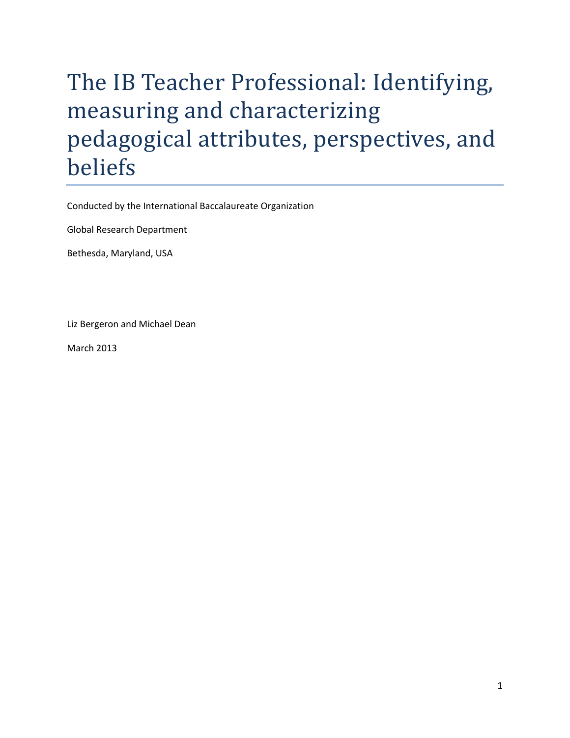# The IB Teacher Professional: Identifying, measuring and characterizing pedagogical attributes, perspectives, and beliefs

Conducted by the International Baccalaureate Organization

Global Research Department

Bethesda, Maryland, USA

Liz Bergeron and Michael Dean

March 2013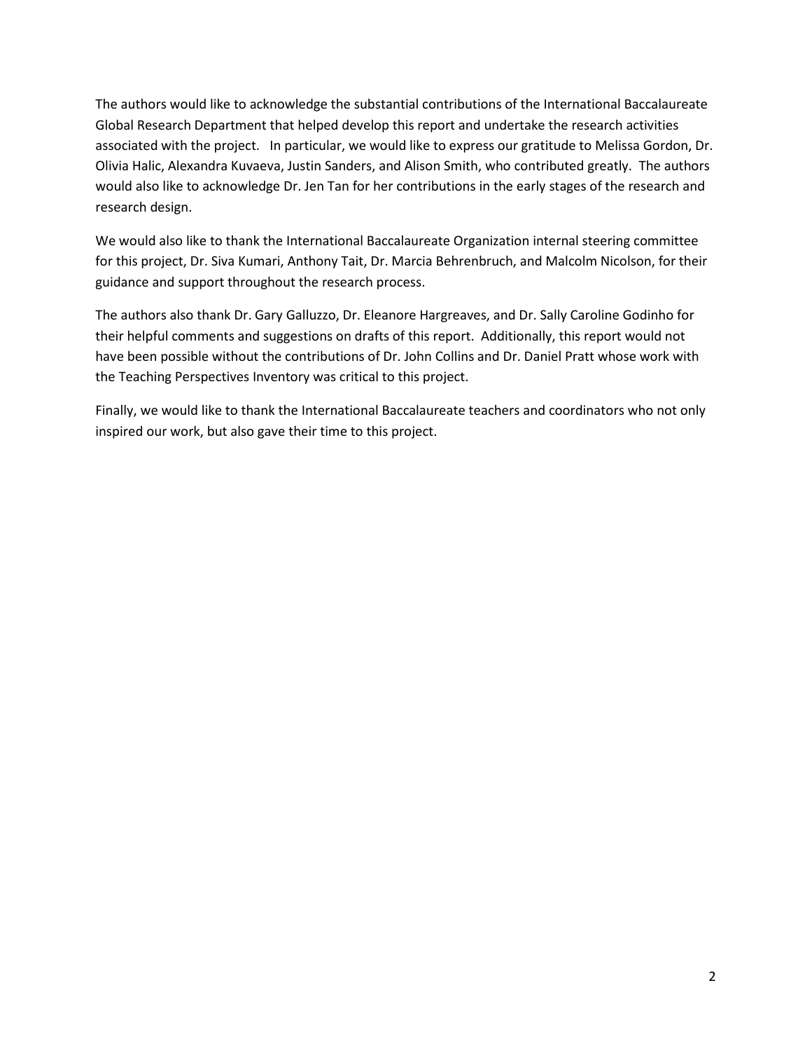The authors would like to acknowledge the substantial contributions of the International Baccalaureate Global Research Department that helped develop this report and undertake the research activities associated with the project. In particular, we would like to express our gratitude to Melissa Gordon, Dr. Olivia Halic, Alexandra Kuvaeva, Justin Sanders, and Alison Smith, who contributed greatly. The authors would also like to acknowledge Dr. Jen Tan for her contributions in the early stages of the research and research design.

We would also like to thank the International Baccalaureate Organization internal steering committee for this project, Dr. Siva Kumari, Anthony Tait, Dr. Marcia Behrenbruch, and Malcolm Nicolson, for their guidance and support throughout the research process.

The authors also thank Dr. Gary Galluzzo, Dr. Eleanore Hargreaves, and Dr. Sally Caroline Godinho for their helpful comments and suggestions on drafts of this report. Additionally, this report would not have been possible without the contributions of Dr. John Collins and Dr. Daniel Pratt whose work with the Teaching Perspectives Inventory was critical to this project.

Finally, we would like to thank the International Baccalaureate teachers and coordinators who not only inspired our work, but also gave their time to this project.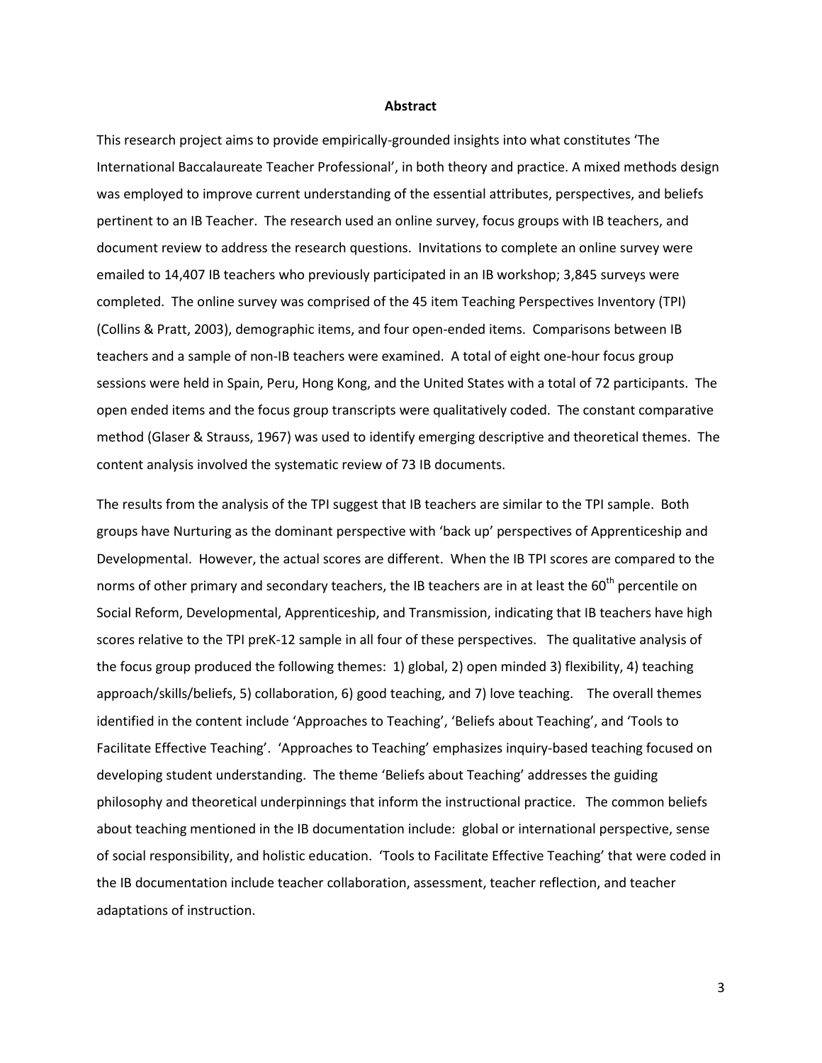# Abstract

This research project aims to provide empirically-grounded insights into what constitutes 'The International Baccalaureate Teacher Professional', in both theory and practice. A mixed methods design was employed to improve current understanding of the essential attributes, perspectives, and beliefs pertinent to an IB Teacher. The research used an online survey, focus groups with IB teachers, and document review to address the research questions. Invitations to complete an online survey were emailed to 14,407 IB teachers who previously participated in an IB workshop; 3,845 surveys were completed. The online survey was comprised of the 45 item Teaching Perspectives Inventory (TPI) (Collins & Pratt, 2003), demographic items, and four open-ended items. Comparisons between IB teachers and a sample of non-IB teachers were examined. A total of eight one-hour focus group sessions were held in Spain, Peru, Hong Kong, and the United States with a total of 72 participants. The open ended items and the focus group transcripts were qualitatively coded. The constant comparative method (Glaser & Strauss, 1967) was used to identify emerging descriptive and theoretical themes. The content analysis involved the systematic review of 73 IB documents.

The results from the analysis of the TPI suggest that IB teachers are similar to the TPI sample. Both groups have Nurturing as the dominant perspective with 'back up' perspectives of Apprenticeship and Developmental. However, the actual scores are different. When the IB TPI scores are compared to the norms of other primary and secondary teachers, the IB teachers are in at least the 60th percentile on Social Reform, Developmental, Apprenticeship, and Transmission, indicating that IB teachers have high scores relative to the TPI preK-12 sample in all four of these perspectives. The qualitative analysis of the focus group produced the following themes: 1) global, 2) open minded 3) flexibility, 4) teaching approach/skills/beliefs, 5) collaboration, 6) good teaching, and 7) love teaching. The overall themes identified in the content include 'Approaches to Teaching', 'Beliefs about Teaching', and 'Tools to Facilitate Effective Teaching'. 'Approaches to Teaching' emphasizes inquiry-based teaching focused on developing student understanding. The theme 'Beliefs about Teaching' addresses the guiding philosophy and theoretical underpinnings that inform the instructional practice. The common beliefs about teaching mentioned in the IB documentation include: global or international perspective, sense of social responsibility, and holistic education. 'Tools to Facilitate Effective Teaching' that were coded in the IB documentation include teacher collaboration, assessment, teacher reflection, and teacher adaptations of instruction.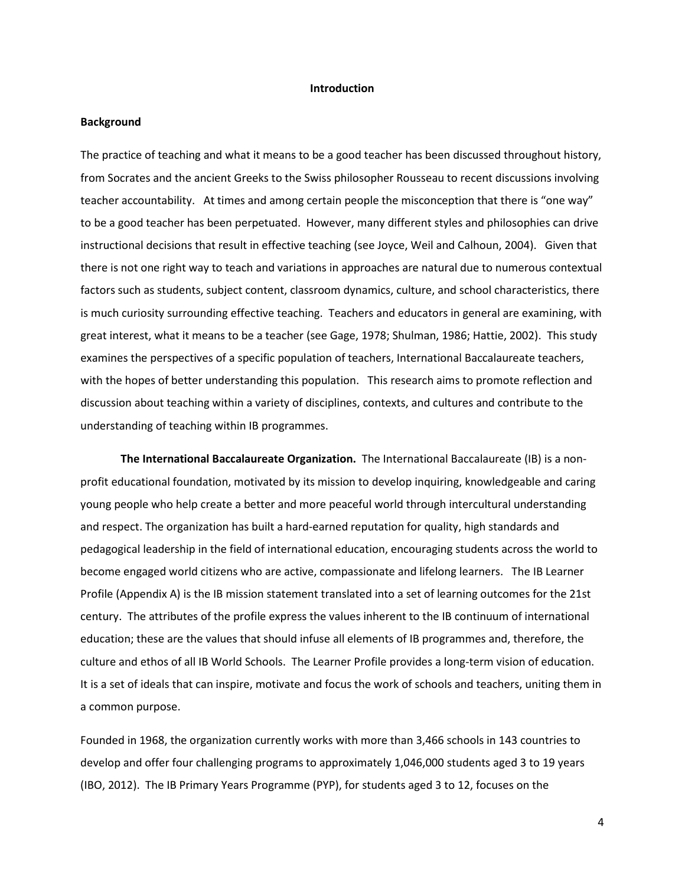# Introduction

## Background

The practice of teaching and what it means to be a good teacher has been discussed throughout history, from Socrates and the ancient Greeks to the Swiss philosopher Rousseau to recent discussions involving teacher accountability. At times and among certain people the misconception that there is "one way" to be a good teacher has been perpetuated. However, many different styles and philosophies can drive instructional decisions that result in effective teaching (see Joyce, Weil and Calhoun, 2004). Given that there is not one right way to teach and variations in approaches are natural due to numerous contextual factors such as students, subject content, classroom dynamics, culture, and school characteristics, there is much curiosity surrounding effective teaching. Teachers and educators in general are examining, with great interest, what it means to be a teacher (see Gage, 1978; Shulman, 1986; Hattie, 2002). This study examines the perspectives of a specific population of teachers, International Baccalaureate teachers, with the hopes of better understanding this population. This research aims to promote reflection and discussion about teaching within a variety of disciplines, contexts, and cultures and contribute to the understanding of teaching within IB programmes.

**The International Baccalaureate Organization.** The International Baccalaureate (IB) is a non-profit educational foundation, motivated by its mission to develop inquiring, knowledgeable and caring young people who help create a better and more peaceful world through intercultural understanding and respect. The organization has built a hard-earned reputation for quality, high standards and pedagogical leadership in the field of international education, encouraging students across the world to become engaged world citizens who are active, compassionate and lifelong learners. The IB Learner Profile (Appendix A) is the IB mission statement translated into a set of learning outcomes for the 21st century. The attributes of the profile express the values inherent to the IB continuum of international education; these are the values that should infuse all elements of IB programmes and, therefore, the culture and ethos of all IB World Schools. The Learner Profile provides a long-term vision of education. It is a set of ideals that can inspire, motivate and focus the work of schools and teachers, uniting them in a common purpose.

Founded in 1968, the organization currently works with more than 3,466 schools in 143 countries to develop and offer four challenging programs to approximately 1,046,000 students aged 3 to 19 years (IBO, 2012). The IB Primary Years Programme (PYP), for students aged 3 to 12, focuses on the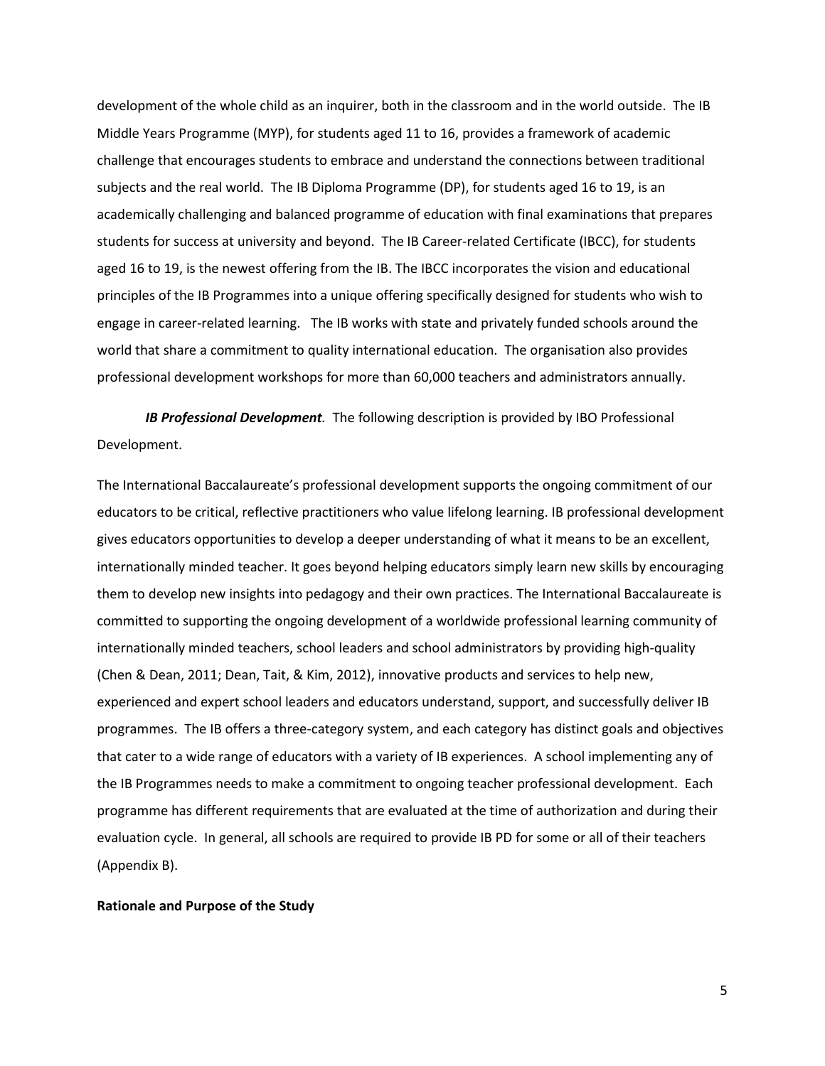development of the whole child as an inquirer, both in the classroom and in the world outside. The IB Middle Years Programme (MYP), for students aged 11 to 16, provides a framework of academic challenge that encourages students to embrace and understand the connections between traditional subjects and the real world. The IB Diploma Programme (DP), for students aged 16 to 19, is an academically challenging and balanced programme of education with final examinations that prepares students for success at university and beyond. The IB Career-related Certificate (IBCC), for students aged 16 to 19, is the newest offering from the IB. The IBCC incorporates the vision and educational principles of the IB Programmes into a unique offering specifically designed for students who wish to engage in career-related learning. The IB works with state and privately funded schools around the world that share a commitment to quality international education. The organisation also provides professional development workshops for more than 60,000 teachers and administrators annually.

***IB Professional Development.*** The following description is provided by IBO Professional Development.

The International Baccalaureate's professional development supports the ongoing commitment of our educators to be critical, reflective practitioners who value lifelong learning. IB professional development gives educators opportunities to develop a deeper understanding of what it means to be an excellent, internationally minded teacher. It goes beyond helping educators simply learn new skills by encouraging them to develop new insights into pedagogy and their own practices. The International Baccalaureate is committed to supporting the ongoing development of a worldwide professional learning community of internationally minded teachers, school leaders and school administrators by providing high-quality (Chen & Dean, 2011; Dean, Tait, & Kim, 2012), innovative products and services to help new, experienced and expert school leaders and educators understand, support, and successfully deliver IB programmes. The IB offers a three-category system, and each category has distinct goals and objectives that cater to a wide range of educators with a variety of IB experiences. A school implementing any of the IB Programmes needs to make a commitment to ongoing teacher professional development. Each programme has different requirements that are evaluated at the time of authorization and during their evaluation cycle. In general, all schools are required to provide IB PD for some or all of their teachers (Appendix B).

**Rationale and Purpose of the Study**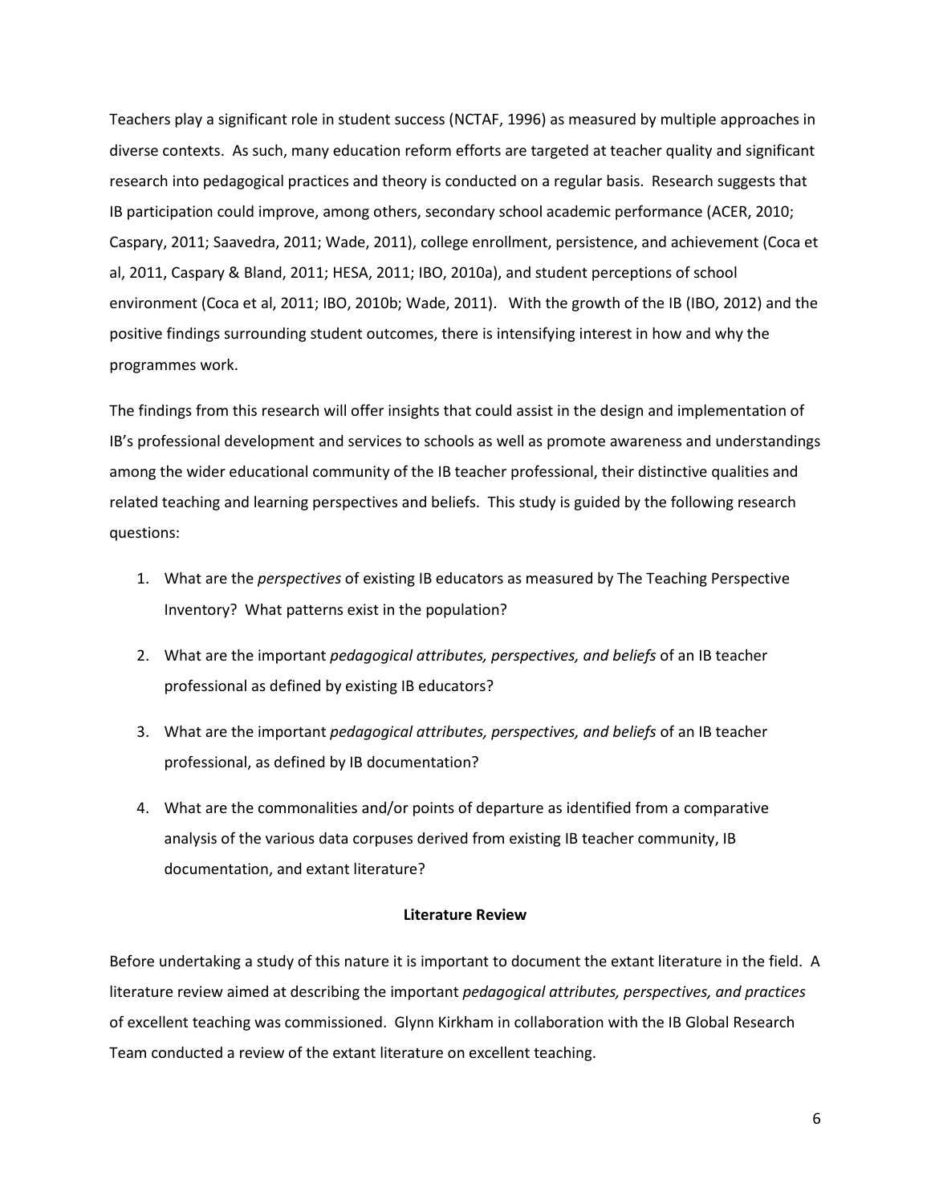Teachers play a significant role in student success (NCTAF, 1996) as measured by multiple approaches in diverse contexts. As such, many education reform efforts are targeted at teacher quality and significant research into pedagogical practices and theory is conducted on a regular basis. Research suggests that IB participation could improve, among others, secondary school academic performance (ACER, 2010; Caspary, 2011; Saavedra, 2011; Wade, 2011), college enrollment, persistence, and achievement (Coca et al, 2011, Caspary & Bland, 2011; HESA, 2011; IBO, 2010a), and student perceptions of school environment (Coca et al, 2011; IBO, 2010b; Wade, 2011). With the growth of the IB (IBO, 2012) and the positive findings surrounding student outcomes, there is intensifying interest in how and why the programmes work.

The findings from this research will offer insights that could assist in the design and implementation of IB's professional development and services to schools as well as promote awareness and understandings among the wider educational community of the IB teacher professional, their distinctive qualities and related teaching and learning perspectives and beliefs. This study is guided by the following research questions:

1. What are the *perspectives* of existing IB educators as measured by The Teaching Perspective Inventory? What patterns exist in the population?
2. What are the important *pedagogical attributes, perspectives, and beliefs* of an IB teacher professional as defined by existing IB educators?
3. What are the important *pedagogical attributes, perspectives, and beliefs* of an IB teacher professional, as defined by IB documentation?
4. What are the commonalities and/or points of departure as identified from a comparative analysis of the various data corpuses derived from existing IB teacher community, IB documentation, and extant literature?

## Literature Review

Before undertaking a study of this nature it is important to document the extant literature in the field. A literature review aimed at describing the important *pedagogical attributes, perspectives, and practices* of excellent teaching was commissioned. Glynn Kirkham in collaboration with the IB Global Research Team conducted a review of the extant literature on excellent teaching.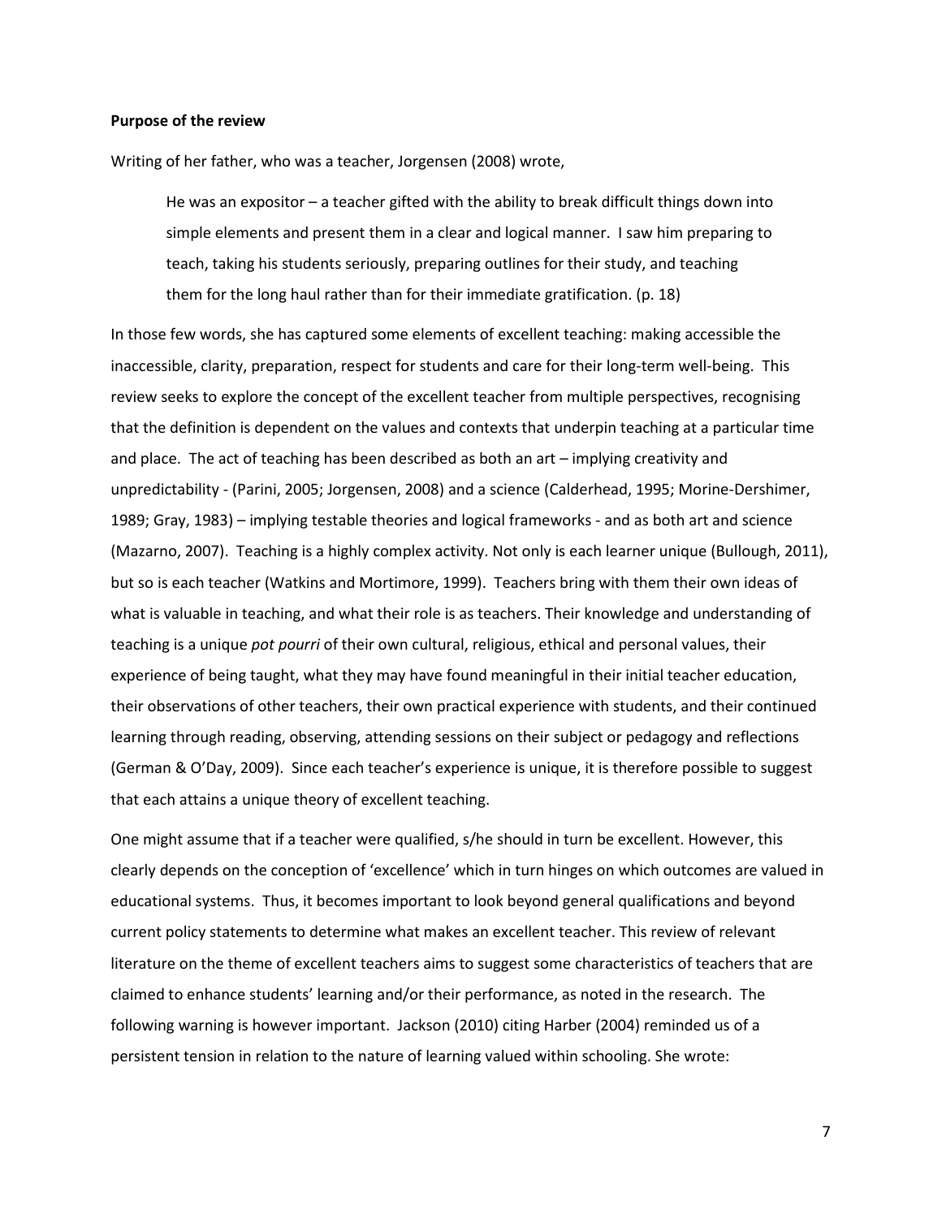**Purpose of the review**

Writing of her father, who was a teacher, Jorgensen (2008) wrote,

> He was an expositor – a teacher gifted with the ability to break difficult things down into simple elements and present them in a clear and logical manner. I saw him preparing to teach, taking his students seriously, preparing outlines for their study, and teaching them for the long haul rather than for their immediate gratification. (p. 18)

In those few words, she has captured some elements of excellent teaching: making accessible the inaccessible, clarity, preparation, respect for students and care for their long-term well-being. This review seeks to explore the concept of the excellent teacher from multiple perspectives, recognising that the definition is dependent on the values and contexts that underpin teaching at a particular time and place. The act of teaching has been described as both an art – implying creativity and unpredictability - (Parini, 2005; Jorgensen, 2008) and a science (Calderhead, 1995; Morine-Dershimer, 1989; Gray, 1983) – implying testable theories and logical frameworks - and as both art and science (Mazarno, 2007). Teaching is a highly complex activity. Not only is each learner unique (Bullough, 2011), but so is each teacher (Watkins and Mortimore, 1999). Teachers bring with them their own ideas of what is valuable in teaching, and what their role is as teachers. Their knowledge and understanding of teaching is a unique *pot pourri* of their own cultural, religious, ethical and personal values, their experience of being taught, what they may have found meaningful in their initial teacher education, their observations of other teachers, their own practical experience with students, and their continued learning through reading, observing, attending sessions on their subject or pedagogy and reflections (German & O'Day, 2009). Since each teacher's experience is unique, it is therefore possible to suggest that each attains a unique theory of excellent teaching.

One might assume that if a teacher were qualified, s/he should in turn be excellent. However, this clearly depends on the conception of 'excellence' which in turn hinges on which outcomes are valued in educational systems. Thus, it becomes important to look beyond general qualifications and beyond current policy statements to determine what makes an excellent teacher. This review of relevant literature on the theme of excellent teachers aims to suggest some characteristics of teachers that are claimed to enhance students' learning and/or their performance, as noted in the research. The following warning is however important. Jackson (2010) citing Harber (2004) reminded us of a persistent tension in relation to the nature of learning valued within schooling. She wrote: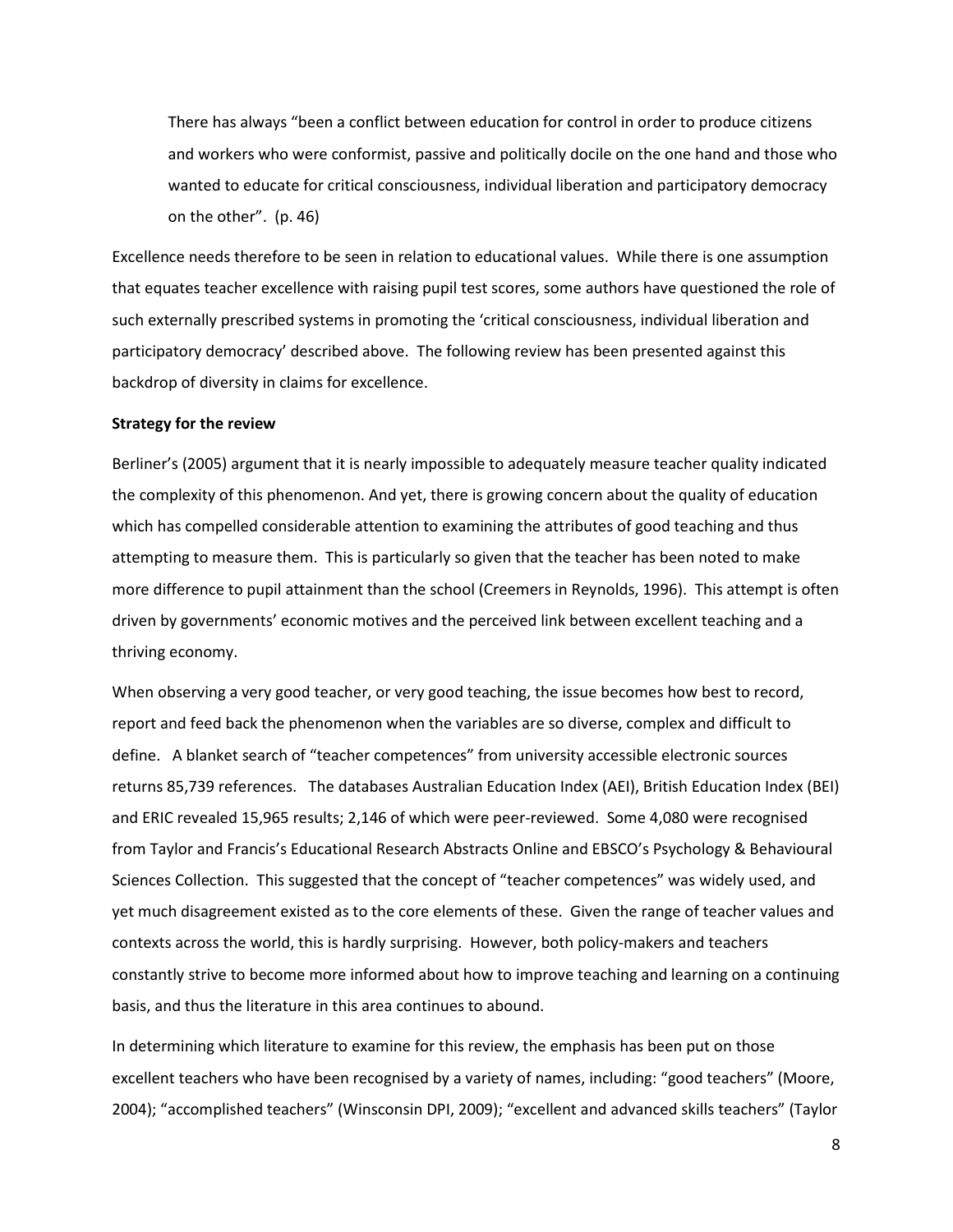> There has always "been a conflict between education for control in order to produce citizens and workers who were conformist, passive and politically docile on the one hand and those who wanted to educate for critical consciousness, individual liberation and participatory democracy on the other". (p. 46)

Excellence needs therefore to be seen in relation to educational values. While there is one assumption that equates teacher excellence with raising pupil test scores, some authors have questioned the role of such externally prescribed systems in promoting the 'critical consciousness, individual liberation and participatory democracy' described above. The following review has been presented against this backdrop of diversity in claims for excellence.

**Strategy for the review**

Berliner's (2005) argument that it is nearly impossible to adequately measure teacher quality indicated the complexity of this phenomenon. And yet, there is growing concern about the quality of education which has compelled considerable attention to examining the attributes of good teaching and thus attempting to measure them. This is particularly so given that the teacher has been noted to make more difference to pupil attainment than the school (Creemers in Reynolds, 1996). This attempt is often driven by governments' economic motives and the perceived link between excellent teaching and a thriving economy.

When observing a very good teacher, or very good teaching, the issue becomes how best to record, report and feed back the phenomenon when the variables are so diverse, complex and difficult to define. A blanket search of "teacher competences" from university accessible electronic sources returns 85,739 references. The databases Australian Education Index (AEI), British Education Index (BEI) and ERIC revealed 15,965 results; 2,146 of which were peer-reviewed. Some 4,080 were recognised from Taylor and Francis's Educational Research Abstracts Online and EBSCO's Psychology & Behavioural Sciences Collection. This suggested that the concept of "teacher competences" was widely used, and yet much disagreement existed as to the core elements of these. Given the range of teacher values and contexts across the world, this is hardly surprising. However, both policy-makers and teachers constantly strive to become more informed about how to improve teaching and learning on a continuing basis, and thus the literature in this area continues to abound.

In determining which literature to examine for this review, the emphasis has been put on those excellent teachers who have been recognised by a variety of names, including: "good teachers" (Moore, 2004); "accomplished teachers" (Winsconsin DPI, 2009); "excellent and advanced skills teachers" (Taylor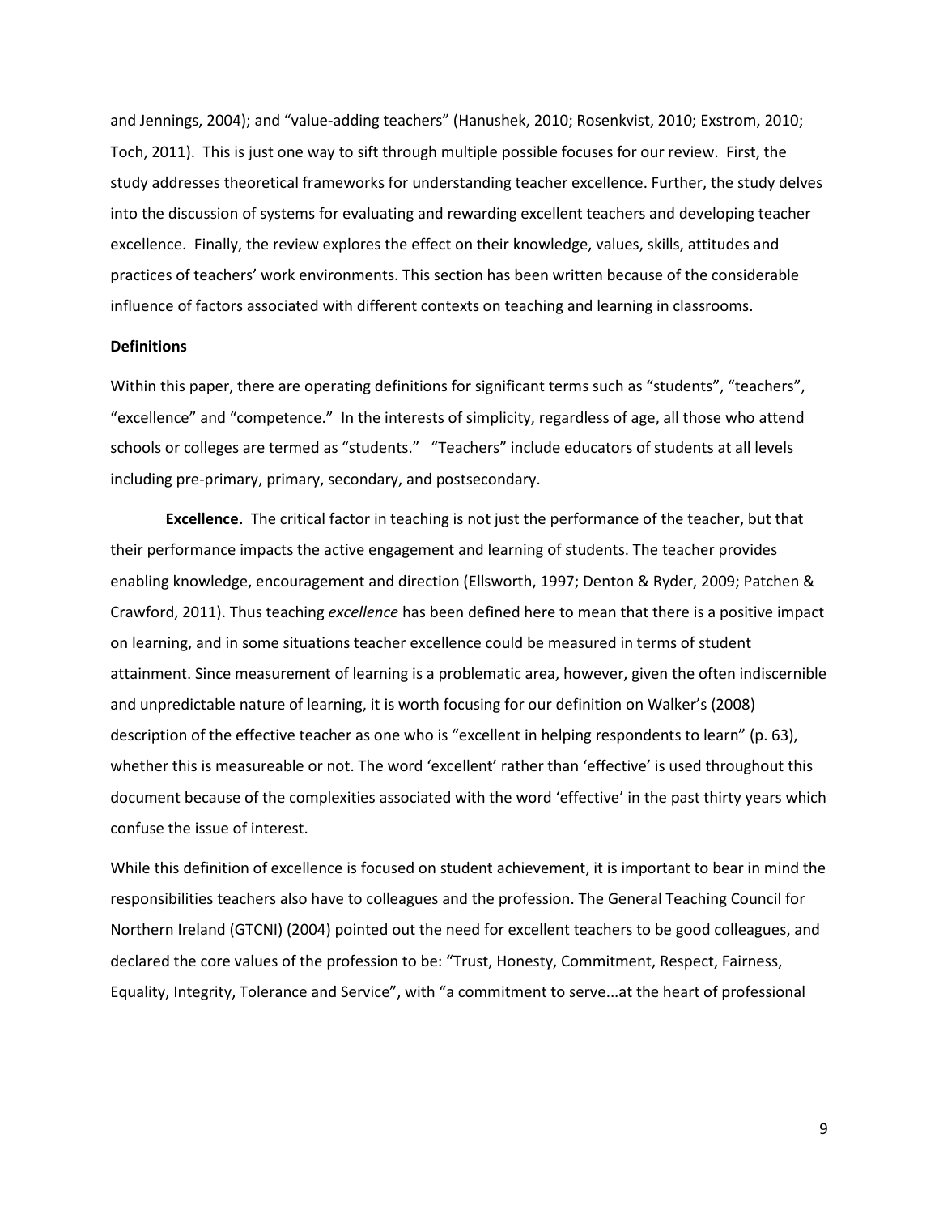and Jennings, 2004); and "value-adding teachers" (Hanushek, 2010; Rosenkvist, 2010; Exstrom, 2010; Toch, 2011). This is just one way to sift through multiple possible focuses for our review. First, the study addresses theoretical frameworks for understanding teacher excellence. Further, the study delves into the discussion of systems for evaluating and rewarding excellent teachers and developing teacher excellence. Finally, the review explores the effect on their knowledge, values, skills, attitudes and practices of teachers' work environments. This section has been written because of the considerable influence of factors associated with different contexts on teaching and learning in classrooms.

**Definitions**

Within this paper, there are operating definitions for significant terms such as "students", "teachers", "excellence" and "competence." In the interests of simplicity, regardless of age, all those who attend schools or colleges are termed as "students." "Teachers" include educators of students at all levels including pre-primary, primary, secondary, and postsecondary.

**Excellence.** The critical factor in teaching is not just the performance of the teacher, but that their performance impacts the active engagement and learning of students. The teacher provides enabling knowledge, encouragement and direction (Ellsworth, 1997; Denton & Ryder, 2009; Patchen & Crawford, 2011). Thus teaching *excellence* has been defined here to mean that there is a positive impact on learning, and in some situations teacher excellence could be measured in terms of student attainment. Since measurement of learning is a problematic area, however, given the often indiscernible and unpredictable nature of learning, it is worth focusing for our definition on Walker's (2008) description of the effective teacher as one who is "excellent in helping respondents to learn" (p. 63), whether this is measureable or not. The word 'excellent' rather than 'effective' is used throughout this document because of the complexities associated with the word 'effective' in the past thirty years which confuse the issue of interest.

While this definition of excellence is focused on student achievement, it is important to bear in mind the responsibilities teachers also have to colleagues and the profession. The General Teaching Council for Northern Ireland (GTCNI) (2004) pointed out the need for excellent teachers to be good colleagues, and declared the core values of the profession to be: "Trust, Honesty, Commitment, Respect, Fairness, Equality, Integrity, Tolerance and Service", with "a commitment to serve...at the heart of professional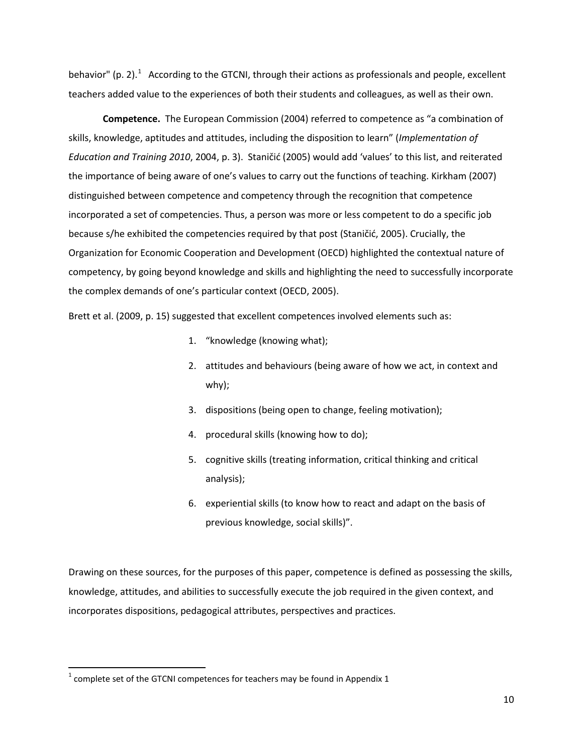behavior" (p. 2).[1] According to the GTCNI, through their actions as professionals and people, excellent teachers added value to the experiences of both their students and colleagues, as well as their own.

**Competence.** The European Commission (2004) referred to competence as "a combination of skills, knowledge, aptitudes and attitudes, including the disposition to learn" (*Implementation of Education and Training 2010*, 2004, p. 3). Staničić (2005) would add 'values' to this list, and reiterated the importance of being aware of one's values to carry out the functions of teaching. Kirkham (2007) distinguished between competence and competency through the recognition that competence incorporated a set of competencies. Thus, a person was more or less competent to do a specific job because s/he exhibited the competencies required by that post (Staničić, 2005). Crucially, the Organization for Economic Cooperation and Development (OECD) highlighted the contextual nature of competency, by going beyond knowledge and skills and highlighting the need to successfully incorporate the complex demands of one's particular context (OECD, 2005).

Brett et al. (2009, p. 15) suggested that excellent competences involved elements such as:

1. "knowledge (knowing what);
2. attitudes and behaviours (being aware of how we act, in context and why);
3. dispositions (being open to change, feeling motivation);
4. procedural skills (knowing how to do);
5. cognitive skills (treating information, critical thinking and critical analysis);
6. experiential skills (to know how to react and adapt on the basis of previous knowledge, social skills)".

Drawing on these sources, for the purposes of this paper, competence is defined as possessing the skills, knowledge, attitudes, and abilities to successfully execute the job required in the given context, and incorporates dispositions, pedagogical attributes, perspectives and practices.

---

[1] complete set of the GTCNI competences for teachers may be found in Appendix 1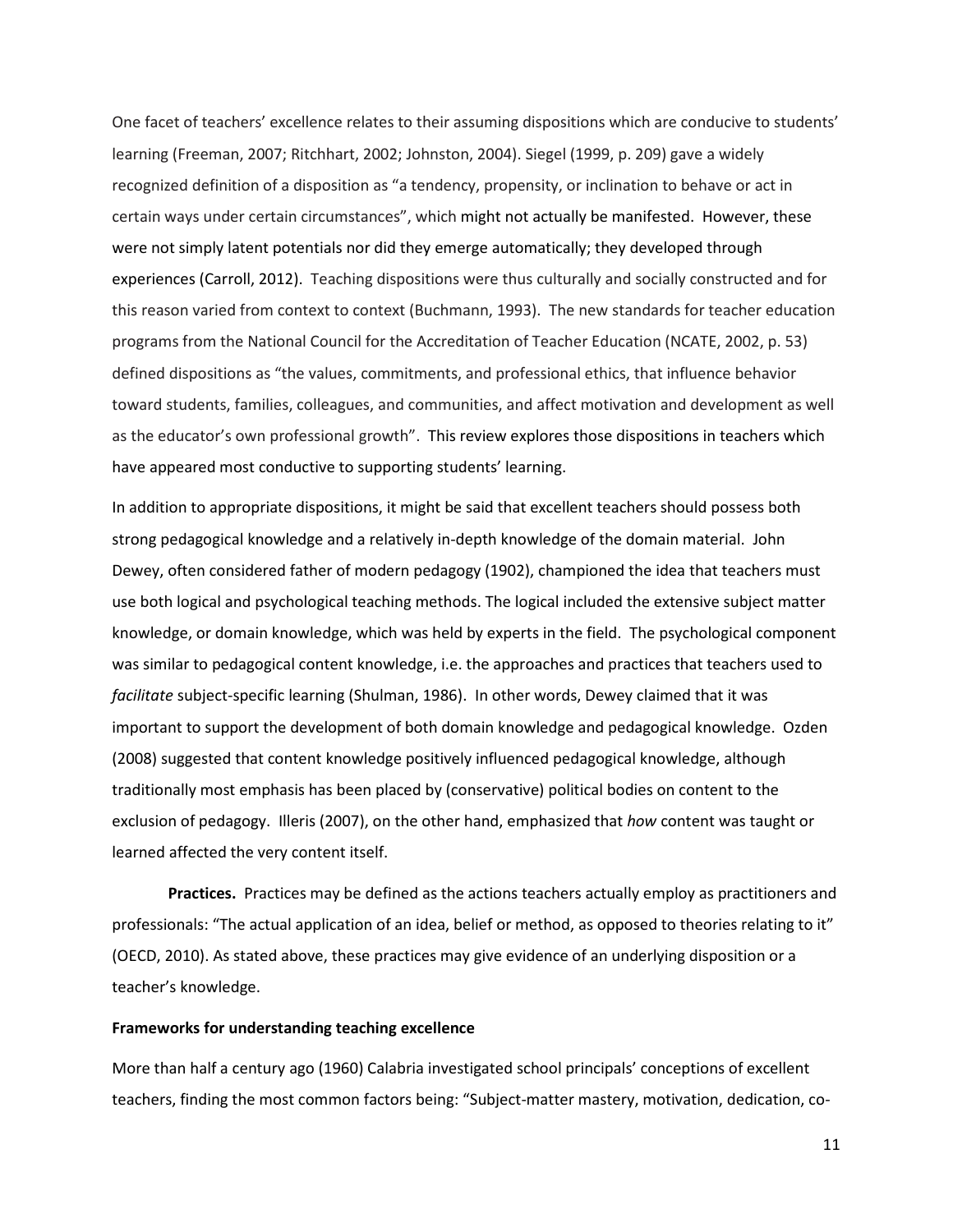One facet of teachers' excellence relates to their assuming dispositions which are conducive to students' learning (Freeman, 2007; Ritchhart, 2002; Johnston, 2004). Siegel (1999, p. 209) gave a widely recognized definition of a disposition as "a tendency, propensity, or inclination to behave or act in certain ways under certain circumstances", which might not actually be manifested. However, these were not simply latent potentials nor did they emerge automatically; they developed through experiences (Carroll, 2012). Teaching dispositions were thus culturally and socially constructed and for this reason varied from context to context (Buchmann, 1993). The new standards for teacher education programs from the National Council for the Accreditation of Teacher Education (NCATE, 2002, p. 53) defined dispositions as "the values, commitments, and professional ethics, that influence behavior toward students, families, colleagues, and communities, and affect motivation and development as well as the educator's own professional growth". This review explores those dispositions in teachers which have appeared most conductive to supporting students' learning.

In addition to appropriate dispositions, it might be said that excellent teachers should possess both strong pedagogical knowledge and a relatively in-depth knowledge of the domain material. John Dewey, often considered father of modern pedagogy (1902), championed the idea that teachers must use both logical and psychological teaching methods. The logical included the extensive subject matter knowledge, or domain knowledge, which was held by experts in the field. The psychological component was similar to pedagogical content knowledge, i.e. the approaches and practices that teachers used to *facilitate* subject-specific learning (Shulman, 1986). In other words, Dewey claimed that it was important to support the development of both domain knowledge and pedagogical knowledge. Ozden (2008) suggested that content knowledge positively influenced pedagogical knowledge, although traditionally most emphasis has been placed by (conservative) political bodies on content to the exclusion of pedagogy. Illeris (2007), on the other hand, emphasized that *how* content was taught or learned affected the very content itself.

**Practices.** Practices may be defined as the actions teachers actually employ as practitioners and professionals: "The actual application of an idea, belief or method, as opposed to theories relating to it" (OECD, 2010). As stated above, these practices may give evidence of an underlying disposition or a teacher's knowledge.

**Frameworks for understanding teaching excellence**

More than half a century ago (1960) Calabria investigated school principals' conceptions of excellent teachers, finding the most common factors being: "Subject-matter mastery, motivation, dedication, co-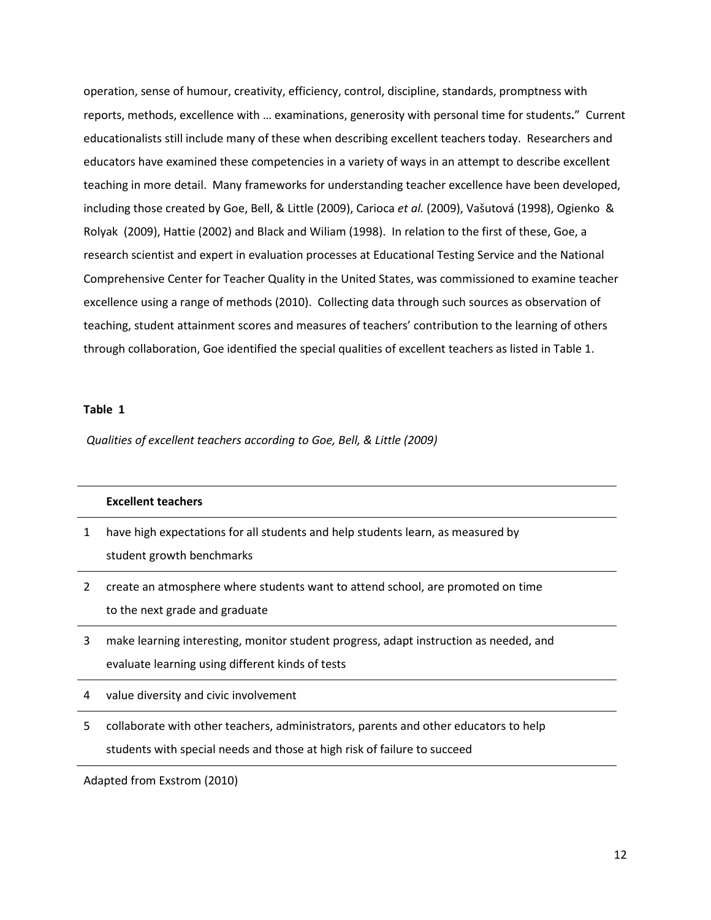operation, sense of humour, creativity, efficiency, control, discipline, standards, promptness with reports, methods, excellence with … examinations, generosity with personal time for students**.**" Current educationalists still include many of these when describing excellent teachers today. Researchers and educators have examined these competencies in a variety of ways in an attempt to describe excellent teaching in more detail. Many frameworks for understanding teacher excellence have been developed, including those created by Goe, Bell, & Little (2009), Carioca *et al.* (2009), Vašutová (1998), Ogienko & Rolyak (2009), Hattie (2002) and Black and Wiliam (1998). In relation to the first of these, Goe, a research scientist and expert in evaluation processes at Educational Testing Service and the National Comprehensive Center for Teacher Quality in the United States, was commissioned to examine teacher excellence using a range of methods (2010). Collecting data through such sources as observation of teaching, student attainment scores and measures of teachers' contribution to the learning of others through collaboration, Goe identified the special qualities of excellent teachers as listed in Table 1.

**Table 1**

*Qualities of excellent teachers according to Goe, Bell, & Little (2009)*

| | **Excellent teachers** |
|---|---|
| 1 | have high expectations for all students and help students learn, as measured by student growth benchmarks |
| 2 | create an atmosphere where students want to attend school, are promoted on time to the next grade and graduate |
| 3 | make learning interesting, monitor student progress, adapt instruction as needed, and evaluate learning using different kinds of tests |
| 4 | value diversity and civic involvement |
| 5 | collaborate with other teachers, administrators, parents and other educators to help students with special needs and those at high risk of failure to succeed |

Adapted from Exstrom (2010)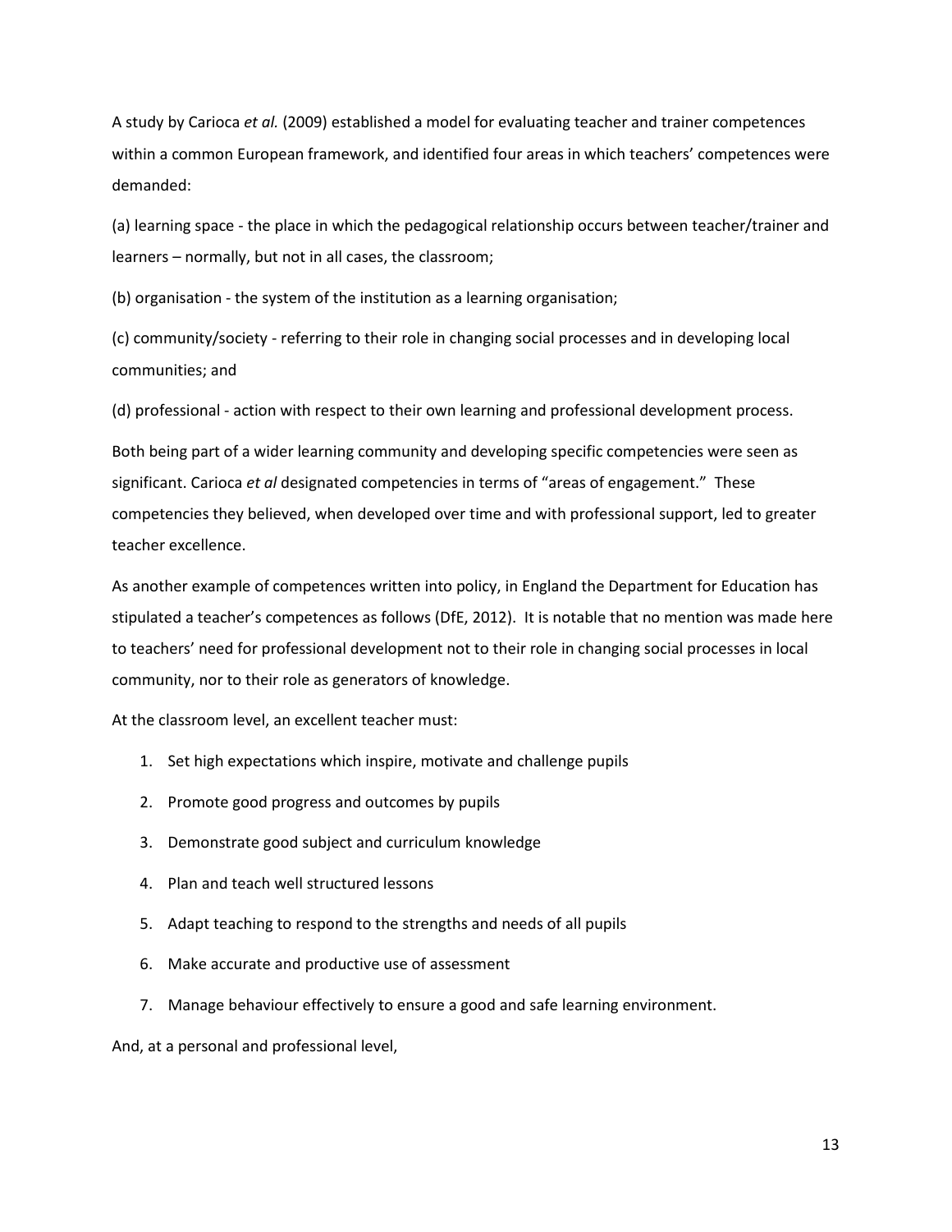A study by Carioca *et al.* (2009) established a model for evaluating teacher and trainer competences within a common European framework, and identified four areas in which teachers' competences were demanded:

(a) learning space - the place in which the pedagogical relationship occurs between teacher/trainer and learners – normally, but not in all cases, the classroom;

(b) organisation - the system of the institution as a learning organisation;

(c) community/society - referring to their role in changing social processes and in developing local communities; and

(d) professional - action with respect to their own learning and professional development process.

Both being part of a wider learning community and developing specific competencies were seen as significant. Carioca *et al* designated competencies in terms of "areas of engagement." These competencies they believed, when developed over time and with professional support, led to greater teacher excellence.

As another example of competences written into policy, in England the Department for Education has stipulated a teacher's competences as follows (DfE, 2012). It is notable that no mention was made here to teachers' need for professional development not to their role in changing social processes in local community, nor to their role as generators of knowledge.

At the classroom level, an excellent teacher must:

1. Set high expectations which inspire, motivate and challenge pupils
2. Promote good progress and outcomes by pupils
3. Demonstrate good subject and curriculum knowledge
4. Plan and teach well structured lessons
5. Adapt teaching to respond to the strengths and needs of all pupils
6. Make accurate and productive use of assessment
7. Manage behaviour effectively to ensure a good and safe learning environment.

And, at a personal and professional level,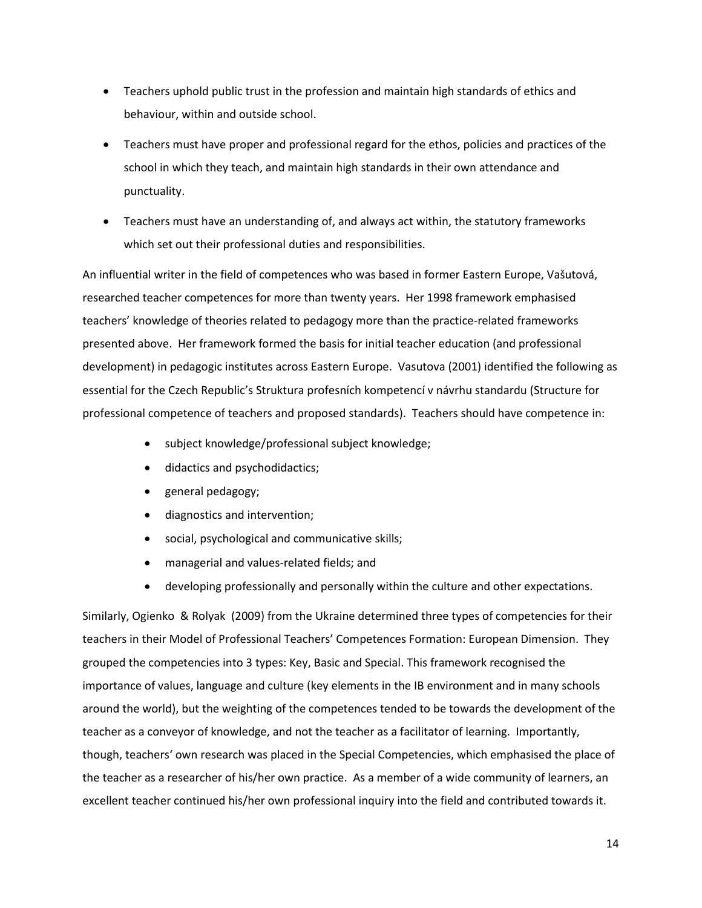- Teachers uphold public trust in the profession and maintain high standards of ethics and behaviour, within and outside school.
- Teachers must have proper and professional regard for the ethos, policies and practices of the school in which they teach, and maintain high standards in their own attendance and punctuality.
- Teachers must have an understanding of, and always act within, the statutory frameworks which set out their professional duties and responsibilities.

An influential writer in the field of competences who was based in former Eastern Europe, Vašutová, researched teacher competences for more than twenty years. Her 1998 framework emphasised teachers' knowledge of theories related to pedagogy more than the practice-related frameworks presented above. Her framework formed the basis for initial teacher education (and professional development) in pedagogic institutes across Eastern Europe. Vasutova (2001) identified the following as essential for the Czech Republic's Struktura profesních kompetencí v návrhu standardu (Structure for professional competence of teachers and proposed standards). Teachers should have competence in:

- subject knowledge/professional subject knowledge;
- didactics and psychodidactics;
- general pedagogy;
- diagnostics and intervention;
- social, psychological and communicative skills;
- managerial and values-related fields; and
- developing professionally and personally within the culture and other expectations.

Similarly, Ogienko & Rolyak (2009) from the Ukraine determined three types of competencies for their teachers in their Model of Professional Teachers' Competences Formation: European Dimension. They grouped the competencies into 3 types: Key, Basic and Special. This framework recognised the importance of values, language and culture (key elements in the IB environment and in many schools around the world), but the weighting of the competences tended to be towards the development of the teacher as a conveyor of knowledge, and not the teacher as a facilitator of learning. Importantly, though, teachers' own research was placed in the Special Competencies, which emphasised the place of the teacher as a researcher of his/her own practice. As a member of a wide community of learners, an excellent teacher continued his/her own professional inquiry into the field and contributed towards it.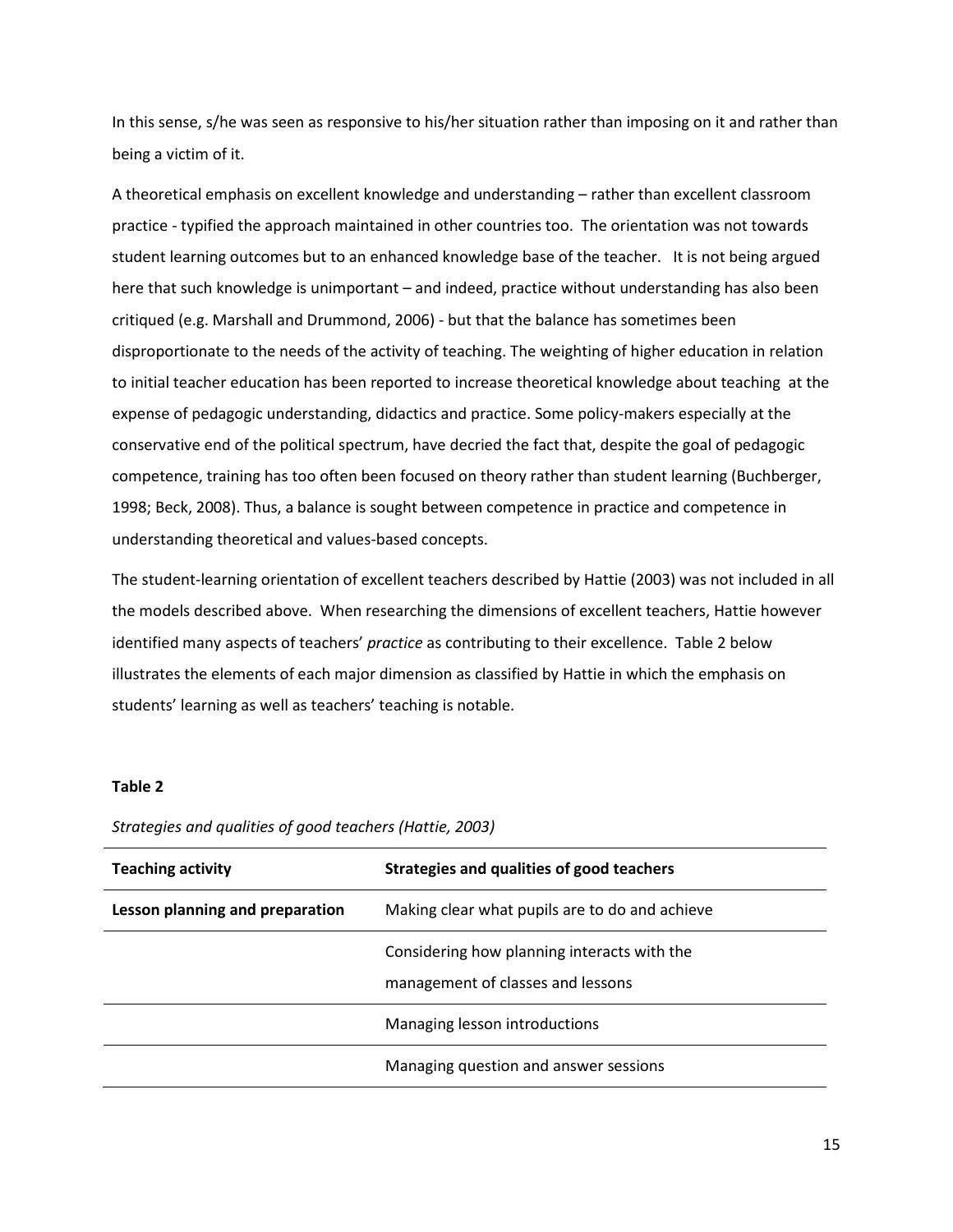In this sense, s/he was seen as responsive to his/her situation rather than imposing on it and rather than being a victim of it.

A theoretical emphasis on excellent knowledge and understanding – rather than excellent classroom practice - typified the approach maintained in other countries too. The orientation was not towards student learning outcomes but to an enhanced knowledge base of the teacher. It is not being argued here that such knowledge is unimportant – and indeed, practice without understanding has also been critiqued (e.g. Marshall and Drummond, 2006) - but that the balance has sometimes been disproportionate to the needs of the activity of teaching. The weighting of higher education in relation to initial teacher education has been reported to increase theoretical knowledge about teaching at the expense of pedagogic understanding, didactics and practice. Some policy-makers especially at the conservative end of the political spectrum, have decried the fact that, despite the goal of pedagogic competence, training has too often been focused on theory rather than student learning (Buchberger, 1998; Beck, 2008). Thus, a balance is sought between competence in practice and competence in understanding theoretical and values-based concepts.

The student-learning orientation of excellent teachers described by Hattie (2003) was not included in all the models described above. When researching the dimensions of excellent teachers, Hattie however identified many aspects of teachers' *practice* as contributing to their excellence. Table 2 below illustrates the elements of each major dimension as classified by Hattie in which the emphasis on students' learning as well as teachers' teaching is notable.

**Table 2**

*Strategies and qualities of good teachers (Hattie, 2003)*

| Teaching activity | Strategies and qualities of good teachers |
|---|---|
| **Lesson planning and preparation** | Making clear what pupils are to do and achieve |
| | Considering how planning interacts with the management of classes and lessons |
| | Managing lesson introductions |
| | Managing question and answer sessions |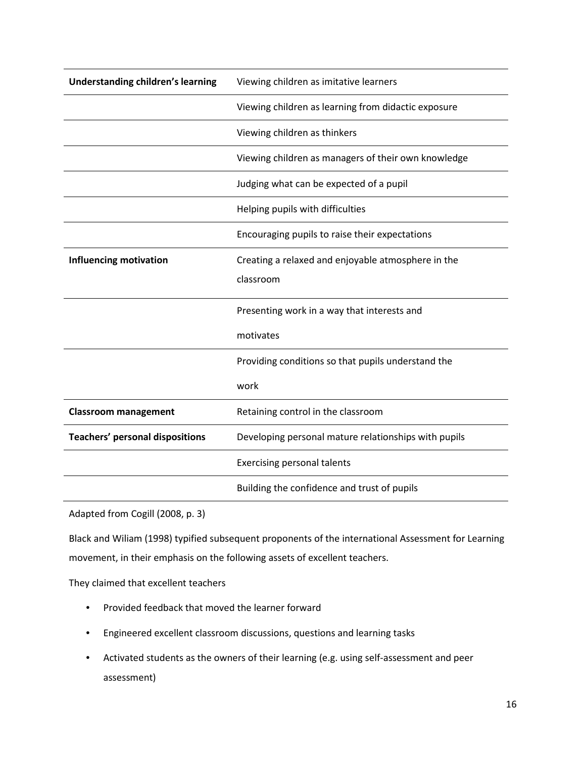| | |
|---|---|
| **Understanding children's learning** | Viewing children as imitative learners |
| | Viewing children as learning from didactic exposure |
| | Viewing children as thinkers |
| | Viewing children as managers of their own knowledge |
| | Judging what can be expected of a pupil |
| | Helping pupils with difficulties |
| | Encouraging pupils to raise their expectations |
| **Influencing motivation** | Creating a relaxed and enjoyable atmosphere in the classroom |
| | Presenting work in a way that interests and motivates |
| | Providing conditions so that pupils understand the work |
| **Classroom management** | Retaining control in the classroom |
| **Teachers' personal dispositions** | Developing personal mature relationships with pupils |
| | Exercising personal talents |
| | Building the confidence and trust of pupils |

Adapted from Cogill (2008, p. 3)

Black and Wiliam (1998) typified subsequent proponents of the international Assessment for Learning movement, in their emphasis on the following assets of excellent teachers.

They claimed that excellent teachers

- Provided feedback that moved the learner forward
- Engineered excellent classroom discussions, questions and learning tasks
- Activated students as the owners of their learning (e.g. using self-assessment and peer assessment)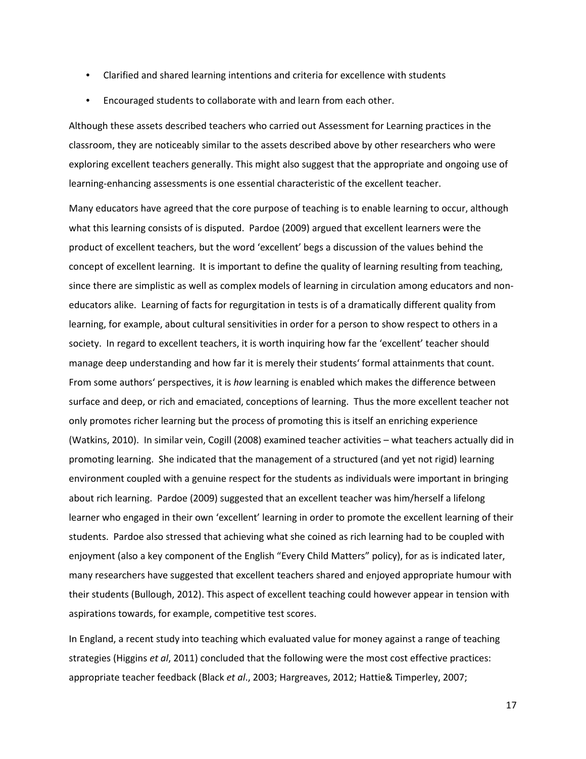- Clarified and shared learning intentions and criteria for excellence with students
- Encouraged students to collaborate with and learn from each other.

Although these assets described teachers who carried out Assessment for Learning practices in the classroom, they are noticeably similar to the assets described above by other researchers who were exploring excellent teachers generally. This might also suggest that the appropriate and ongoing use of learning-enhancing assessments is one essential characteristic of the excellent teacher.

Many educators have agreed that the core purpose of teaching is to enable learning to occur, although what this learning consists of is disputed. Pardoe (2009) argued that excellent learners were the product of excellent teachers, but the word 'excellent' begs a discussion of the values behind the concept of excellent learning. It is important to define the quality of learning resulting from teaching, since there are simplistic as well as complex models of learning in circulation among educators and non-educators alike. Learning of facts for regurgitation in tests is of a dramatically different quality from learning, for example, about cultural sensitivities in order for a person to show respect to others in a society. In regard to excellent teachers, it is worth inquiring how far the 'excellent' teacher should manage deep understanding and how far it is merely their students' formal attainments that count. From some authors' perspectives, it is *how* learning is enabled which makes the difference between surface and deep, or rich and emaciated, conceptions of learning. Thus the more excellent teacher not only promotes richer learning but the process of promoting this is itself an enriching experience (Watkins, 2010). In similar vein, Cogill (2008) examined teacher activities – what teachers actually did in promoting learning. She indicated that the management of a structured (and yet not rigid) learning environment coupled with a genuine respect for the students as individuals were important in bringing about rich learning. Pardoe (2009) suggested that an excellent teacher was him/herself a lifelong learner who engaged in their own 'excellent' learning in order to promote the excellent learning of their students. Pardoe also stressed that achieving what she coined as rich learning had to be coupled with enjoyment (also a key component of the English "Every Child Matters" policy), for as is indicated later, many researchers have suggested that excellent teachers shared and enjoyed appropriate humour with their students (Bullough, 2012). This aspect of excellent teaching could however appear in tension with aspirations towards, for example, competitive test scores.

In England, a recent study into teaching which evaluated value for money against a range of teaching strategies (Higgins *et al*, 2011) concluded that the following were the most cost effective practices: appropriate teacher feedback (Black *et al*., 2003; Hargreaves, 2012; Hattie& Timperley, 2007;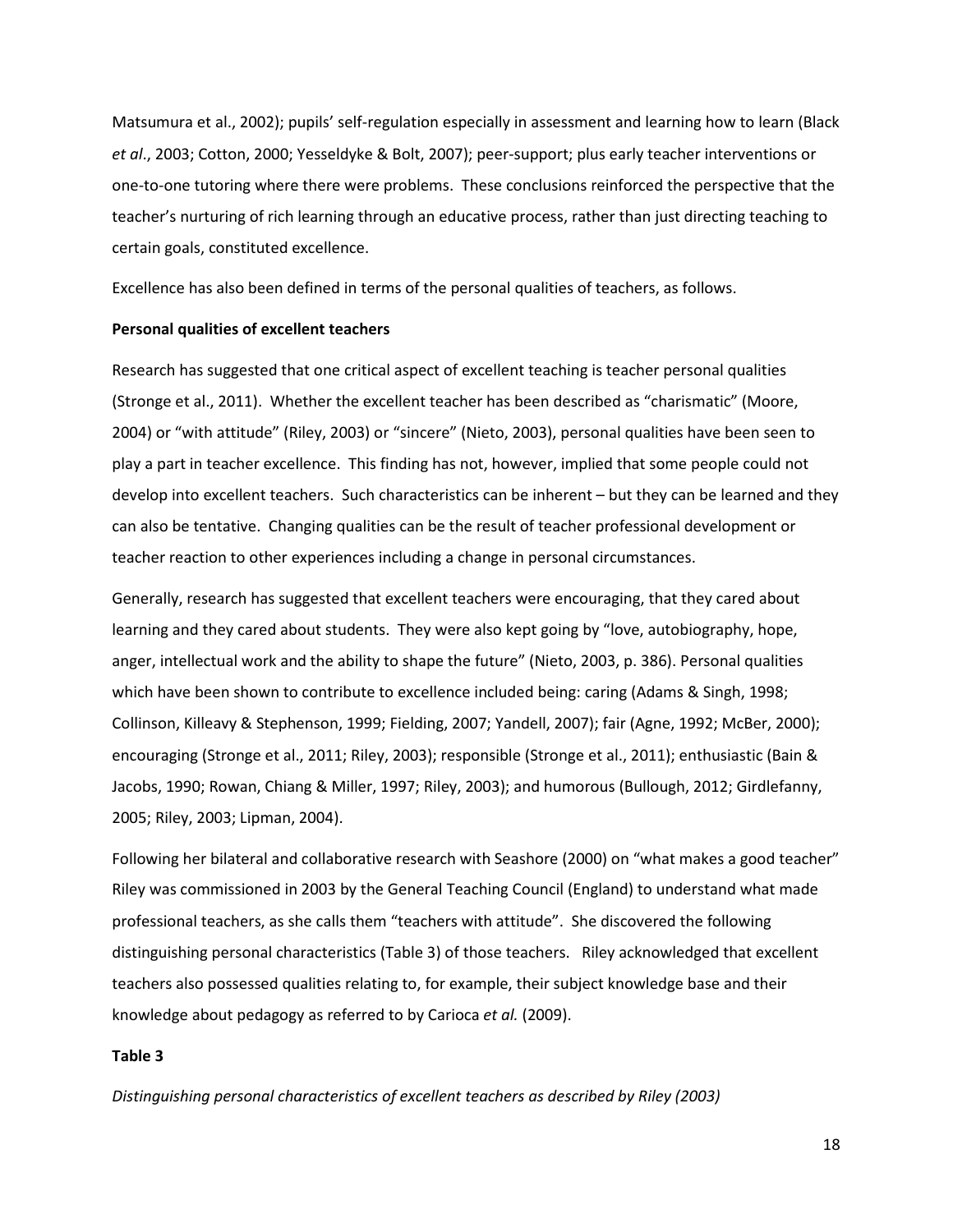Matsumura et al., 2002); pupils' self-regulation especially in assessment and learning how to learn (Black *et al*., 2003; Cotton, 2000; Yesseldyke & Bolt, 2007); peer-support; plus early teacher interventions or one-to-one tutoring where there were problems. These conclusions reinforced the perspective that the teacher's nurturing of rich learning through an educative process, rather than just directing teaching to certain goals, constituted excellence.

Excellence has also been defined in terms of the personal qualities of teachers, as follows.

**Personal qualities of excellent teachers**

Research has suggested that one critical aspect of excellent teaching is teacher personal qualities (Stronge et al., 2011). Whether the excellent teacher has been described as "charismatic" (Moore, 2004) or "with attitude" (Riley, 2003) or "sincere" (Nieto, 2003), personal qualities have been seen to play a part in teacher excellence. This finding has not, however, implied that some people could not develop into excellent teachers. Such characteristics can be inherent – but they can be learned and they can also be tentative. Changing qualities can be the result of teacher professional development or teacher reaction to other experiences including a change in personal circumstances.

Generally, research has suggested that excellent teachers were encouraging, that they cared about learning and they cared about students. They were also kept going by "love, autobiography, hope, anger, intellectual work and the ability to shape the future" (Nieto, 2003, p. 386). Personal qualities which have been shown to contribute to excellence included being: caring (Adams & Singh, 1998; Collinson, Killeavy & Stephenson, 1999; Fielding, 2007; Yandell, 2007); fair (Agne, 1992; McBer, 2000); encouraging (Stronge et al., 2011; Riley, 2003); responsible (Stronge et al., 2011); enthusiastic (Bain & Jacobs, 1990; Rowan, Chiang & Miller, 1997; Riley, 2003); and humorous (Bullough, 2012; Girdlefanny, 2005; Riley, 2003; Lipman, 2004).

Following her bilateral and collaborative research with Seashore (2000) on "what makes a good teacher" Riley was commissioned in 2003 by the General Teaching Council (England) to understand what made professional teachers, as she calls them "teachers with attitude". She discovered the following distinguishing personal characteristics (Table 3) of those teachers. Riley acknowledged that excellent teachers also possessed qualities relating to, for example, their subject knowledge base and their knowledge about pedagogy as referred to by Carioca *et al.* (2009).

**Table 3**

*Distinguishing personal characteristics of excellent teachers as described by Riley (2003)*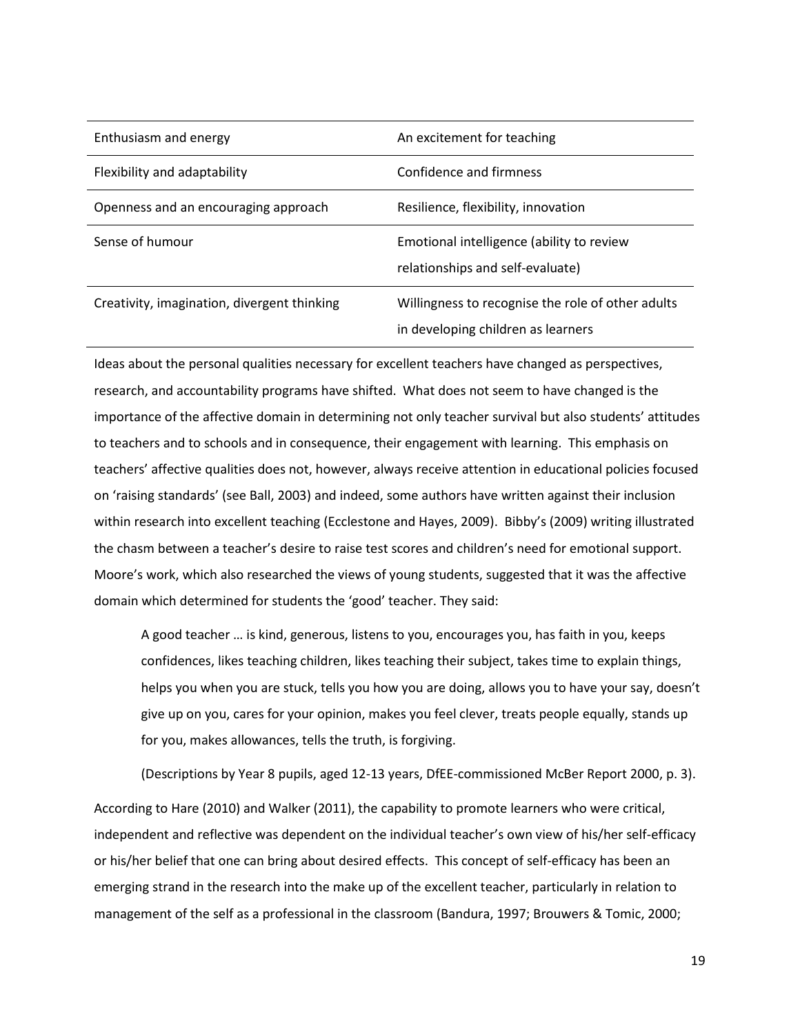| | |
|---|---|
| Enthusiasm and energy | An excitement for teaching |
| Flexibility and adaptability | Confidence and firmness |
| Openness and an encouraging approach | Resilience, flexibility, innovation |
| Sense of humour | Emotional intelligence (ability to review relationships and self-evaluate) |
| Creativity, imagination, divergent thinking | Willingness to recognise the role of other adults in developing children as learners |

Ideas about the personal qualities necessary for excellent teachers have changed as perspectives, research, and accountability programs have shifted. What does not seem to have changed is the importance of the affective domain in determining not only teacher survival but also students' attitudes to teachers and to schools and in consequence, their engagement with learning. This emphasis on teachers' affective qualities does not, however, always receive attention in educational policies focused on 'raising standards' (see Ball, 2003) and indeed, some authors have written against their inclusion within research into excellent teaching (Ecclestone and Hayes, 2009). Bibby's (2009) writing illustrated the chasm between a teacher's desire to raise test scores and children's need for emotional support. Moore's work, which also researched the views of young students, suggested that it was the affective domain which determined for students the 'good' teacher. They said:

> A good teacher … is kind, generous, listens to you, encourages you, has faith in you, keeps confidences, likes teaching children, likes teaching their subject, takes time to explain things, helps you when you are stuck, tells you how you are doing, allows you to have your say, doesn't give up on you, cares for your opinion, makes you feel clever, treats people equally, stands up for you, makes allowances, tells the truth, is forgiving.
>
> (Descriptions by Year 8 pupils, aged 12-13 years, DfEE-commissioned McBer Report 2000, p. 3).

According to Hare (2010) and Walker (2011), the capability to promote learners who were critical, independent and reflective was dependent on the individual teacher's own view of his/her self-efficacy or his/her belief that one can bring about desired effects. This concept of self-efficacy has been an emerging strand in the research into the make up of the excellent teacher, particularly in relation to management of the self as a professional in the classroom (Bandura, 1997; Brouwers & Tomic, 2000;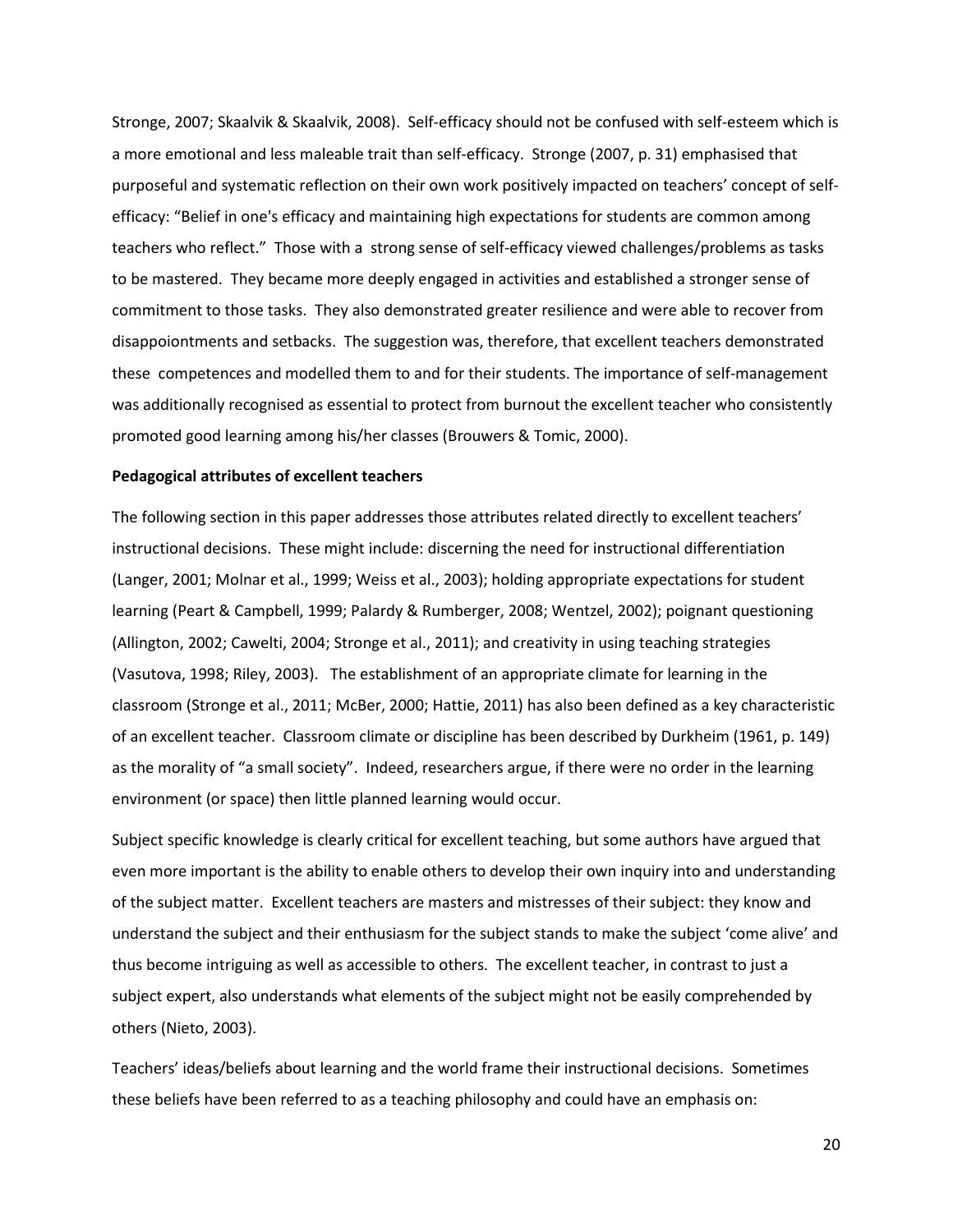Stronge, 2007; Skaalvik & Skaalvik, 2008). Self-efficacy should not be confused with self-esteem which is a more emotional and less maleable trait than self-efficacy. Stronge (2007, p. 31) emphasised that purposeful and systematic reflection on their own work positively impacted on teachers' concept of self-efficacy: "Belief in one's efficacy and maintaining high expectations for students are common among teachers who reflect." Those with a strong sense of self-efficacy viewed challenges/problems as tasks to be mastered. They became more deeply engaged in activities and established a stronger sense of commitment to those tasks. They also demonstrated greater resilience and were able to recover from disappoiontments and setbacks. The suggestion was, therefore, that excellent teachers demonstrated these competences and modelled them to and for their students. The importance of self-management was additionally recognised as essential to protect from burnout the excellent teacher who consistently promoted good learning among his/her classes (Brouwers & Tomic, 2000).

**Pedagogical attributes of excellent teachers**

The following section in this paper addresses those attributes related directly to excellent teachers' instructional decisions. These might include: discerning the need for instructional differentiation (Langer, 2001; Molnar et al., 1999; Weiss et al., 2003); holding appropriate expectations for student learning (Peart & Campbell, 1999; Palardy & Rumberger, 2008; Wentzel, 2002); poignant questioning (Allington, 2002; Cawelti, 2004; Stronge et al., 2011); and creativity in using teaching strategies (Vasutova, 1998; Riley, 2003). The establishment of an appropriate climate for learning in the classroom (Stronge et al., 2011; McBer, 2000; Hattie, 2011) has also been defined as a key characteristic of an excellent teacher. Classroom climate or discipline has been described by Durkheim (1961, p. 149) as the morality of "a small society". Indeed, researchers argue, if there were no order in the learning environment (or space) then little planned learning would occur.

Subject specific knowledge is clearly critical for excellent teaching, but some authors have argued that even more important is the ability to enable others to develop their own inquiry into and understanding of the subject matter. Excellent teachers are masters and mistresses of their subject: they know and understand the subject and their enthusiasm for the subject stands to make the subject 'come alive' and thus become intriguing as well as accessible to others. The excellent teacher, in contrast to just a subject expert, also understands what elements of the subject might not be easily comprehended by others (Nieto, 2003).

Teachers' ideas/beliefs about learning and the world frame their instructional decisions. Sometimes these beliefs have been referred to as a teaching philosophy and could have an emphasis on: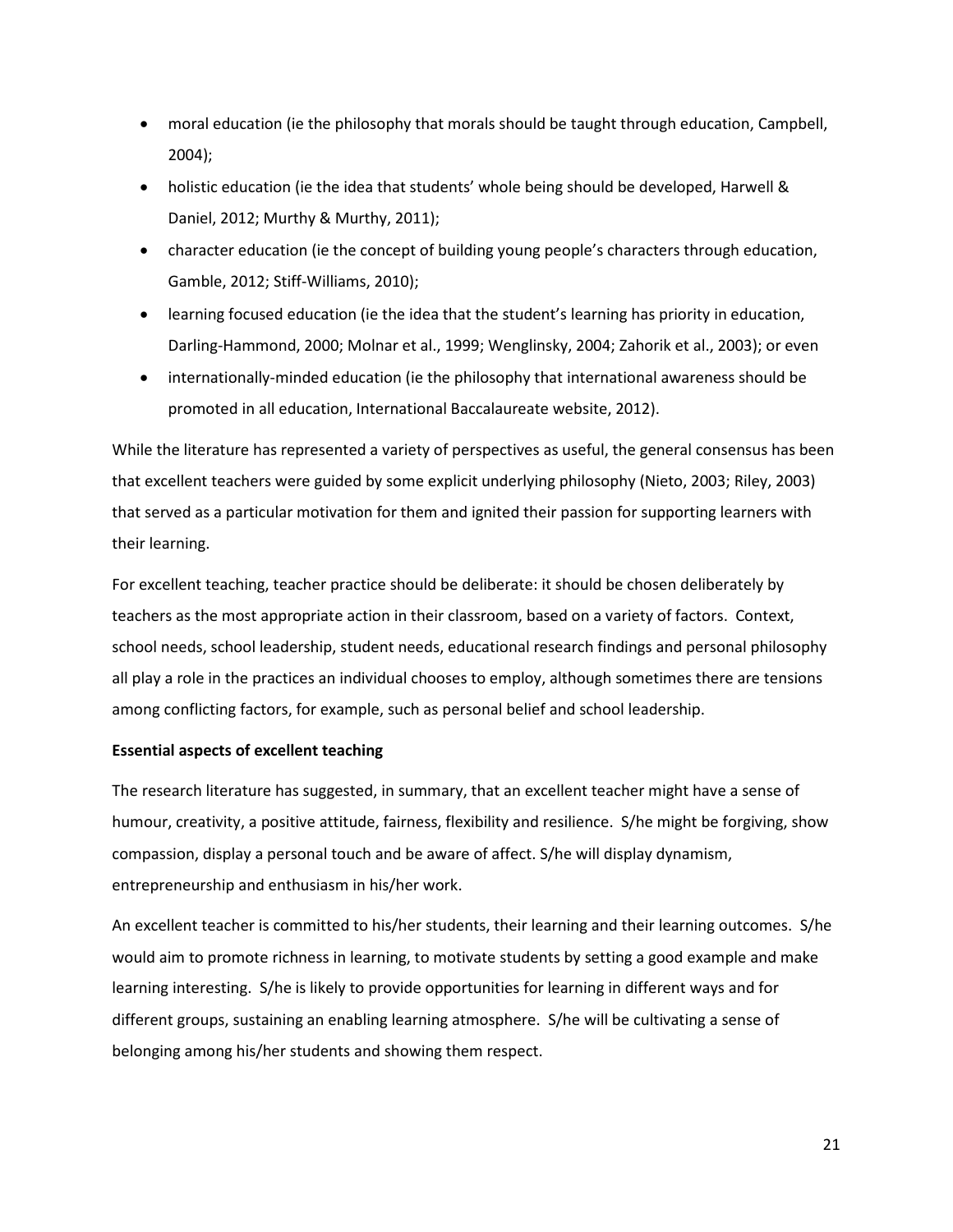- moral education (ie the philosophy that morals should be taught through education, Campbell, 2004);
- holistic education (ie the idea that students' whole being should be developed, Harwell & Daniel, 2012; Murthy & Murthy, 2011);
- character education (ie the concept of building young people's characters through education, Gamble, 2012; Stiff-Williams, 2010);
- learning focused education (ie the idea that the student's learning has priority in education, Darling-Hammond, 2000; Molnar et al., 1999; Wenglinsky, 2004; Zahorik et al., 2003); or even
- internationally-minded education (ie the philosophy that international awareness should be promoted in all education, International Baccalaureate website, 2012).

While the literature has represented a variety of perspectives as useful, the general consensus has been that excellent teachers were guided by some explicit underlying philosophy (Nieto, 2003; Riley, 2003) that served as a particular motivation for them and ignited their passion for supporting learners with their learning.

For excellent teaching, teacher practice should be deliberate: it should be chosen deliberately by teachers as the most appropriate action in their classroom, based on a variety of factors. Context, school needs, school leadership, student needs, educational research findings and personal philosophy all play a role in the practices an individual chooses to employ, although sometimes there are tensions among conflicting factors, for example, such as personal belief and school leadership.

**Essential aspects of excellent teaching**

The research literature has suggested, in summary, that an excellent teacher might have a sense of humour, creativity, a positive attitude, fairness, flexibility and resilience. S/he might be forgiving, show compassion, display a personal touch and be aware of affect. S/he will display dynamism, entrepreneurship and enthusiasm in his/her work.

An excellent teacher is committed to his/her students, their learning and their learning outcomes. S/he would aim to promote richness in learning, to motivate students by setting a good example and make learning interesting. S/he is likely to provide opportunities for learning in different ways and for different groups, sustaining an enabling learning atmosphere. S/he will be cultivating a sense of belonging among his/her students and showing them respect.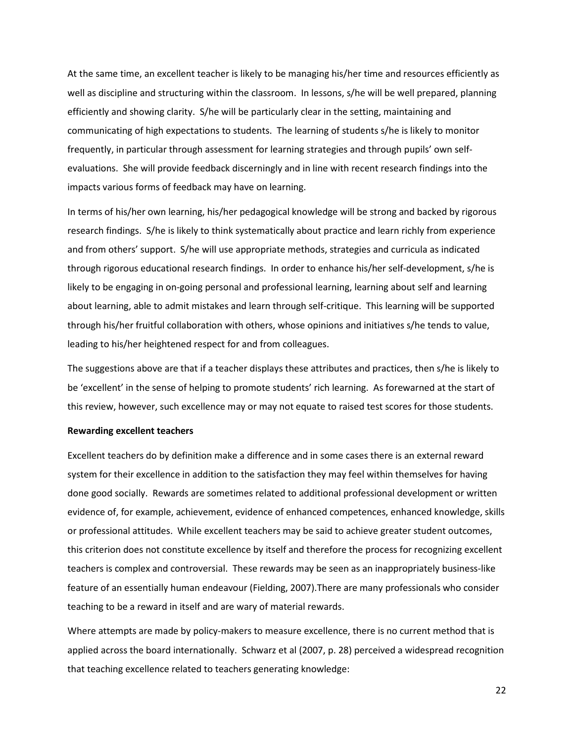At the same time, an excellent teacher is likely to be managing his/her time and resources efficiently as well as discipline and structuring within the classroom. In lessons, s/he will be well prepared, planning efficiently and showing clarity. S/he will be particularly clear in the setting, maintaining and communicating of high expectations to students. The learning of students s/he is likely to monitor frequently, in particular through assessment for learning strategies and through pupils' own self-evaluations. She will provide feedback discerningly and in line with recent research findings into the impacts various forms of feedback may have on learning.

In terms of his/her own learning, his/her pedagogical knowledge will be strong and backed by rigorous research findings. S/he is likely to think systematically about practice and learn richly from experience and from others' support. S/he will use appropriate methods, strategies and curricula as indicated through rigorous educational research findings. In order to enhance his/her self-development, s/he is likely to be engaging in on-going personal and professional learning, learning about self and learning about learning, able to admit mistakes and learn through self-critique. This learning will be supported through his/her fruitful collaboration with others, whose opinions and initiatives s/he tends to value, leading to his/her heightened respect for and from colleagues.

The suggestions above are that if a teacher displays these attributes and practices, then s/he is likely to be 'excellent' in the sense of helping to promote students' rich learning. As forewarned at the start of this review, however, such excellence may or may not equate to raised test scores for those students.

**Rewarding excellent teachers**

Excellent teachers do by definition make a difference and in some cases there is an external reward system for their excellence in addition to the satisfaction they may feel within themselves for having done good socially. Rewards are sometimes related to additional professional development or written evidence of, for example, achievement, evidence of enhanced competences, enhanced knowledge, skills or professional attitudes. While excellent teachers may be said to achieve greater student outcomes, this criterion does not constitute excellence by itself and therefore the process for recognizing excellent teachers is complex and controversial. These rewards may be seen as an inappropriately business-like feature of an essentially human endeavour (Fielding, 2007).There are many professionals who consider teaching to be a reward in itself and are wary of material rewards.

Where attempts are made by policy-makers to measure excellence, there is no current method that is applied across the board internationally. Schwarz et al (2007, p. 28) perceived a widespread recognition that teaching excellence related to teachers generating knowledge: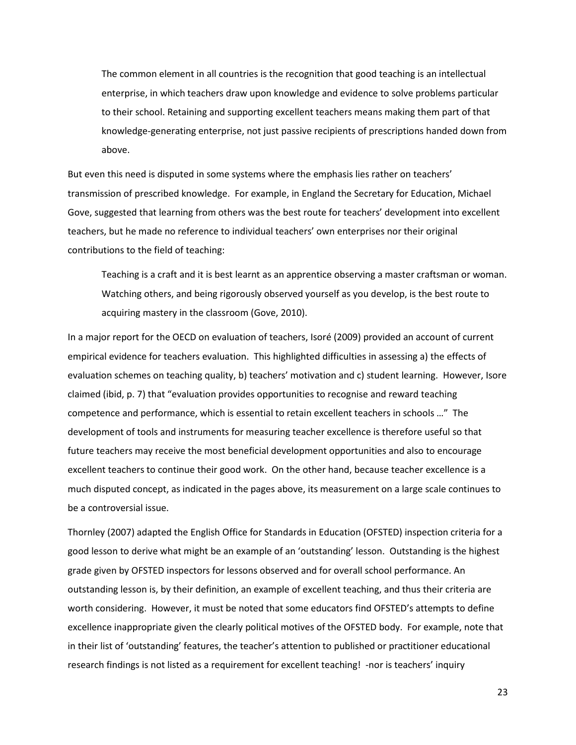> The common element in all countries is the recognition that good teaching is an intellectual enterprise, in which teachers draw upon knowledge and evidence to solve problems particular to their school. Retaining and supporting excellent teachers means making them part of that knowledge-generating enterprise, not just passive recipients of prescriptions handed down from above.

But even this need is disputed in some systems where the emphasis lies rather on teachers' transmission of prescribed knowledge. For example, in England the Secretary for Education, Michael Gove, suggested that learning from others was the best route for teachers' development into excellent teachers, but he made no reference to individual teachers' own enterprises nor their original contributions to the field of teaching:

> Teaching is a craft and it is best learnt as an apprentice observing a master craftsman or woman. Watching others, and being rigorously observed yourself as you develop, is the best route to acquiring mastery in the classroom (Gove, 2010).

In a major report for the OECD on evaluation of teachers, Isoré (2009) provided an account of current empirical evidence for teachers evaluation. This highlighted difficulties in assessing a) the effects of evaluation schemes on teaching quality, b) teachers' motivation and c) student learning. However, Isore claimed (ibid, p. 7) that "evaluation provides opportunities to recognise and reward teaching competence and performance, which is essential to retain excellent teachers in schools …" The development of tools and instruments for measuring teacher excellence is therefore useful so that future teachers may receive the most beneficial development opportunities and also to encourage excellent teachers to continue their good work. On the other hand, because teacher excellence is a much disputed concept, as indicated in the pages above, its measurement on a large scale continues to be a controversial issue.

Thornley (2007) adapted the English Office for Standards in Education (OFSTED) inspection criteria for a good lesson to derive what might be an example of an 'outstanding' lesson. Outstanding is the highest grade given by OFSTED inspectors for lessons observed and for overall school performance. An outstanding lesson is, by their definition, an example of excellent teaching, and thus their criteria are worth considering. However, it must be noted that some educators find OFSTED's attempts to define excellence inappropriate given the clearly political motives of the OFSTED body. For example, note that in their list of 'outstanding' features, the teacher's attention to published or practitioner educational research findings is not listed as a requirement for excellent teaching! -nor is teachers' inquiry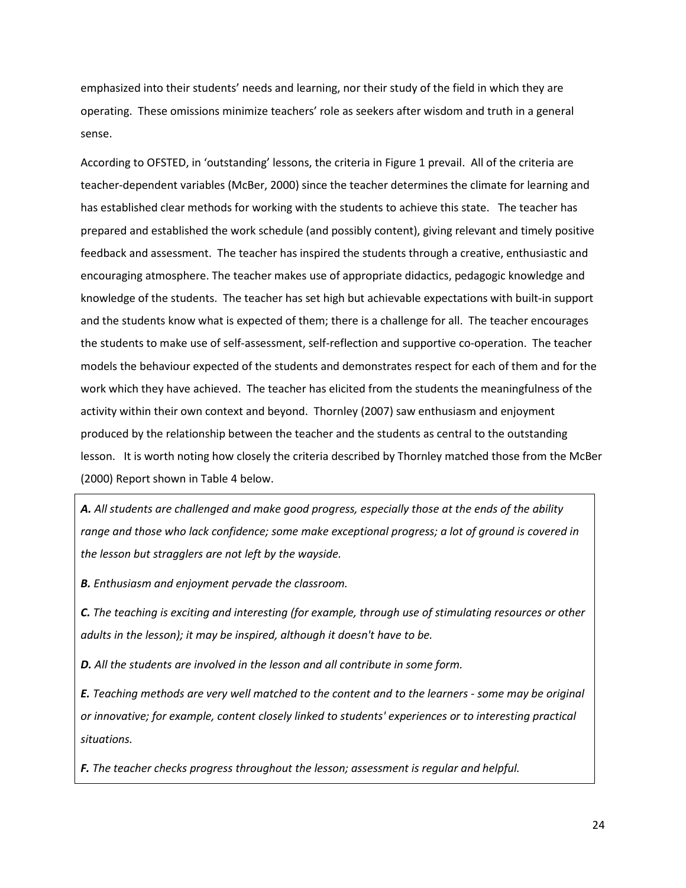emphasized into their students' needs and learning, nor their study of the field in which they are operating. These omissions minimize teachers' role as seekers after wisdom and truth in a general sense.

According to OFSTED, in 'outstanding' lessons, the criteria in Figure 1 prevail. All of the criteria are teacher-dependent variables (McBer, 2000) since the teacher determines the climate for learning and has established clear methods for working with the students to achieve this state. The teacher has prepared and established the work schedule (and possibly content), giving relevant and timely positive feedback and assessment. The teacher has inspired the students through a creative, enthusiastic and encouraging atmosphere. The teacher makes use of appropriate didactics, pedagogic knowledge and knowledge of the students. The teacher has set high but achievable expectations with built-in support and the students know what is expected of them; there is a challenge for all. The teacher encourages the students to make use of self-assessment, self-reflection and supportive co-operation. The teacher models the behaviour expected of the students and demonstrates respect for each of them and for the work which they have achieved. The teacher has elicited from the students the meaningfulness of the activity within their own context and beyond. Thornley (2007) saw enthusiasm and enjoyment produced by the relationship between the teacher and the students as central to the outstanding lesson. It is worth noting how closely the criteria described by Thornley matched those from the McBer (2000) Report shown in Table 4 below.

***A.*** *All students are challenged and make good progress, especially those at the ends of the ability range and those who lack confidence; some make exceptional progress; a lot of ground is covered in the lesson but stragglers are not left by the wayside.*

***B.*** *Enthusiasm and enjoyment pervade the classroom.*

***C.*** *The teaching is exciting and interesting (for example, through use of stimulating resources or other adults in the lesson); it may be inspired, although it doesn't have to be.*

***D.*** *All the students are involved in the lesson and all contribute in some form.*

***E.*** *Teaching methods are very well matched to the content and to the learners - some may be original or innovative; for example, content closely linked to students' experiences or to interesting practical situations.*

***F.*** *The teacher checks progress throughout the lesson; assessment is regular and helpful.*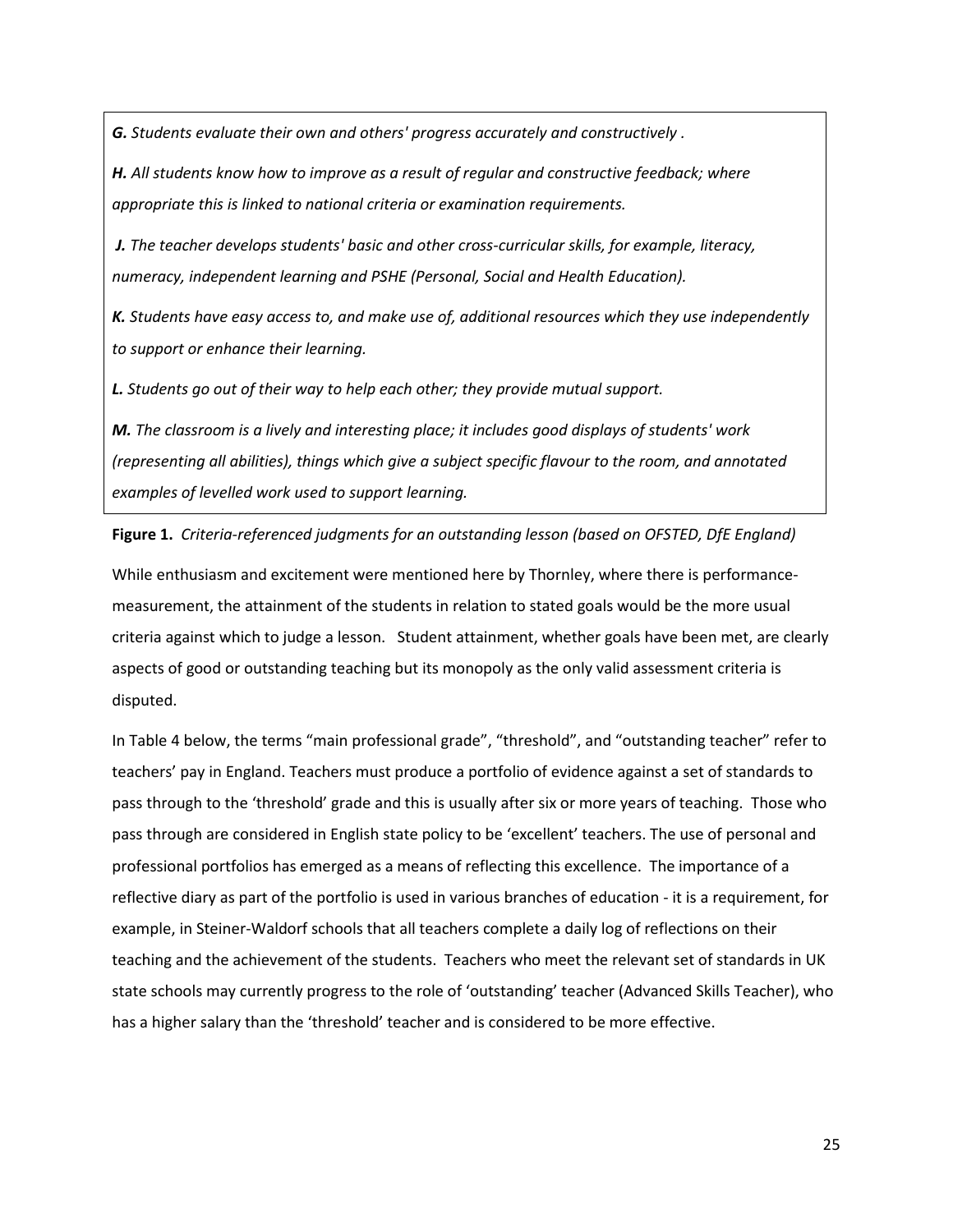***G.*** *Students evaluate their own and others' progress accurately and constructively .*

***H.*** *All students know how to improve as a result of regular and constructive feedback; where appropriate this is linked to national criteria or examination requirements.*

***J.*** *The teacher develops students' basic and other cross-curricular skills, for example, literacy, numeracy, independent learning and PSHE (Personal, Social and Health Education).*

***K.*** *Students have easy access to, and make use of, additional resources which they use independently to support or enhance their learning.*

***L.*** *Students go out of their way to help each other; they provide mutual support.*

***M.*** *The classroom is a lively and interesting place; it includes good displays of students' work (representing all abilities), things which give a subject specific flavour to the room, and annotated examples of levelled work used to support learning.*

**Figure 1.** *Criteria-referenced judgments for an outstanding lesson (based on OFSTED, DfE England)*

While enthusiasm and excitement were mentioned here by Thornley, where there is performance-measurement, the attainment of the students in relation to stated goals would be the more usual criteria against which to judge a lesson. Student attainment, whether goals have been met, are clearly aspects of good or outstanding teaching but its monopoly as the only valid assessment criteria is disputed.

In Table 4 below, the terms "main professional grade", "threshold", and "outstanding teacher" refer to teachers' pay in England. Teachers must produce a portfolio of evidence against a set of standards to pass through to the 'threshold' grade and this is usually after six or more years of teaching. Those who pass through are considered in English state policy to be 'excellent' teachers. The use of personal and professional portfolios has emerged as a means of reflecting this excellence. The importance of a reflective diary as part of the portfolio is used in various branches of education - it is a requirement, for example, in Steiner-Waldorf schools that all teachers complete a daily log of reflections on their teaching and the achievement of the students. Teachers who meet the relevant set of standards in UK state schools may currently progress to the role of 'outstanding' teacher (Advanced Skills Teacher), who has a higher salary than the 'threshold' teacher and is considered to be more effective.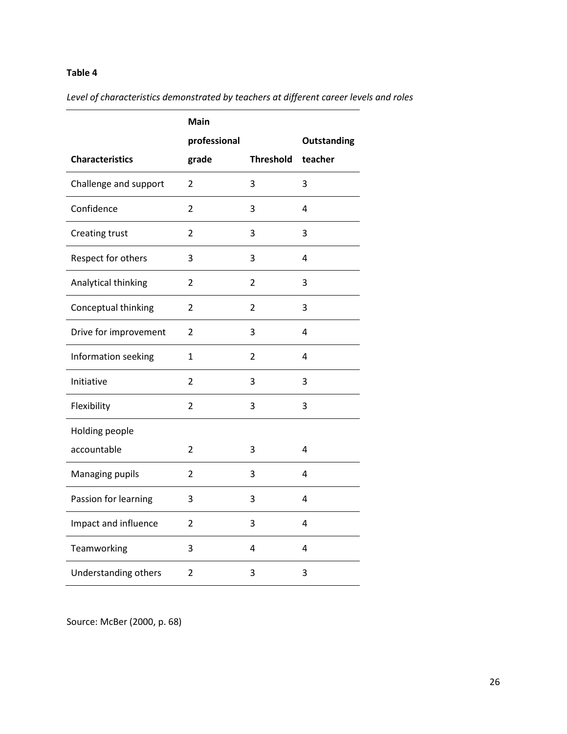**Table 4**

*Level of characteristics demonstrated by teachers at different career levels and roles*

| Characteristics | Main professional grade | Threshold | Outstanding teacher |
|---|---|---|---|
| Challenge and support | 2 | 3 | 3 |
| Confidence | 2 | 3 | 4 |
| Creating trust | 2 | 3 | 3 |
| Respect for others | 3 | 3 | 4 |
| Analytical thinking | 2 | 2 | 3 |
| Conceptual thinking | 2 | 2 | 3 |
| Drive for improvement | 2 | 3 | 4 |
| Information seeking | 1 | 2 | 4 |
| Initiative | 2 | 3 | 3 |
| Flexibility | 2 | 3 | 3 |
| Holding people accountable | 2 | 3 | 4 |
| Managing pupils | 2 | 3 | 4 |
| Passion for learning | 3 | 3 | 4 |
| Impact and influence | 2 | 3 | 4 |
| Teamworking | 3 | 4 | 4 |
| Understanding others | 2 | 3 | 3 |

Source: McBer (2000, p. 68)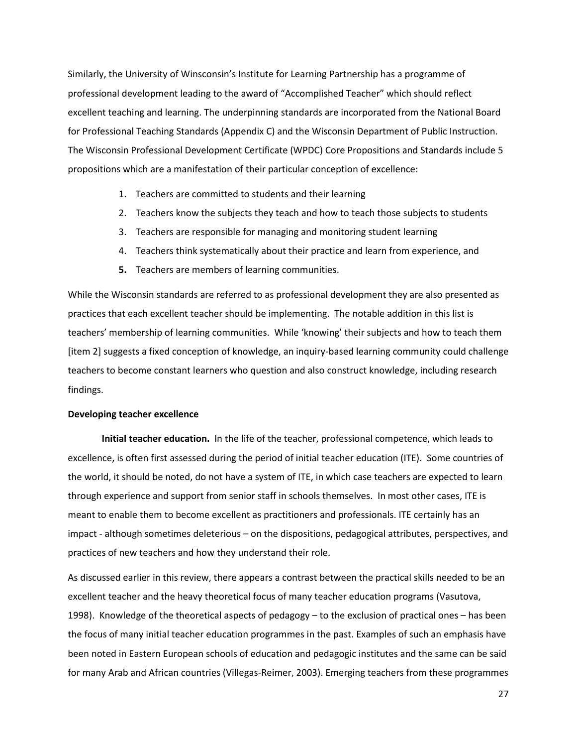Similarly, the University of Winsconsin's Institute for Learning Partnership has a programme of professional development leading to the award of "Accomplished Teacher" which should reflect excellent teaching and learning. The underpinning standards are incorporated from the National Board for Professional Teaching Standards (Appendix C) and the Wisconsin Department of Public Instruction. The Wisconsin Professional Development Certificate (WPDC) Core Propositions and Standards include 5 propositions which are a manifestation of their particular conception of excellence:

1. Teachers are committed to students and their learning
2. Teachers know the subjects they teach and how to teach those subjects to students
3. Teachers are responsible for managing and monitoring student learning
4. Teachers think systematically about their practice and learn from experience, and
5. Teachers are members of learning communities.

While the Wisconsin standards are referred to as professional development they are also presented as practices that each excellent teacher should be implementing. The notable addition in this list is teachers' membership of learning communities. While 'knowing' their subjects and how to teach them [item 2] suggests a fixed conception of knowledge, an inquiry-based learning community could challenge teachers to become constant learners who question and also construct knowledge, including research findings.

**Developing teacher excellence**

**Initial teacher education.** In the life of the teacher, professional competence, which leads to excellence, is often first assessed during the period of initial teacher education (ITE). Some countries of the world, it should be noted, do not have a system of ITE, in which case teachers are expected to learn through experience and support from senior staff in schools themselves. In most other cases, ITE is meant to enable them to become excellent as practitioners and professionals. ITE certainly has an impact - although sometimes deleterious – on the dispositions, pedagogical attributes, perspectives, and practices of new teachers and how they understand their role.

As discussed earlier in this review, there appears a contrast between the practical skills needed to be an excellent teacher and the heavy theoretical focus of many teacher education programs (Vasutova, 1998). Knowledge of the theoretical aspects of pedagogy – to the exclusion of practical ones – has been the focus of many initial teacher education programmes in the past. Examples of such an emphasis have been noted in Eastern European schools of education and pedagogic institutes and the same can be said for many Arab and African countries (Villegas-Reimer, 2003). Emerging teachers from these programmes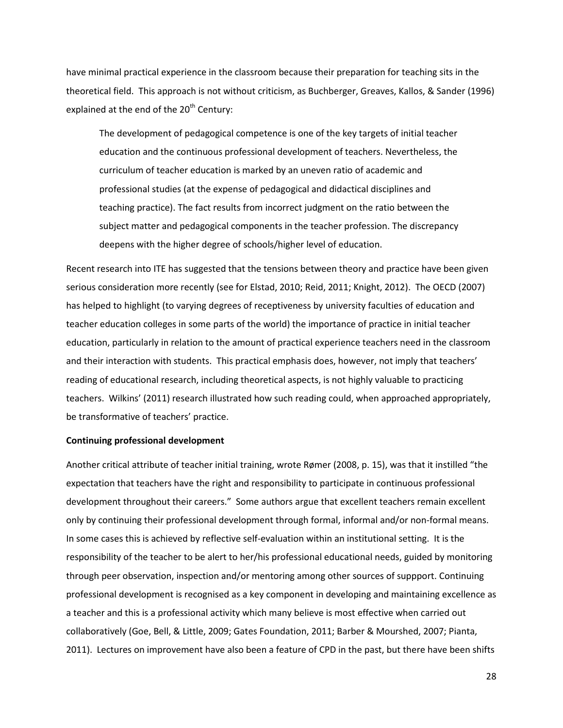have minimal practical experience in the classroom because their preparation for teaching sits in the theoretical field. This approach is not without criticism, as Buchberger, Greaves, Kallos, & Sander (1996) explained at the end of the 20th Century:

> The development of pedagogical competence is one of the key targets of initial teacher education and the continuous professional development of teachers. Nevertheless, the curriculum of teacher education is marked by an uneven ratio of academic and professional studies (at the expense of pedagogical and didactical disciplines and teaching practice). The fact results from incorrect judgment on the ratio between the subject matter and pedagogical components in the teacher profession. The discrepancy deepens with the higher degree of schools/higher level of education.

Recent research into ITE has suggested that the tensions between theory and practice have been given serious consideration more recently (see for Elstad, 2010; Reid, 2011; Knight, 2012). The OECD (2007) has helped to highlight (to varying degrees of receptiveness by university faculties of education and teacher education colleges in some parts of the world) the importance of practice in initial teacher education, particularly in relation to the amount of practical experience teachers need in the classroom and their interaction with students. This practical emphasis does, however, not imply that teachers' reading of educational research, including theoretical aspects, is not highly valuable to practicing teachers. Wilkins' (2011) research illustrated how such reading could, when approached appropriately, be transformative of teachers' practice.

**Continuing professional development**

Another critical attribute of teacher initial training, wrote Rømer (2008, p. 15), was that it instilled "the expectation that teachers have the right and responsibility to participate in continuous professional development throughout their careers." Some authors argue that excellent teachers remain excellent only by continuing their professional development through formal, informal and/or non-formal means. In some cases this is achieved by reflective self-evaluation within an institutional setting. It is the responsibility of the teacher to be alert to her/his professional educational needs, guided by monitoring through peer observation, inspection and/or mentoring among other sources of suppport. Continuing professional development is recognised as a key component in developing and maintaining excellence as a teacher and this is a professional activity which many believe is most effective when carried out collaboratively (Goe, Bell, & Little, 2009; Gates Foundation, 2011; Barber & Mourshed, 2007; Pianta, 2011). Lectures on improvement have also been a feature of CPD in the past, but there have been shifts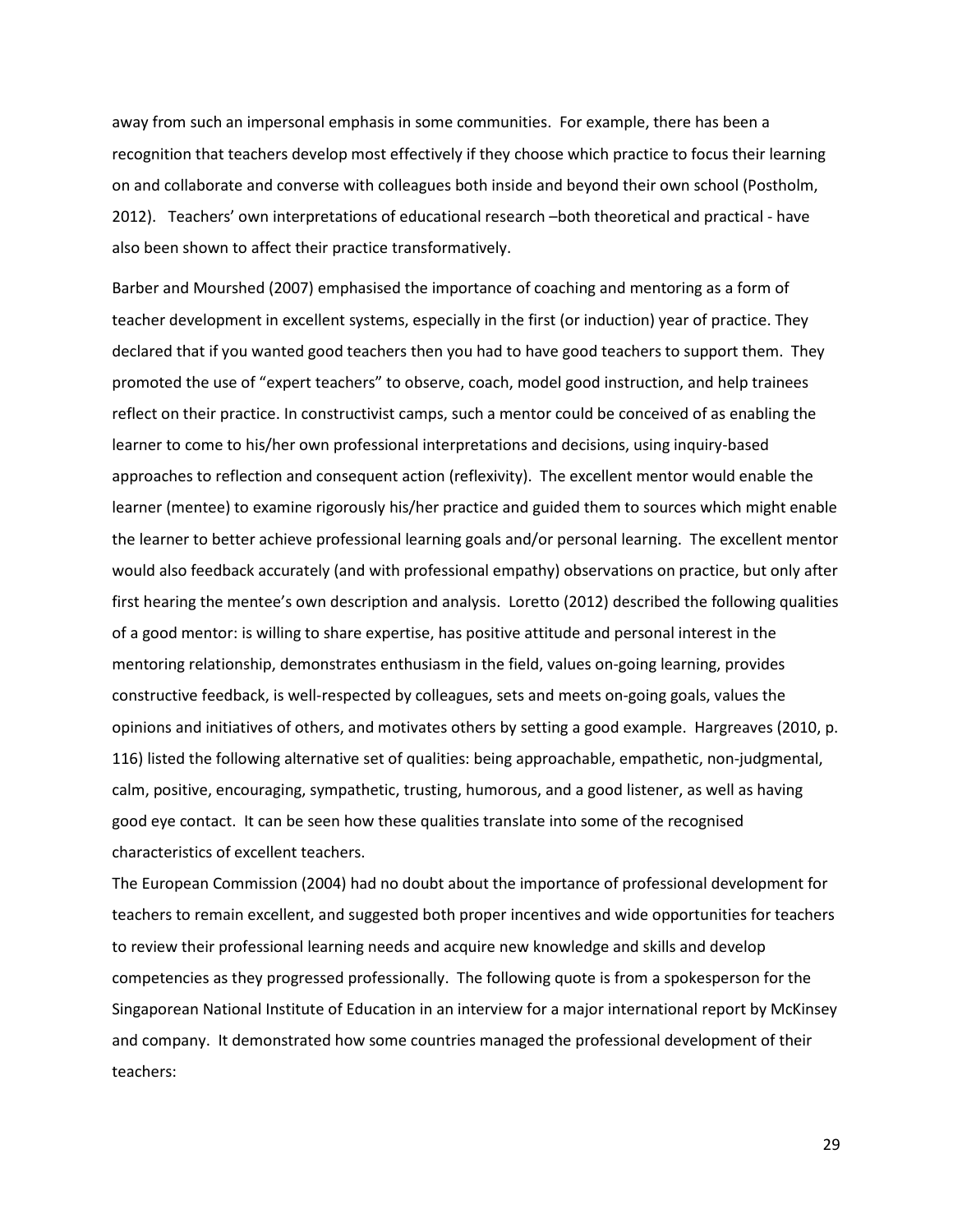away from such an impersonal emphasis in some communities. For example, there has been a recognition that teachers develop most effectively if they choose which practice to focus their learning on and collaborate and converse with colleagues both inside and beyond their own school (Postholm, 2012). Teachers' own interpretations of educational research –both theoretical and practical - have also been shown to affect their practice transformatively.

Barber and Mourshed (2007) emphasised the importance of coaching and mentoring as a form of teacher development in excellent systems, especially in the first (or induction) year of practice. They declared that if you wanted good teachers then you had to have good teachers to support them. They promoted the use of "expert teachers" to observe, coach, model good instruction, and help trainees reflect on their practice. In constructivist camps, such a mentor could be conceived of as enabling the learner to come to his/her own professional interpretations and decisions, using inquiry-based approaches to reflection and consequent action (reflexivity). The excellent mentor would enable the learner (mentee) to examine rigorously his/her practice and guided them to sources which might enable the learner to better achieve professional learning goals and/or personal learning. The excellent mentor would also feedback accurately (and with professional empathy) observations on practice, but only after first hearing the mentee's own description and analysis. Loretto (2012) described the following qualities of a good mentor: is willing to share expertise, has positive attitude and personal interest in the mentoring relationship, demonstrates enthusiasm in the field, values on-going learning, provides constructive feedback, is well-respected by colleagues, sets and meets on-going goals, values the opinions and initiatives of others, and motivates others by setting a good example. Hargreaves (2010, p. 116) listed the following alternative set of qualities: being approachable, empathetic, non-judgmental, calm, positive, encouraging, sympathetic, trusting, humorous, and a good listener, as well as having good eye contact. It can be seen how these qualities translate into some of the recognised characteristics of excellent teachers.

The European Commission (2004) had no doubt about the importance of professional development for teachers to remain excellent, and suggested both proper incentives and wide opportunities for teachers to review their professional learning needs and acquire new knowledge and skills and develop competencies as they progressed professionally. The following quote is from a spokesperson for the Singaporean National Institute of Education in an interview for a major international report by McKinsey and company. It demonstrated how some countries managed the professional development of their teachers: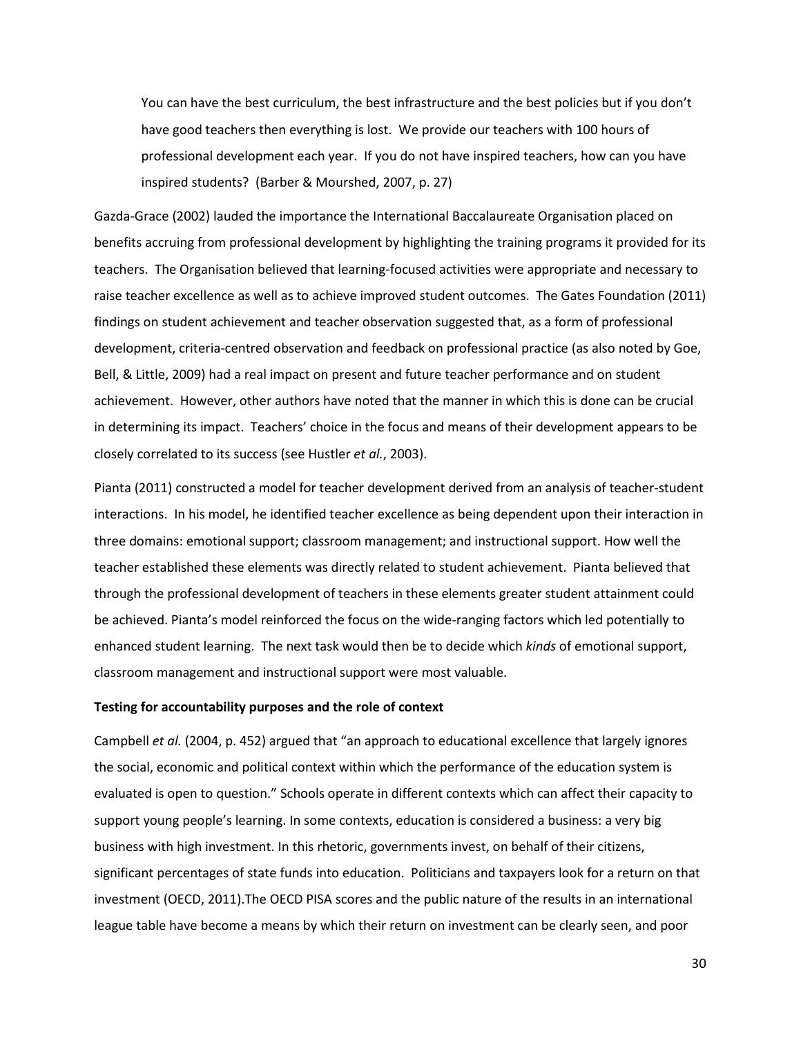> You can have the best curriculum, the best infrastructure and the best policies but if you don't have good teachers then everything is lost. We provide our teachers with 100 hours of professional development each year. If you do not have inspired teachers, how can you have inspired students? (Barber & Mourshed, 2007, p. 27)

Gazda-Grace (2002) lauded the importance the International Baccalaureate Organisation placed on benefits accruing from professional development by highlighting the training programs it provided for its teachers. The Organisation believed that learning-focused activities were appropriate and necessary to raise teacher excellence as well as to achieve improved student outcomes. The Gates Foundation (2011) findings on student achievement and teacher observation suggested that, as a form of professional development, criteria-centred observation and feedback on professional practice (as also noted by Goe, Bell, & Little, 2009) had a real impact on present and future teacher performance and on student achievement. However, other authors have noted that the manner in which this is done can be crucial in determining its impact. Teachers' choice in the focus and means of their development appears to be closely correlated to its success (see Hustler *et al.*, 2003).

Pianta (2011) constructed a model for teacher development derived from an analysis of teacher-student interactions. In his model, he identified teacher excellence as being dependent upon their interaction in three domains: emotional support; classroom management; and instructional support. How well the teacher established these elements was directly related to student achievement. Pianta believed that through the professional development of teachers in these elements greater student attainment could be achieved. Pianta's model reinforced the focus on the wide-ranging factors which led potentially to enhanced student learning. The next task would then be to decide which *kinds* of emotional support, classroom management and instructional support were most valuable.

**Testing for accountability purposes and the role of context**

Campbell *et al.* (2004, p. 452) argued that "an approach to educational excellence that largely ignores the social, economic and political context within which the performance of the education system is evaluated is open to question." Schools operate in different contexts which can affect their capacity to support young people's learning. In some contexts, education is considered a business: a very big business with high investment. In this rhetoric, governments invest, on behalf of their citizens, significant percentages of state funds into education. Politicians and taxpayers look for a return on that investment (OECD, 2011).The OECD PISA scores and the public nature of the results in an international league table have become a means by which their return on investment can be clearly seen, and poor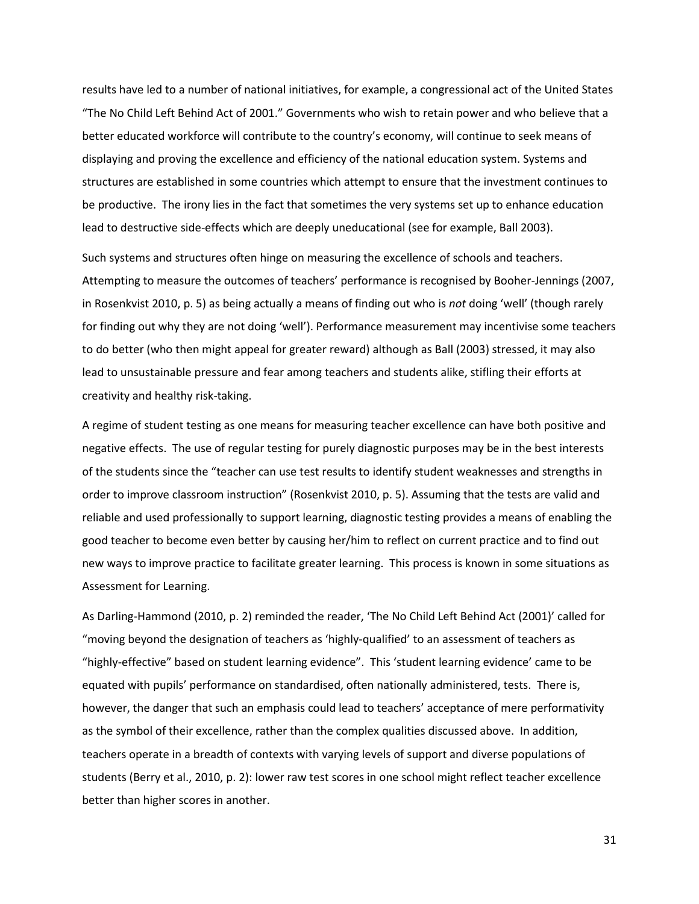results have led to a number of national initiatives, for example, a congressional act of the United States "The No Child Left Behind Act of 2001." Governments who wish to retain power and who believe that a better educated workforce will contribute to the country's economy, will continue to seek means of displaying and proving the excellence and efficiency of the national education system. Systems and structures are established in some countries which attempt to ensure that the investment continues to be productive. The irony lies in the fact that sometimes the very systems set up to enhance education lead to destructive side-effects which are deeply uneducational (see for example, Ball 2003).

Such systems and structures often hinge on measuring the excellence of schools and teachers. Attempting to measure the outcomes of teachers' performance is recognised by Booher-Jennings (2007, in Rosenkvist 2010, p. 5) as being actually a means of finding out who is *not* doing 'well' (though rarely for finding out why they are not doing 'well'). Performance measurement may incentivise some teachers to do better (who then might appeal for greater reward) although as Ball (2003) stressed, it may also lead to unsustainable pressure and fear among teachers and students alike, stifling their efforts at creativity and healthy risk-taking.

A regime of student testing as one means for measuring teacher excellence can have both positive and negative effects. The use of regular testing for purely diagnostic purposes may be in the best interests of the students since the "teacher can use test results to identify student weaknesses and strengths in order to improve classroom instruction" (Rosenkvist 2010, p. 5). Assuming that the tests are valid and reliable and used professionally to support learning, diagnostic testing provides a means of enabling the good teacher to become even better by causing her/him to reflect on current practice and to find out new ways to improve practice to facilitate greater learning. This process is known in some situations as Assessment for Learning.

As Darling-Hammond (2010, p. 2) reminded the reader, 'The No Child Left Behind Act (2001)' called for "moving beyond the designation of teachers as 'highly-qualified' to an assessment of teachers as "highly-effective" based on student learning evidence". This 'student learning evidence' came to be equated with pupils' performance on standardised, often nationally administered, tests. There is, however, the danger that such an emphasis could lead to teachers' acceptance of mere performativity as the symbol of their excellence, rather than the complex qualities discussed above. In addition, teachers operate in a breadth of contexts with varying levels of support and diverse populations of students (Berry et al., 2010, p. 2): lower raw test scores in one school might reflect teacher excellence better than higher scores in another.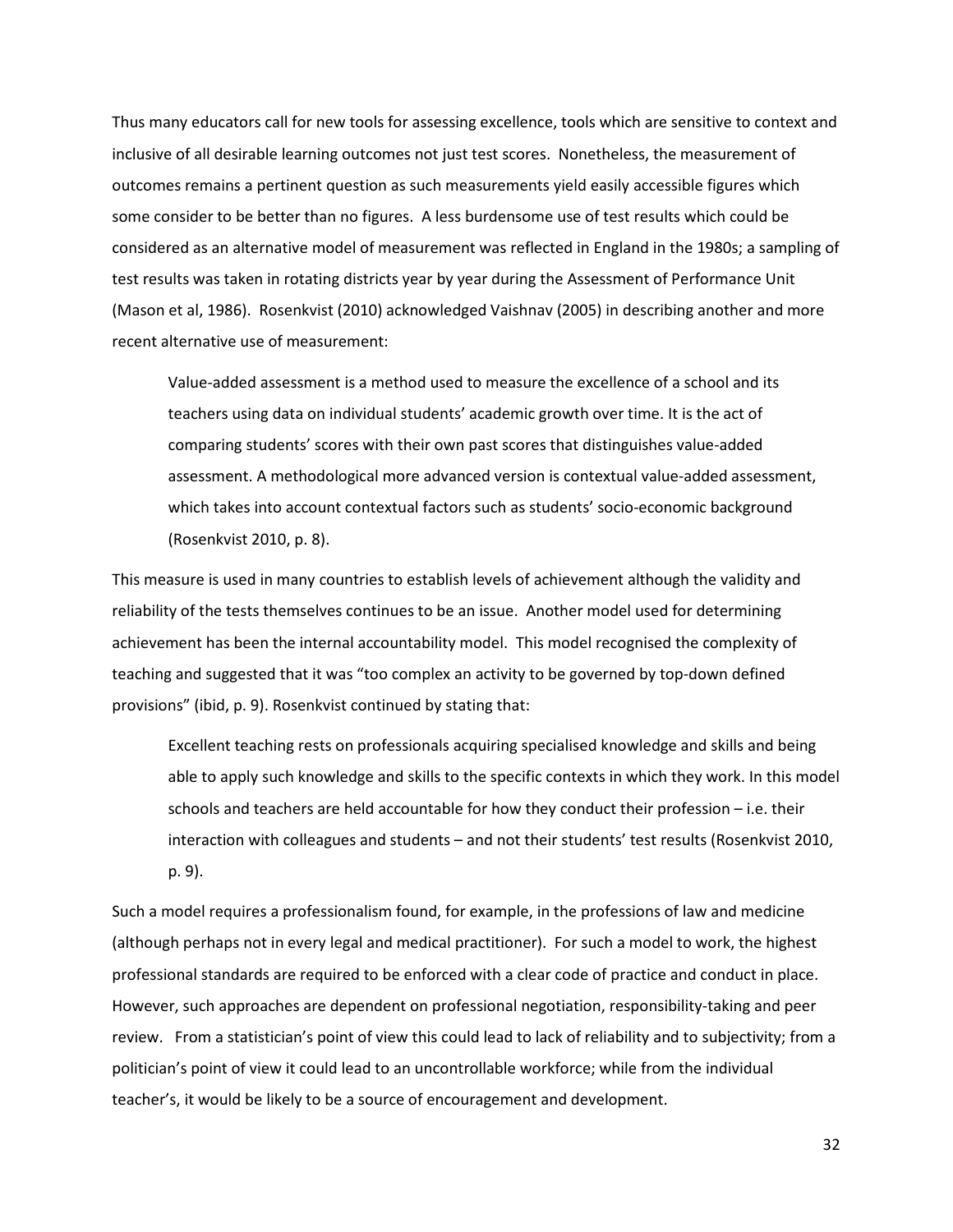Thus many educators call for new tools for assessing excellence, tools which are sensitive to context and inclusive of all desirable learning outcomes not just test scores. Nonetheless, the measurement of outcomes remains a pertinent question as such measurements yield easily accessible figures which some consider to be better than no figures. A less burdensome use of test results which could be considered as an alternative model of measurement was reflected in England in the 1980s; a sampling of test results was taken in rotating districts year by year during the Assessment of Performance Unit (Mason et al, 1986). Rosenkvist (2010) acknowledged Vaishnav (2005) in describing another and more recent alternative use of measurement:

> Value-added assessment is a method used to measure the excellence of a school and its teachers using data on individual students' academic growth over time. It is the act of comparing students' scores with their own past scores that distinguishes value-added assessment. A methodological more advanced version is contextual value-added assessment, which takes into account contextual factors such as students' socio-economic background (Rosenkvist 2010, p. 8).

This measure is used in many countries to establish levels of achievement although the validity and reliability of the tests themselves continues to be an issue. Another model used for determining achievement has been the internal accountability model. This model recognised the complexity of teaching and suggested that it was "too complex an activity to be governed by top-down defined provisions" (ibid, p. 9). Rosenkvist continued by stating that:

> Excellent teaching rests on professionals acquiring specialised knowledge and skills and being able to apply such knowledge and skills to the specific contexts in which they work. In this model schools and teachers are held accountable for how they conduct their profession – i.e. their interaction with colleagues and students – and not their students' test results (Rosenkvist 2010, p. 9).

Such a model requires a professionalism found, for example, in the professions of law and medicine (although perhaps not in every legal and medical practitioner). For such a model to work, the highest professional standards are required to be enforced with a clear code of practice and conduct in place. However, such approaches are dependent on professional negotiation, responsibility-taking and peer review. From a statistician's point of view this could lead to lack of reliability and to subjectivity; from a politician's point of view it could lead to an uncontrollable workforce; while from the individual teacher's, it would be likely to be a source of encouragement and development.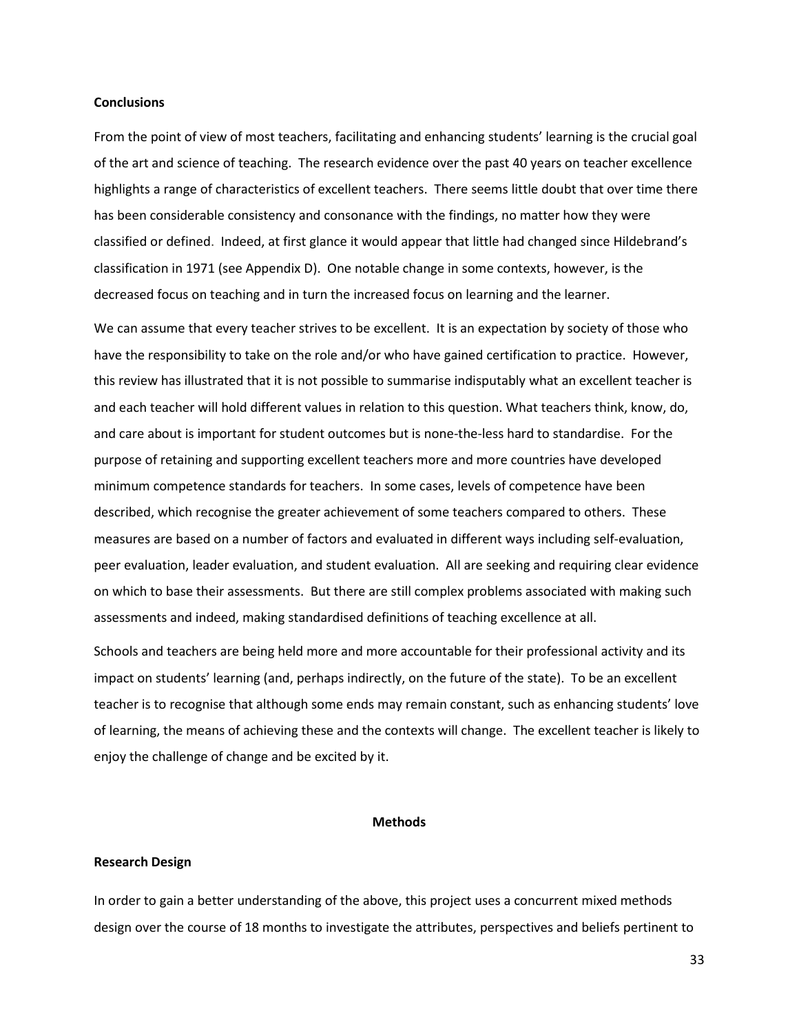**Conclusions**

From the point of view of most teachers, facilitating and enhancing students' learning is the crucial goal of the art and science of teaching. The research evidence over the past 40 years on teacher excellence highlights a range of characteristics of excellent teachers. There seems little doubt that over time there has been considerable consistency and consonance with the findings, no matter how they were classified or defined. Indeed, at first glance it would appear that little had changed since Hildebrand's classification in 1971 (see Appendix D). One notable change in some contexts, however, is the decreased focus on teaching and in turn the increased focus on learning and the learner.

We can assume that every teacher strives to be excellent. It is an expectation by society of those who have the responsibility to take on the role and/or who have gained certification to practice. However, this review has illustrated that it is not possible to summarise indisputably what an excellent teacher is and each teacher will hold different values in relation to this question. What teachers think, know, do, and care about is important for student outcomes but is none-the-less hard to standardise. For the purpose of retaining and supporting excellent teachers more and more countries have developed minimum competence standards for teachers. In some cases, levels of competence have been described, which recognise the greater achievement of some teachers compared to others. These measures are based on a number of factors and evaluated in different ways including self-evaluation, peer evaluation, leader evaluation, and student evaluation. All are seeking and requiring clear evidence on which to base their assessments. But there are still complex problems associated with making such assessments and indeed, making standardised definitions of teaching excellence at all.

Schools and teachers are being held more and more accountable for their professional activity and its impact on students' learning (and, perhaps indirectly, on the future of the state). To be an excellent teacher is to recognise that although some ends may remain constant, such as enhancing students' love of learning, the means of achieving these and the contexts will change. The excellent teacher is likely to enjoy the challenge of change and be excited by it.

## Methods

**Research Design**

In order to gain a better understanding of the above, this project uses a concurrent mixed methods design over the course of 18 months to investigate the attributes, perspectives and beliefs pertinent to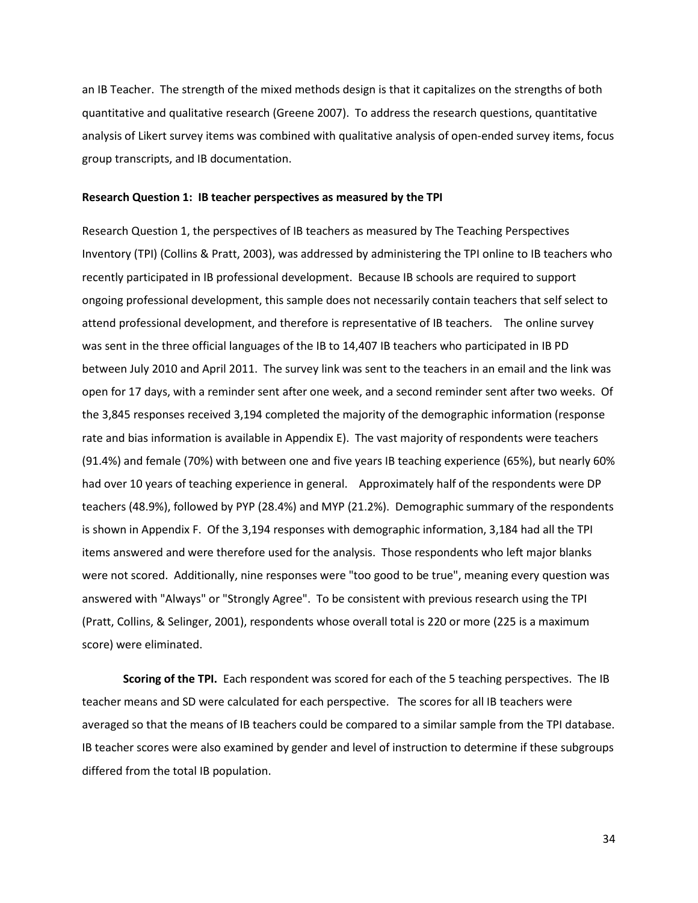an IB Teacher. The strength of the mixed methods design is that it capitalizes on the strengths of both quantitative and qualitative research (Greene 2007). To address the research questions, quantitative analysis of Likert survey items was combined with qualitative analysis of open-ended survey items, focus group transcripts, and IB documentation.

**Research Question 1: IB teacher perspectives as measured by the TPI**

Research Question 1, the perspectives of IB teachers as measured by The Teaching Perspectives Inventory (TPI) (Collins & Pratt, 2003), was addressed by administering the TPI online to IB teachers who recently participated in IB professional development. Because IB schools are required to support ongoing professional development, this sample does not necessarily contain teachers that self select to attend professional development, and therefore is representative of IB teachers. The online survey was sent in the three official languages of the IB to 14,407 IB teachers who participated in IB PD between July 2010 and April 2011. The survey link was sent to the teachers in an email and the link was open for 17 days, with a reminder sent after one week, and a second reminder sent after two weeks. Of the 3,845 responses received 3,194 completed the majority of the demographic information (response rate and bias information is available in Appendix E). The vast majority of respondents were teachers (91.4%) and female (70%) with between one and five years IB teaching experience (65%), but nearly 60% had over 10 years of teaching experience in general. Approximately half of the respondents were DP teachers (48.9%), followed by PYP (28.4%) and MYP (21.2%). Demographic summary of the respondents is shown in Appendix F. Of the 3,194 responses with demographic information, 3,184 had all the TPI items answered and were therefore used for the analysis. Those respondents who left major blanks were not scored. Additionally, nine responses were "too good to be true", meaning every question was answered with "Always" or "Strongly Agree". To be consistent with previous research using the TPI (Pratt, Collins, & Selinger, 2001), respondents whose overall total is 220 or more (225 is a maximum score) were eliminated.

**Scoring of the TPI.** Each respondent was scored for each of the 5 teaching perspectives. The IB teacher means and SD were calculated for each perspective. The scores for all IB teachers were averaged so that the means of IB teachers could be compared to a similar sample from the TPI database. IB teacher scores were also examined by gender and level of instruction to determine if these subgroups differed from the total IB population.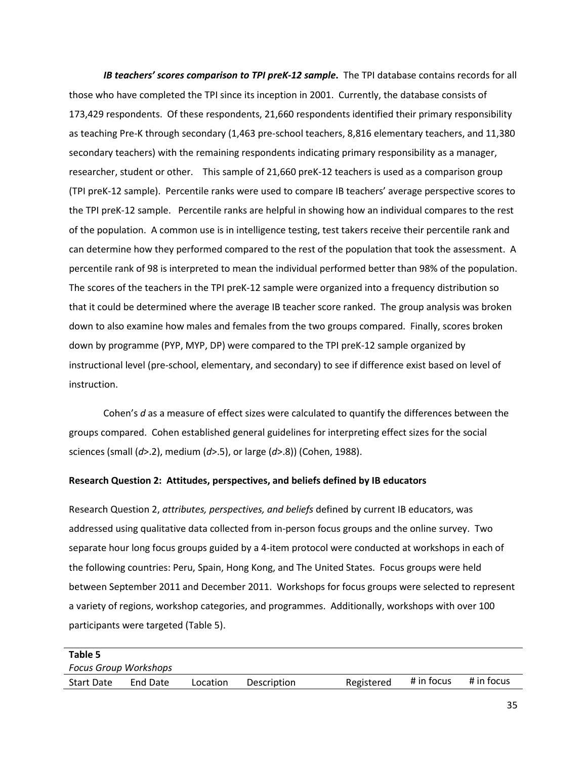***IB teachers' scores comparison to TPI preK-12 sample.*** The TPI database contains records for all those who have completed the TPI since its inception in 2001. Currently, the database consists of 173,429 respondents. Of these respondents, 21,660 respondents identified their primary responsibility as teaching Pre-K through secondary (1,463 pre-school teachers, 8,816 elementary teachers, and 11,380 secondary teachers) with the remaining respondents indicating primary responsibility as a manager, researcher, student or other. This sample of 21,660 preK-12 teachers is used as a comparison group (TPI preK-12 sample). Percentile ranks were used to compare IB teachers' average perspective scores to the TPI preK-12 sample. Percentile ranks are helpful in showing how an individual compares to the rest of the population. A common use is in intelligence testing, test takers receive their percentile rank and can determine how they performed compared to the rest of the population that took the assessment. A percentile rank of 98 is interpreted to mean the individual performed better than 98% of the population. The scores of the teachers in the TPI preK-12 sample were organized into a frequency distribution so that it could be determined where the average IB teacher score ranked. The group analysis was broken down to also examine how males and females from the two groups compared. Finally, scores broken down by programme (PYP, MYP, DP) were compared to the TPI preK-12 sample organized by instructional level (pre-school, elementary, and secondary) to see if difference exist based on level of instruction.

Cohen's *d* as a measure of effect sizes were calculated to quantify the differences between the groups compared. Cohen established general guidelines for interpreting effect sizes for the social sciences (small ($d$>.2), medium ($d$>.5), or large ($d$>.8)) (Cohen, 1988).

**Research Question 2: Attitudes, perspectives, and beliefs defined by IB educators**

Research Question 2, *attributes, perspectives, and beliefs* defined by current IB educators, was addressed using qualitative data collected from in-person focus groups and the online survey. Two separate hour long focus groups guided by a 4-item protocol were conducted at workshops in each of the following countries: Peru, Spain, Hong Kong, and The United States. Focus groups were held between September 2011 and December 2011. Workshops for focus groups were selected to represent a variety of regions, workshop categories, and programmes. Additionally, workshops with over 100 participants were targeted (Table 5).

**Table 5**
*Focus Group Workshops*

| Start Date | End Date | Location | Description | Registered | # in focus | # in focus |
|---|---|---|---|---|---|---|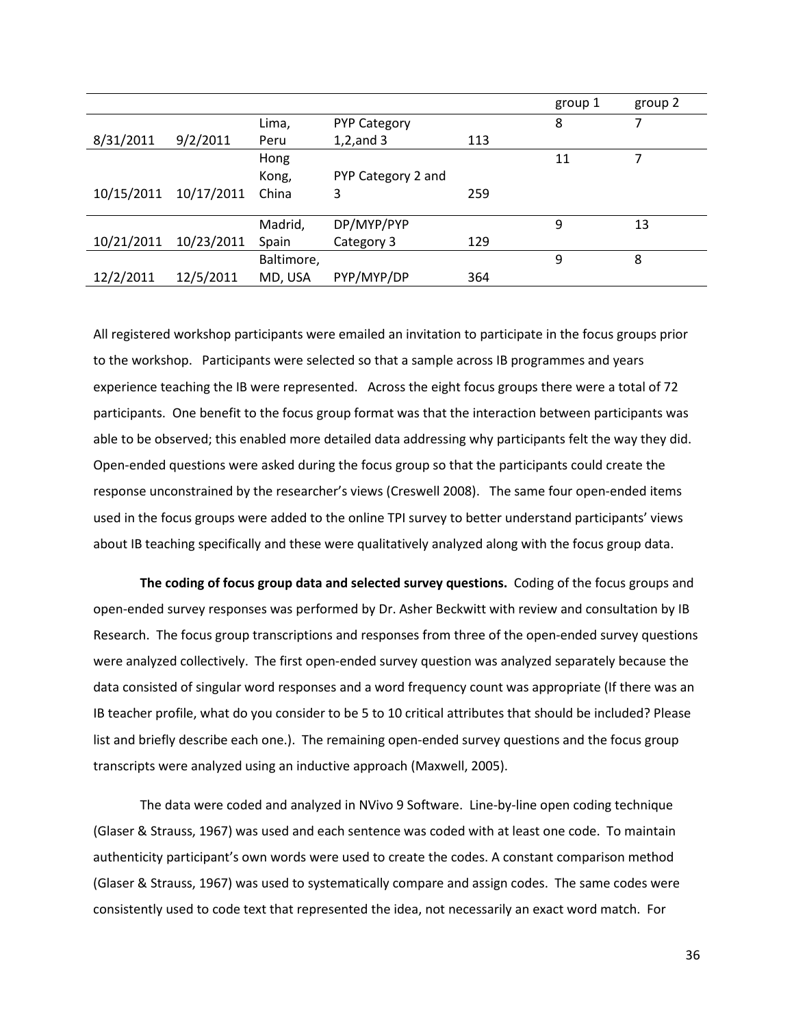| | | | | | group 1 | group 2 |
|---|---|---|---|---|---|---|
| 8/31/2011 | 9/2/2011 | Lima, Peru | PYP Category 1,2,and 3 | 113 | 8 | 7 |
| 10/15/2011 | 10/17/2011 | Hong Kong, China | PYP Category 2 and 3 | 259 | 11 | 7 |
| 10/21/2011 | 10/23/2011 | Madrid, Spain | DP/MYP/PYP Category 3 | 129 | 9 | 13 |
| 12/2/2011 | 12/5/2011 | Baltimore, MD, USA | PYP/MYP/DP | 364 | 9 | 8 |

All registered workshop participants were emailed an invitation to participate in the focus groups prior to the workshop. Participants were selected so that a sample across IB programmes and years experience teaching the IB were represented. Across the eight focus groups there were a total of 72 participants. One benefit to the focus group format was that the interaction between participants was able to be observed; this enabled more detailed data addressing why participants felt the way they did. Open-ended questions were asked during the focus group so that the participants could create the response unconstrained by the researcher's views (Creswell 2008). The same four open-ended items used in the focus groups were added to the online TPI survey to better understand participants' views about IB teaching specifically and these were qualitatively analyzed along with the focus group data.

**The coding of focus group data and selected survey questions.** Coding of the focus groups and open-ended survey responses was performed by Dr. Asher Beckwitt with review and consultation by IB Research. The focus group transcriptions and responses from three of the open-ended survey questions were analyzed collectively. The first open-ended survey question was analyzed separately because the data consisted of singular word responses and a word frequency count was appropriate (If there was an IB teacher profile, what do you consider to be 5 to 10 critical attributes that should be included? Please list and briefly describe each one.). The remaining open-ended survey questions and the focus group transcripts were analyzed using an inductive approach (Maxwell, 2005).

The data were coded and analyzed in NVivo 9 Software. Line-by-line open coding technique (Glaser & Strauss, 1967) was used and each sentence was coded with at least one code. To maintain authenticity participant's own words were used to create the codes. A constant comparison method (Glaser & Strauss, 1967) was used to systematically compare and assign codes. The same codes were consistently used to code text that represented the idea, not necessarily an exact word match. For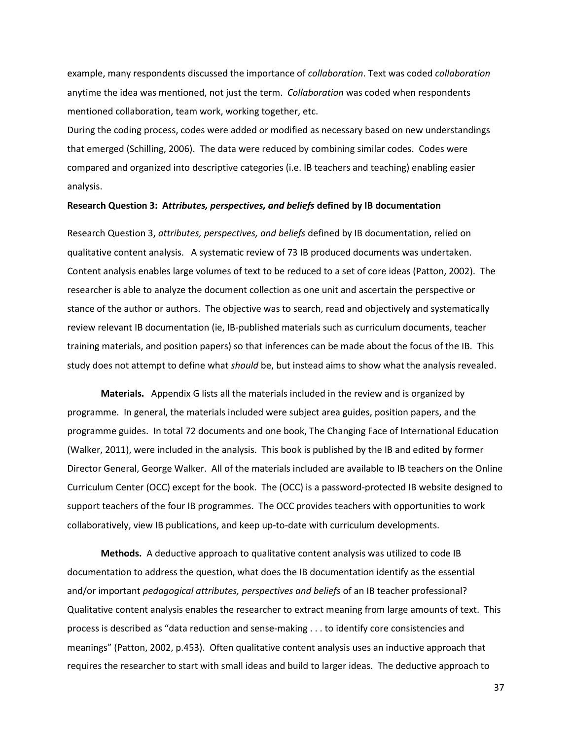example, many respondents discussed the importance of *collaboration*. Text was coded *collaboration* anytime the idea was mentioned, not just the term. *Collaboration* was coded when respondents mentioned collaboration, team work, working together, etc.

During the coding process, codes were added or modified as necessary based on new understandings that emerged (Schilling, 2006). The data were reduced by combining similar codes. Codes were compared and organized into descriptive categories (i.e. IB teachers and teaching) enabling easier analysis.

**Research Question 3: A*ttributes, perspectives, and beliefs* defined by IB documentation**

Research Question 3, *attributes, perspectives, and beliefs* defined by IB documentation, relied on qualitative content analysis. A systematic review of 73 IB produced documents was undertaken. Content analysis enables large volumes of text to be reduced to a set of core ideas (Patton, 2002). The researcher is able to analyze the document collection as one unit and ascertain the perspective or stance of the author or authors. The objective was to search, read and objectively and systematically review relevant IB documentation (ie, IB-published materials such as curriculum documents, teacher training materials, and position papers) so that inferences can be made about the focus of the IB. This study does not attempt to define what *should* be, but instead aims to show what the analysis revealed.

**Materials.** Appendix G lists all the materials included in the review and is organized by programme. In general, the materials included were subject area guides, position papers, and the programme guides. In total 72 documents and one book, The Changing Face of International Education (Walker, 2011), were included in the analysis. This book is published by the IB and edited by former Director General, George Walker. All of the materials included are available to IB teachers on the Online Curriculum Center (OCC) except for the book. The (OCC) is a password-protected IB website designed to support teachers of the four IB programmes. The OCC provides teachers with opportunities to work collaboratively, view IB publications, and keep up-to-date with curriculum developments.

**Methods.** A deductive approach to qualitative content analysis was utilized to code IB documentation to address the question, what does the IB documentation identify as the essential and/or important *pedagogical attributes, perspectives and beliefs* of an IB teacher professional? Qualitative content analysis enables the researcher to extract meaning from large amounts of text. This process is described as "data reduction and sense-making . . . to identify core consistencies and meanings" (Patton, 2002, p.453). Often qualitative content analysis uses an inductive approach that requires the researcher to start with small ideas and build to larger ideas. The deductive approach to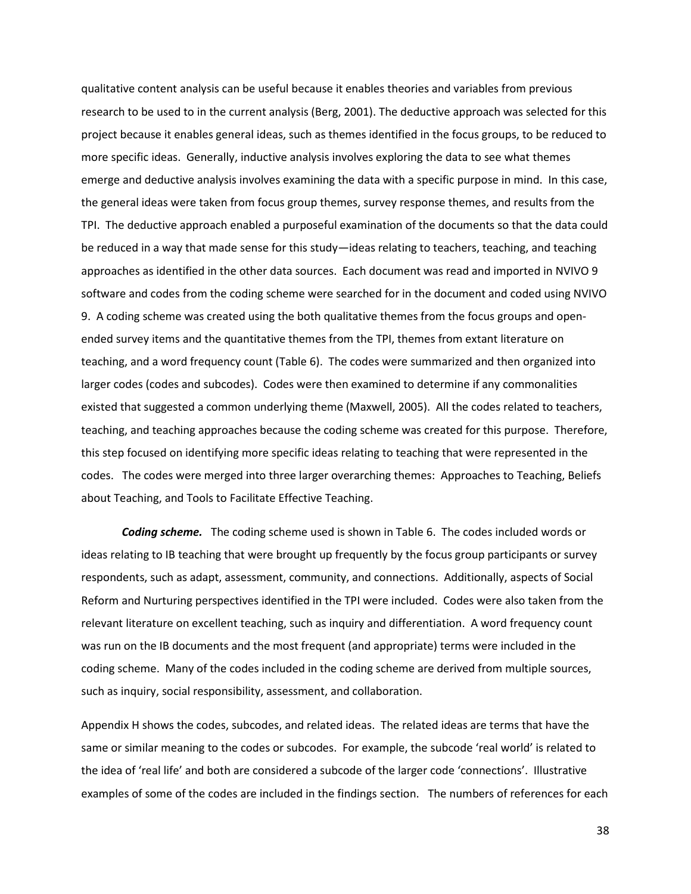qualitative content analysis can be useful because it enables theories and variables from previous research to be used to in the current analysis (Berg, 2001). The deductive approach was selected for this project because it enables general ideas, such as themes identified in the focus groups, to be reduced to more specific ideas. Generally, inductive analysis involves exploring the data to see what themes emerge and deductive analysis involves examining the data with a specific purpose in mind. In this case, the general ideas were taken from focus group themes, survey response themes, and results from the TPI. The deductive approach enabled a purposeful examination of the documents so that the data could be reduced in a way that made sense for this study—ideas relating to teachers, teaching, and teaching approaches as identified in the other data sources. Each document was read and imported in NVIVO 9 software and codes from the coding scheme were searched for in the document and coded using NVIVO 9. A coding scheme was created using the both qualitative themes from the focus groups and open-ended survey items and the quantitative themes from the TPI, themes from extant literature on teaching, and a word frequency count (Table 6). The codes were summarized and then organized into larger codes (codes and subcodes). Codes were then examined to determine if any commonalities existed that suggested a common underlying theme (Maxwell, 2005). All the codes related to teachers, teaching, and teaching approaches because the coding scheme was created for this purpose. Therefore, this step focused on identifying more specific ideas relating to teaching that were represented in the codes. The codes were merged into three larger overarching themes: Approaches to Teaching, Beliefs about Teaching, and Tools to Facilitate Effective Teaching.

***Coding scheme.*** The coding scheme used is shown in Table 6. The codes included words or ideas relating to IB teaching that were brought up frequently by the focus group participants or survey respondents, such as adapt, assessment, community, and connections. Additionally, aspects of Social Reform and Nurturing perspectives identified in the TPI were included. Codes were also taken from the relevant literature on excellent teaching, such as inquiry and differentiation. A word frequency count was run on the IB documents and the most frequent (and appropriate) terms were included in the coding scheme. Many of the codes included in the coding scheme are derived from multiple sources, such as inquiry, social responsibility, assessment, and collaboration.

Appendix H shows the codes, subcodes, and related ideas. The related ideas are terms that have the same or similar meaning to the codes or subcodes. For example, the subcode 'real world' is related to the idea of 'real life' and both are considered a subcode of the larger code 'connections'. Illustrative examples of some of the codes are included in the findings section. The numbers of references for each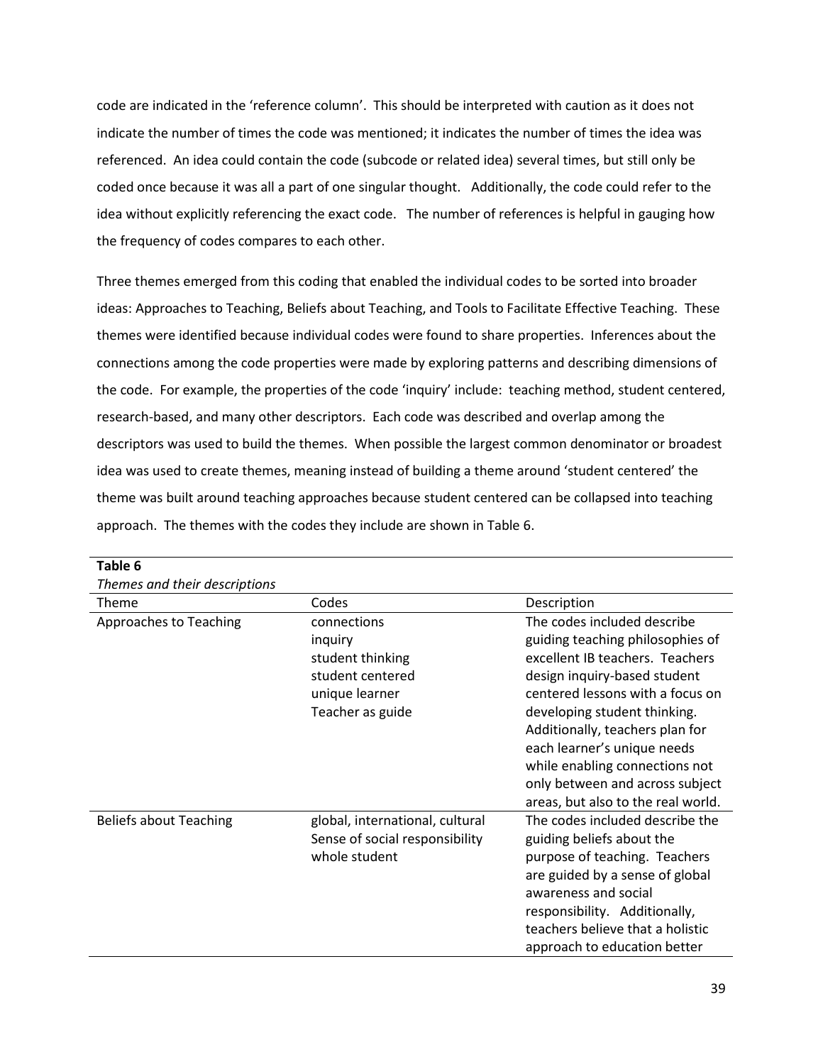code are indicated in the 'reference column'. This should be interpreted with caution as it does not indicate the number of times the code was mentioned; it indicates the number of times the idea was referenced. An idea could contain the code (subcode or related idea) several times, but still only be coded once because it was all a part of one singular thought. Additionally, the code could refer to the idea without explicitly referencing the exact code. The number of references is helpful in gauging how the frequency of codes compares to each other.

Three themes emerged from this coding that enabled the individual codes to be sorted into broader ideas: Approaches to Teaching, Beliefs about Teaching, and Tools to Facilitate Effective Teaching. These themes were identified because individual codes were found to share properties. Inferences about the connections among the code properties were made by exploring patterns and describing dimensions of the code. For example, the properties of the code 'inquiry' include: teaching method, student centered, research-based, and many other descriptors. Each code was described and overlap among the descriptors was used to build the themes. When possible the largest common denominator or broadest idea was used to create themes, meaning instead of building a theme around 'student centered' the theme was built around teaching approaches because student centered can be collapsed into teaching approach. The themes with the codes they include are shown in Table 6.

**Table 6**

*Themes and their descriptions*

| Theme | Codes | Description |
|---|---|---|
| Approaches to Teaching | connections<br>inquiry<br>student thinking<br>student centered<br>unique learner<br>Teacher as guide | The codes included describe guiding teaching philosophies of excellent IB teachers. Teachers design inquiry-based student centered lessons with a focus on developing student thinking. Additionally, teachers plan for each learner's unique needs while enabling connections not only between and across subject areas, but also to the real world. |
| Beliefs about Teaching | global, international, cultural<br>Sense of social responsibility<br>whole student | The codes included describe the guiding beliefs about the purpose of teaching. Teachers are guided by a sense of global awareness and social responsibility. Additionally, teachers believe that a holistic approach to education better |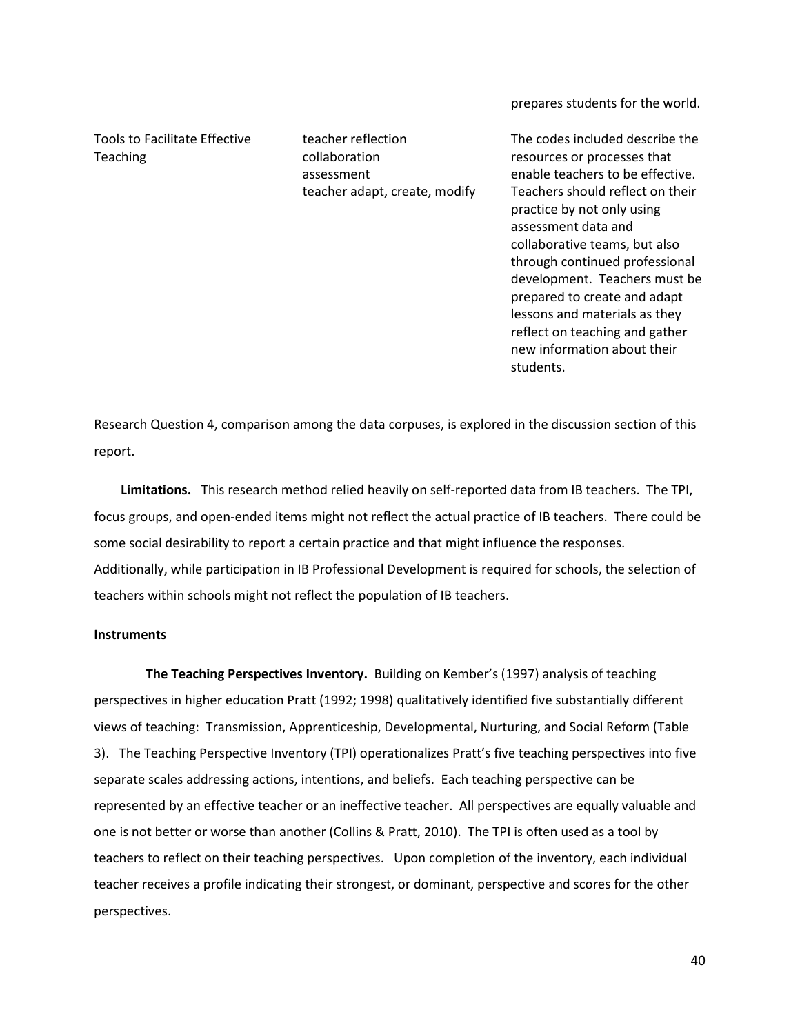| | | |
|---|---|---|
| | | prepares students for the world. |
| Tools to Facilitate Effective Teaching | teacher reflection<br>collaboration<br>assessment<br>teacher adapt, create, modify | The codes included describe the resources or processes that enable teachers to be effective. Teachers should reflect on their practice by not only using assessment data and collaborative teams, but also through continued professional development. Teachers must be prepared to create and adapt lessons and materials as they reflect on teaching and gather new information about their students. |

Research Question 4, comparison among the data corpuses, is explored in the discussion section of this report.

**Limitations.** This research method relied heavily on self-reported data from IB teachers. The TPI, focus groups, and open-ended items might not reflect the actual practice of IB teachers. There could be some social desirability to report a certain practice and that might influence the responses. Additionally, while participation in IB Professional Development is required for schools, the selection of teachers within schools might not reflect the population of IB teachers.

### Instruments

**The Teaching Perspectives Inventory.** Building on Kember's (1997) analysis of teaching perspectives in higher education Pratt (1992; 1998) qualitatively identified five substantially different views of teaching: Transmission, Apprenticeship, Developmental, Nurturing, and Social Reform (Table 3). The Teaching Perspective Inventory (TPI) operationalizes Pratt's five teaching perspectives into five separate scales addressing actions, intentions, and beliefs. Each teaching perspective can be represented by an effective teacher or an ineffective teacher. All perspectives are equally valuable and one is not better or worse than another (Collins & Pratt, 2010). The TPI is often used as a tool by teachers to reflect on their teaching perspectives. Upon completion of the inventory, each individual teacher receives a profile indicating their strongest, or dominant, perspective and scores for the other perspectives.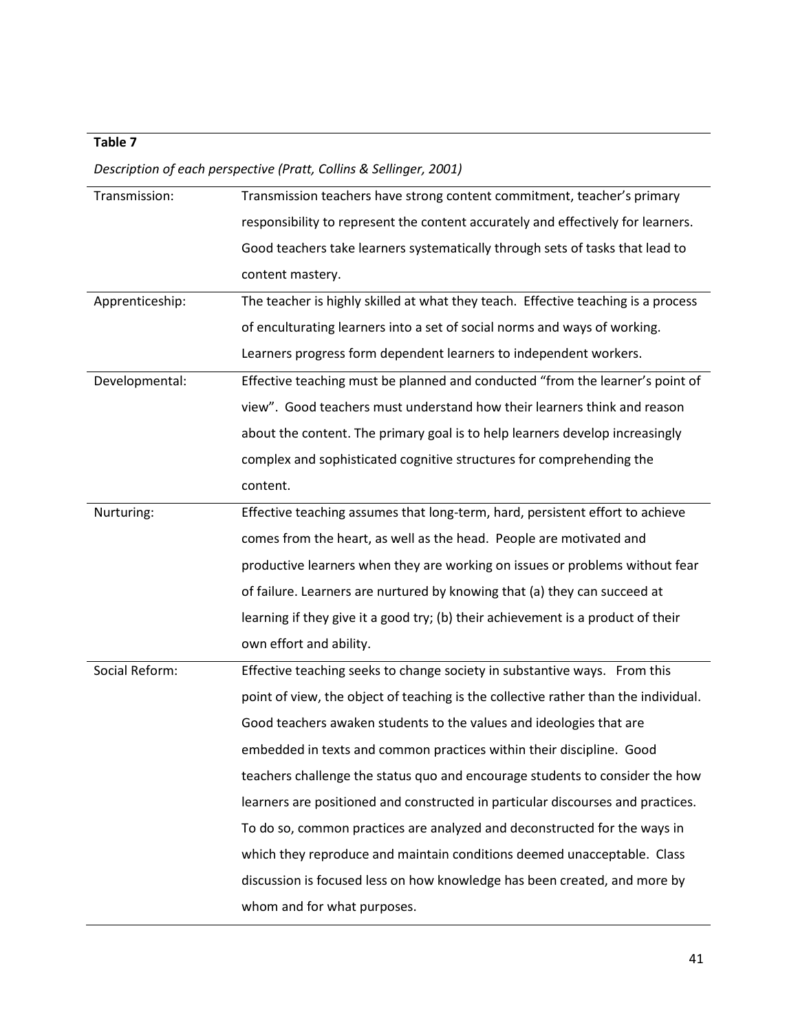**Table 7**

*Description of each perspective (Pratt, Collins & Sellinger, 2001)*

| | |
|---|---|
| Transmission: | Transmission teachers have strong content commitment, teacher's primary responsibility to represent the content accurately and effectively for learners. Good teachers take learners systematically through sets of tasks that lead to content mastery. |
| Apprenticeship: | The teacher is highly skilled at what they teach. Effective teaching is a process of enculturating learners into a set of social norms and ways of working. Learners progress form dependent learners to independent workers. |
| Developmental: | Effective teaching must be planned and conducted "from the learner's point of view". Good teachers must understand how their learners think and reason about the content. The primary goal is to help learners develop increasingly complex and sophisticated cognitive structures for comprehending the content. |
| Nurturing: | Effective teaching assumes that long-term, hard, persistent effort to achieve comes from the heart, as well as the head. People are motivated and productive learners when they are working on issues or problems without fear of failure. Learners are nurtured by knowing that (a) they can succeed at learning if they give it a good try; (b) their achievement is a product of their own effort and ability. |
| Social Reform: | Effective teaching seeks to change society in substantive ways. From this point of view, the object of teaching is the collective rather than the individual. Good teachers awaken students to the values and ideologies that are embedded in texts and common practices within their discipline. Good teachers challenge the status quo and encourage students to consider the how learners are positioned and constructed in particular discourses and practices. To do so, common practices are analyzed and deconstructed for the ways in which they reproduce and maintain conditions deemed unacceptable. Class discussion is focused less on how knowledge has been created, and more by whom and for what purposes. |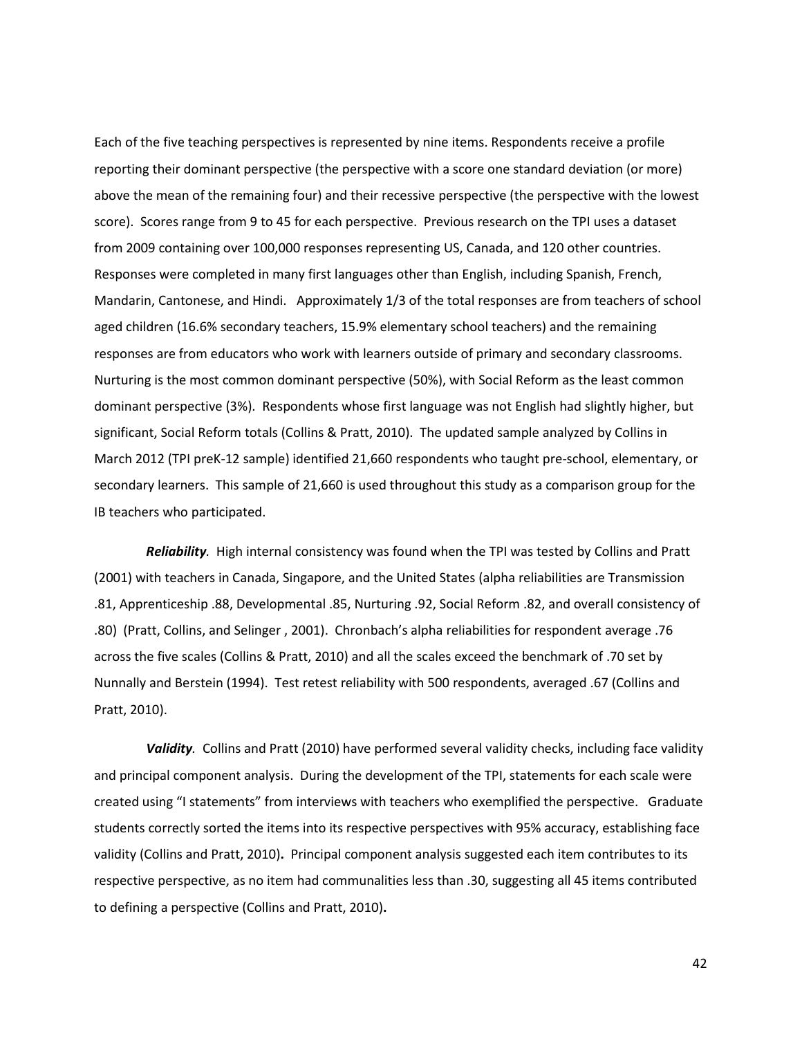Each of the five teaching perspectives is represented by nine items. Respondents receive a profile reporting their dominant perspective (the perspective with a score one standard deviation (or more) above the mean of the remaining four) and their recessive perspective (the perspective with the lowest score). Scores range from 9 to 45 for each perspective. Previous research on the TPI uses a dataset from 2009 containing over 100,000 responses representing US, Canada, and 120 other countries. Responses were completed in many first languages other than English, including Spanish, French, Mandarin, Cantonese, and Hindi. Approximately 1/3 of the total responses are from teachers of school aged children (16.6% secondary teachers, 15.9% elementary school teachers) and the remaining responses are from educators who work with learners outside of primary and secondary classrooms. Nurturing is the most common dominant perspective (50%), with Social Reform as the least common dominant perspective (3%). Respondents whose first language was not English had slightly higher, but significant, Social Reform totals (Collins & Pratt, 2010). The updated sample analyzed by Collins in March 2012 (TPI preK-12 sample) identified 21,660 respondents who taught pre-school, elementary, or secondary learners. This sample of 21,660 is used throughout this study as a comparison group for the IB teachers who participated.

***Reliability**.* High internal consistency was found when the TPI was tested by Collins and Pratt (2001) with teachers in Canada, Singapore, and the United States (alpha reliabilities are Transmission .81, Apprenticeship .88, Developmental .85, Nurturing .92, Social Reform .82, and overall consistency of .80) (Pratt, Collins, and Selinger , 2001). Chronbach's alpha reliabilities for respondent average .76 across the five scales (Collins & Pratt, 2010) and all the scales exceed the benchmark of .70 set by Nunnally and Berstein (1994). Test retest reliability with 500 respondents, averaged .67 (Collins and Pratt, 2010).

***Validity**.* Collins and Pratt (2010) have performed several validity checks, including face validity and principal component analysis. During the development of the TPI, statements for each scale were created using "I statements" from interviews with teachers who exemplified the perspective. Graduate students correctly sorted the items into its respective perspectives with 95% accuracy, establishing face validity (Collins and Pratt, 2010). Principal component analysis suggested each item contributes to its respective perspective, as no item had communalities less than .30, suggesting all 45 items contributed to defining a perspective (Collins and Pratt, 2010).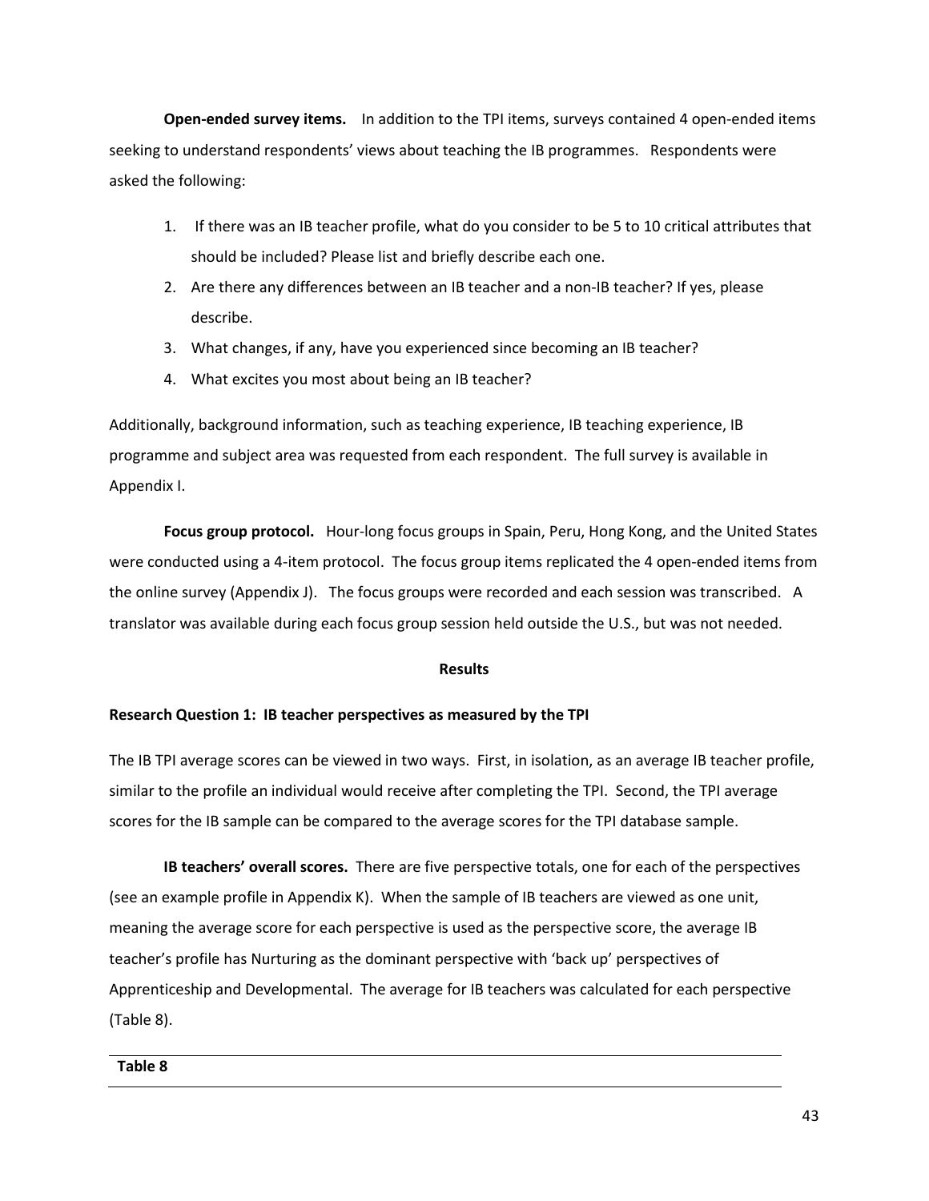**Open-ended survey items.** In addition to the TPI items, surveys contained 4 open-ended items seeking to understand respondents' views about teaching the IB programmes. Respondents were asked the following:

1. If there was an IB teacher profile, what do you consider to be 5 to 10 critical attributes that should be included? Please list and briefly describe each one.
2. Are there any differences between an IB teacher and a non-IB teacher? If yes, please describe.
3. What changes, if any, have you experienced since becoming an IB teacher?
4. What excites you most about being an IB teacher?

Additionally, background information, such as teaching experience, IB teaching experience, IB programme and subject area was requested from each respondent. The full survey is available in Appendix I.

**Focus group protocol.** Hour-long focus groups in Spain, Peru, Hong Kong, and the United States were conducted using a 4-item protocol. The focus group items replicated the 4 open-ended items from the online survey (Appendix J). The focus groups were recorded and each session was transcribed. A translator was available during each focus group session held outside the U.S., but was not needed.

## Results

### Research Question 1: IB teacher perspectives as measured by the TPI

The IB TPI average scores can be viewed in two ways. First, in isolation, as an average IB teacher profile, similar to the profile an individual would receive after completing the TPI. Second, the TPI average scores for the IB sample can be compared to the average scores for the TPI database sample.

**IB teachers' overall scores.** There are five perspective totals, one for each of the perspectives (see an example profile in Appendix K). When the sample of IB teachers are viewed as one unit, meaning the average score for each perspective is used as the perspective score, the average IB teacher's profile has Nurturing as the dominant perspective with 'back up' perspectives of Apprenticeship and Developmental. The average for IB teachers was calculated for each perspective (Table 8).

**Table 8**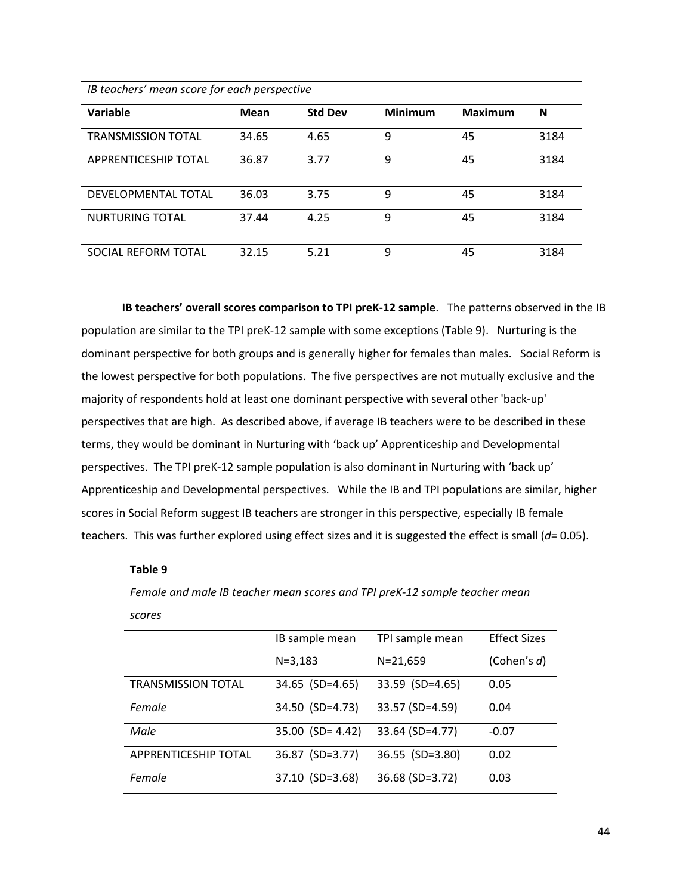*IB teachers' mean score for each perspective*

| Variable | Mean | Std Dev | Minimum | Maximum | N |
|---|---|---|---|---|---|
| TRANSMISSION TOTAL | 34.65 | 4.65 | 9 | 45 | 3184 |
| APPRENTICESHIP TOTAL | 36.87 | 3.77 | 9 | 45 | 3184 |
| DEVELOPMENTAL TOTAL | 36.03 | 3.75 | 9 | 45 | 3184 |
| NURTURING TOTAL | 37.44 | 4.25 | 9 | 45 | 3184 |
| SOCIAL REFORM TOTAL | 32.15 | 5.21 | 9 | 45 | 3184 |

**IB teachers' overall scores comparison to TPI preK-12 sample**. The patterns observed in the IB population are similar to the TPI preK-12 sample with some exceptions (Table 9). Nurturing is the dominant perspective for both groups and is generally higher for females than males. Social Reform is the lowest perspective for both populations. The five perspectives are not mutually exclusive and the majority of respondents hold at least one dominant perspective with several other 'back-up' perspectives that are high. As described above, if average IB teachers were to be described in these terms, they would be dominant in Nurturing with 'back up' Apprenticeship and Developmental perspectives. The TPI preK-12 sample population is also dominant in Nurturing with 'back up' Apprenticeship and Developmental perspectives. While the IB and TPI populations are similar, higher scores in Social Reform suggest IB teachers are stronger in this perspective, especially IB female teachers. This was further explored using effect sizes and it is suggested the effect is small (*d*= 0.05).

**Table 9**

*Female and male IB teacher mean scores and TPI preK-12 sample teacher mean scores*

| | IB sample mean N=3,183 | TPI sample mean N=21,659 | Effect Sizes (Cohen's *d*) |
|---|---|---|---|
| TRANSMISSION TOTAL | 34.65 (SD=4.65) | 33.59 (SD=4.65) | 0.05 |
| *Female* | 34.50 (SD=4.73) | 33.57 (SD=4.59) | 0.04 |
| *Male* | 35.00 (SD= 4.42) | 33.64 (SD=4.77) | -0.07 |
| APPRENTICESHIP TOTAL | 36.87 (SD=3.77) | 36.55 (SD=3.80) | 0.02 |
| *Female* | 37.10 (SD=3.68) | 36.68 (SD=3.72) | 0.03 |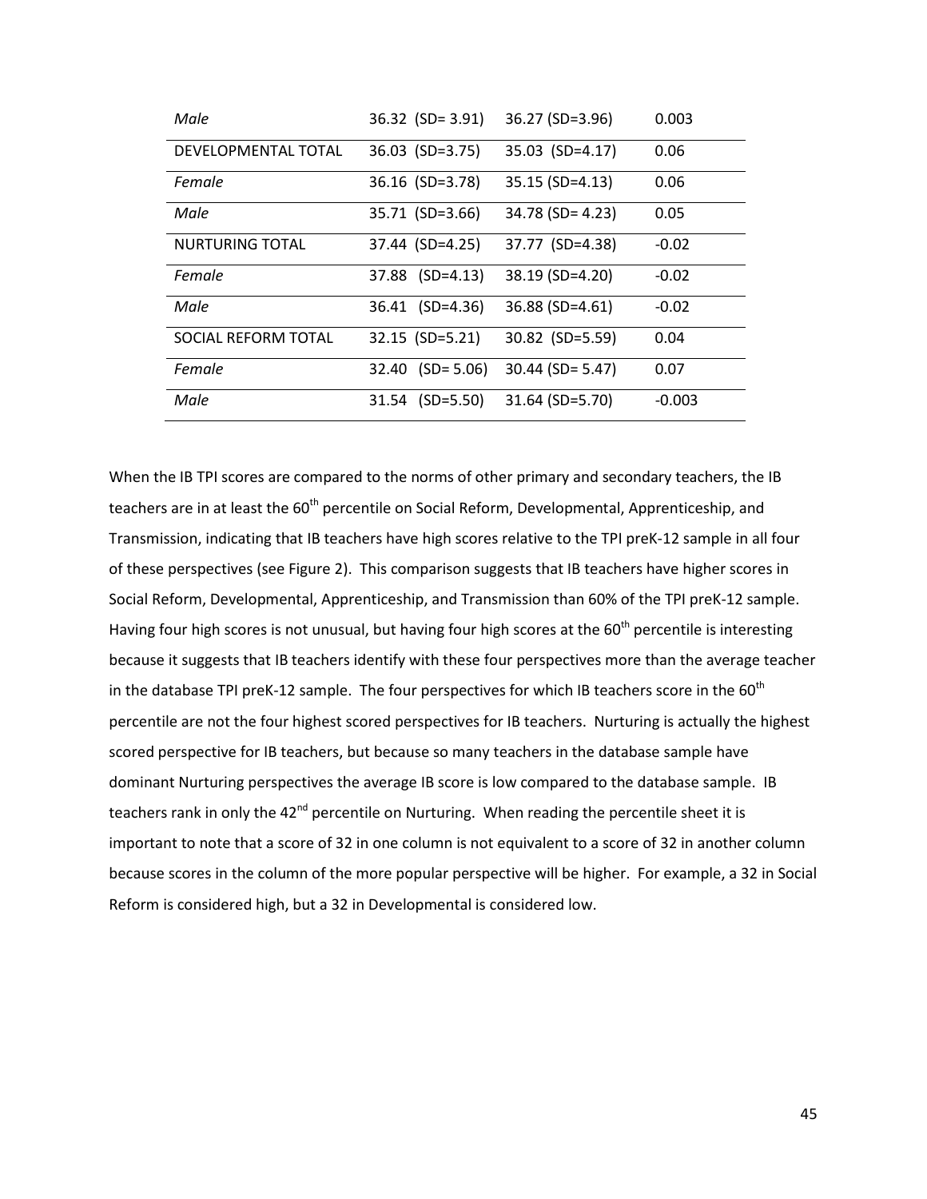| | | | |
|---|---|---|---|
| *Male* | 36.32 (SD= 3.91) | 36.27 (SD=3.96) | 0.003 |
| DEVELOPMENTAL TOTAL | 36.03 (SD=3.75) | 35.03 (SD=4.17) | 0.06 |
| *Female* | 36.16 (SD=3.78) | 35.15 (SD=4.13) | 0.06 |
| *Male* | 35.71 (SD=3.66) | 34.78 (SD= 4.23) | 0.05 |
| NURTURING TOTAL | 37.44 (SD=4.25) | 37.77 (SD=4.38) | -0.02 |
| *Female* | 37.88 (SD=4.13) | 38.19 (SD=4.20) | -0.02 |
| *Male* | 36.41 (SD=4.36) | 36.88 (SD=4.61) | -0.02 |
| SOCIAL REFORM TOTAL | 32.15 (SD=5.21) | 30.82 (SD=5.59) | 0.04 |
| *Female* | 32.40 (SD= 5.06) | 30.44 (SD= 5.47) | 0.07 |
| *Male* | 31.54 (SD=5.50) | 31.64 (SD=5.70) | -0.003 |

When the IB TPI scores are compared to the norms of other primary and secondary teachers, the IB teachers are in at least the 60th percentile on Social Reform, Developmental, Apprenticeship, and Transmission, indicating that IB teachers have high scores relative to the TPI preK-12 sample in all four of these perspectives (see Figure 2). This comparison suggests that IB teachers have higher scores in Social Reform, Developmental, Apprenticeship, and Transmission than 60% of the TPI preK-12 sample. Having four high scores is not unusual, but having four high scores at the 60th percentile is interesting because it suggests that IB teachers identify with these four perspectives more than the average teacher in the database TPI preK-12 sample. The four perspectives for which IB teachers score in the 60th percentile are not the four highest scored perspectives for IB teachers. Nurturing is actually the highest scored perspective for IB teachers, but because so many teachers in the database sample have dominant Nurturing perspectives the average IB score is low compared to the database sample. IB teachers rank in only the 42nd percentile on Nurturing. When reading the percentile sheet it is important to note that a score of 32 in one column is not equivalent to a score of 32 in another column because scores in the column of the more popular perspective will be higher. For example, a 32 in Social Reform is considered high, but a 32 in Developmental is considered low.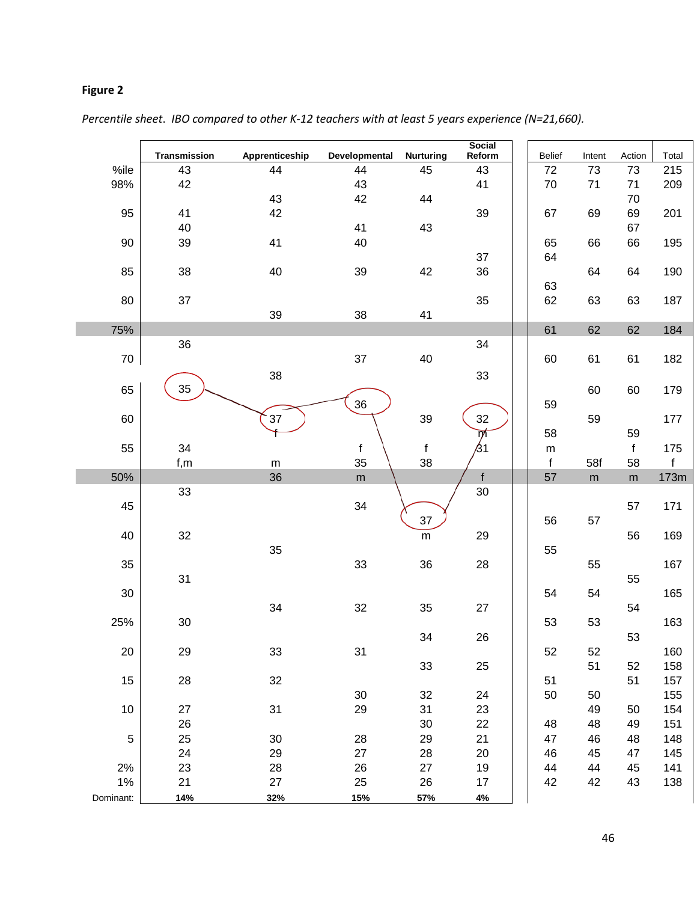**Figure 2**

*Percentile sheet. IBO compared to other K-12 teachers with at least 5 years experience (N=21,660).*

| | Transmission | Apprenticeship | Developmental | Nurturing | Social Reform | Belief | Intent | Action | Total |
|---|---|---|---|---|---|---|---|---|---|
| %ile | 43 | 44 | 44 | 45 | 43 | 72 | 73 | 73 | 215 |
| 98% | 42 | | 43 | | 41 | 70 | 71 | 71 | 209 |
| | | 43 | 42 | 44 | | | | 70 | |
| 95 | 41 | 42 | | | 39 | 67 | 69 | 69 | 201 |
| | 40 | | 41 | 43 | | | | 67 | |
| 90 | 39 | 41 | 40 | | | 65 | 66 | 66 | 195 |
| | | | | | 37 | 64 | | | |
| 85 | 38 | 40 | 39 | 42 | 36 | | 64 | 64 | 190 |
| | | | | | | 63 | | | |
| 80 | 37 | | | | 35 | 62 | 63 | 63 | 187 |
| | | 39 | 38 | 41 | | | | | |
| 75% | | | | | | 61 | 62 | 62 | 184 |
| | 36 | | | | 34 | | | | |
| 70 | | | 37 | 40 | | 60 | 61 | 61 | 182 |
| | | 38 | | | 33 | | | | |
| 65 | 35 | | | | | | 60 | 60 | 179 |
| | | | 36 | | | 59 | | | |
| 60 | | 37 | | 39 | 32 | | 59 | | 177 |
| | | f | | | m | 58 | | 59 | |
| 55 | 34 | | f | f | 31 | m | | f | 175 |
| | f,m | m | 35 | 38 | | f | 58f | 58 | f |
| 50% | | 36 | m | | f | 57 | m | m | 173m |
| | 33 | | | | 30 | | | | |
| 45 | | | 34 | | | | | 57 | 171 |
| | | | | 37 | | 56 | 57 | | |
| 40 | 32 | | | m | 29 | | | 56 | 169 |
| | | 35 | | | | 55 | | | |
| 35 | | | 33 | 36 | 28 | | 55 | | 167 |
| | 31 | | | | | | | 55 | |
| 30 | | | | | | 54 | 54 | | 165 |
| | | 34 | 32 | 35 | 27 | | | 54 | |
| 25% | 30 | | | | | 53 | 53 | | 163 |
| | | | | 34 | 26 | | | 53 | |
| 20 | 29 | 33 | 31 | | | 52 | 52 | | 160 |
| | | | | 33 | 25 | | 51 | 52 | 158 |
| 15 | 28 | 32 | | | | 51 | | 51 | 157 |
| | | | 30 | 32 | 24 | 50 | 50 | | 155 |
| 10 | 27 | 31 | 29 | 31 | 23 | | 49 | 50 | 154 |
| | 26 | | | 30 | 22 | 48 | 48 | 49 | 151 |
| 5 | 25 | 30 | 28 | 29 | 21 | 47 | 46 | 48 | 148 |
| | 24 | 29 | 27 | 28 | 20 | 46 | 45 | 47 | 145 |
| 2% | 23 | 28 | 26 | 27 | 19 | 44 | 44 | 45 | 141 |
| 1% | 21 | 27 | 25 | 26 | 17 | 42 | 42 | 43 | 138 |
| Dominant: | 14% | 32% | 15% | 57% | 4% | | | | |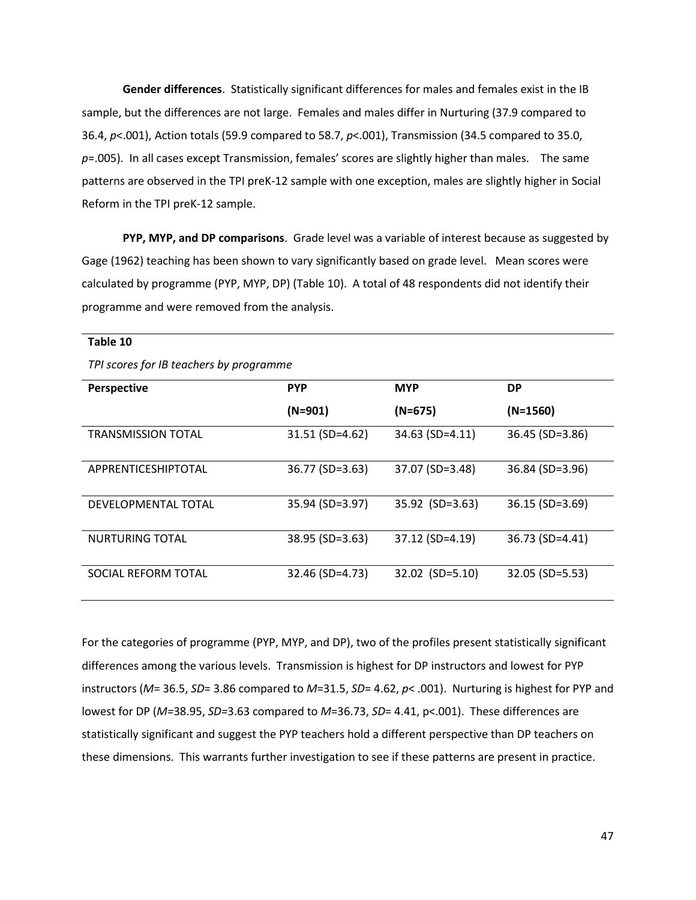**Gender differences**. Statistically significant differences for males and females exist in the IB sample, but the differences are not large. Females and males differ in Nurturing (37.9 compared to 36.4, $p<.001$), Action totals (59.9 compared to 58.7, $p<.001$), Transmission (34.5 compared to 35.0, $p=.005$). In all cases except Transmission, females' scores are slightly higher than males. The same patterns are observed in the TPI preK-12 sample with one exception, males are slightly higher in Social Reform in the TPI preK-12 sample.

**PYP, MYP, and DP comparisons**. Grade level was a variable of interest because as suggested by Gage (1962) teaching has been shown to vary significantly based on grade level. Mean scores were calculated by programme (PYP, MYP, DP) (Table 10). A total of 48 respondents did not identify their programme and were removed from the analysis.

**Table 10**

*TPI scores for IB teachers by programme*

| Perspective | PYP (N=901) | MYP (N=675) | DP (N=1560) |
|---|---|---|---|
| TRANSMISSION TOTAL | 31.51 (SD=4.62) | 34.63 (SD=4.11) | 36.45 (SD=3.86) |
| APPRENTICESHIPTOTAL | 36.77 (SD=3.63) | 37.07 (SD=3.48) | 36.84 (SD=3.96) |
| DEVELOPMENTAL TOTAL | 35.94 (SD=3.97) | 35.92 (SD=3.63) | 36.15 (SD=3.69) |
| NURTURING TOTAL | 38.95 (SD=3.63) | 37.12 (SD=4.19) | 36.73 (SD=4.41) |
| SOCIAL REFORM TOTAL | 32.46 (SD=4.73) | 32.02 (SD=5.10) | 32.05 (SD=5.53) |

For the categories of programme (PYP, MYP, and DP), two of the profiles present statistically significant differences among the various levels. Transmission is highest for DP instructors and lowest for PYP instructors ($M$= 36.5, $SD$= 3.86 compared to $M$=31.5, $SD$= 4.62, $p<.001$). Nurturing is highest for PYP and lowest for DP ($M$=38.95, $SD$=3.63 compared to $M$=36.73, $SD$= 4.41, $p<.001$). These differences are statistically significant and suggest the PYP teachers hold a different perspective than DP teachers on these dimensions. This warrants further investigation to see if these patterns are present in practice.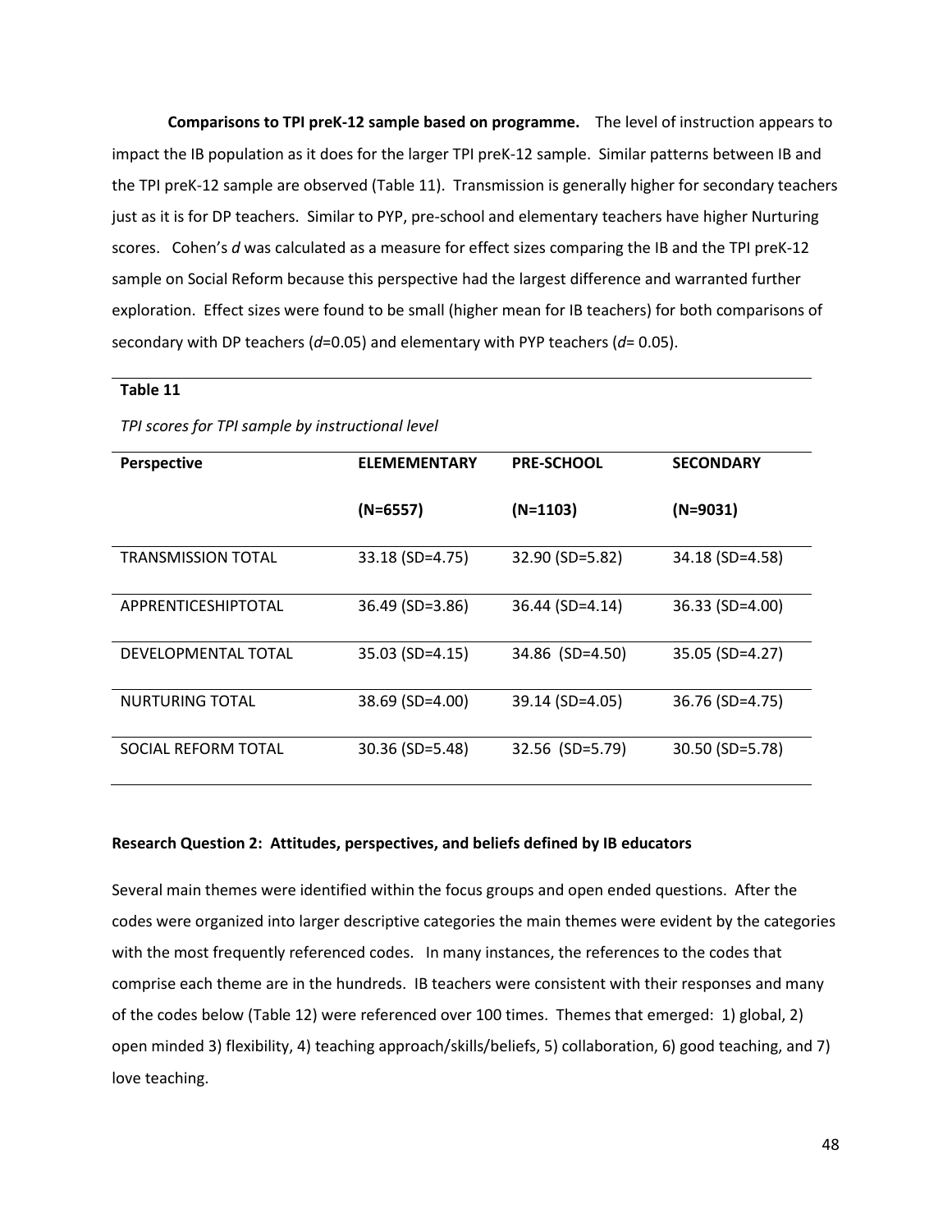**Comparisons to TPI preK-12 sample based on programme.** The level of instruction appears to impact the IB population as it does for the larger TPI preK-12 sample. Similar patterns between IB and the TPI preK-12 sample are observed (Table 11). Transmission is generally higher for secondary teachers just as it is for DP teachers. Similar to PYP, pre-school and elementary teachers have higher Nurturing scores. Cohen's *d* was calculated as a measure for effect sizes comparing the IB and the TPI preK-12 sample on Social Reform because this perspective had the largest difference and warranted further exploration. Effect sizes were found to be small (higher mean for IB teachers) for both comparisons of secondary with DP teachers ($d$=0.05) and elementary with PYP teachers ($d$= 0.05).

**Table 11**

*TPI scores for TPI sample by instructional level*

| **Perspective** | **ELEMEMENTARY (N=6557)** | **PRE-SCHOOL (N=1103)** | **SECONDARY (N=9031)** |
|---|---|---|---|
| TRANSMISSION TOTAL | 33.18 (SD=4.75) | 32.90 (SD=5.82) | 34.18 (SD=4.58) |
| APPRENTICESHIPTOTAL | 36.49 (SD=3.86) | 36.44 (SD=4.14) | 36.33 (SD=4.00) |
| DEVELOPMENTAL TOTAL | 35.03 (SD=4.15) | 34.86 (SD=4.50) | 35.05 (SD=4.27) |
| NURTURING TOTAL | 38.69 (SD=4.00) | 39.14 (SD=4.05) | 36.76 (SD=4.75) |
| SOCIAL REFORM TOTAL | 30.36 (SD=5.48) | 32.56 (SD=5.79) | 30.50 (SD=5.78) |

**Research Question 2: Attitudes, perspectives, and beliefs defined by IB educators**

Several main themes were identified within the focus groups and open ended questions. After the codes were organized into larger descriptive categories the main themes were evident by the categories with the most frequently referenced codes. In many instances, the references to the codes that comprise each theme are in the hundreds. IB teachers were consistent with their responses and many of the codes below (Table 12) were referenced over 100 times. Themes that emerged: 1) global, 2) open minded 3) flexibility, 4) teaching approach/skills/beliefs, 5) collaboration, 6) good teaching, and 7) love teaching.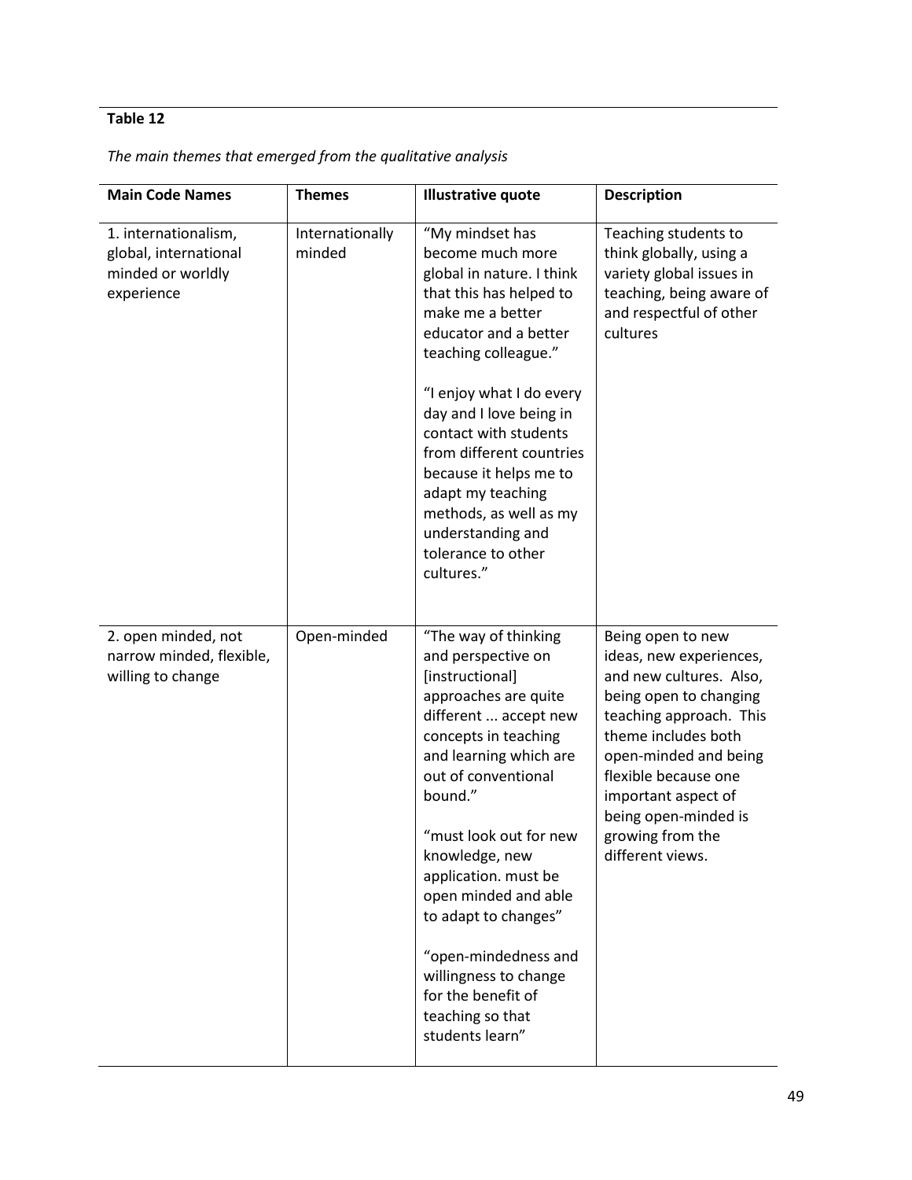**Table 12**

*The main themes that emerged from the qualitative analysis*

| Main Code Names | Themes | Illustrative quote | Description |
|---|---|---|---|
| 1. internationalism, global, international minded or worldly experience | Internationally minded | "My mindset has become much more global in nature. I think that this has helped to make me a better educator and a better teaching colleague." "I enjoy what I do every day and I love being in contact with students from different countries because it helps me to adapt my teaching methods, as well as my understanding and tolerance to other cultures." | Teaching students to think globally, using a variety global issues in teaching, being aware of and respectful of other cultures |
| 2. open minded, not narrow minded, flexible, willing to change | Open-minded | "The way of thinking and perspective on [instructional] approaches are quite different ... accept new concepts in teaching and learning which are out of conventional bound." "must look out for new knowledge, new application. must be open minded and able to adapt to changes" "open-mindedness and willingness to change for the benefit of teaching so that students learn" | Being open to new ideas, new experiences, and new cultures. Also, being open to changing teaching approach. This theme includes both open-minded and being flexible because one important aspect of being open-minded is growing from the different views. |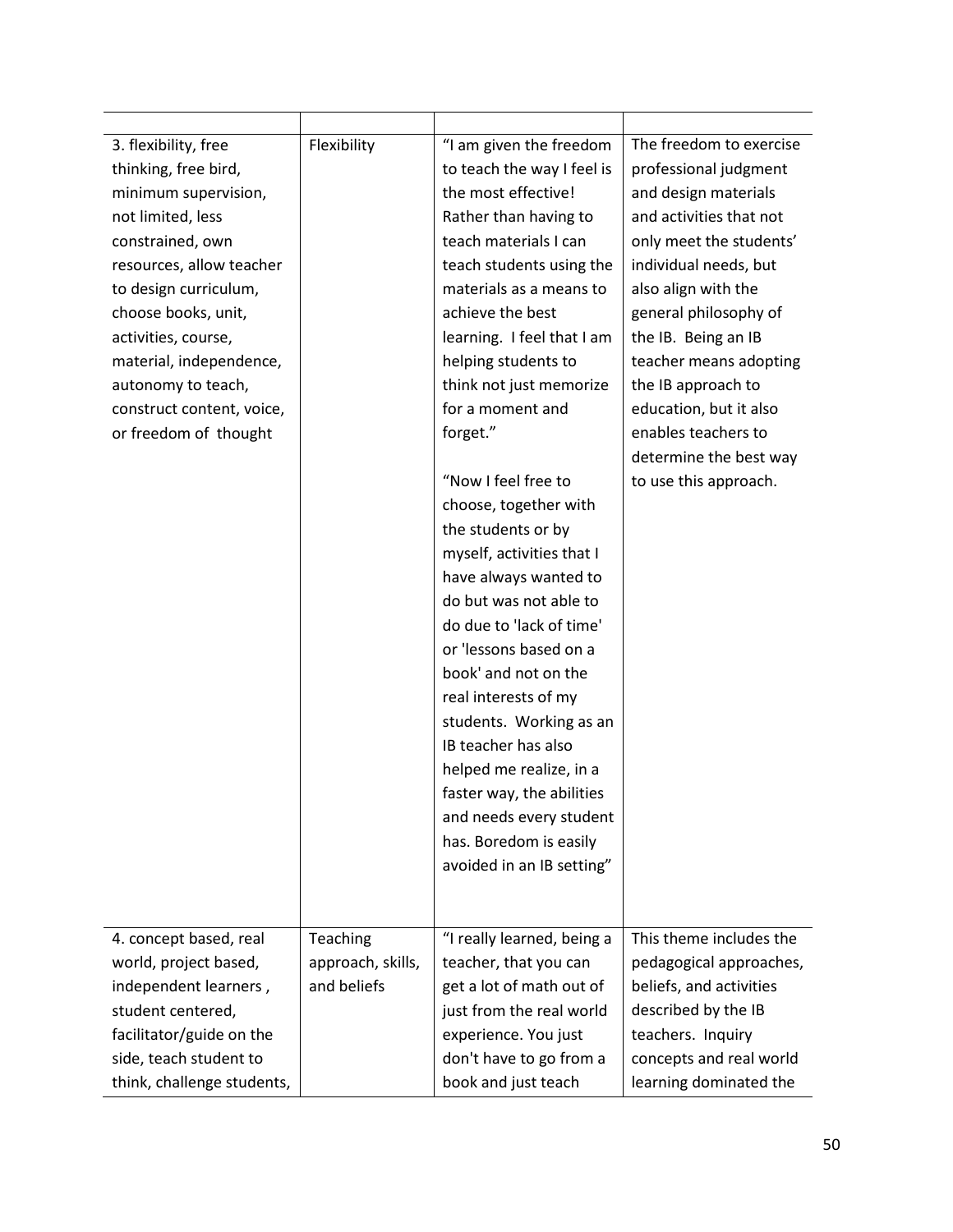| | | | |
|---|---|---|---|
| 3. flexibility, free thinking, free bird, minimum supervision, not limited, less constrained, own resources, allow teacher to design curriculum, choose books, unit, activities, course, material, independence, autonomy to teach, construct content, voice, or freedom of thought | Flexibility | "I am given the freedom to teach the way I feel is the most effective! Rather than having to teach materials I can teach students using the materials as a means to achieve the best learning. I feel that I am helping students to think not just memorize for a moment and forget."<br><br>"Now I feel free to choose, together with the students or by myself, activities that I have always wanted to do but was not able to do due to 'lack of time' or 'lessons based on a book' and not on the real interests of my students. Working as an IB teacher has also helped me realize, in a faster way, the abilities and needs every student has. Boredom is easily avoided in an IB setting" | The freedom to exercise professional judgment and design materials and activities that not only meet the students' individual needs, but also align with the general philosophy of the IB. Being an IB teacher means adopting the IB approach to education, but it also enables teachers to determine the best way to use this approach. |
| 4. concept based, real world, project based, independent learners , student centered, facilitator/guide on the side, teach student to think, challenge students, | Teaching approach, skills, and beliefs | "I really learned, being a teacher, that you can get a lot of math out of just from the real world experience. You just don't have to go from a book and just teach | This theme includes the pedagogical approaches, beliefs, and activities described by the IB teachers. Inquiry concepts and real world learning dominated the |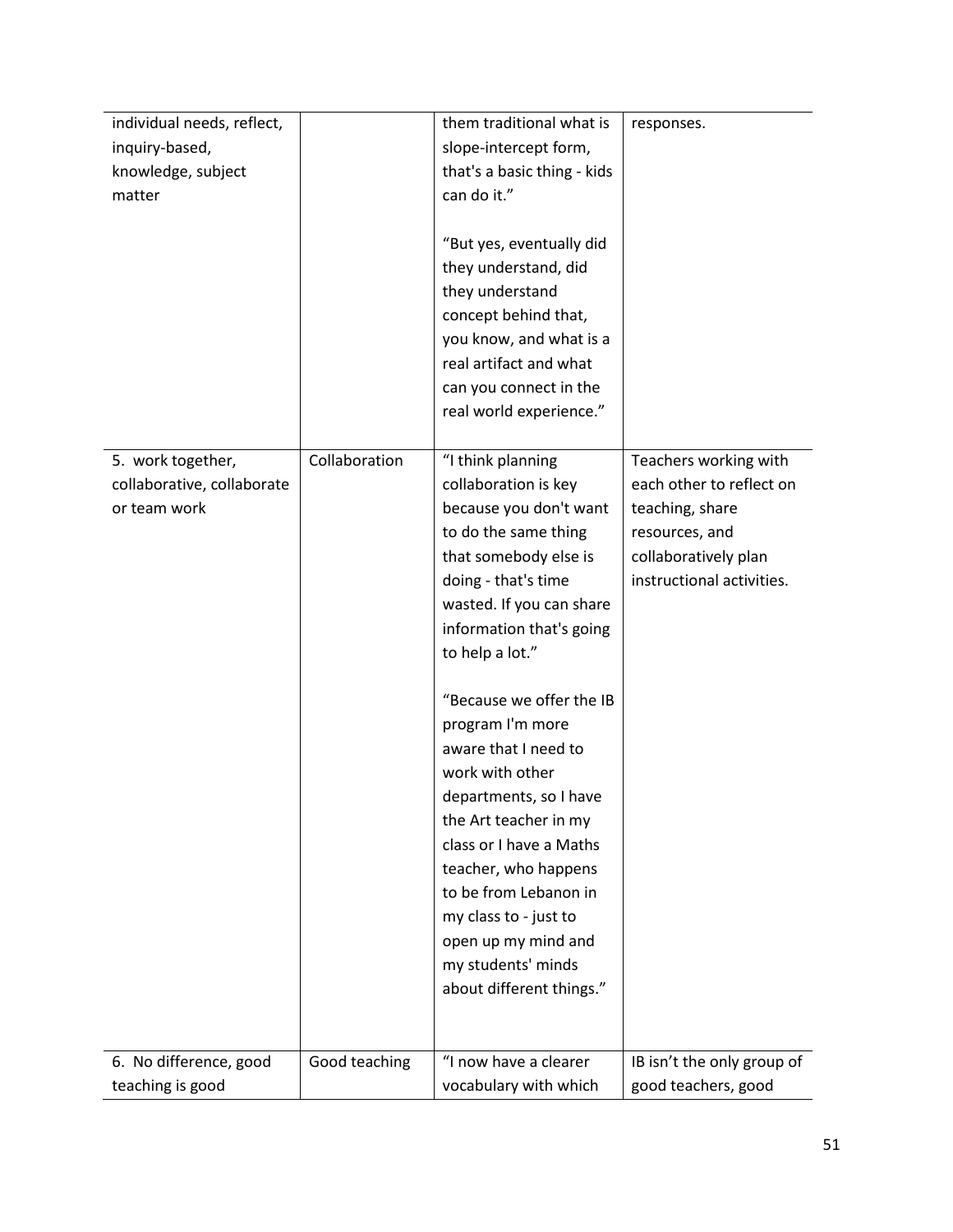| | | | |
|---|---|---|---|
| individual needs, reflect, inquiry-based, knowledge, subject matter | | them traditional what is slope-intercept form, that's a basic thing - kids can do it."<br><br>"But yes, eventually did they understand, did they understand concept behind that, you know, and what is a real artifact and what can you connect in the real world experience." | responses. |
| 5. work together, collaborative, collaborate or team work | Collaboration | "I think planning collaboration is key because you don't want to do the same thing that somebody else is doing - that's time wasted. If you can share information that's going to help a lot."<br><br>"Because we offer the IB program I'm more aware that I need to work with other departments, so I have the Art teacher in my class or I have a Maths teacher, who happens to be from Lebanon in my class to - just to open up my mind and my students' minds about different things." | Teachers working with each other to reflect on teaching, share resources, and collaboratively plan instructional activities. |
| 6. No difference, good teaching is good | Good teaching | "I now have a clearer vocabulary with which | IB isn't the only group of good teachers, good |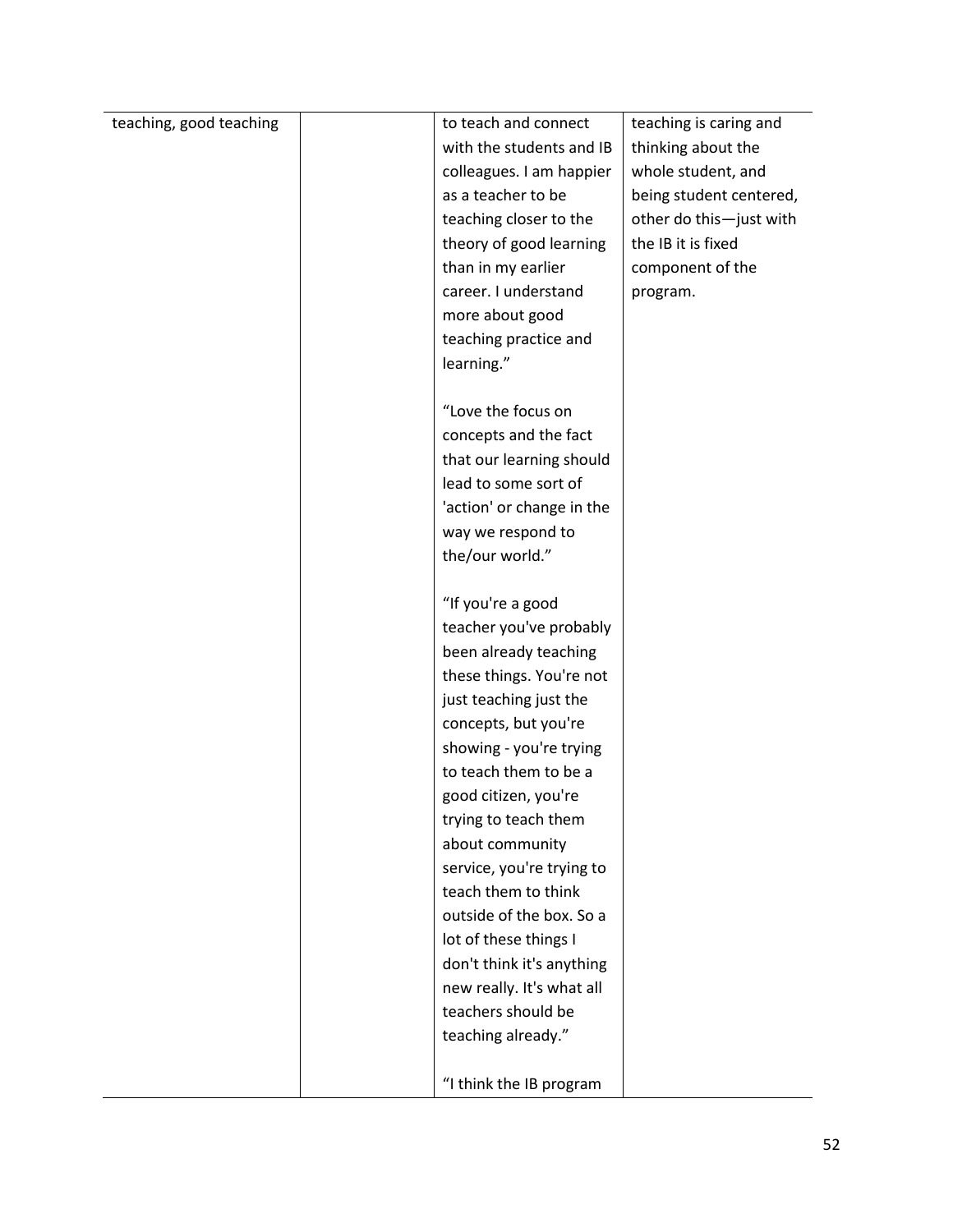| | | | |
|---|---|---|---|
| teaching, good teaching | | to teach and connect with the students and IB colleagues. I am happier as a teacher to be teaching closer to the theory of good learning than in my earlier career. I understand more about good teaching practice and learning."<br><br>"Love the focus on concepts and the fact that our learning should lead to some sort of 'action' or change in the way we respond to the/our world."<br><br>"If you're a good teacher you've probably been already teaching these things. You're not just teaching just the concepts, but you're showing - you're trying to teach them to be a good citizen, you're trying to teach them about community service, you're trying to teach them to think outside of the box. So a lot of these things I don't think it's anything new really. It's what all teachers should be teaching already."<br><br>"I think the IB program | teaching is caring and thinking about the whole student, and being student centered, other do this—just with the IB it is fixed component of the program. |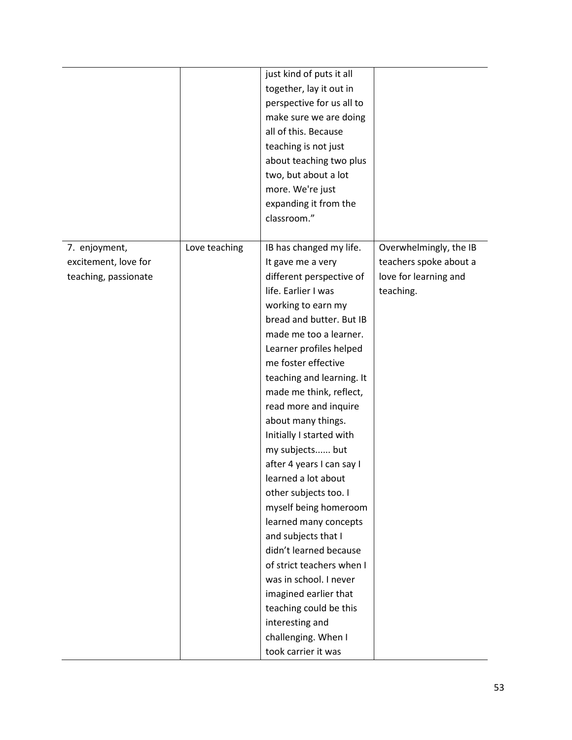| | | | |
|---|---|---|---|
| | | just kind of puts it all together, lay it out in perspective for us all to make sure we are doing all of this. Because teaching is not just about teaching two plus two, but about a lot more. We're just expanding it from the classroom." | |
| 7. enjoyment, excitement, love for teaching, passionate | Love teaching | IB has changed my life. It gave me a very different perspective of life. Earlier I was working to earn my bread and butter. But IB made me too a learner. Learner profiles helped me foster effective teaching and learning. It made me think, reflect, read more and inquire about many things. Initially I started with my subjects...... but after 4 years I can say I learned a lot about other subjects too. I myself being homeroom learned many concepts and subjects that I didn't learned because of strict teachers when I was in school. I never imagined earlier that teaching could be this interesting and challenging. When I took carrier it was | Overwhelmingly, the IB teachers spoke about a love for learning and teaching. |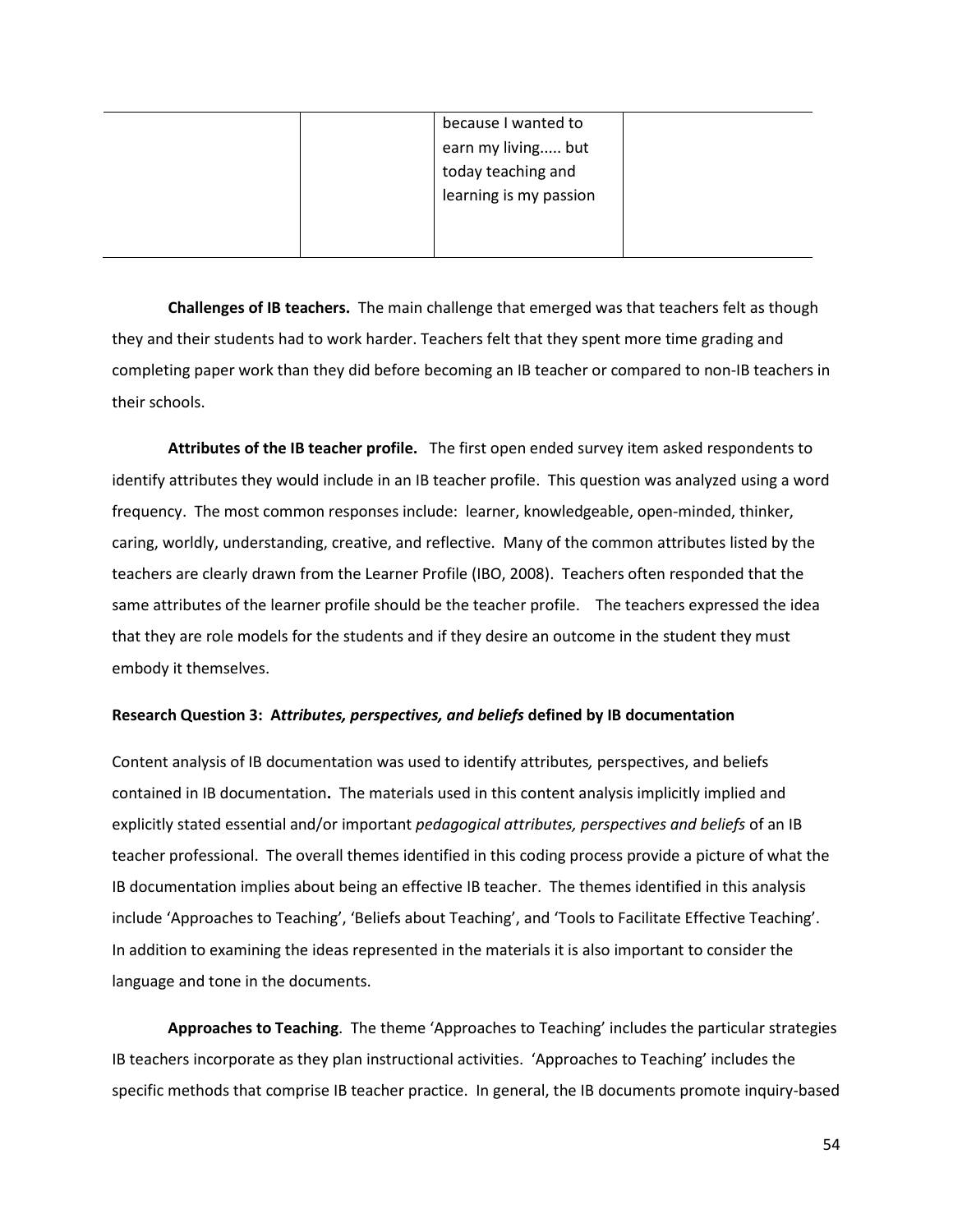| | | because I wanted to earn my living..... but today teaching and learning is my passion | |
|---|---|---|---|

**Challenges of IB teachers.** The main challenge that emerged was that teachers felt as though they and their students had to work harder. Teachers felt that they spent more time grading and completing paper work than they did before becoming an IB teacher or compared to non-IB teachers in their schools.

**Attributes of the IB teacher profile.** The first open ended survey item asked respondents to identify attributes they would include in an IB teacher profile. This question was analyzed using a word frequency. The most common responses include: learner, knowledgeable, open-minded, thinker, caring, worldly, understanding, creative, and reflective. Many of the common attributes listed by the teachers are clearly drawn from the Learner Profile (IBO, 2008). Teachers often responded that the same attributes of the learner profile should be the teacher profile. The teachers expressed the idea that they are role models for the students and if they desire an outcome in the student they must embody it themselves.

**Research Question 3: A*ttributes, perspectives, and beliefs* defined by IB documentation**

Content analysis of IB documentation was used to identify attributes*,* perspectives, and beliefs contained in IB documentation**.** The materials used in this content analysis implicitly implied and explicitly stated essential and/or important *pedagogical attributes, perspectives and beliefs* of an IB teacher professional. The overall themes identified in this coding process provide a picture of what the IB documentation implies about being an effective IB teacher. The themes identified in this analysis include 'Approaches to Teaching', 'Beliefs about Teaching', and 'Tools to Facilitate Effective Teaching'. In addition to examining the ideas represented in the materials it is also important to consider the language and tone in the documents.

**Approaches to Teaching**. The theme 'Approaches to Teaching' includes the particular strategies IB teachers incorporate as they plan instructional activities. 'Approaches to Teaching' includes the specific methods that comprise IB teacher practice. In general, the IB documents promote inquiry-based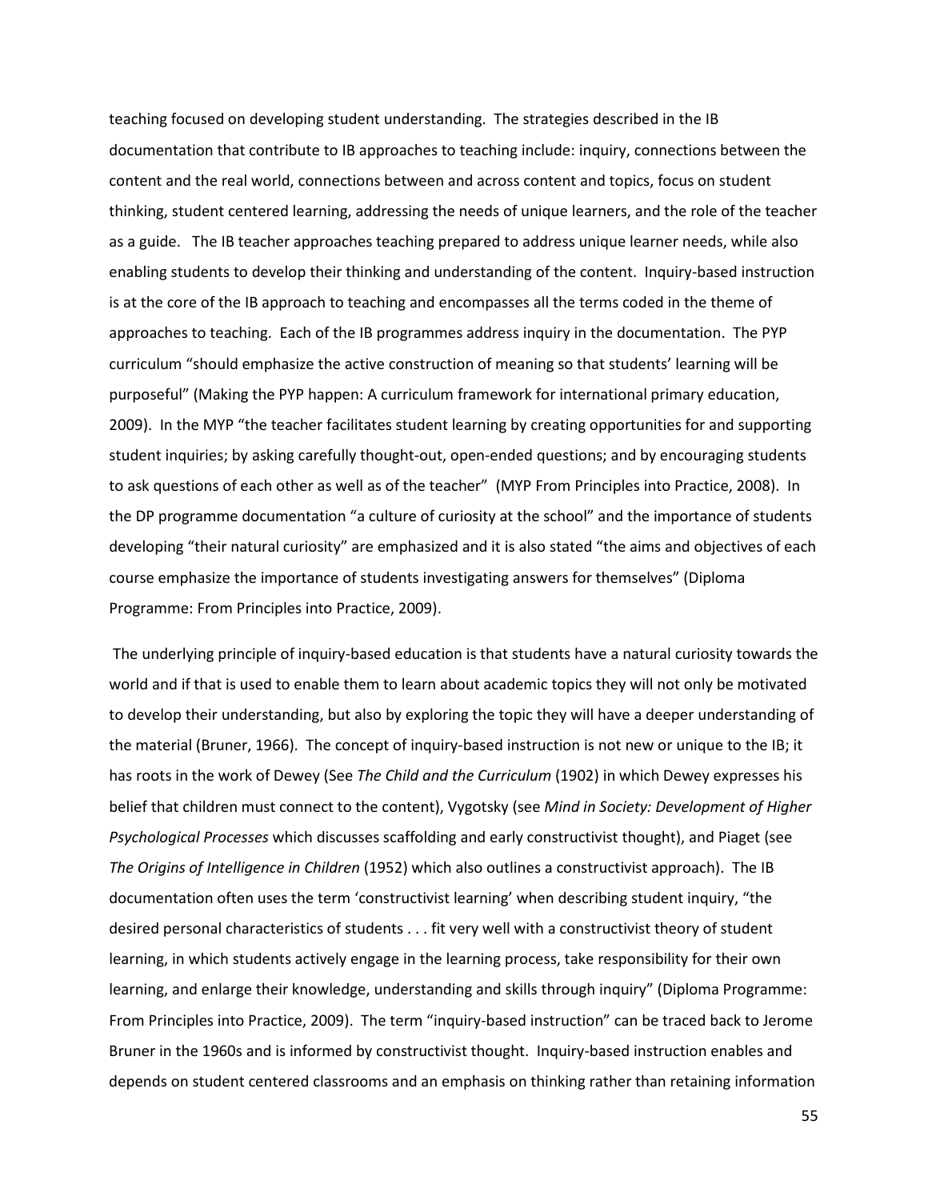teaching focused on developing student understanding. The strategies described in the IB documentation that contribute to IB approaches to teaching include: inquiry, connections between the content and the real world, connections between and across content and topics, focus on student thinking, student centered learning, addressing the needs of unique learners, and the role of the teacher as a guide. The IB teacher approaches teaching prepared to address unique learner needs, while also enabling students to develop their thinking and understanding of the content. Inquiry-based instruction is at the core of the IB approach to teaching and encompasses all the terms coded in the theme of approaches to teaching. Each of the IB programmes address inquiry in the documentation. The PYP curriculum "should emphasize the active construction of meaning so that students' learning will be purposeful" (Making the PYP happen: A curriculum framework for international primary education, 2009). In the MYP "the teacher facilitates student learning by creating opportunities for and supporting student inquiries; by asking carefully thought-out, open-ended questions; and by encouraging students to ask questions of each other as well as of the teacher" (MYP From Principles into Practice, 2008). In the DP programme documentation "a culture of curiosity at the school" and the importance of students developing "their natural curiosity" are emphasized and it is also stated "the aims and objectives of each course emphasize the importance of students investigating answers for themselves" (Diploma Programme: From Principles into Practice, 2009).

The underlying principle of inquiry-based education is that students have a natural curiosity towards the world and if that is used to enable them to learn about academic topics they will not only be motivated to develop their understanding, but also by exploring the topic they will have a deeper understanding of the material (Bruner, 1966). The concept of inquiry-based instruction is not new or unique to the IB; it has roots in the work of Dewey (See *The Child and the Curriculum* (1902) in which Dewey expresses his belief that children must connect to the content), Vygotsky (see *Mind in Society: Development of Higher Psychological Processes* which discusses scaffolding and early constructivist thought), and Piaget (see *The Origins of Intelligence in Children* (1952) which also outlines a constructivist approach). The IB documentation often uses the term 'constructivist learning' when describing student inquiry, "the desired personal characteristics of students . . . fit very well with a constructivist theory of student learning, in which students actively engage in the learning process, take responsibility for their own learning, and enlarge their knowledge, understanding and skills through inquiry" (Diploma Programme: From Principles into Practice, 2009). The term "inquiry-based instruction" can be traced back to Jerome Bruner in the 1960s and is informed by constructivist thought. Inquiry-based instruction enables and depends on student centered classrooms and an emphasis on thinking rather than retaining information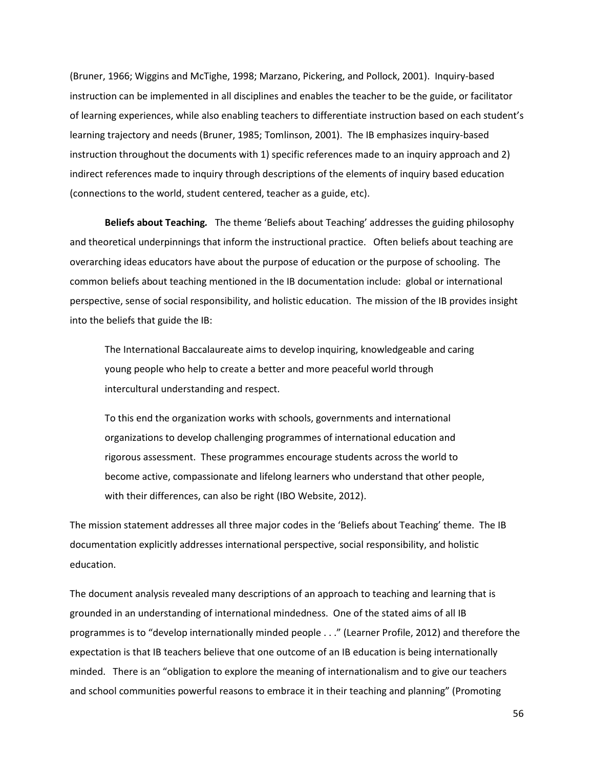(Bruner, 1966; Wiggins and McTighe, 1998; Marzano, Pickering, and Pollock, 2001). Inquiry-based instruction can be implemented in all disciplines and enables the teacher to be the guide, or facilitator of learning experiences, while also enabling teachers to differentiate instruction based on each student's learning trajectory and needs (Bruner, 1985; Tomlinson, 2001). The IB emphasizes inquiry-based instruction throughout the documents with 1) specific references made to an inquiry approach and 2) indirect references made to inquiry through descriptions of the elements of inquiry based education (connections to the world, student centered, teacher as a guide, etc).

**Beliefs about Teaching.** The theme 'Beliefs about Teaching' addresses the guiding philosophy and theoretical underpinnings that inform the instructional practice. Often beliefs about teaching are overarching ideas educators have about the purpose of education or the purpose of schooling. The common beliefs about teaching mentioned in the IB documentation include: global or international perspective, sense of social responsibility, and holistic education. The mission of the IB provides insight into the beliefs that guide the IB:

> The International Baccalaureate aims to develop inquiring, knowledgeable and caring young people who help to create a better and more peaceful world through intercultural understanding and respect.
>
> To this end the organization works with schools, governments and international organizations to develop challenging programmes of international education and rigorous assessment. These programmes encourage students across the world to become active, compassionate and lifelong learners who understand that other people, with their differences, can also be right (IBO Website, 2012).

The mission statement addresses all three major codes in the 'Beliefs about Teaching' theme. The IB documentation explicitly addresses international perspective, social responsibility, and holistic education.

The document analysis revealed many descriptions of an approach to teaching and learning that is grounded in an understanding of international mindedness. One of the stated aims of all IB programmes is to "develop internationally minded people . . ." (Learner Profile, 2012) and therefore the expectation is that IB teachers believe that one outcome of an IB education is being internationally minded. There is an "obligation to explore the meaning of internationalism and to give our teachers and school communities powerful reasons to embrace it in their teaching and planning" (Promoting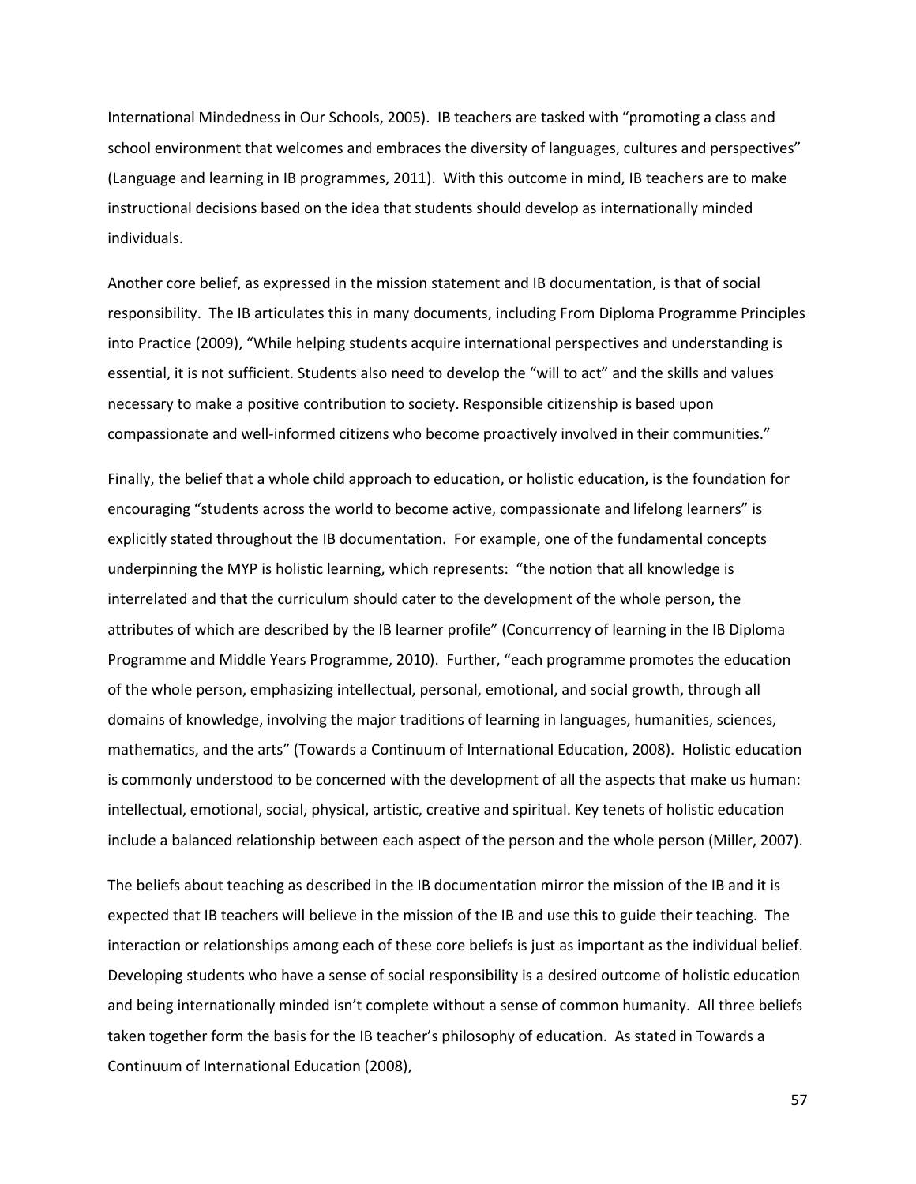International Mindedness in Our Schools, 2005). IB teachers are tasked with "promoting a class and school environment that welcomes and embraces the diversity of languages, cultures and perspectives" (Language and learning in IB programmes, 2011). With this outcome in mind, IB teachers are to make instructional decisions based on the idea that students should develop as internationally minded individuals.

Another core belief, as expressed in the mission statement and IB documentation, is that of social responsibility. The IB articulates this in many documents, including From Diploma Programme Principles into Practice (2009), "While helping students acquire international perspectives and understanding is essential, it is not sufficient. Students also need to develop the "will to act" and the skills and values necessary to make a positive contribution to society. Responsible citizenship is based upon compassionate and well-informed citizens who become proactively involved in their communities."

Finally, the belief that a whole child approach to education, or holistic education, is the foundation for encouraging "students across the world to become active, compassionate and lifelong learners" is explicitly stated throughout the IB documentation. For example, one of the fundamental concepts underpinning the MYP is holistic learning, which represents: "the notion that all knowledge is interrelated and that the curriculum should cater to the development of the whole person, the attributes of which are described by the IB learner profile" (Concurrency of learning in the IB Diploma Programme and Middle Years Programme, 2010). Further, "each programme promotes the education of the whole person, emphasizing intellectual, personal, emotional, and social growth, through all domains of knowledge, involving the major traditions of learning in languages, humanities, sciences, mathematics, and the arts" (Towards a Continuum of International Education, 2008). Holistic education is commonly understood to be concerned with the development of all the aspects that make us human: intellectual, emotional, social, physical, artistic, creative and spiritual. Key tenets of holistic education include a balanced relationship between each aspect of the person and the whole person (Miller, 2007).

The beliefs about teaching as described in the IB documentation mirror the mission of the IB and it is expected that IB teachers will believe in the mission of the IB and use this to guide their teaching. The interaction or relationships among each of these core beliefs is just as important as the individual belief. Developing students who have a sense of social responsibility is a desired outcome of holistic education and being internationally minded isn't complete without a sense of common humanity. All three beliefs taken together form the basis for the IB teacher's philosophy of education. As stated in Towards a Continuum of International Education (2008),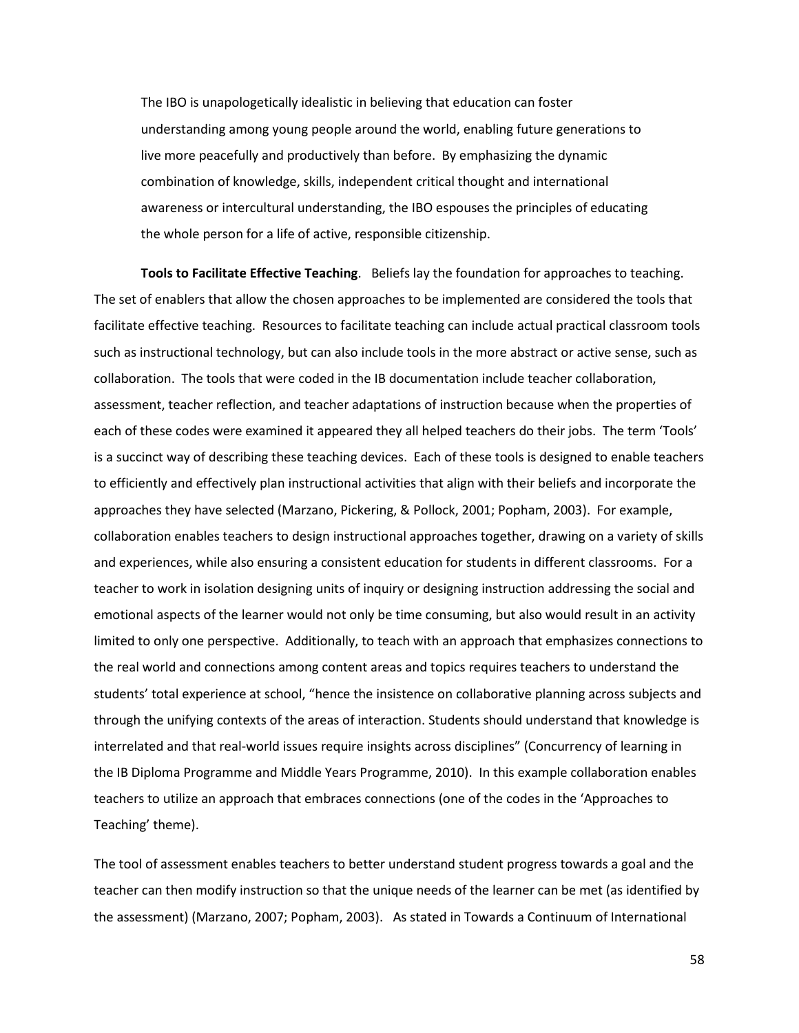> The IBO is unapologetically idealistic in believing that education can foster understanding among young people around the world, enabling future generations to live more peacefully and productively than before. By emphasizing the dynamic combination of knowledge, skills, independent critical thought and international awareness or intercultural understanding, the IBO espouses the principles of educating the whole person for a life of active, responsible citizenship.

**Tools to Facilitate Effective Teaching**. Beliefs lay the foundation for approaches to teaching. The set of enablers that allow the chosen approaches to be implemented are considered the tools that facilitate effective teaching. Resources to facilitate teaching can include actual practical classroom tools such as instructional technology, but can also include tools in the more abstract or active sense, such as collaboration. The tools that were coded in the IB documentation include teacher collaboration, assessment, teacher reflection, and teacher adaptations of instruction because when the properties of each of these codes were examined it appeared they all helped teachers do their jobs. The term 'Tools' is a succinct way of describing these teaching devices. Each of these tools is designed to enable teachers to efficiently and effectively plan instructional activities that align with their beliefs and incorporate the approaches they have selected (Marzano, Pickering, & Pollock, 2001; Popham, 2003). For example, collaboration enables teachers to design instructional approaches together, drawing on a variety of skills and experiences, while also ensuring a consistent education for students in different classrooms. For a teacher to work in isolation designing units of inquiry or designing instruction addressing the social and emotional aspects of the learner would not only be time consuming, but also would result in an activity limited to only one perspective. Additionally, to teach with an approach that emphasizes connections to the real world and connections among content areas and topics requires teachers to understand the students' total experience at school, "hence the insistence on collaborative planning across subjects and through the unifying contexts of the areas of interaction. Students should understand that knowledge is interrelated and that real-world issues require insights across disciplines" (Concurrency of learning in the IB Diploma Programme and Middle Years Programme, 2010). In this example collaboration enables teachers to utilize an approach that embraces connections (one of the codes in the 'Approaches to Teaching' theme).

The tool of assessment enables teachers to better understand student progress towards a goal and the teacher can then modify instruction so that the unique needs of the learner can be met (as identified by the assessment) (Marzano, 2007; Popham, 2003). As stated in Towards a Continuum of International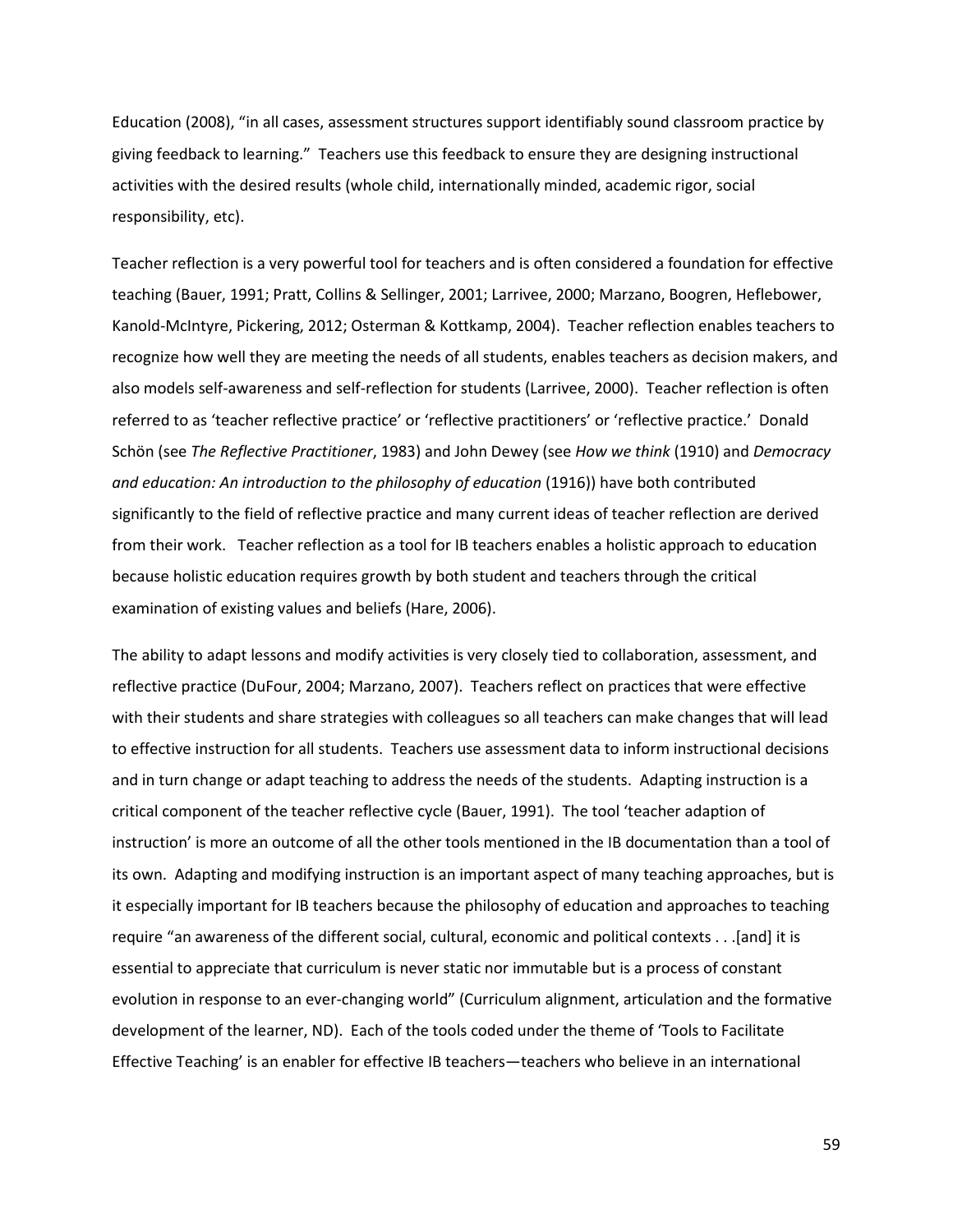Education (2008), “in all cases, assessment structures support identifiably sound classroom practice by giving feedback to learning.” Teachers use this feedback to ensure they are designing instructional activities with the desired results (whole child, internationally minded, academic rigor, social responsibility, etc).

Teacher reflection is a very powerful tool for teachers and is often considered a foundation for effective teaching (Bauer, 1991; Pratt, Collins & Sellinger, 2001; Larrivee, 2000; Marzano, Boogren, Heflebower, Kanold-McIntyre, Pickering, 2012; Osterman & Kottkamp, 2004). Teacher reflection enables teachers to recognize how well they are meeting the needs of all students, enables teachers as decision makers, and also models self-awareness and self-reflection for students (Larrivee, 2000). Teacher reflection is often referred to as ‘teacher reflective practice’ or ‘reflective practitioners’ or ‘reflective practice.’ Donald Schön (see *The Reflective Practitioner*, 1983) and John Dewey (see *How we think* (1910) and *Democracy and education: An introduction to the philosophy of education* (1916)) have both contributed significantly to the field of reflective practice and many current ideas of teacher reflection are derived from their work. Teacher reflection as a tool for IB teachers enables a holistic approach to education because holistic education requires growth by both student and teachers through the critical examination of existing values and beliefs (Hare, 2006).

The ability to adapt lessons and modify activities is very closely tied to collaboration, assessment, and reflective practice (DuFour, 2004; Marzano, 2007). Teachers reflect on practices that were effective with their students and share strategies with colleagues so all teachers can make changes that will lead to effective instruction for all students. Teachers use assessment data to inform instructional decisions and in turn change or adapt teaching to address the needs of the students. Adapting instruction is a critical component of the teacher reflective cycle (Bauer, 1991). The tool ‘teacher adaption of instruction’ is more an outcome of all the other tools mentioned in the IB documentation than a tool of its own. Adapting and modifying instruction is an important aspect of many teaching approaches, but is it especially important for IB teachers because the philosophy of education and approaches to teaching require “an awareness of the different social, cultural, economic and political contexts . . .[and] it is essential to appreciate that curriculum is never static nor immutable but is a process of constant evolution in response to an ever-changing world” (Curriculum alignment, articulation and the formative development of the learner, ND). Each of the tools coded under the theme of ‘Tools to Facilitate Effective Teaching’ is an enabler for effective IB teachers—teachers who believe in an international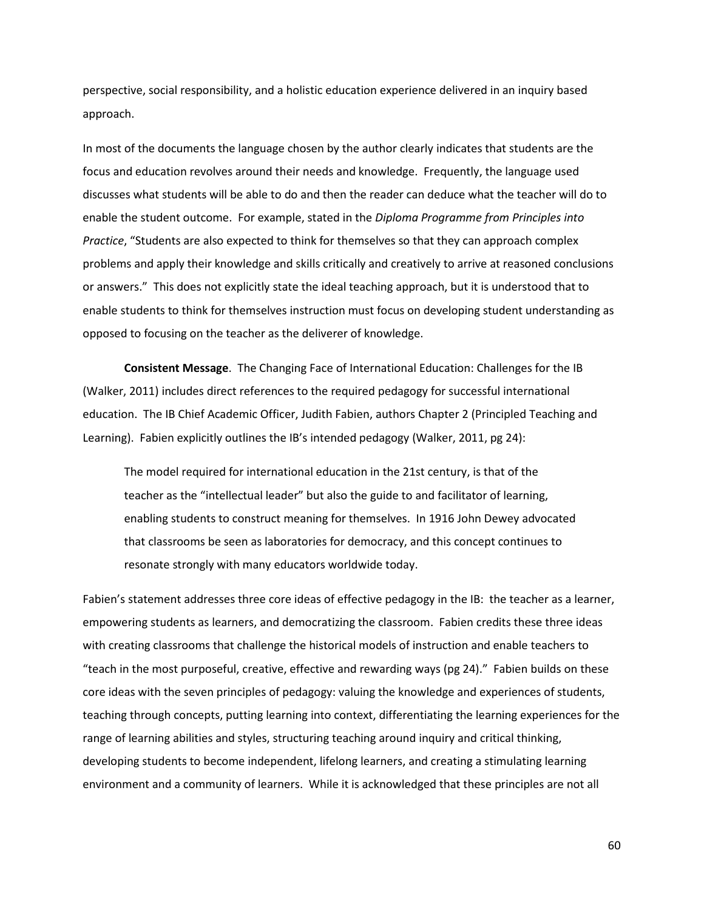perspective, social responsibility, and a holistic education experience delivered in an inquiry based approach.

In most of the documents the language chosen by the author clearly indicates that students are the focus and education revolves around their needs and knowledge. Frequently, the language used discusses what students will be able to do and then the reader can deduce what the teacher will do to enable the student outcome. For example, stated in the *Diploma Programme from Principles into Practice*, "Students are also expected to think for themselves so that they can approach complex problems and apply their knowledge and skills critically and creatively to arrive at reasoned conclusions or answers." This does not explicitly state the ideal teaching approach, but it is understood that to enable students to think for themselves instruction must focus on developing student understanding as opposed to focusing on the teacher as the deliverer of knowledge.

**Consistent Message**. The Changing Face of International Education: Challenges for the IB (Walker, 2011) includes direct references to the required pedagogy for successful international education. The IB Chief Academic Officer, Judith Fabien, authors Chapter 2 (Principled Teaching and Learning). Fabien explicitly outlines the IB's intended pedagogy (Walker, 2011, pg 24):

> The model required for international education in the 21st century, is that of the teacher as the "intellectual leader" but also the guide to and facilitator of learning, enabling students to construct meaning for themselves. In 1916 John Dewey advocated that classrooms be seen as laboratories for democracy, and this concept continues to resonate strongly with many educators worldwide today.

Fabien's statement addresses three core ideas of effective pedagogy in the IB: the teacher as a learner, empowering students as learners, and democratizing the classroom. Fabien credits these three ideas with creating classrooms that challenge the historical models of instruction and enable teachers to "teach in the most purposeful, creative, effective and rewarding ways (pg 24)." Fabien builds on these core ideas with the seven principles of pedagogy: valuing the knowledge and experiences of students, teaching through concepts, putting learning into context, differentiating the learning experiences for the range of learning abilities and styles, structuring teaching around inquiry and critical thinking, developing students to become independent, lifelong learners, and creating a stimulating learning environment and a community of learners. While it is acknowledged that these principles are not all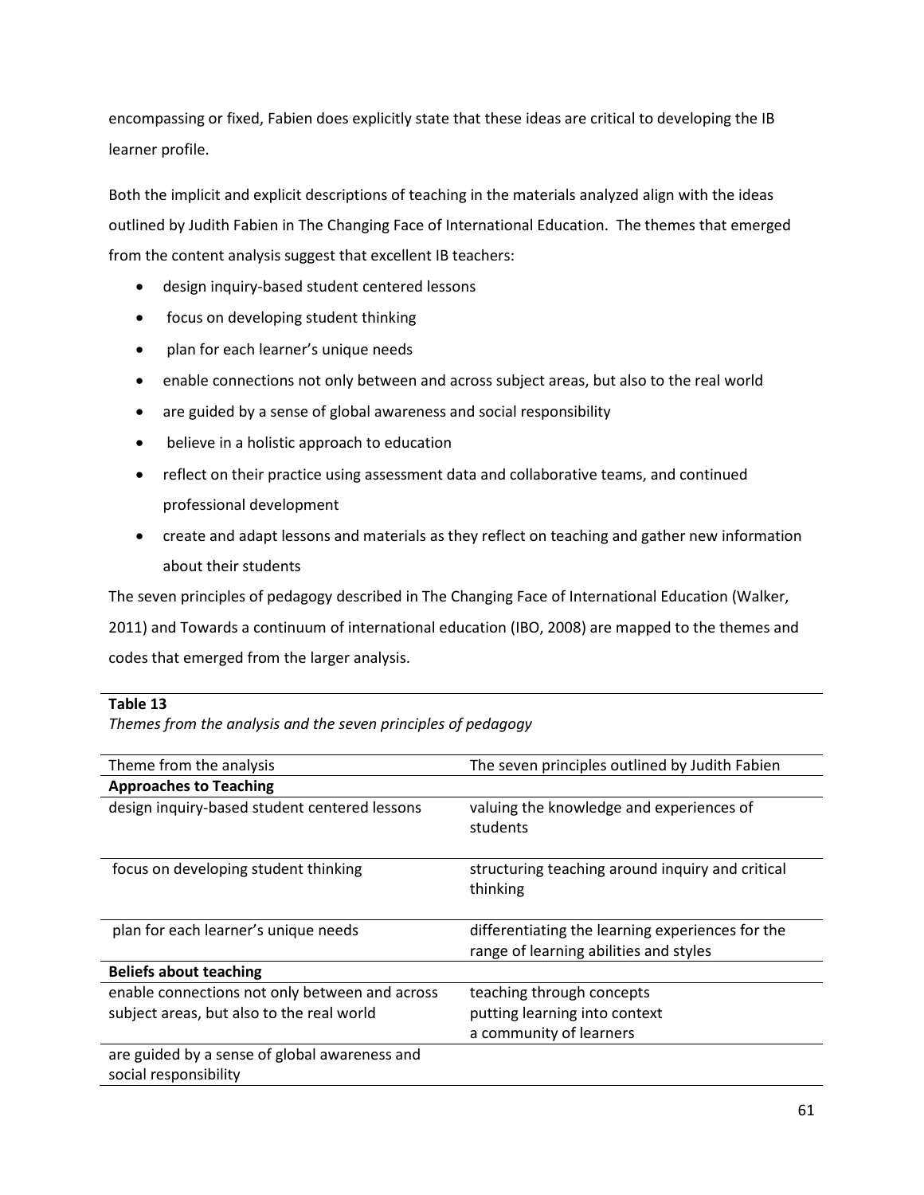encompassing or fixed, Fabien does explicitly state that these ideas are critical to developing the IB learner profile.

Both the implicit and explicit descriptions of teaching in the materials analyzed align with the ideas outlined by Judith Fabien in The Changing Face of International Education. The themes that emerged from the content analysis suggest that excellent IB teachers:

- design inquiry-based student centered lessons
- focus on developing student thinking
- plan for each learner's unique needs
- enable connections not only between and across subject areas, but also to the real world
- are guided by a sense of global awareness and social responsibility
- believe in a holistic approach to education
- reflect on their practice using assessment data and collaborative teams, and continued professional development
- create and adapt lessons and materials as they reflect on teaching and gather new information about their students

The seven principles of pedagogy described in The Changing Face of International Education (Walker, 2011) and Towards a continuum of international education (IBO, 2008) are mapped to the themes and codes that emerged from the larger analysis.

**Table 13**

*Themes from the analysis and the seven principles of pedagogy*

| Theme from the analysis | The seven principles outlined by Judith Fabien |
|---|---|
| **Approaches to Teaching** | |
| design inquiry-based student centered lessons | valuing the knowledge and experiences of students |
| focus on developing student thinking | structuring teaching around inquiry and critical thinking |
| plan for each learner's unique needs | differentiating the learning experiences for the range of learning abilities and styles |
| **Beliefs about teaching** | |
| enable connections not only between and across subject areas, but also to the real world | teaching through concepts<br>putting learning into context<br>a community of learners |
| are guided by a sense of global awareness and social responsibility | |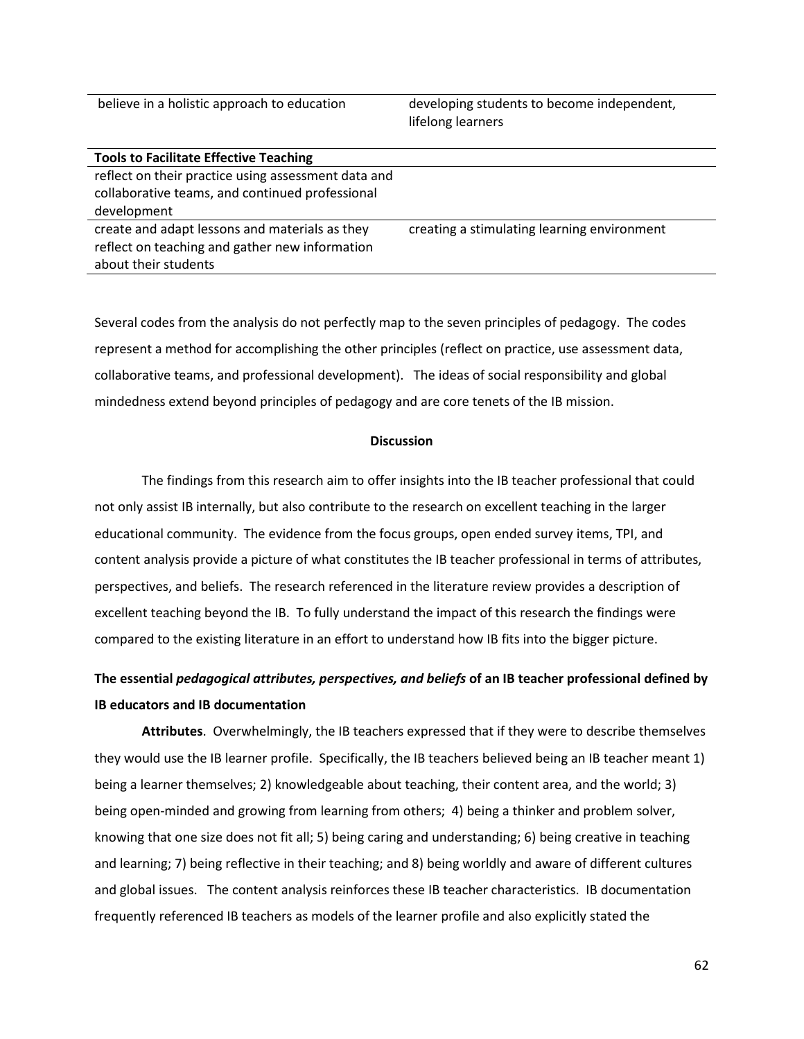| | |
|---|---|
| believe in a holistic approach to education | developing students to become independent, lifelong learners |
| **Tools to Facilitate Effective Teaching** | |
| reflect on their practice using assessment data and collaborative teams, and continued professional development | |
| create and adapt lessons and materials as they reflect on teaching and gather new information about their students | creating a stimulating learning environment |

Several codes from the analysis do not perfectly map to the seven principles of pedagogy. The codes represent a method for accomplishing the other principles (reflect on practice, use assessment data, collaborative teams, and professional development). The ideas of social responsibility and global mindedness extend beyond principles of pedagogy and are core tenets of the IB mission.

## Discussion

The findings from this research aim to offer insights into the IB teacher professional that could not only assist IB internally, but also contribute to the research on excellent teaching in the larger educational community. The evidence from the focus groups, open ended survey items, TPI, and content analysis provide a picture of what constitutes the IB teacher professional in terms of attributes, perspectives, and beliefs. The research referenced in the literature review provides a description of excellent teaching beyond the IB. To fully understand the impact of this research the findings were compared to the existing literature in an effort to understand how IB fits into the bigger picture.

### The essential *pedagogical attributes, perspectives, and beliefs* of an IB teacher professional defined by IB educators and IB documentation

**Attributes**. Overwhelmingly, the IB teachers expressed that if they were to describe themselves they would use the IB learner profile. Specifically, the IB teachers believed being an IB teacher meant 1) being a learner themselves; 2) knowledgeable about teaching, their content area, and the world; 3) being open-minded and growing from learning from others; 4) being a thinker and problem solver, knowing that one size does not fit all; 5) being caring and understanding; 6) being creative in teaching and learning; 7) being reflective in their teaching; and 8) being worldly and aware of different cultures and global issues. The content analysis reinforces these IB teacher characteristics. IB documentation frequently referenced IB teachers as models of the learner profile and also explicitly stated the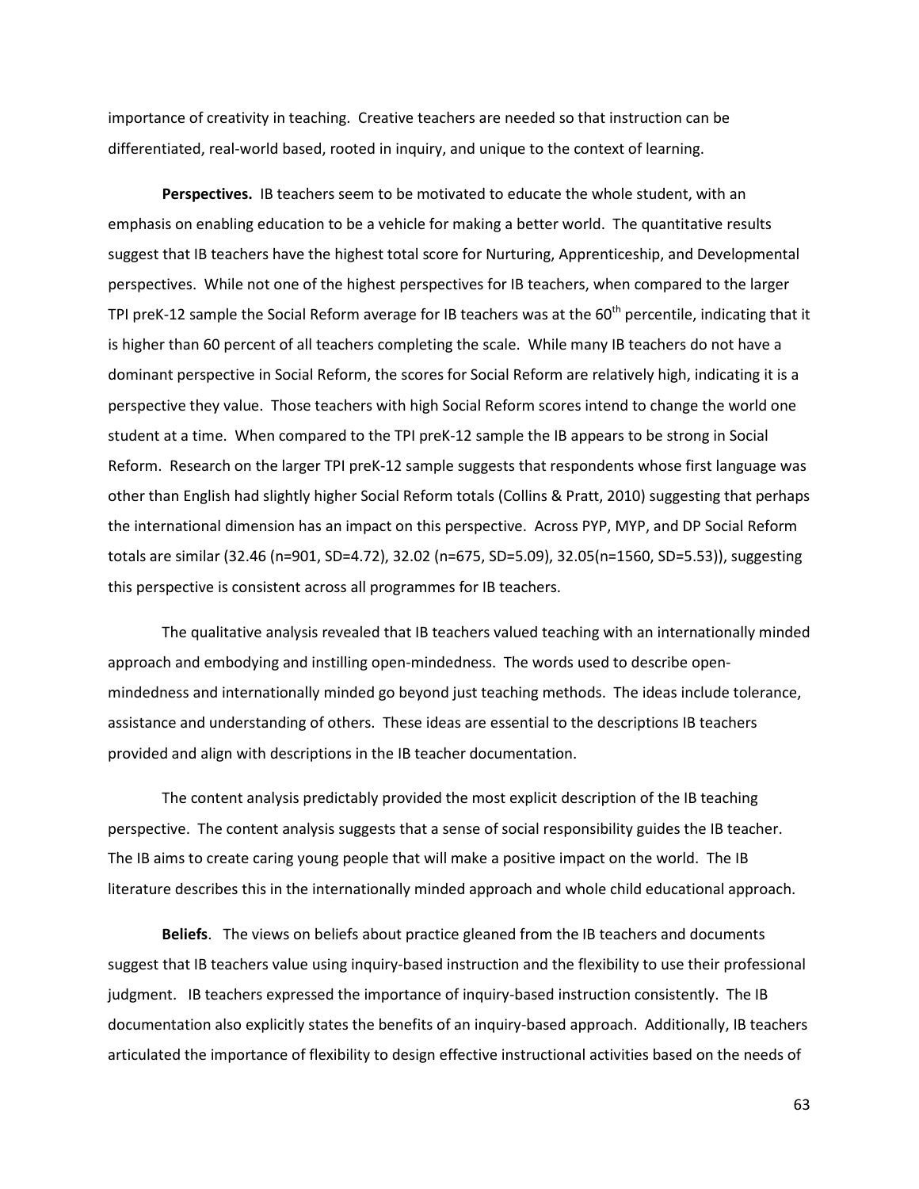importance of creativity in teaching. Creative teachers are needed so that instruction can be differentiated, real-world based, rooted in inquiry, and unique to the context of learning.

**Perspectives.** IB teachers seem to be motivated to educate the whole student, with an emphasis on enabling education to be a vehicle for making a better world. The quantitative results suggest that IB teachers have the highest total score for Nurturing, Apprenticeship, and Developmental perspectives. While not one of the highest perspectives for IB teachers, when compared to the larger TPI preK-12 sample the Social Reform average for IB teachers was at the 60th percentile, indicating that it is higher than 60 percent of all teachers completing the scale. While many IB teachers do not have a dominant perspective in Social Reform, the scores for Social Reform are relatively high, indicating it is a perspective they value. Those teachers with high Social Reform scores intend to change the world one student at a time. When compared to the TPI preK-12 sample the IB appears to be strong in Social Reform. Research on the larger TPI preK-12 sample suggests that respondents whose first language was other than English had slightly higher Social Reform totals (Collins & Pratt, 2010) suggesting that perhaps the international dimension has an impact on this perspective. Across PYP, MYP, and DP Social Reform totals are similar (32.46 ($n$=901, $SD$=4.72), 32.02 ($n$=675, $SD$=5.09), 32.05($n$=1560, $SD$=5.53)), suggesting this perspective is consistent across all programmes for IB teachers.

The qualitative analysis revealed that IB teachers valued teaching with an internationally minded approach and embodying and instilling open-mindedness. The words used to describe open-mindedness and internationally minded go beyond just teaching methods. The ideas include tolerance, assistance and understanding of others. These ideas are essential to the descriptions IB teachers provided and align with descriptions in the IB teacher documentation.

The content analysis predictably provided the most explicit description of the IB teaching perspective. The content analysis suggests that a sense of social responsibility guides the IB teacher. The IB aims to create caring young people that will make a positive impact on the world. The IB literature describes this in the internationally minded approach and whole child educational approach.

**Beliefs**. The views on beliefs about practice gleaned from the IB teachers and documents suggest that IB teachers value using inquiry-based instruction and the flexibility to use their professional judgment. IB teachers expressed the importance of inquiry-based instruction consistently. The IB documentation also explicitly states the benefits of an inquiry-based approach. Additionally, IB teachers articulated the importance of flexibility to design effective instructional activities based on the needs of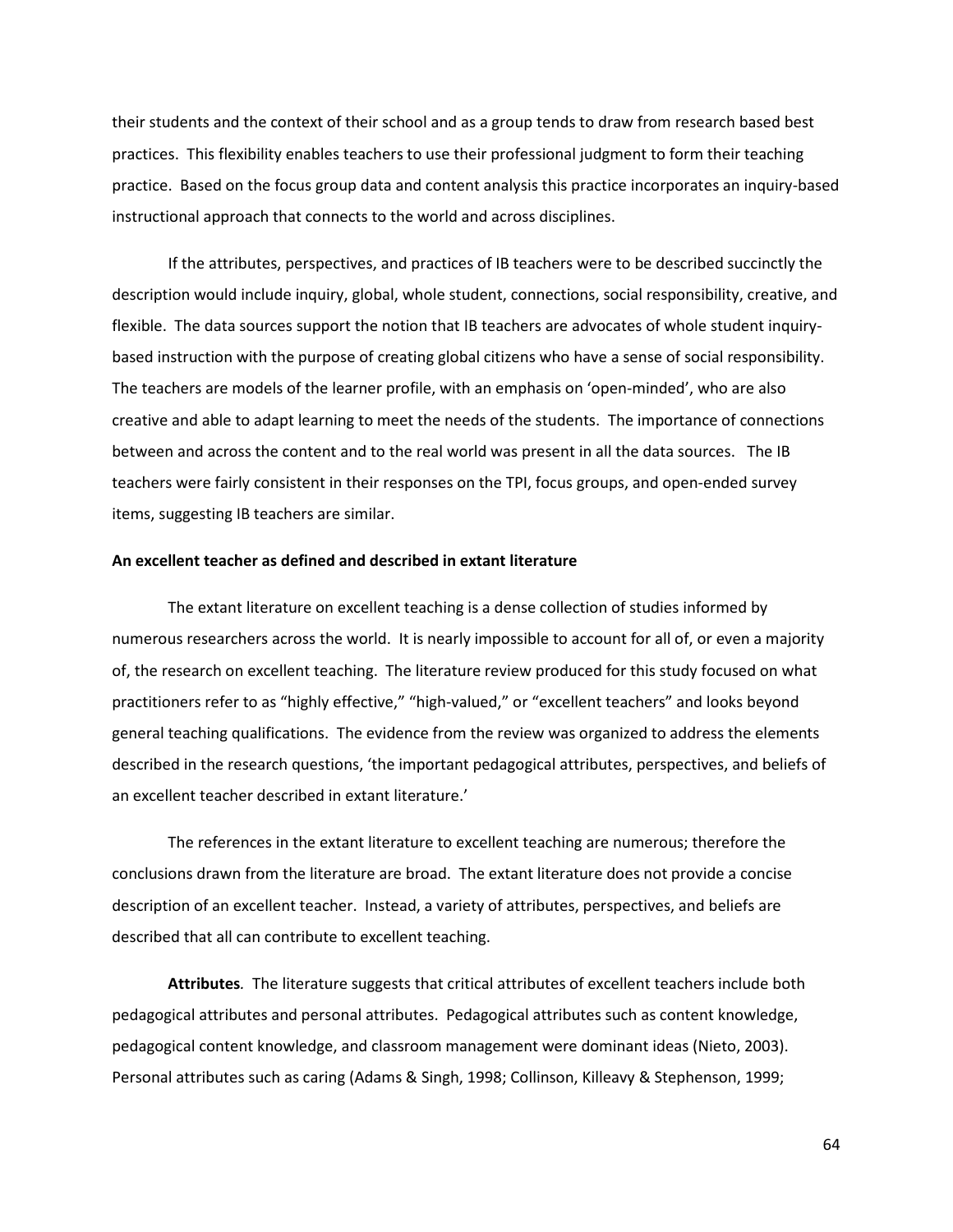their students and the context of their school and as a group tends to draw from research based best practices. This flexibility enables teachers to use their professional judgment to form their teaching practice. Based on the focus group data and content analysis this practice incorporates an inquiry-based instructional approach that connects to the world and across disciplines.

If the attributes, perspectives, and practices of IB teachers were to be described succinctly the description would include inquiry, global, whole student, connections, social responsibility, creative, and flexible. The data sources support the notion that IB teachers are advocates of whole student inquiry-based instruction with the purpose of creating global citizens who have a sense of social responsibility. The teachers are models of the learner profile, with an emphasis on 'open-minded', who are also creative and able to adapt learning to meet the needs of the students. The importance of connections between and across the content and to the real world was present in all the data sources. The IB teachers were fairly consistent in their responses on the TPI, focus groups, and open-ended survey items, suggesting IB teachers are similar.

**An excellent teacher as defined and described in extant literature**

The extant literature on excellent teaching is a dense collection of studies informed by numerous researchers across the world. It is nearly impossible to account for all of, or even a majority of, the research on excellent teaching. The literature review produced for this study focused on what practitioners refer to as "highly effective," "high-valued," or "excellent teachers" and looks beyond general teaching qualifications. The evidence from the review was organized to address the elements described in the research questions, 'the important pedagogical attributes, perspectives, and beliefs of an excellent teacher described in extant literature.'

The references in the extant literature to excellent teaching are numerous; therefore the conclusions drawn from the literature are broad. The extant literature does not provide a concise description of an excellent teacher. Instead, a variety of attributes, perspectives, and beliefs are described that all can contribute to excellent teaching.

**Attributes***.* The literature suggests that critical attributes of excellent teachers include both pedagogical attributes and personal attributes. Pedagogical attributes such as content knowledge, pedagogical content knowledge, and classroom management were dominant ideas (Nieto, 2003). Personal attributes such as caring (Adams & Singh, 1998; Collinson, Killeavy & Stephenson, 1999;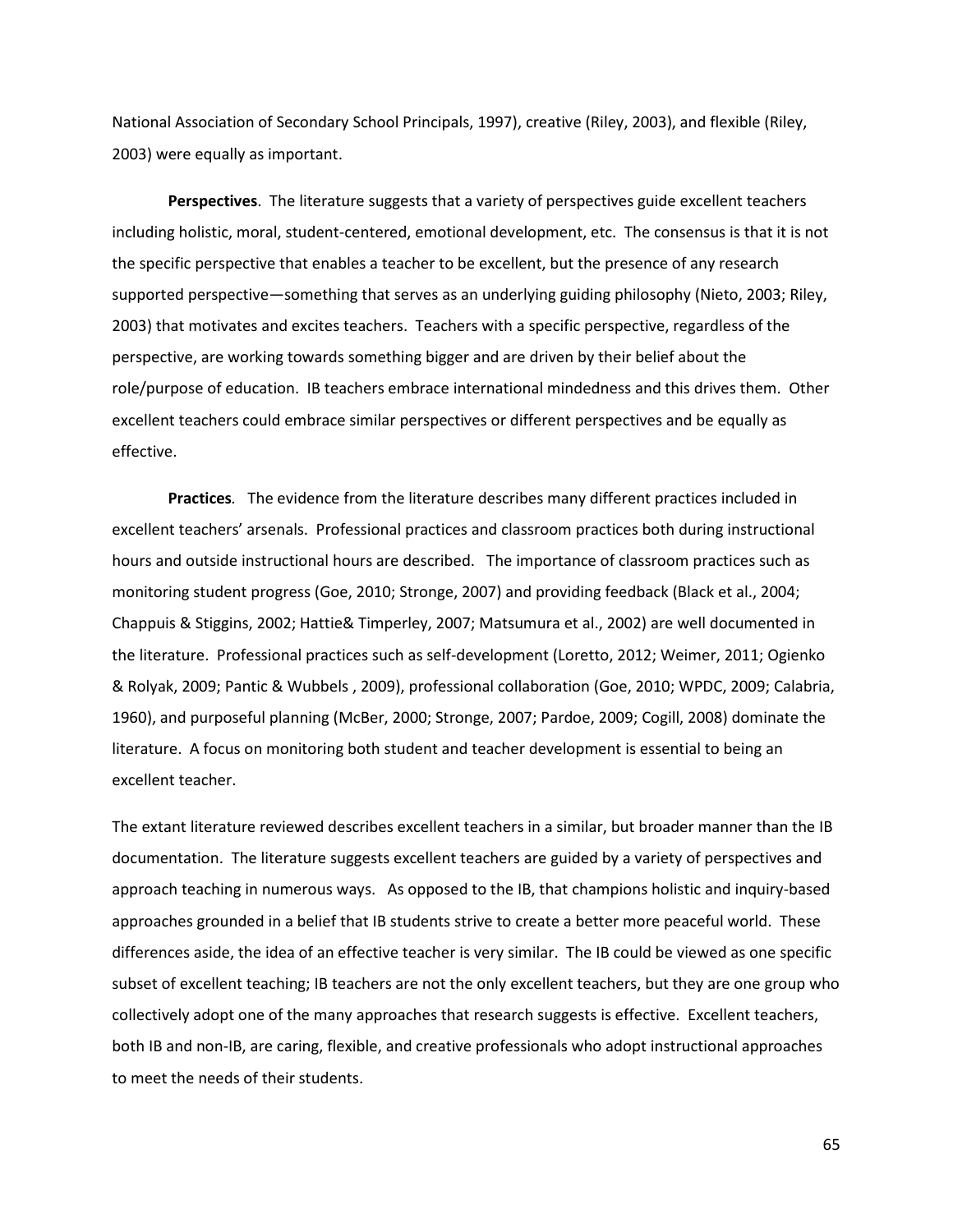National Association of Secondary School Principals, 1997), creative (Riley, 2003), and flexible (Riley, 2003) were equally as important.

**Perspectives**. The literature suggests that a variety of perspectives guide excellent teachers including holistic, moral, student-centered, emotional development, etc. The consensus is that it is not the specific perspective that enables a teacher to be excellent, but the presence of any research supported perspective—something that serves as an underlying guiding philosophy (Nieto, 2003; Riley, 2003) that motivates and excites teachers. Teachers with a specific perspective, regardless of the perspective, are working towards something bigger and are driven by their belief about the role/purpose of education. IB teachers embrace international mindedness and this drives them. Other excellent teachers could embrace similar perspectives or different perspectives and be equally as effective.

**Practices***.* The evidence from the literature describes many different practices included in excellent teachers' arsenals. Professional practices and classroom practices both during instructional hours and outside instructional hours are described. The importance of classroom practices such as monitoring student progress (Goe, 2010; Stronge, 2007) and providing feedback (Black et al., 2004; Chappuis & Stiggins, 2002; Hattie& Timperley, 2007; Matsumura et al., 2002) are well documented in the literature. Professional practices such as self-development (Loretto, 2012; Weimer, 2011; Ogienko & Rolyak, 2009; Pantic & Wubbels , 2009), professional collaboration (Goe, 2010; WPDC, 2009; Calabria, 1960), and purposeful planning (McBer, 2000; Stronge, 2007; Pardoe, 2009; Cogill, 2008) dominate the literature. A focus on monitoring both student and teacher development is essential to being an excellent teacher.

The extant literature reviewed describes excellent teachers in a similar, but broader manner than the IB documentation. The literature suggests excellent teachers are guided by a variety of perspectives and approach teaching in numerous ways. As opposed to the IB, that champions holistic and inquiry-based approaches grounded in a belief that IB students strive to create a better more peaceful world. These differences aside, the idea of an effective teacher is very similar. The IB could be viewed as one specific subset of excellent teaching; IB teachers are not the only excellent teachers, but they are one group who collectively adopt one of the many approaches that research suggests is effective. Excellent teachers, both IB and non-IB, are caring, flexible, and creative professionals who adopt instructional approaches to meet the needs of their students.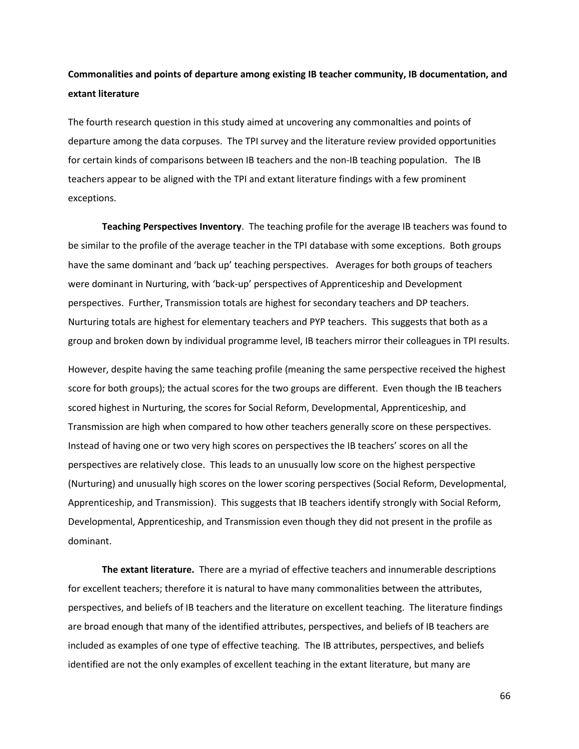**Commonalities and points of departure among existing IB teacher community, IB documentation, and extant literature**

The fourth research question in this study aimed at uncovering any commonalties and points of departure among the data corpuses. The TPI survey and the literature review provided opportunities for certain kinds of comparisons between IB teachers and the non-IB teaching population. The IB teachers appear to be aligned with the TPI and extant literature findings with a few prominent exceptions.

**Teaching Perspectives Inventory**. The teaching profile for the average IB teachers was found to be similar to the profile of the average teacher in the TPI database with some exceptions. Both groups have the same dominant and 'back up' teaching perspectives. Averages for both groups of teachers were dominant in Nurturing, with 'back-up' perspectives of Apprenticeship and Development perspectives. Further, Transmission totals are highest for secondary teachers and DP teachers. Nurturing totals are highest for elementary teachers and PYP teachers. This suggests that both as a group and broken down by individual programme level, IB teachers mirror their colleagues in TPI results.

However, despite having the same teaching profile (meaning the same perspective received the highest score for both groups); the actual scores for the two groups are different. Even though the IB teachers scored highest in Nurturing, the scores for Social Reform, Developmental, Apprenticeship, and Transmission are high when compared to how other teachers generally score on these perspectives. Instead of having one or two very high scores on perspectives the IB teachers' scores on all the perspectives are relatively close. This leads to an unusually low score on the highest perspective (Nurturing) and unusually high scores on the lower scoring perspectives (Social Reform, Developmental, Apprenticeship, and Transmission). This suggests that IB teachers identify strongly with Social Reform, Developmental, Apprenticeship, and Transmission even though they did not present in the profile as dominant.

**The extant literature.** There are a myriad of effective teachers and innumerable descriptions for excellent teachers; therefore it is natural to have many commonalities between the attributes, perspectives, and beliefs of IB teachers and the literature on excellent teaching. The literature findings are broad enough that many of the identified attributes, perspectives, and beliefs of IB teachers are included as examples of one type of effective teaching. The IB attributes, perspectives, and beliefs identified are not the only examples of excellent teaching in the extant literature, but many are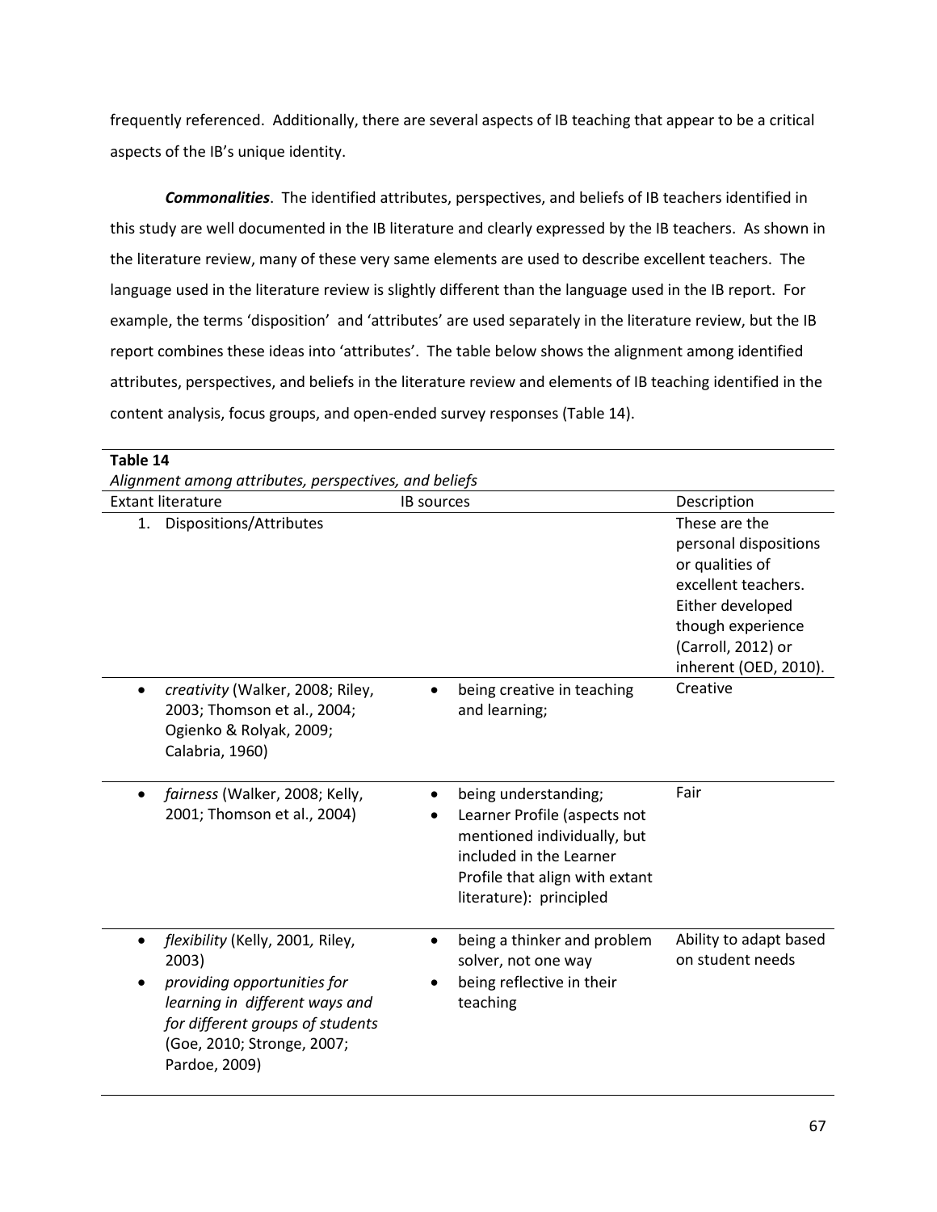frequently referenced. Additionally, there are several aspects of IB teaching that appear to be a critical aspects of the IB's unique identity.

***Commonalities***. The identified attributes, perspectives, and beliefs of IB teachers identified in this study are well documented in the IB literature and clearly expressed by the IB teachers. As shown in the literature review, many of these very same elements are used to describe excellent teachers. The language used in the literature review is slightly different than the language used in the IB report. For example, the terms 'disposition' and 'attributes' are used separately in the literature review, but the IB report combines these ideas into 'attributes'. The table below shows the alignment among identified attributes, perspectives, and beliefs in the literature review and elements of IB teaching identified in the content analysis, focus groups, and open-ended survey responses (Table 14).

**Table 14**

*Alignment among attributes, perspectives, and beliefs*

| Extant literature | IB sources | Description |
|---|---|---|
| 1. Dispositions/Attributes | | These are the personal dispositions or qualities of excellent teachers. Either developed though experience (Carroll, 2012) or inherent (OED, 2010). |
| • *creativity* (Walker, 2008; Riley, 2003; Thomson et al., 2004; Ogienko & Rolyak, 2009; Calabria, 1960) | • being creative in teaching and learning; | Creative |
| • *fairness* (Walker, 2008; Kelly, 2001; Thomson et al., 2004) | • being understanding;<br>• Learner Profile (aspects not mentioned individually, but included in the Learner Profile that align with extant literature): principled | Fair |
| • *flexibility* (Kelly, 2001, Riley, 2003)<br>• *providing opportunities for learning in different ways and for different groups of students* (Goe, 2010; Stronge, 2007; Pardoe, 2009) | • being a thinker and problem solver, not one way<br>• being reflective in their teaching | Ability to adapt based on student needs |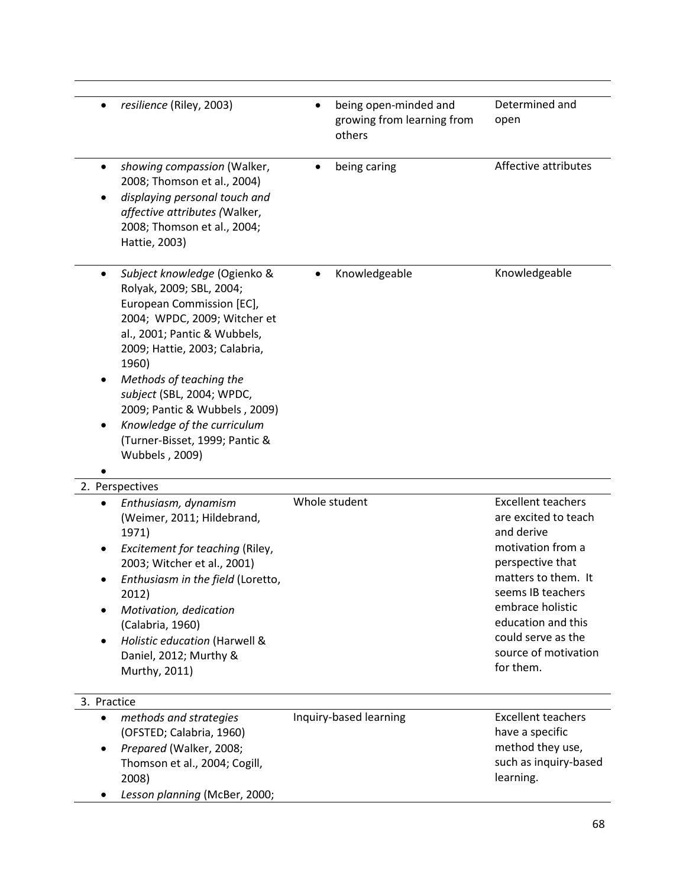| | | |
|---|---|---|
| • *resilience* (Riley, 2003) | • being open-minded and growing from learning from others | Determined and open |
| • *showing compassion* (Walker, 2008; Thomson et al., 2004)<br>• *displaying personal touch and affective attributes (*Walker, 2008; Thomson et al., 2004; Hattie, 2003) | • being caring | Affective attributes |
| • *Subject knowledge* (Ogienko & Rolyak, 2009; SBL, 2004; European Commission [EC], 2004; WPDC, 2009; Witcher et al., 2001; Pantic & Wubbels, 2009; Hattie, 2003; Calabria, 1960)<br>• *Methods of teaching the subject* (SBL, 2004; WPDC, 2009; Pantic & Wubbels , 2009)<br>• *Knowledge of the curriculum* (Turner-Bisset, 1999; Pantic & Wubbels , 2009)<br>• | • Knowledgeable | Knowledgeable |
| 2. Perspectives | | |
| • *Enthusiasm, dynamism* (Weimer, 2011; Hildebrand, 1971)<br>• *Excitement for teaching* (Riley, 2003; Witcher et al., 2001)<br>• *Enthusiasm in the field* (Loretto, 2012)<br>• *Motivation, dedication* (Calabria, 1960)<br>• *Holistic education* (Harwell & Daniel, 2012; Murthy & Murthy, 2011) | Whole student | Excellent teachers are excited to teach and derive motivation from a perspective that matters to them. It seems IB teachers embrace holistic education and this could serve as the source of motivation for them. |
| 3. Practice | | |
| • *methods and strategies* (OFSTED; Calabria, 1960)<br>• *Prepared* (Walker, 2008; Thomson et al., 2004; Cogill, 2008)<br>• *Lesson planning* (McBer, 2000; | Inquiry-based learning | Excellent teachers have a specific method they use, such as inquiry-based learning. |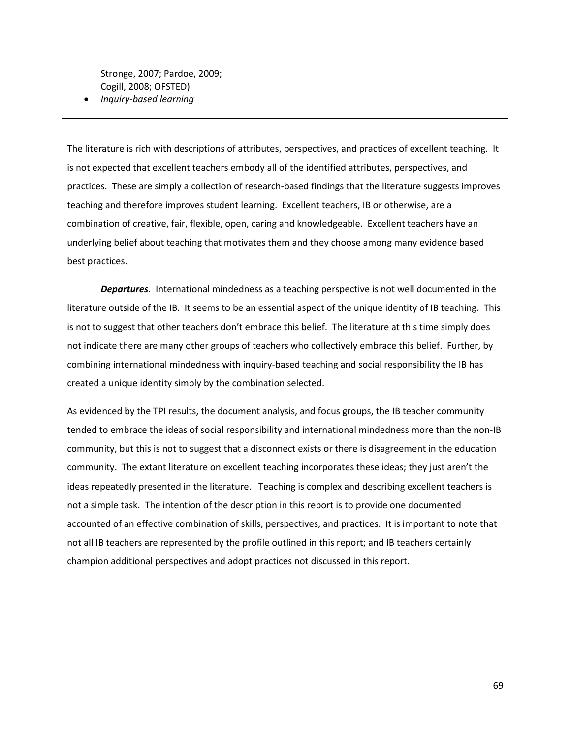Stronge, 2007; Pardoe, 2009; Cogill, 2008; OFSTED)

- *Inquiry-based learning*

The literature is rich with descriptions of attributes, perspectives, and practices of excellent teaching. It is not expected that excellent teachers embody all of the identified attributes, perspectives, and practices. These are simply a collection of research-based findings that the literature suggests improves teaching and therefore improves student learning. Excellent teachers, IB or otherwise, are a combination of creative, fair, flexible, open, caring and knowledgeable. Excellent teachers have an underlying belief about teaching that motivates them and they choose among many evidence based best practices.

***Departures***. International mindedness as a teaching perspective is not well documented in the literature outside of the IB. It seems to be an essential aspect of the unique identity of IB teaching. This is not to suggest that other teachers don't embrace this belief. The literature at this time simply does not indicate there are many other groups of teachers who collectively embrace this belief. Further, by combining international mindedness with inquiry-based teaching and social responsibility the IB has created a unique identity simply by the combination selected.

As evidenced by the TPI results, the document analysis, and focus groups, the IB teacher community tended to embrace the ideas of social responsibility and international mindedness more than the non-IB community, but this is not to suggest that a disconnect exists or there is disagreement in the education community. The extant literature on excellent teaching incorporates these ideas; they just aren't the ideas repeatedly presented in the literature. Teaching is complex and describing excellent teachers is not a simple task. The intention of the description in this report is to provide one documented accounted of an effective combination of skills, perspectives, and practices. It is important to note that not all IB teachers are represented by the profile outlined in this report; and IB teachers certainly champion additional perspectives and adopt practices not discussed in this report.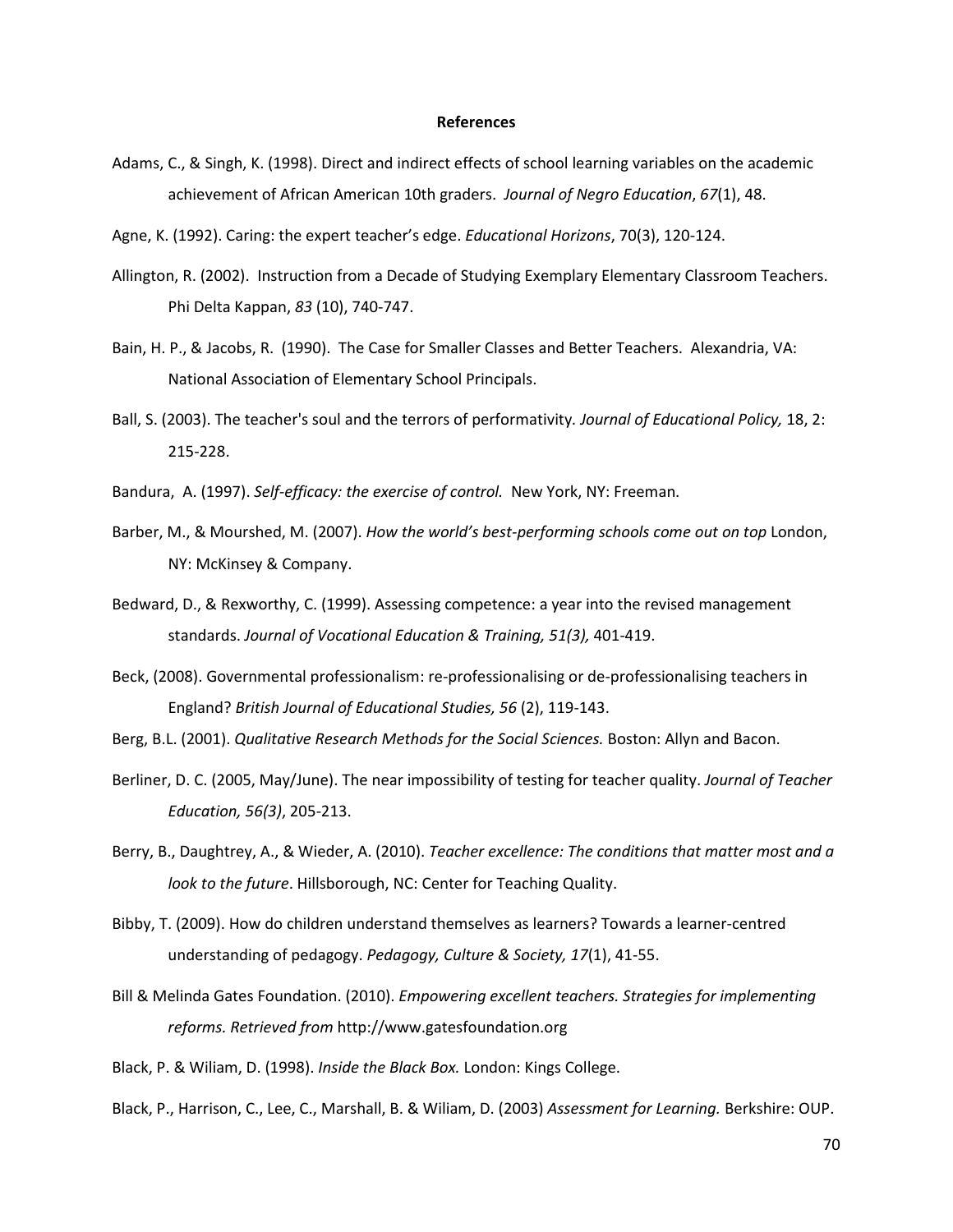# References

Adams, C., & Singh, K. (1998). Direct and indirect effects of school learning variables on the academic achievement of African American 10th graders. *Journal of Negro Education*, *67*(1), 48.

Agne, K. (1992). Caring: the expert teacher's edge. *Educational Horizons*, 70(3), 120-124.

Allington, R. (2002). Instruction from a Decade of Studying Exemplary Elementary Classroom Teachers. Phi Delta Kappan, *83* (10), 740-747.

Bain, H. P., & Jacobs, R. (1990). The Case for Smaller Classes and Better Teachers. Alexandria, VA: National Association of Elementary School Principals.

Ball, S. (2003). The teacher's soul and the terrors of performativity. *Journal of Educational Policy,* 18, 2: 215-228.

Bandura, A. (1997). *Self-efficacy: the exercise of control.* New York, NY: Freeman.

Barber, M., & Mourshed, M. (2007). *How the world's best-performing schools come out on top* London, NY: McKinsey & Company.

Bedward, D., & Rexworthy, C. (1999). Assessing competence: a year into the revised management standards. *Journal of Vocational Education & Training, 51(3),* 401-419.

Beck, (2008). Governmental professionalism: re-professionalising or de-professionalising teachers in England? *British Journal of Educational Studies, 56* (2), 119-143.

Berg, B.L. (2001). *Qualitative Research Methods for the Social Sciences.* Boston: Allyn and Bacon.

Berliner, D. C. (2005, May/June). The near impossibility of testing for teacher quality. *Journal of Teacher Education, 56(3)*, 205-213.

Berry, B., Daughtrey, A., & Wieder, A. (2010). *Teacher excellence: The conditions that matter most and a look to the future*. Hillsborough, NC: Center for Teaching Quality.

Bibby, T. (2009). How do children understand themselves as learners? Towards a learner-centred understanding of pedagogy. *Pedagogy, Culture & Society, 17*(1), 41-55.

Bill & Melinda Gates Foundation. (2010). *Empowering excellent teachers. Strategies for implementing reforms. Retrieved from* http://www.gatesfoundation.org

Black, P. & Wiliam, D. (1998). *Inside the Black Box.* London: Kings College.

Black, P., Harrison, C., Lee, C., Marshall, B. & Wiliam, D. (2003) *Assessment for Learning.* Berkshire: OUP.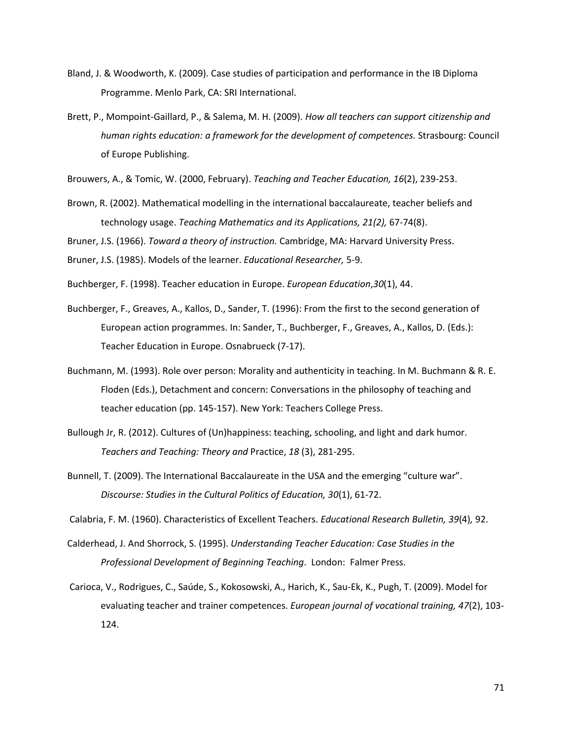Bland, J. & Woodworth, K. (2009). Case studies of participation and performance in the IB Diploma Programme. Menlo Park, CA: SRI International.

Brett, P., Mompoint-Gaillard, P., & Salema, M. H. (2009). *How all teachers can support citizenship and human rights education: a framework for the development of competences.* Strasbourg: Council of Europe Publishing.

Brouwers, A., & Tomic, W. (2000, February). *Teaching and Teacher Education, 16*(2), 239-253.

Brown, R. (2002). Mathematical modelling in the international baccalaureate, teacher beliefs and technology usage. *Teaching Mathematics and its Applications, 21(2),* 67-74(8).

Bruner, J.S. (1966). *Toward a theory of instruction.* Cambridge, MA: Harvard University Press.

Bruner, J.S. (1985). Models of the learner. *Educational Researcher,* 5-9.

Buchberger, F. (1998). Teacher education in Europe. *European Education*,*30*(1), 44.

Buchberger, F., Greaves, A., Kallos, D., Sander, T. (1996): From the first to the second generation of European action programmes. In: Sander, T., Buchberger, F., Greaves, A., Kallos, D. (Eds.): Teacher Education in Europe. Osnabrueck (7-17).

Buchmann, M. (1993). Role over person: Morality and authenticity in teaching. In M. Buchmann & R. E. Floden (Eds.), Detachment and concern: Conversations in the philosophy of teaching and teacher education (pp. 145-157). New York: Teachers College Press.

Bullough Jr, R. (2012). Cultures of (Un)happiness: teaching, schooling, and light and dark humor. *Teachers and Teaching: Theory and* Practice, *18* (3), 281-295.

Bunnell, T. (2009). The International Baccalaureate in the USA and the emerging "culture war". *Discourse: Studies in the Cultural Politics of Education, 30*(1), 61-72.

Calabria, F. M. (1960). Characteristics of Excellent Teachers. *Educational Research Bulletin, 39*(4)*,* 92.

Calderhead, J. And Shorrock, S. (1995). *Understanding Teacher Education: Case Studies in the Professional Development of Beginning Teaching*. London: Falmer Press.

Carioca, V., Rodrigues, C., Saúde, S., Kokosowski, A., Harich, K., Sau-Ek, K., Pugh, T. (2009). Model for evaluating teacher and trainer competences. *European journal of vocational training, 47*(2), 103-124.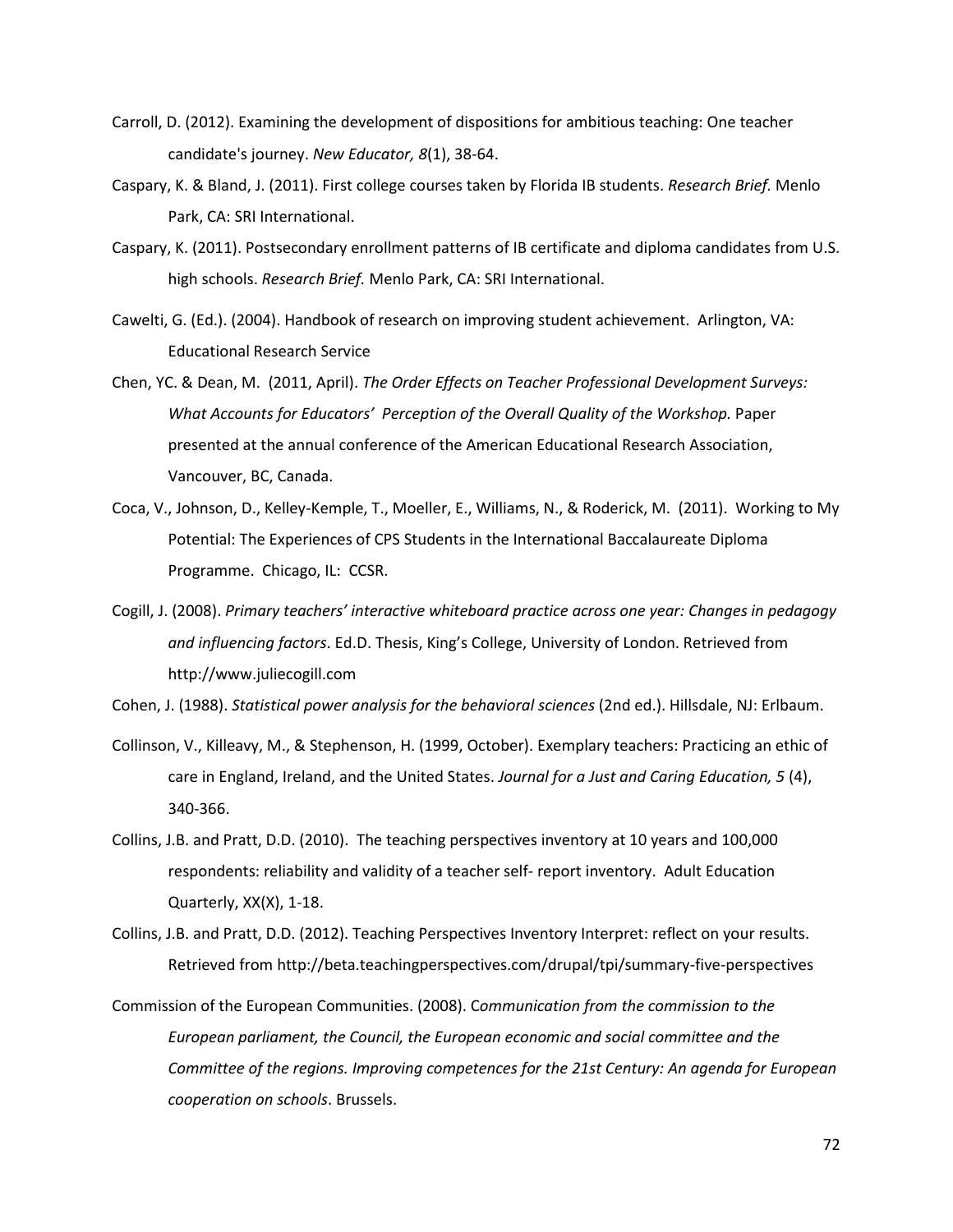Carroll, D. (2012). Examining the development of dispositions for ambitious teaching: One teacher candidate's journey. *New Educator, 8*(1), 38-64.

Caspary, K. & Bland, J. (2011). First college courses taken by Florida IB students. *Research Brief.* Menlo Park, CA: SRI International.

Caspary, K. (2011). Postsecondary enrollment patterns of IB certificate and diploma candidates from U.S. high schools. *Research Brief.* Menlo Park, CA: SRI International.

Cawelti, G. (Ed.). (2004). Handbook of research on improving student achievement. Arlington, VA: Educational Research Service

Chen, YC. & Dean, M. (2011, April). *The Order Effects on Teacher Professional Development Surveys: What Accounts for Educators' Perception of the Overall Quality of the Workshop.* Paper presented at the annual conference of the American Educational Research Association, Vancouver, BC, Canada.

Coca, V., Johnson, D., Kelley-Kemple, T., Moeller, E., Williams, N., & Roderick, M. (2011). Working to My Potential: The Experiences of CPS Students in the International Baccalaureate Diploma Programme. Chicago, IL: CCSR.

Cogill, J. (2008). *Primary teachers' interactive whiteboard practice across one year: Changes in pedagogy and influencing factors*. Ed.D. Thesis, King's College, University of London. Retrieved from http://www.juliecogill.com

Cohen, J. (1988). *Statistical power analysis for the behavioral sciences* (2nd ed.). Hillsdale, NJ: Erlbaum.

Collinson, V., Killeavy, M., & Stephenson, H. (1999, October). Exemplary teachers: Practicing an ethic of care in England, Ireland, and the United States. *Journal for a Just and Caring Education, 5* (4), 340-366.

Collins, J.B. and Pratt, D.D. (2010). The teaching perspectives inventory at 10 years and 100,000 respondents: reliability and validity of a teacher self- report inventory. Adult Education Quarterly, XX(X), 1-18.

Collins, J.B. and Pratt, D.D. (2012). Teaching Perspectives Inventory Interpret: reflect on your results. Retrieved from http://beta.teachingperspectives.com/drupal/tpi/summary-five-perspectives

Commission of the European Communities. (2008). C*ommunication from the commission to the European parliament, the Council, the European economic and social committee and the Committee of the regions. Improving competences for the 21st Century: An agenda for European cooperation on schools*. Brussels.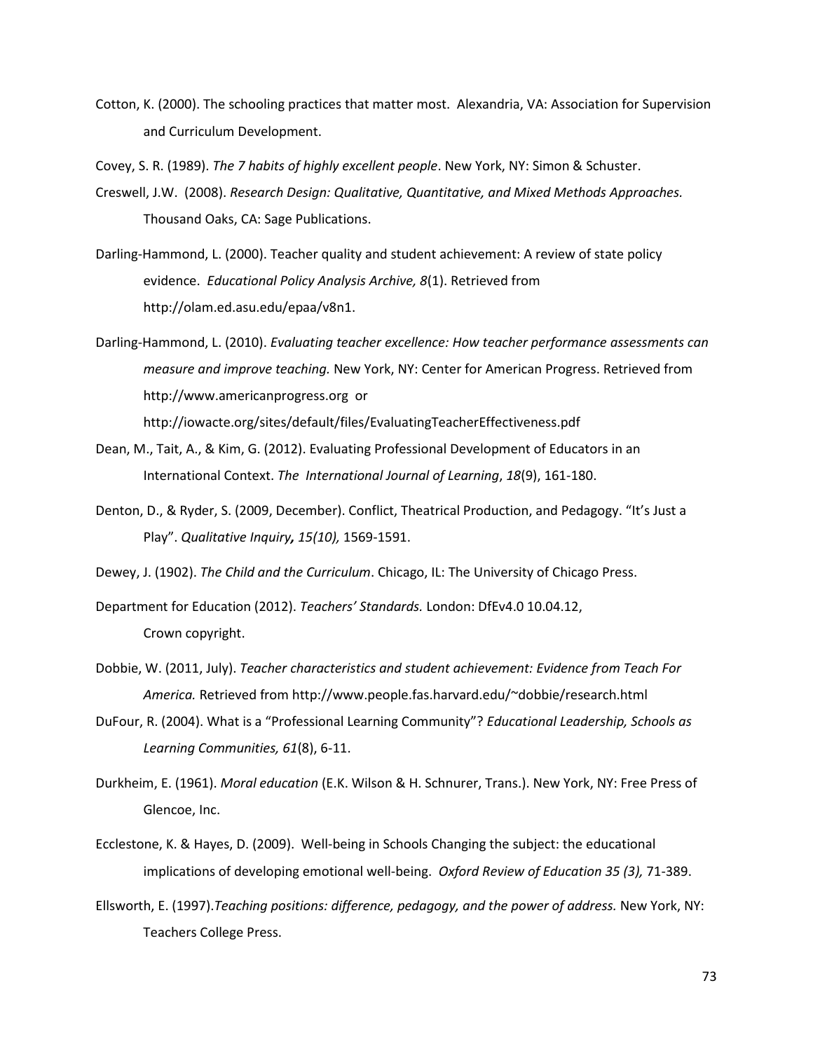Cotton, K. (2000). The schooling practices that matter most. Alexandria, VA: Association for Supervision and Curriculum Development.

Covey, S. R. (1989). *The 7 habits of highly excellent people*. New York, NY: Simon & Schuster.

Creswell, J.W. (2008). *Research Design: Qualitative, Quantitative, and Mixed Methods Approaches.* Thousand Oaks, CA: Sage Publications.

Darling-Hammond, L. (2000). Teacher quality and student achievement: A review of state policy evidence. *Educational Policy Analysis Archive, 8*(1). Retrieved from http://olam.ed.asu.edu/epaa/v8n1.

Darling-Hammond, L. (2010). *Evaluating teacher excellence: How teacher performance assessments can measure and improve teaching.* New York, NY: Center for American Progress. Retrieved from http://www.americanprogress.org or http://iowacte.org/sites/default/files/EvaluatingTeacherEffectiveness.pdf

Dean, M., Tait, A., & Kim, G. (2012). Evaluating Professional Development of Educators in an International Context. *The International Journal of Learning*, *18*(9), 161-180.

Denton, D., & Ryder, S. (2009, December). Conflict, Theatrical Production, and Pedagogy. "It's Just a Play". *Qualitative Inquiry, 15(10),* 1569-1591.

Dewey, J. (1902). *The Child and the Curriculum*. Chicago, IL: The University of Chicago Press.

Department for Education (2012). *Teachers' Standards.* London: DfEv4.0 10.04.12, Crown copyright.

Dobbie, W. (2011, July). *Teacher characteristics and student achievement: Evidence from Teach For America.* Retrieved from http://www.people.fas.harvard.edu/~dobbie/research.html

DuFour, R. (2004). What is a "Professional Learning Community"? *Educational Leadership, Schools as Learning Communities, 61*(8), 6-11.

Durkheim, E. (1961). *Moral education* (E.K. Wilson & H. Schnurer, Trans.). New York, NY: Free Press of Glencoe, Inc.

Ecclestone, K. & Hayes, D. (2009). Well-being in Schools Changing the subject: the educational implications of developing emotional well-being. *Oxford Review of Education 35 (3),* 71-389.

Ellsworth, E. (1997).*Teaching positions: difference, pedagogy, and the power of address.* New York, NY: Teachers College Press.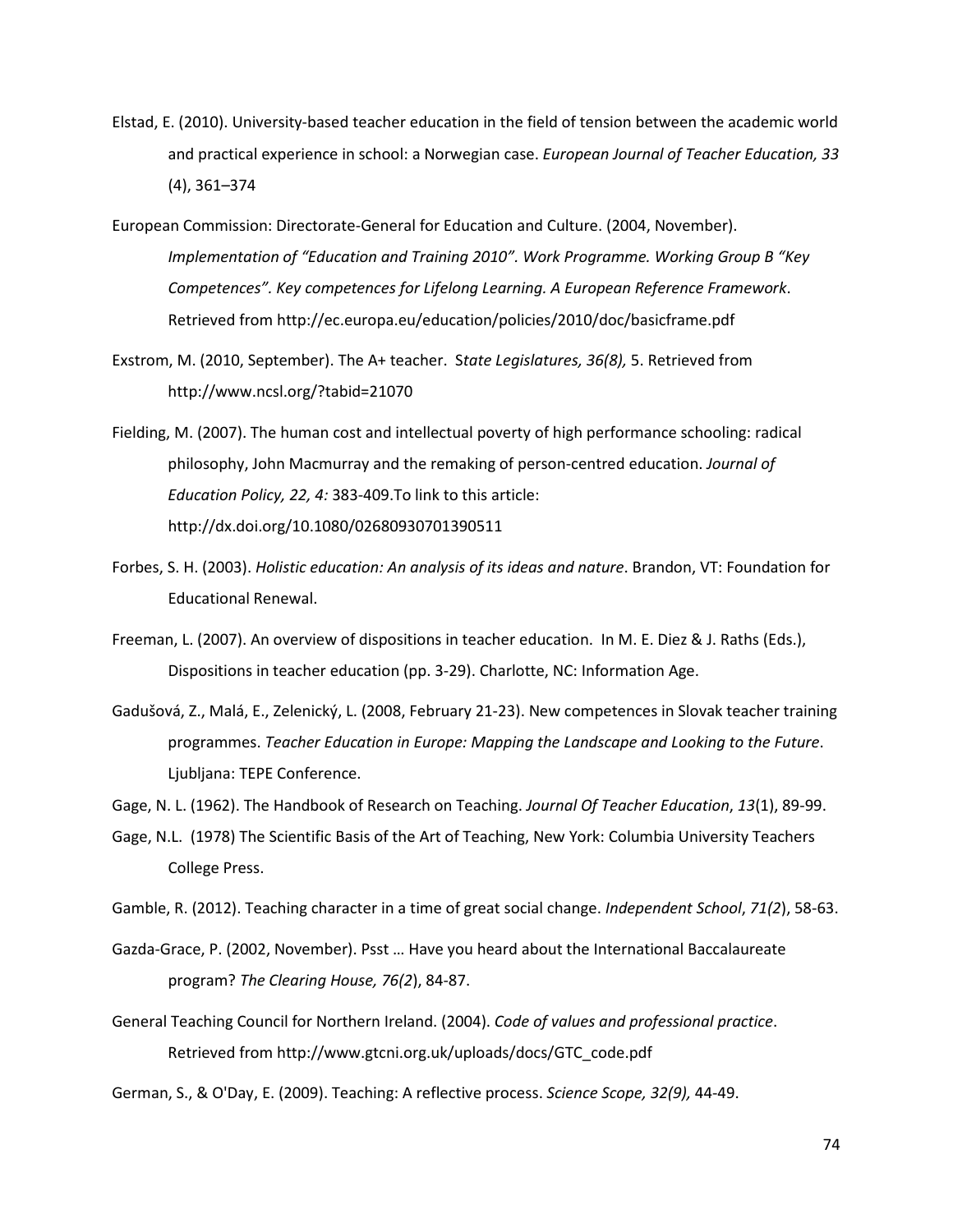Elstad, E. (2010). University-based teacher education in the field of tension between the academic world and practical experience in school: a Norwegian case. *European Journal of Teacher Education, 33* (4), 361–374

European Commission: Directorate-General for Education and Culture. (2004, November). *Implementation of "Education and Training 2010". Work Programme. Working Group B "Key Competences". Key competences for Lifelong Learning. A European Reference Framework*. Retrieved from http://ec.europa.eu/education/policies/2010/doc/basicframe.pdf

Exstrom, M. (2010, September). The A+ teacher. S*tate Legislatures, 36(8),* 5. Retrieved from http://www.ncsl.org/?tabid=21070

Fielding, M. (2007). The human cost and intellectual poverty of high performance schooling: radical philosophy, John Macmurray and the remaking of person-centred education. *Journal of Education Policy, 22, 4:* 383-409.To link to this article: http://dx.doi.org/10.1080/02680930701390511

Forbes, S. H. (2003). *Holistic education: An analysis of its ideas and nature*. Brandon, VT: Foundation for Educational Renewal.

Freeman, L. (2007). An overview of dispositions in teacher education. In M. E. Diez & J. Raths (Eds.), Dispositions in teacher education (pp. 3-29). Charlotte, NC: Information Age.

Gadušová, Z., Malá, E., Zelenický, L. (2008, February 21-23). New competences in Slovak teacher training programmes. *Teacher Education in Europe: Mapping the Landscape and Looking to the Future*. Ljubljana: TEPE Conference.

Gage, N. L. (1962). The Handbook of Research on Teaching. *Journal Of Teacher Education*, *13*(1), 89-99.

Gage, N.L. (1978) The Scientific Basis of the Art of Teaching, New York: Columbia University Teachers College Press.

Gamble, R. (2012). Teaching character in a time of great social change. *Independent School*, *71(2*), 58-63.

Gazda-Grace, P. (2002, November). Psst … Have you heard about the International Baccalaureate program? *The Clearing House, 76(2*), 84-87.

General Teaching Council for Northern Ireland. (2004). *Code of values and professional practice*. Retrieved from http://www.gtcni.org.uk/uploads/docs/GTC_code.pdf

German, S., & O'Day, E. (2009). Teaching: A reflective process. *Science Scope, 32(9),* 44-49.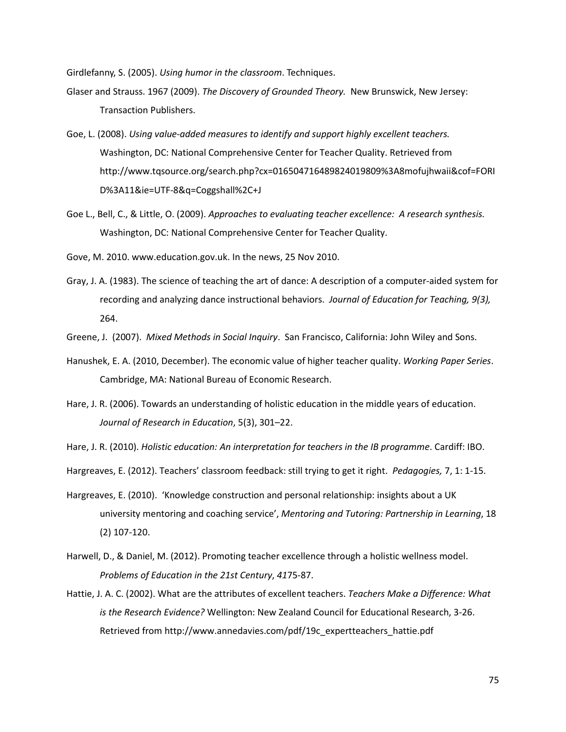Girdlefanny, S. (2005). *Using humor in the classroom*. Techniques.

Glaser and Strauss. 1967 (2009). *The Discovery of Grounded Theory.* New Brunswick, New Jersey: Transaction Publishers.

Goe, L. (2008). *Using value-added measures to identify and support highly excellent teachers.* Washington, DC: National Comprehensive Center for Teacher Quality. Retrieved from http://www.tqsource.org/search.php?cx=016504716489824019809%3A8mofujhwaii&cof=FORID%3A11&ie=UTF-8&q=Coggshall%2C+J

Goe L., Bell, C., & Little, O. (2009). *Approaches to evaluating teacher excellence: A research synthesis.* Washington, DC: National Comprehensive Center for Teacher Quality.

Gove, M. 2010. www.education.gov.uk. In the news, 25 Nov 2010.

Gray, J. A. (1983). The science of teaching the art of dance: A description of a computer-aided system for recording and analyzing dance instructional behaviors. *Journal of Education for Teaching, 9(3),* 264.

Greene, J. (2007). *Mixed Methods in Social Inquiry*. San Francisco, California: John Wiley and Sons.

Hanushek, E. A. (2010, December). The economic value of higher teacher quality. *Working Paper Series*. Cambridge, MA: National Bureau of Economic Research.

Hare, J. R. (2006). Towards an understanding of holistic education in the middle years of education. *Journal of Research in Education*, 5(3), 301–22.

Hare, J. R. (2010). *Holistic education: An interpretation for teachers in the IB programme*. Cardiff: IBO.

Hargreaves, E. (2012). Teachers' classroom feedback: still trying to get it right. *Pedagogies,* 7, 1: 1-15.

Hargreaves, E. (2010). 'Knowledge construction and personal relationship: insights about a UK university mentoring and coaching service', *Mentoring and Tutoring: Partnership in Learning*, 18 (2) 107-120.

Harwell, D., & Daniel, M. (2012). Promoting teacher excellence through a holistic wellness model. *Problems of Education in the 21st Century*, *41*75-87.

Hattie, J. A. C. (2002). What are the attributes of excellent teachers. *Teachers Make a Difference: What is the Research Evidence?* Wellington: New Zealand Council for Educational Research, 3-26. Retrieved from http://www.annedavies.com/pdf/19c_expertteachers_hattie.pdf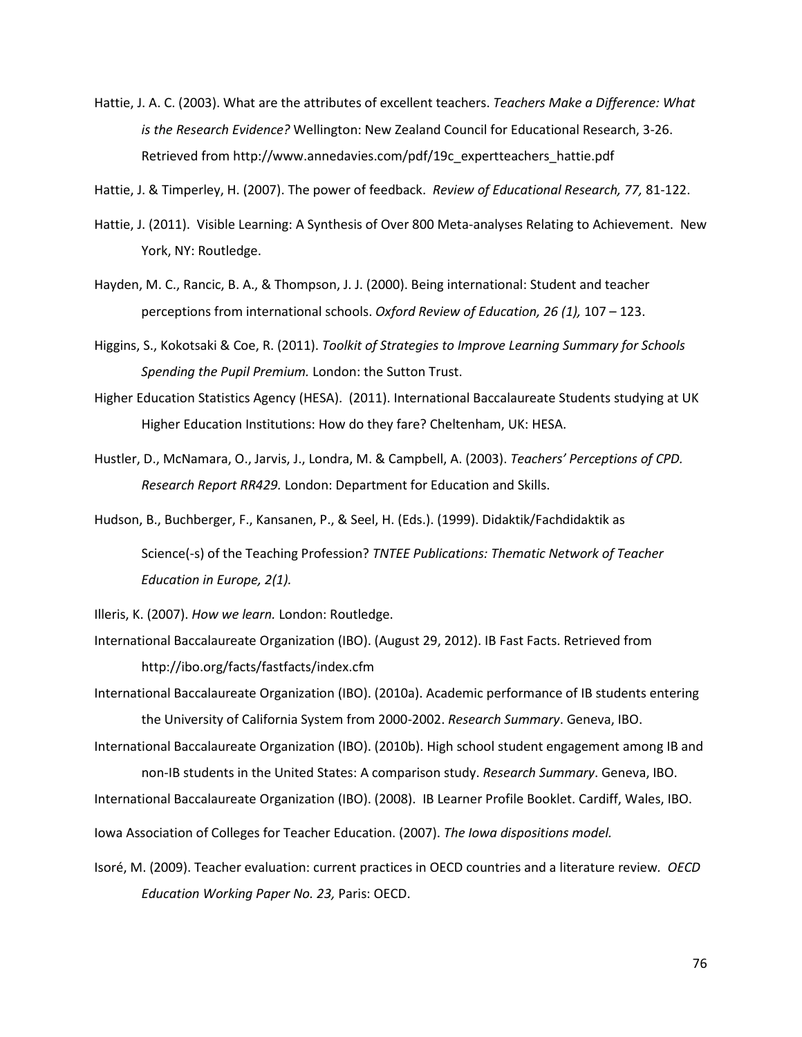Hattie, J. A. C. (2003). What are the attributes of excellent teachers. *Teachers Make a Difference: What is the Research Evidence?* Wellington: New Zealand Council for Educational Research, 3-26. Retrieved from http://www.annedavies.com/pdf/19c_expertteachers_hattie.pdf

Hattie, J. & Timperley, H. (2007). The power of feedback. *Review of Educational Research, 77,* 81-122.

Hattie, J. (2011). Visible Learning: A Synthesis of Over 800 Meta-analyses Relating to Achievement. New York, NY: Routledge.

Hayden, M. C., Rancic, B. A., & Thompson, J. J. (2000). Being international: Student and teacher perceptions from international schools. *Oxford Review of Education, 26 (1),* 107 – 123.

Higgins, S., Kokotsaki & Coe, R. (2011). *Toolkit of Strategies to Improve Learning Summary for Schools Spending the Pupil Premium.* London: the Sutton Trust.

Higher Education Statistics Agency (HESA). (2011). International Baccalaureate Students studying at UK Higher Education Institutions: How do they fare? Cheltenham, UK: HESA.

Hustler, D., McNamara, O., Jarvis, J., Londra, M. & Campbell, A. (2003). *Teachers' Perceptions of CPD. Research Report RR429.* London: Department for Education and Skills.

Hudson, B., Buchberger, F., Kansanen, P., & Seel, H. (Eds.). (1999). Didaktik/Fachdidaktik as Science(-s) of the Teaching Profession? *TNTEE Publications: Thematic Network of Teacher Education in Europe, 2(1).*

Illeris, K. (2007). *How we learn.* London: Routledge.

International Baccalaureate Organization (IBO). (August 29, 2012). IB Fast Facts. Retrieved from http://ibo.org/facts/fastfacts/index.cfm

International Baccalaureate Organization (IBO). (2010a). Academic performance of IB students entering the University of California System from 2000-2002. *Research Summary*. Geneva, IBO.

International Baccalaureate Organization (IBO). (2010b). High school student engagement among IB and non-IB students in the United States: A comparison study. *Research Summary*. Geneva, IBO.

International Baccalaureate Organization (IBO). (2008). IB Learner Profile Booklet. Cardiff, Wales, IBO.

Iowa Association of Colleges for Teacher Education. (2007). *The Iowa dispositions model.*

Isoré, M. (2009). Teacher evaluation: current practices in OECD countries and a literature review. *OECD Education Working Paper No. 23,* Paris: OECD.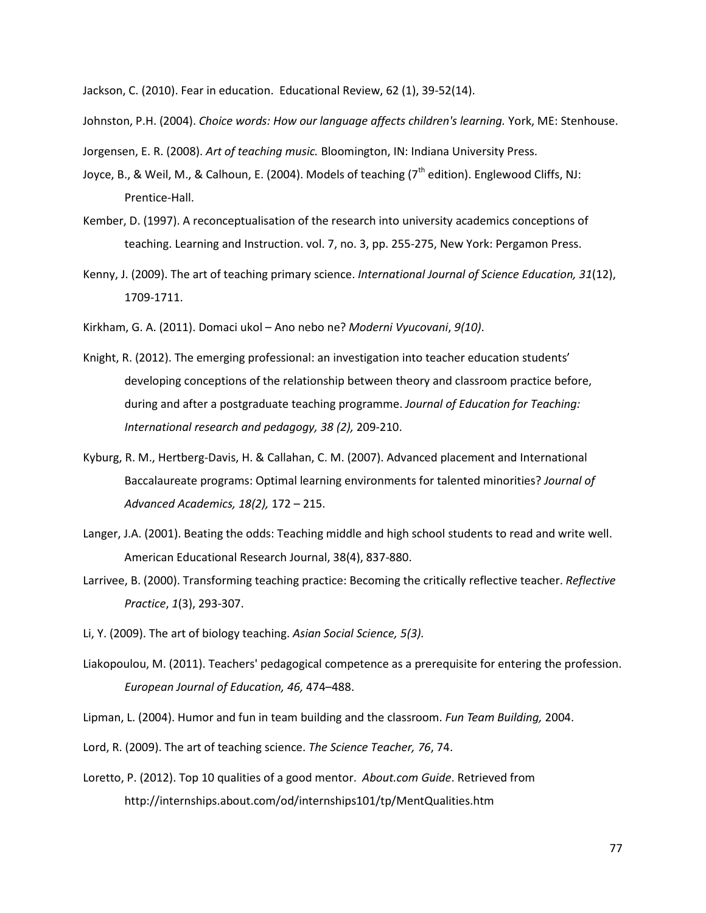Jackson, C. (2010). Fear in education. Educational Review, 62 (1), 39-52(14).

Johnston, P.H. (2004). *Choice words: How our language affects children's learning.* York, ME: Stenhouse.

Jorgensen, E. R. (2008). *Art of teaching music.* Bloomington, IN: Indiana University Press.

Joyce, B., & Weil, M., & Calhoun, E. (2004). Models of teaching (7th edition). Englewood Cliffs, NJ: Prentice-Hall.

Kember, D. (1997). A reconceptualisation of the research into university academics conceptions of teaching. Learning and Instruction. vol. 7, no. 3, pp. 255-275, New York: Pergamon Press.

Kenny, J. (2009). The art of teaching primary science. *International Journal of Science Education, 31*(12), 1709-1711.

Kirkham, G. A. (2011). Domaci ukol – Ano nebo ne? *Moderni Vyucovani*, *9(10)*.

Knight, R. (2012). The emerging professional: an investigation into teacher education students' developing conceptions of the relationship between theory and classroom practice before, during and after a postgraduate teaching programme. *Journal of Education for Teaching: International research and pedagogy, 38 (2),* 209-210.

Kyburg, R. M., Hertberg-Davis, H. & Callahan, C. M. (2007). Advanced placement and International Baccalaureate programs: Optimal learning environments for talented minorities? *Journal of Advanced Academics, 18(2),* 172 – 215.

Langer, J.A. (2001). Beating the odds: Teaching middle and high school students to read and write well. American Educational Research Journal, 38(4), 837-880.

Larrivee, B. (2000). Transforming teaching practice: Becoming the critically reflective teacher. *Reflective Practice*, *1*(3), 293-307.

Li, Y. (2009). The art of biology teaching. *Asian Social Science, 5(3).*

Liakopoulou, M. (2011). Teachers' pedagogical competence as a prerequisite for entering the profession. *European Journal of Education, 46,* 474–488.

Lipman, L. (2004). Humor and fun in team building and the classroom. *Fun Team Building,* 2004.

Lord, R. (2009). The art of teaching science. *The Science Teacher, 76*, 74.

Loretto, P. (2012). Top 10 qualities of a good mentor. *About.com Guide*. Retrieved from http://internships.about.com/od/internships101/tp/MentQualities.htm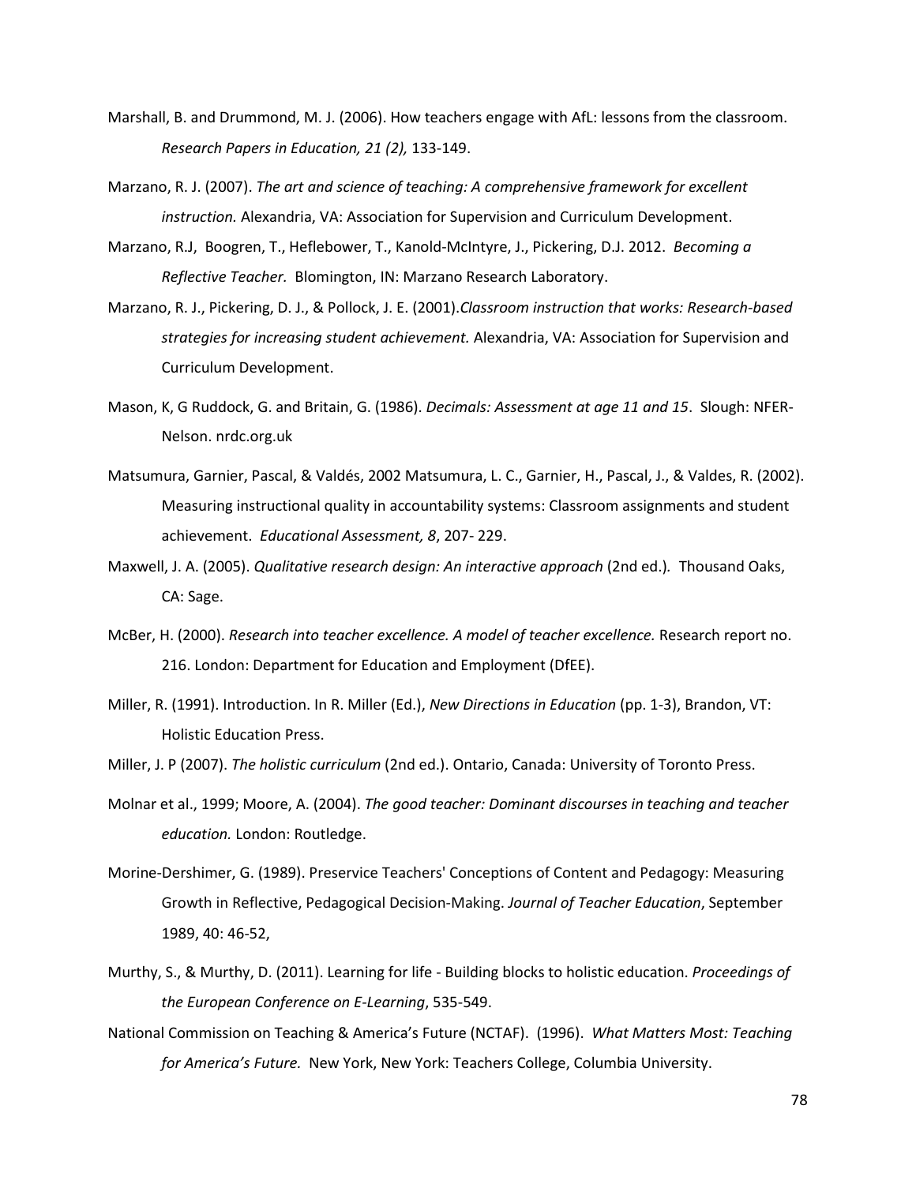Marshall, B. and Drummond, M. J. (2006). How teachers engage with AfL: lessons from the classroom. *Research Papers in Education, 21 (2),* 133-149.

Marzano, R. J. (2007). *The art and science of teaching: A comprehensive framework for excellent instruction.* Alexandria, VA: Association for Supervision and Curriculum Development.

Marzano, R.J, Boogren, T., Heflebower, T., Kanold-McIntyre, J., Pickering, D.J. 2012. *Becoming a Reflective Teacher.* Blomington, IN: Marzano Research Laboratory.

Marzano, R. J., Pickering, D. J., & Pollock, J. E. (2001).*Classroom instruction that works: Research-based strategies for increasing student achievement.* Alexandria, VA: Association for Supervision and Curriculum Development.

Mason, K, G Ruddock, G. and Britain, G. (1986). *Decimals: Assessment at age 11 and 15*. Slough: NFER-Nelson. nrdc.org.uk

Matsumura, Garnier, Pascal, & Valdés, 2002 Matsumura, L. C., Garnier, H., Pascal, J., & Valdes, R. (2002). Measuring instructional quality in accountability systems: Classroom assignments and student achievement. *Educational Assessment, 8*, 207- 229.

Maxwell, J. A. (2005). *Qualitative research design: An interactive approach* (2nd ed.)*.* Thousand Oaks, CA: Sage.

McBer, H. (2000). *Research into teacher excellence. A model of teacher excellence.* Research report no. 216. London: Department for Education and Employment (DfEE).

Miller, R. (1991). Introduction. In R. Miller (Ed.), *New Directions in Education* (pp. 1-3), Brandon, VT: Holistic Education Press.

Miller, J. P (2007). *The holistic curriculum* (2nd ed.). Ontario, Canada: University of Toronto Press.

Molnar et al., 1999; Moore, A. (2004). *The good teacher: Dominant discourses in teaching and teacher education.* London: Routledge.

Morine-Dershimer, G. (1989). Preservice Teachers' Conceptions of Content and Pedagogy: Measuring Growth in Reflective, Pedagogical Decision-Making. *Journal of Teacher Education*, September 1989, 40: 46-52,

Murthy, S., & Murthy, D. (2011). Learning for life - Building blocks to holistic education. *Proceedings of the European Conference on E-Learning*, 535-549.

National Commission on Teaching & America's Future (NCTAF). (1996). *What Matters Most: Teaching for America's Future.* New York, New York: Teachers College, Columbia University.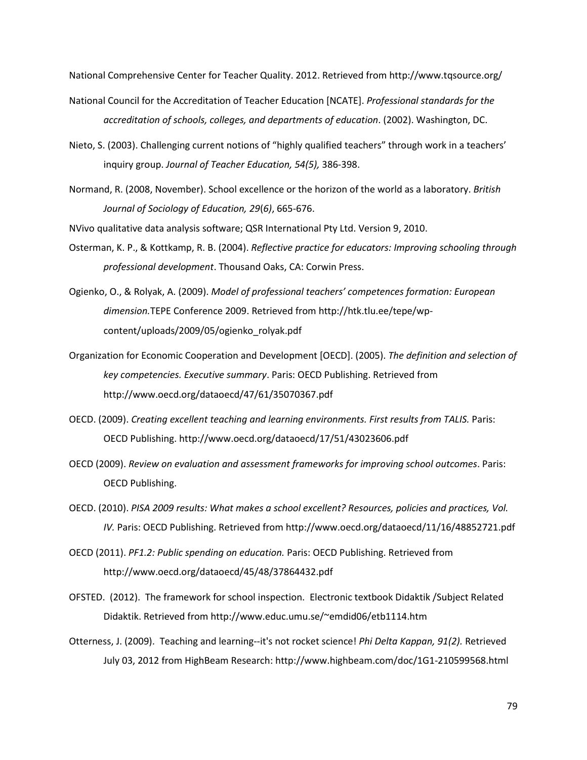National Comprehensive Center for Teacher Quality. 2012. Retrieved from http://www.tqsource.org/

National Council for the Accreditation of Teacher Education [NCATE]. *Professional standards for the accreditation of schools, colleges, and departments of education*. (2002). Washington, DC.

Nieto, S. (2003). Challenging current notions of "highly qualified teachers" through work in a teachers' inquiry group. *Journal of Teacher Education, 54(5),* 386-398.

Normand, R. (2008, November). School excellence or the horizon of the world as a laboratory. *British Journal of Sociology of Education, 29*(*6)*, 665-676.

NVivo qualitative data analysis software; QSR International Pty Ltd. Version 9, 2010.

Osterman, K. P., & Kottkamp, R. B. (2004). *Reflective practice for educators: Improving schooling through professional development*. Thousand Oaks, CA: Corwin Press.

Ogienko, O., & Rolyak, A. (2009). *Model of professional teachers' competences formation: European dimension.*TEPE Conference 2009. Retrieved from http://htk.tlu.ee/tepe/wp-content/uploads/2009/05/ogienko_rolyak.pdf

Organization for Economic Cooperation and Development [OECD]. (2005). *The definition and selection of key competencies. Executive summary*. Paris: OECD Publishing. Retrieved from http://www.oecd.org/dataoecd/47/61/35070367.pdf

OECD. (2009). *Creating excellent teaching and learning environments. First results from TALIS.* Paris: OECD Publishing. http://www.oecd.org/dataoecd/17/51/43023606.pdf

OECD (2009). *Review on evaluation and assessment frameworks for improving school outcomes*. Paris: OECD Publishing.

OECD. (2010). *PISA 2009 results: What makes a school excellent? Resources, policies and practices, Vol. IV.* Paris: OECD Publishing. Retrieved from http://www.oecd.org/dataoecd/11/16/48852721.pdf

OECD (2011). *PF1.2: Public spending on education.* Paris: OECD Publishing. Retrieved from http://www.oecd.org/dataoecd/45/48/37864432.pdf

OFSTED. (2012). The framework for school inspection. Electronic textbook Didaktik /Subject Related Didaktik. Retrieved from http://www.educ.umu.se/~emdid06/etb1114.htm

Otterness, J. (2009). Teaching and learning--it's not rocket science! *Phi Delta Kappan, 91(2).* Retrieved July 03, 2012 from HighBeam Research: http://www.highbeam.com/doc/1G1-210599568.html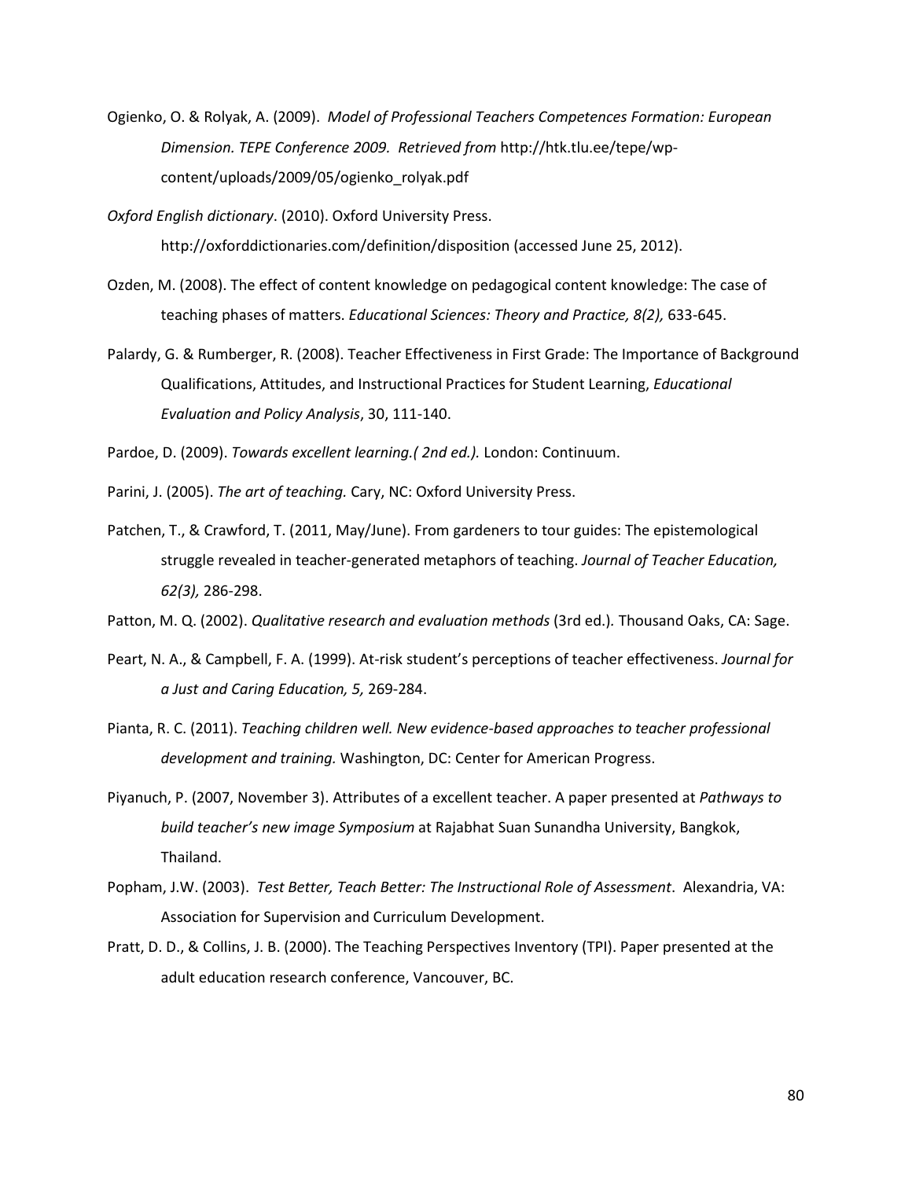Ogienko, O. & Rolyak, A. (2009). *Model of Professional Teachers Competences Formation: European Dimension. TEPE Conference 2009. Retrieved from* http://htk.tlu.ee/tepe/wp-content/uploads/2009/05/ogienko_rolyak.pdf

*Oxford English dictionary*. (2010). Oxford University Press. http://oxforddictionaries.com/definition/disposition (accessed June 25, 2012).

Ozden, M. (2008). The effect of content knowledge on pedagogical content knowledge: The case of teaching phases of matters. *Educational Sciences: Theory and Practice, 8(2),* 633-645.

Palardy, G. & Rumberger, R. (2008). Teacher Effectiveness in First Grade: The Importance of Background Qualifications, Attitudes, and Instructional Practices for Student Learning, *Educational Evaluation and Policy Analysis*, 30, 111-140.

Pardoe, D. (2009). *Towards excellent learning.( 2nd ed.).* London: Continuum.

Parini, J. (2005). *The art of teaching.* Cary, NC: Oxford University Press.

Patchen, T., & Crawford, T. (2011, May/June). From gardeners to tour guides: The epistemological struggle revealed in teacher-generated metaphors of teaching. *Journal of Teacher Education, 62(3),* 286-298.

Patton, M. Q. (2002). *Qualitative research and evaluation methods* (3rd ed.). Thousand Oaks, CA: Sage.

Peart, N. A., & Campbell, F. A. (1999). At-risk student's perceptions of teacher effectiveness. *Journal for a Just and Caring Education, 5,* 269-284.

Pianta, R. C. (2011). *Teaching children well. New evidence-based approaches to teacher professional development and training.* Washington, DC: Center for American Progress.

Piyanuch, P. (2007, November 3). Attributes of a excellent teacher. A paper presented at *Pathways to build teacher's new image Symposium* at Rajabhat Suan Sunandha University, Bangkok, Thailand.

Popham, J.W. (2003). *Test Better, Teach Better: The Instructional Role of Assessment*. Alexandria, VA: Association for Supervision and Curriculum Development.

Pratt, D. D., & Collins, J. B. (2000). The Teaching Perspectives Inventory (TPI). Paper presented at the adult education research conference, Vancouver, BC.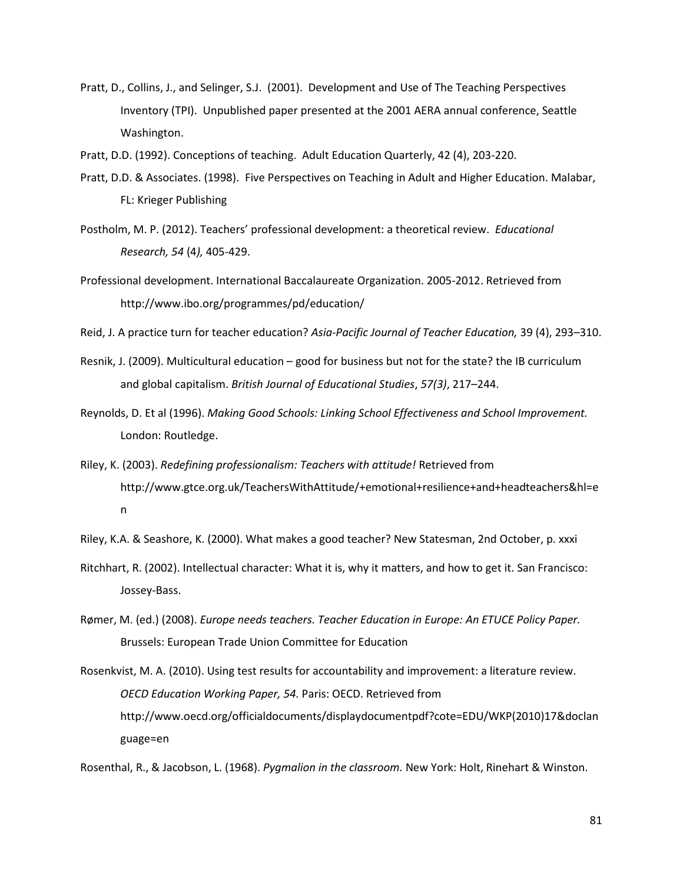Pratt, D., Collins, J., and Selinger, S.J. (2001). Development and Use of The Teaching Perspectives Inventory (TPI). Unpublished paper presented at the 2001 AERA annual conference, Seattle Washington.

Pratt, D.D. (1992). Conceptions of teaching. Adult Education Quarterly, 42 (4), 203-220.

Pratt, D.D. & Associates. (1998). Five Perspectives on Teaching in Adult and Higher Education. Malabar, FL: Krieger Publishing

Postholm, M. P. (2012). Teachers' professional development: a theoretical review. *Educational Research, 54* (4*),* 405-429.

Professional development. International Baccalaureate Organization. 2005-2012. Retrieved from http://www.ibo.org/programmes/pd/education/

Reid, J. A practice turn for teacher education? *Asia-Pacific Journal of Teacher Education,* 39 (4), 293–310.

Resnik, J. (2009). Multicultural education – good for business but not for the state? the IB curriculum and global capitalism. *British Journal of Educational Studies*, *57(3)*, 217–244.

Reynolds, D. Et al (1996). *Making Good Schools: Linking School Effectiveness and School Improvement.* London: Routledge.

Riley, K. (2003). *Redefining professionalism: Teachers with attitude!* Retrieved from http://www.gtce.org.uk/TeachersWithAttitude/+emotional+resilience+and+headteachers&hl=en

Riley, K.A. & Seashore, K. (2000). What makes a good teacher? New Statesman, 2nd October, p. xxxi

Ritchhart, R. (2002). Intellectual character: What it is, why it matters, and how to get it. San Francisco: Jossey-Bass.

Rømer, M. (ed.) (2008). *Europe needs teachers. Teacher Education in Europe: An ETUCE Policy Paper.* Brussels: European Trade Union Committee for Education

Rosenkvist, M. A. (2010). Using test results for accountability and improvement: a literature review. *OECD Education Working Paper, 54.* Paris: OECD. Retrieved from http://www.oecd.org/officialdocuments/displaydocumentpdf?cote=EDU/WKP(2010)17&doclanguage=en

Rosenthal, R., & Jacobson, L. (1968). *Pygmalion in the classroom.* New York: Holt, Rinehart & Winston.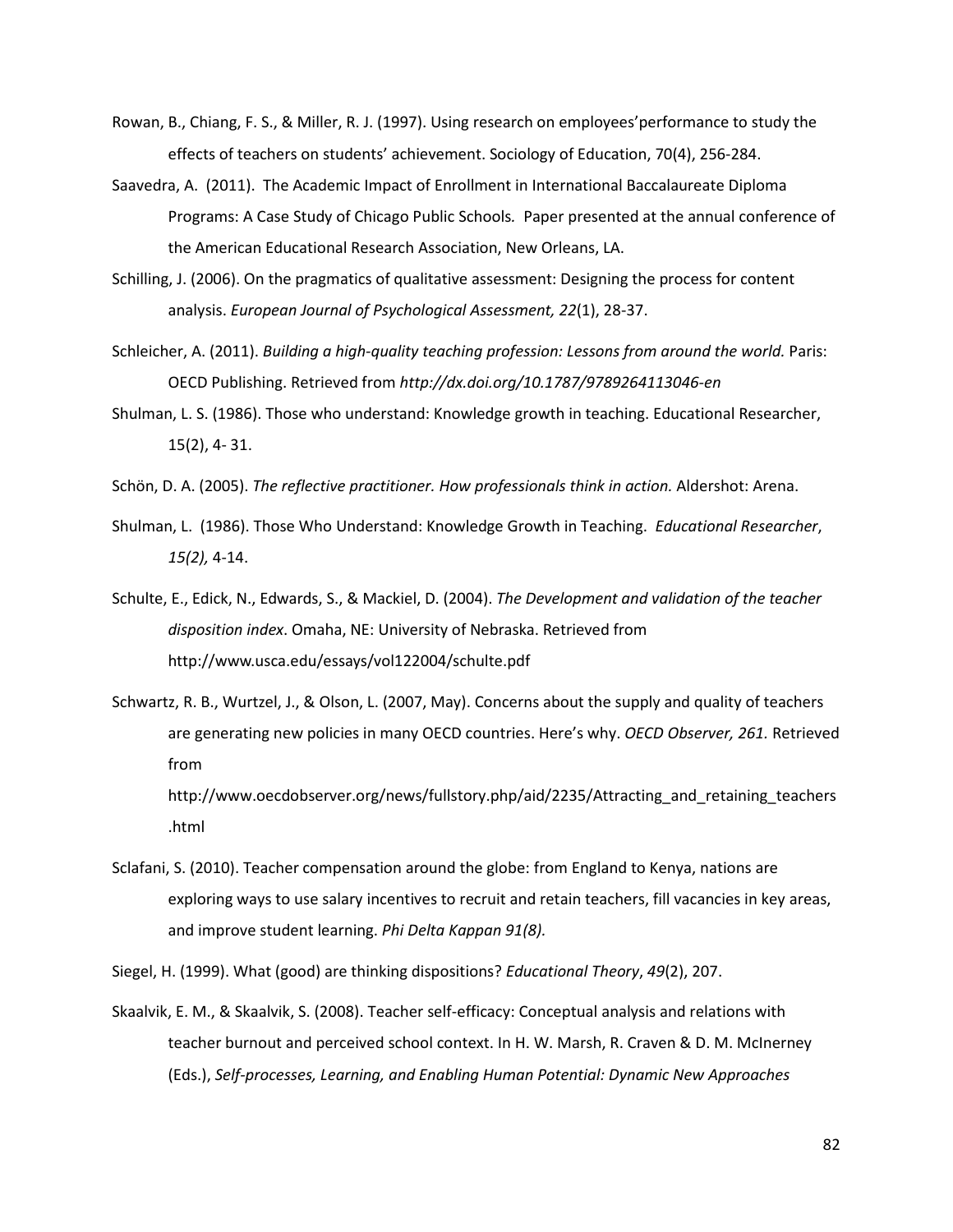Rowan, B., Chiang, F. S., & Miller, R. J. (1997). Using research on employees'performance to study the effects of teachers on students' achievement. Sociology of Education, 70(4), 256-284.

Saavedra, A. (2011). The Academic Impact of Enrollment in International Baccalaureate Diploma Programs: A Case Study of Chicago Public Schools*.* Paper presented at the annual conference of the American Educational Research Association, New Orleans, LA.

Schilling, J. (2006). On the pragmatics of qualitative assessment: Designing the process for content analysis. *European Journal of Psychological Assessment, 22*(1), 28-37.

Schleicher, A. (2011). *Building a high-quality teaching profession: Lessons from around the world.* Paris: OECD Publishing. Retrieved from *http://dx.doi.org/10.1787/9789264113046-en*

Shulman, L. S. (1986). Those who understand: Knowledge growth in teaching. Educational Researcher, 15(2), 4- 31.

Schön, D. A. (2005). *The reflective practitioner. How professionals think in action.* Aldershot: Arena.

Shulman, L. (1986). Those Who Understand: Knowledge Growth in Teaching. *Educational Researcher*, *15(2),* 4-14.

Schulte, E., Edick, N., Edwards, S., & Mackiel, D. (2004). *The Development and validation of the teacher disposition index*. Omaha, NE: University of Nebraska. Retrieved from http://www.usca.edu/essays/vol122004/schulte.pdf

Schwartz, R. B., Wurtzel, J., & Olson, L. (2007, May). Concerns about the supply and quality of teachers are generating new policies in many OECD countries. Here's why. *OECD Observer, 261.* Retrieved from http://www.oecdobserver.org/news/fullstory.php/aid/2235/Attracting_and_retaining_teachers.html

Sclafani, S. (2010). Teacher compensation around the globe: from England to Kenya, nations are exploring ways to use salary incentives to recruit and retain teachers, fill vacancies in key areas, and improve student learning. *Phi Delta Kappan 91(8).*

Siegel, H. (1999). What (good) are thinking dispositions? *Educational Theory*, *49*(2), 207.

Skaalvik, E. M., & Skaalvik, S. (2008). Teacher self-efficacy: Conceptual analysis and relations with teacher burnout and perceived school context. In H. W. Marsh, R. Craven & D. M. McInerney (Eds.), *Self-processes, Learning, and Enabling Human Potential: Dynamic New Approaches*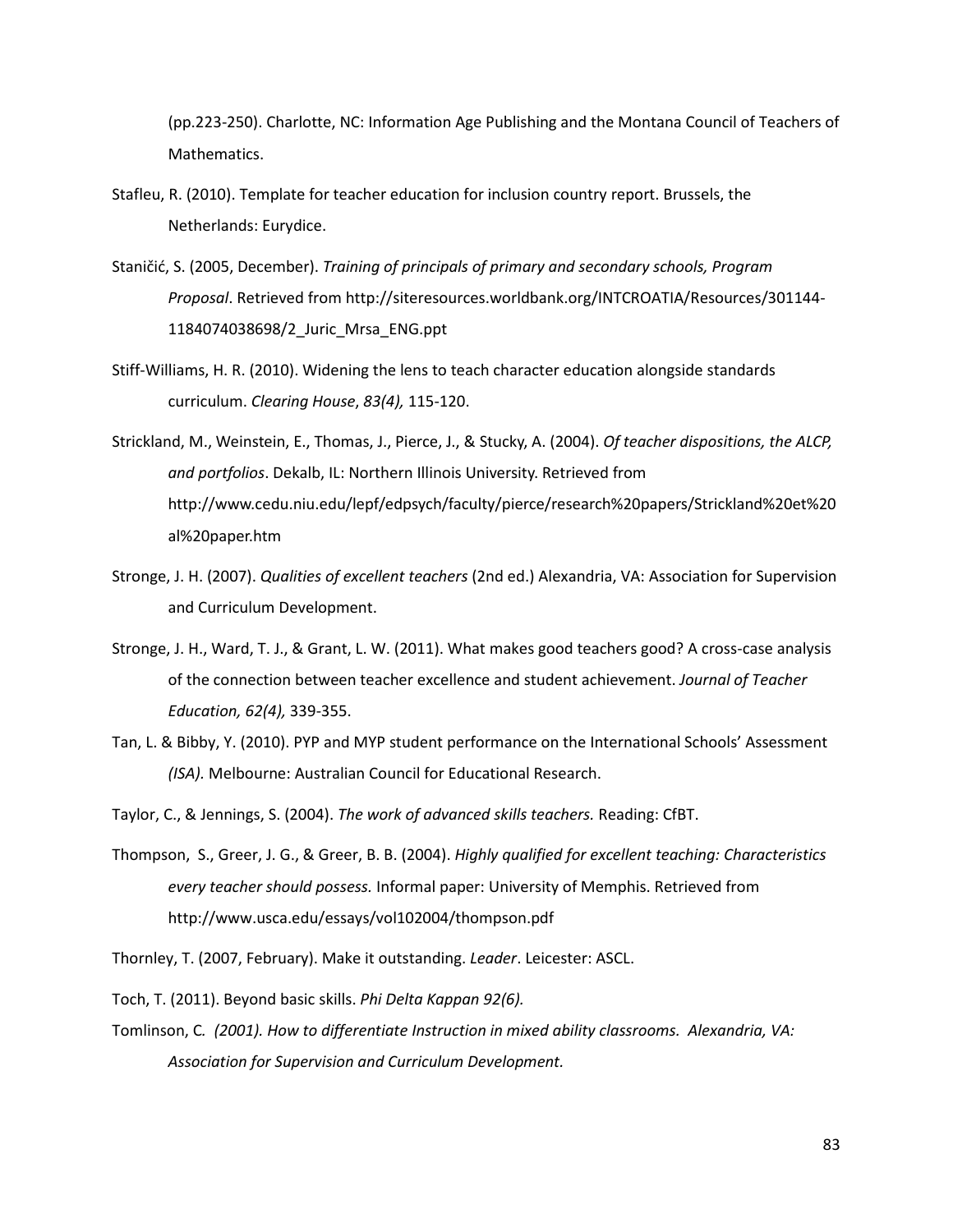(pp.223-250). Charlotte, NC: Information Age Publishing and the Montana Council of Teachers of Mathematics.

Stafleu, R. (2010). Template for teacher education for inclusion country report. Brussels, the Netherlands: Eurydice.

Staničić, S. (2005, December). *Training of principals of primary and secondary schools, Program Proposal*. Retrieved from http://siteresources.worldbank.org/INTCROATIA/Resources/301144-1184074038698/2_Juric_Mrsa_ENG.ppt

Stiff-Williams, H. R. (2010). Widening the lens to teach character education alongside standards curriculum. *Clearing House*, *83(4),* 115-120.

Strickland, M., Weinstein, E., Thomas, J., Pierce, J., & Stucky, A. (2004). *Of teacher dispositions, the ALCP, and portfolios*. Dekalb, IL: Northern Illinois University. Retrieved from http://www.cedu.niu.edu/lepf/edpsych/faculty/pierce/research%20papers/Strickland%20et%20al%20paper.htm

Stronge, J. H. (2007). *Qualities of excellent teachers* (2nd ed.) Alexandria, VA: Association for Supervision and Curriculum Development.

Stronge, J. H., Ward, T. J., & Grant, L. W. (2011). What makes good teachers good? A cross-case analysis of the connection between teacher excellence and student achievement. *Journal of Teacher Education, 62(4),* 339-355.

Tan, L. & Bibby, Y. (2010). PYP and MYP student performance on the International Schools' Assessment *(ISA).* Melbourne: Australian Council for Educational Research.

Taylor, C., & Jennings, S. (2004). *The work of advanced skills teachers.* Reading: CfBT.

Thompson, S., Greer, J. G., & Greer, B. B. (2004). *Highly qualified for excellent teaching: Characteristics every teacher should possess.* Informal paper: University of Memphis. Retrieved from http://www.usca.edu/essays/vol102004/thompson.pdf

Thornley, T. (2007, February). Make it outstanding. *Leader*. Leicester: ASCL.

Toch, T. (2011). Beyond basic skills. *Phi Delta Kappan 92(6).*

Tomlinson, C*. (2001). How to differentiate Instruction in mixed ability classrooms. Alexandria, VA: Association for Supervision and Curriculum Development.*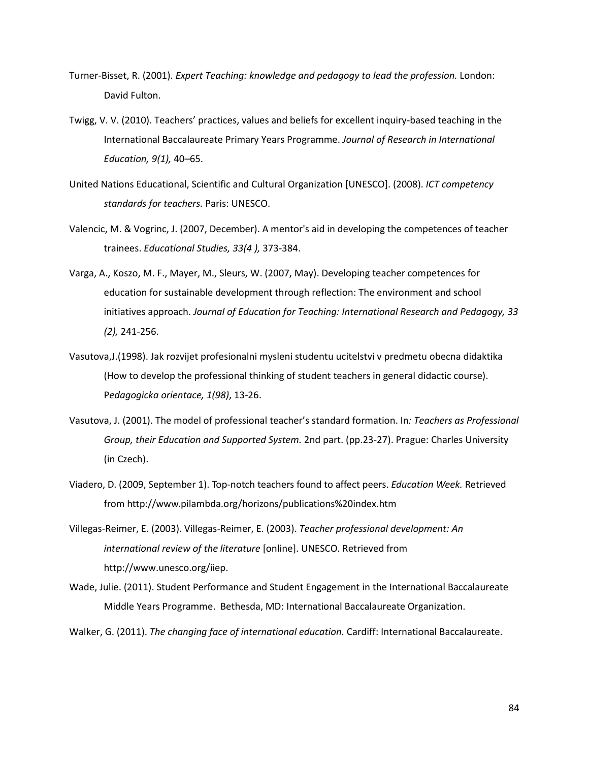Turner-Bisset, R. (2001). *Expert Teaching: knowledge and pedagogy to lead the profession.* London: David Fulton.

Twigg, V. V. (2010). Teachers' practices, values and beliefs for excellent inquiry-based teaching in the International Baccalaureate Primary Years Programme. *Journal of Research in International Education, 9(1),* 40–65.

United Nations Educational, Scientific and Cultural Organization [UNESCO]. (2008). *ICT competency standards for teachers.* Paris: UNESCO.

Valencic, M. & Vogrinc, J. (2007, December). A mentor's aid in developing the competences of teacher trainees. *Educational Studies, 33(4 ),* 373-384.

Varga, A., Koszo, M. F., Mayer, M., Sleurs, W. (2007, May). Developing teacher competences for education for sustainable development through reflection: The environment and school initiatives approach. *Journal of Education for Teaching: International Research and Pedagogy, 33 (2),* 241-256.

Vasutova,J.(1998). Jak rozvijet profesionalni mysleni studentu ucitelstvi v predmetu obecna didaktika (How to develop the professional thinking of student teachers in general didactic course). P*edagogicka orientace, 1(98)*, 13-26.

Vasutova, J. (2001). The model of professional teacher's standard formation. In*: Teachers as Professional Group, their Education and Supported System.* 2nd part. (pp.23-27). Prague: Charles University (in Czech).

Viadero, D. (2009, September 1). Top-notch teachers found to affect peers. *Education Week.* Retrieved from http://www.pilambda.org/horizons/publications%20index.htm

Villegas-Reimer, E. (2003). Villegas-Reimer, E. (2003). *Teacher professional development: An international review of the literature* [online]. UNESCO. Retrieved from http://www.unesco.org/iiep.

Wade, Julie. (2011). Student Performance and Student Engagement in the International Baccalaureate Middle Years Programme. Bethesda, MD: International Baccalaureate Organization.

Walker, G. (2011). *The changing face of international education.* Cardiff: International Baccalaureate.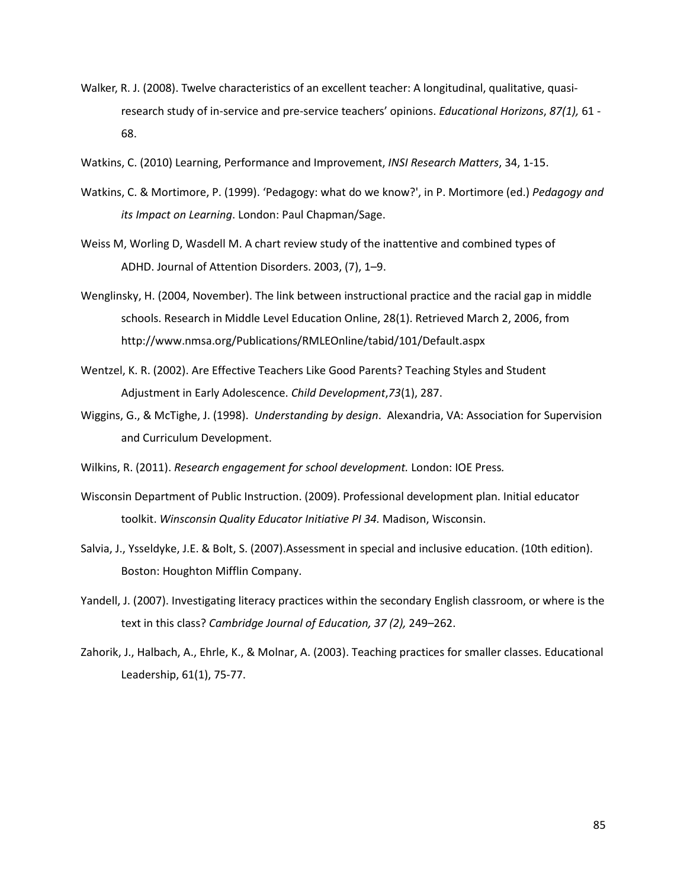Walker, R. J. (2008). Twelve characteristics of an excellent teacher: A longitudinal, qualitative, quasi-research study of in-service and pre-service teachers' opinions. *Educational Horizons*, *87(1),* 61 - 68.

Watkins, C. (2010) Learning, Performance and Improvement, *INSI Research Matters*, 34, 1-15.

Watkins, C. & Mortimore, P. (1999). 'Pedagogy: what do we know?', in P. Mortimore (ed.) *Pedagogy and its Impact on Learning*. London: Paul Chapman/Sage.

Weiss M, Worling D, Wasdell M. A chart review study of the inattentive and combined types of ADHD. Journal of Attention Disorders. 2003, (7), 1–9.

Wenglinsky, H. (2004, November). The link between instructional practice and the racial gap in middle schools. Research in Middle Level Education Online, 28(1). Retrieved March 2, 2006, from http://www.nmsa.org/Publications/RMLEOnline/tabid/101/Default.aspx

Wentzel, K. R. (2002). Are Effective Teachers Like Good Parents? Teaching Styles and Student Adjustment in Early Adolescence. *Child Development*,*73*(1), 287.

Wiggins, G., & McTighe, J. (1998). *Understanding by design*. Alexandria, VA: Association for Supervision and Curriculum Development.

Wilkins, R. (2011). *Research engagement for school development.* London: IOE Press.

Wisconsin Department of Public Instruction. (2009). Professional development plan. Initial educator toolkit. *Winsconsin Quality Educator Initiative PI 34.* Madison, Wisconsin.

Salvia, J., Ysseldyke, J.E. & Bolt, S. (2007).Assessment in special and inclusive education. (10th edition). Boston: Houghton Mifflin Company.

Yandell, J. (2007). Investigating literacy practices within the secondary English classroom, or where is the text in this class? *Cambridge Journal of Education, 37 (2),* 249–262.

Zahorik, J., Halbach, A., Ehrle, K., & Molnar, A. (2003). Teaching practices for smaller classes. Educational Leadership, 61(1), 75-77.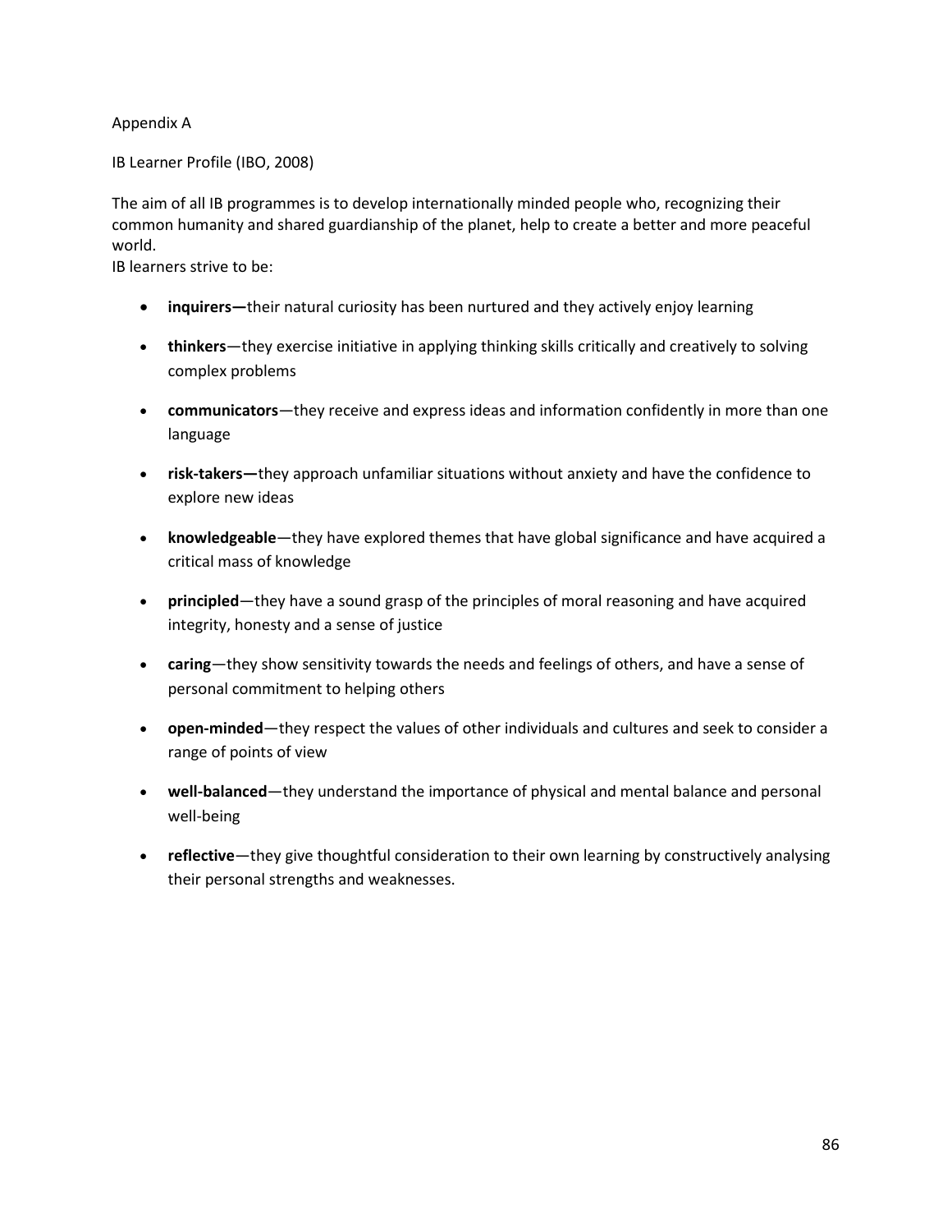Appendix A

IB Learner Profile (IBO, 2008)

The aim of all IB programmes is to develop internationally minded people who, recognizing their common humanity and shared guardianship of the planet, help to create a better and more peaceful world.

IB learners strive to be:

- **inquirers—**their natural curiosity has been nurtured and they actively enjoy learning
- **thinkers**—they exercise initiative in applying thinking skills critically and creatively to solving complex problems
- **communicators**—they receive and express ideas and information confidently in more than one language
- **risk-takers—**they approach unfamiliar situations without anxiety and have the confidence to explore new ideas
- **knowledgeable**—they have explored themes that have global significance and have acquired a critical mass of knowledge
- **principled**—they have a sound grasp of the principles of moral reasoning and have acquired integrity, honesty and a sense of justice
- **caring**—they show sensitivity towards the needs and feelings of others, and have a sense of personal commitment to helping others
- **open-minded**—they respect the values of other individuals and cultures and seek to consider a range of points of view
- **well-balanced**—they understand the importance of physical and mental balance and personal well-being
- **reflective**—they give thoughtful consideration to their own learning by constructively analysing their personal strengths and weaknesses.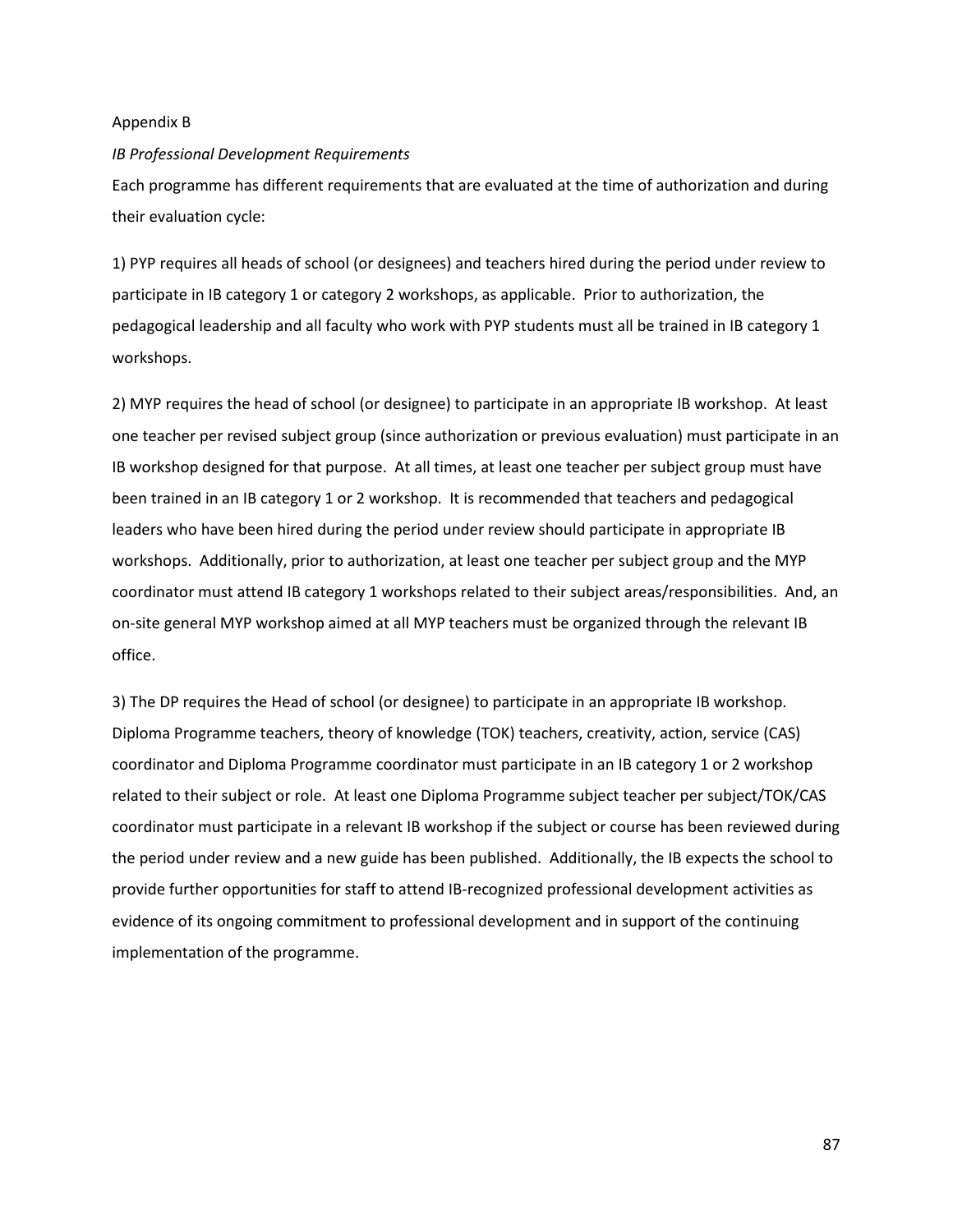Appendix B

*IB Professional Development Requirements*

Each programme has different requirements that are evaluated at the time of authorization and during their evaluation cycle:

1) PYP requires all heads of school (or designees) and teachers hired during the period under review to participate in IB category 1 or category 2 workshops, as applicable. Prior to authorization, the pedagogical leadership and all faculty who work with PYP students must all be trained in IB category 1 workshops.

2) MYP requires the head of school (or designee) to participate in an appropriate IB workshop. At least one teacher per revised subject group (since authorization or previous evaluation) must participate in an IB workshop designed for that purpose. At all times, at least one teacher per subject group must have been trained in an IB category 1 or 2 workshop. It is recommended that teachers and pedagogical leaders who have been hired during the period under review should participate in appropriate IB workshops. Additionally, prior to authorization, at least one teacher per subject group and the MYP coordinator must attend IB category 1 workshops related to their subject areas/responsibilities. And, an on-site general MYP workshop aimed at all MYP teachers must be organized through the relevant IB office.

3) The DP requires the Head of school (or designee) to participate in an appropriate IB workshop. Diploma Programme teachers, theory of knowledge (TOK) teachers, creativity, action, service (CAS) coordinator and Diploma Programme coordinator must participate in an IB category 1 or 2 workshop related to their subject or role. At least one Diploma Programme subject teacher per subject/TOK/CAS coordinator must participate in a relevant IB workshop if the subject or course has been reviewed during the period under review and a new guide has been published. Additionally, the IB expects the school to provide further opportunities for staff to attend IB-recognized professional development activities as evidence of its ongoing commitment to professional development and in support of the continuing implementation of the programme.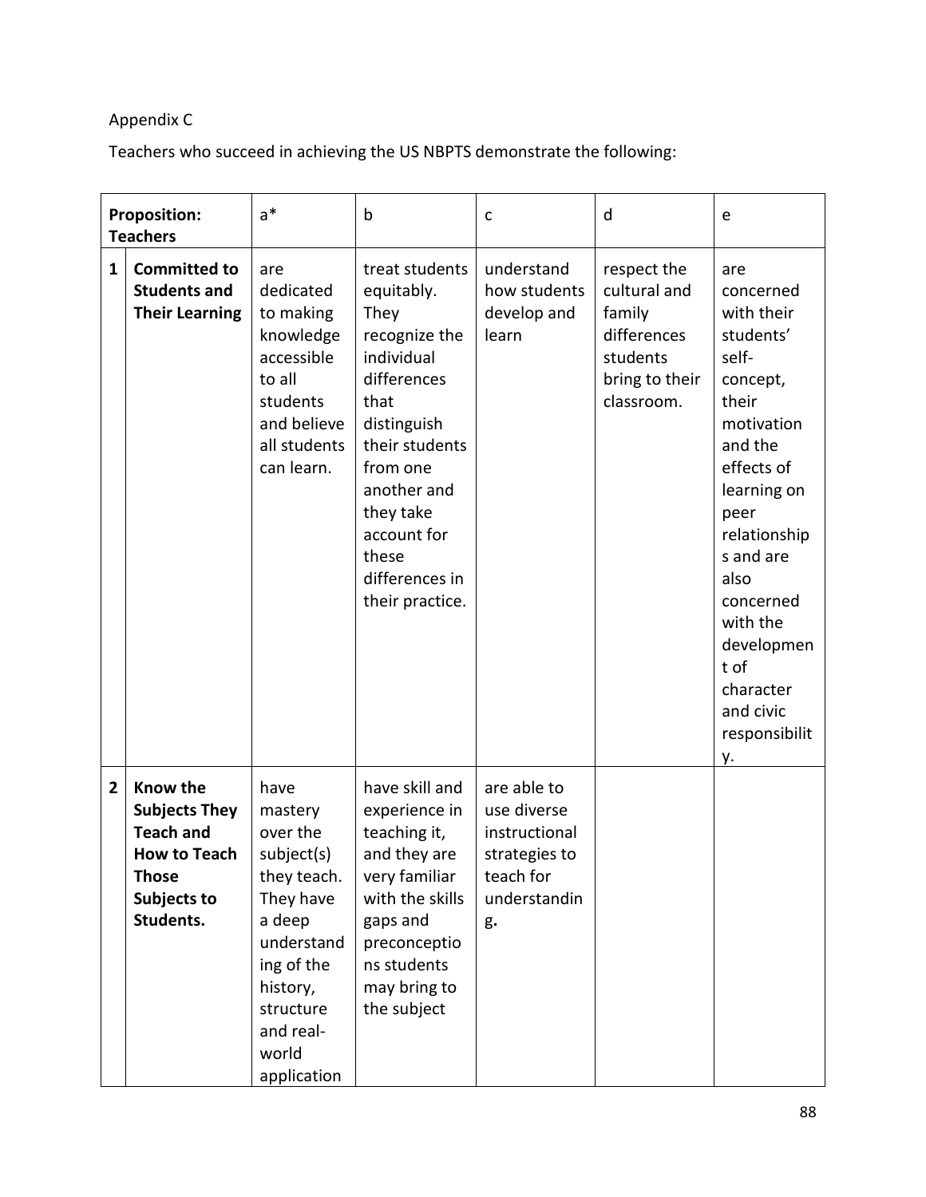Appendix C

Teachers who succeed in achieving the US NBPTS demonstrate the following:

| Proposition: Teachers | | a* | b | c | d | e |
|---|---|---|---|---|---|---|
| 1 | **Committed to Students and Their Learning** | are dedicated to making knowledge accessible to all students and believe all students can learn. | treat students equitably. They recognize the individual differences that distinguish their students from one another and they take account for these differences in their practice. | understand how students develop and learn | respect the cultural and family differences students bring to their classroom. | are concerned with their students' self-concept, their motivation and the effects of learning on peer relationships and are also concerned with the development of character and civic responsibility. |
| 2 | **Know the Subjects They Teach and How to Teach Those Subjects to Students.** | have mastery over the subject(s) they teach. They have a deep understanding of the history, structure and real-world application | have skill and experience in teaching it, and they are very familiar with the skills gaps and preconceptions students may bring to the subject | are able to use diverse instructional strategies to teach for understanding. | | |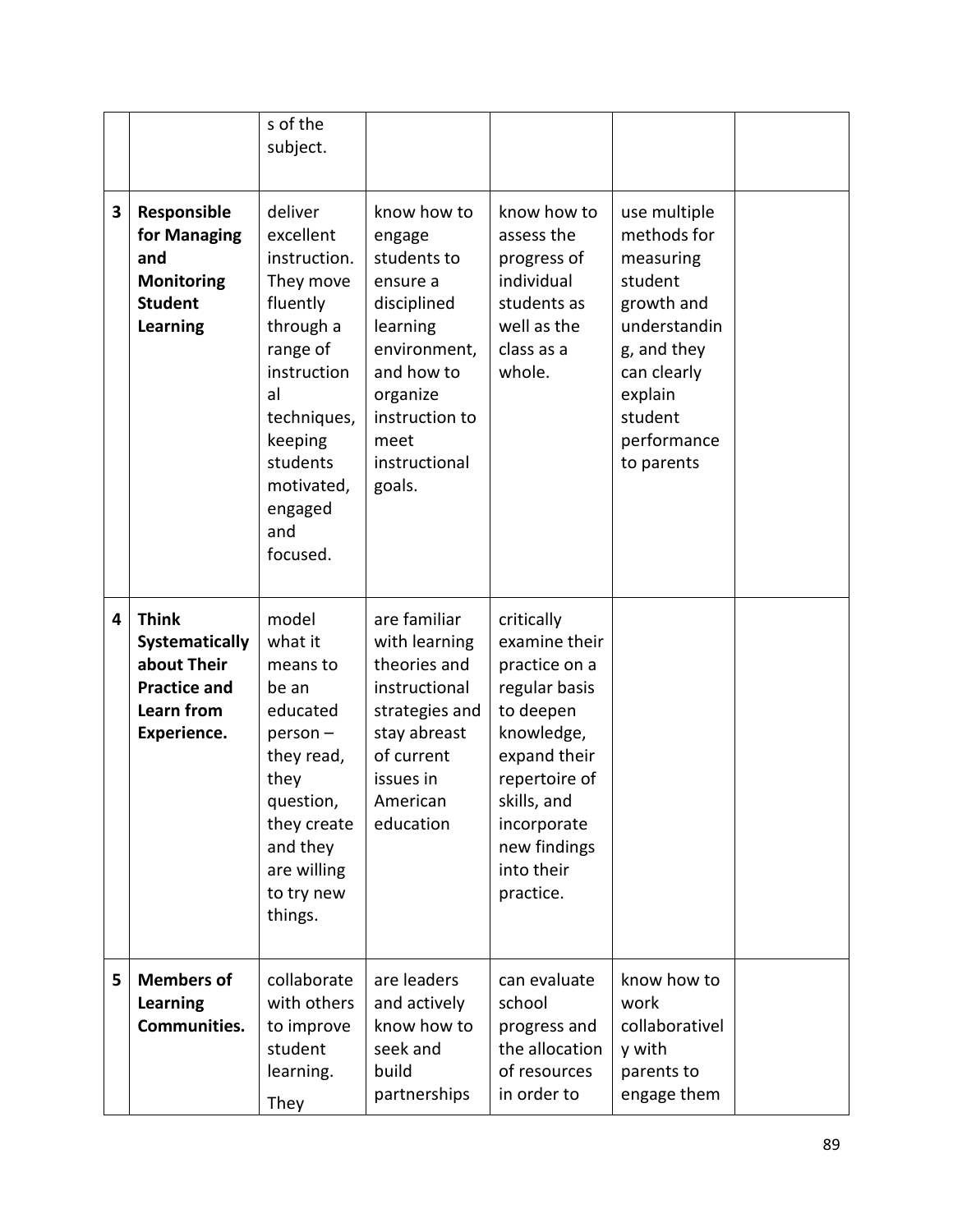| | | | | | | |
|---|---|---|---|---|---|---|
| | | s of the subject. | | | | |
| 3 | **Responsible for Managing and Monitoring Student Learning** | deliver excellent instruction. They move fluently through a range of instructional techniques, keeping students motivated, engaged and focused. | know how to engage students to ensure a disciplined learning environment, and how to organize instruction to meet instructional goals. | know how to assess the progress of individual students as well as the class as a whole. | use multiple methods for measuring student growth and understanding, and they can clearly explain student performance to parents | |
| 4 | **Think Systematically about Their Practice and Learn from Experience.** | model what it means to be an educated person – they read, they question, they create and they are willing to try new things. | are familiar with learning theories and instructional strategies and stay abreast of current issues in American education | critically examine their practice on a regular basis to deepen knowledge, expand their repertoire of skills, and incorporate new findings into their practice. | | |
| 5 | **Members of Learning Communities.** | collaborate with others to improve student learning. They | are leaders and actively know how to seek and build partnerships | can evaluate school progress and the allocation of resources in order to | know how to work collaboratively with parents to engage them | |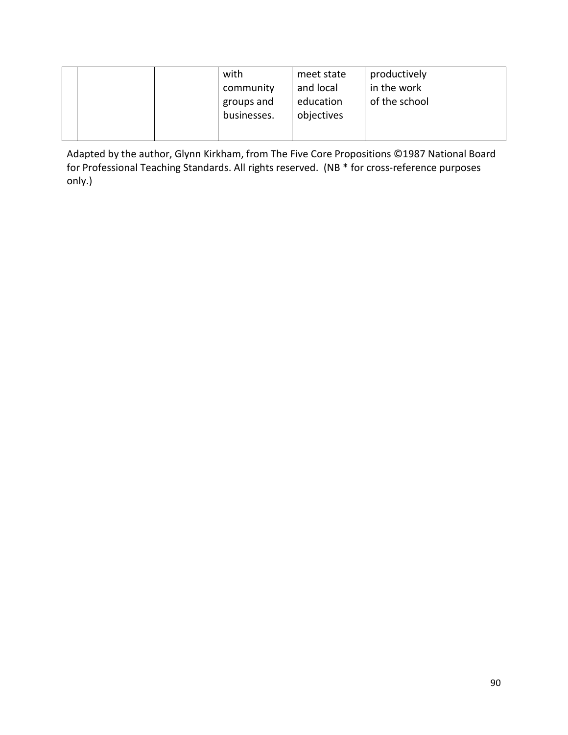| | | | | | | |
|---|---|---|---|---|---|---|
| | | | with community groups and businesses. | meet state and local education objectives | productively in the work of the school | |

Adapted by the author, Glynn Kirkham, from The Five Core Propositions ©1987 National Board for Professional Teaching Standards. All rights reserved. (NB * for cross-reference purposes only.)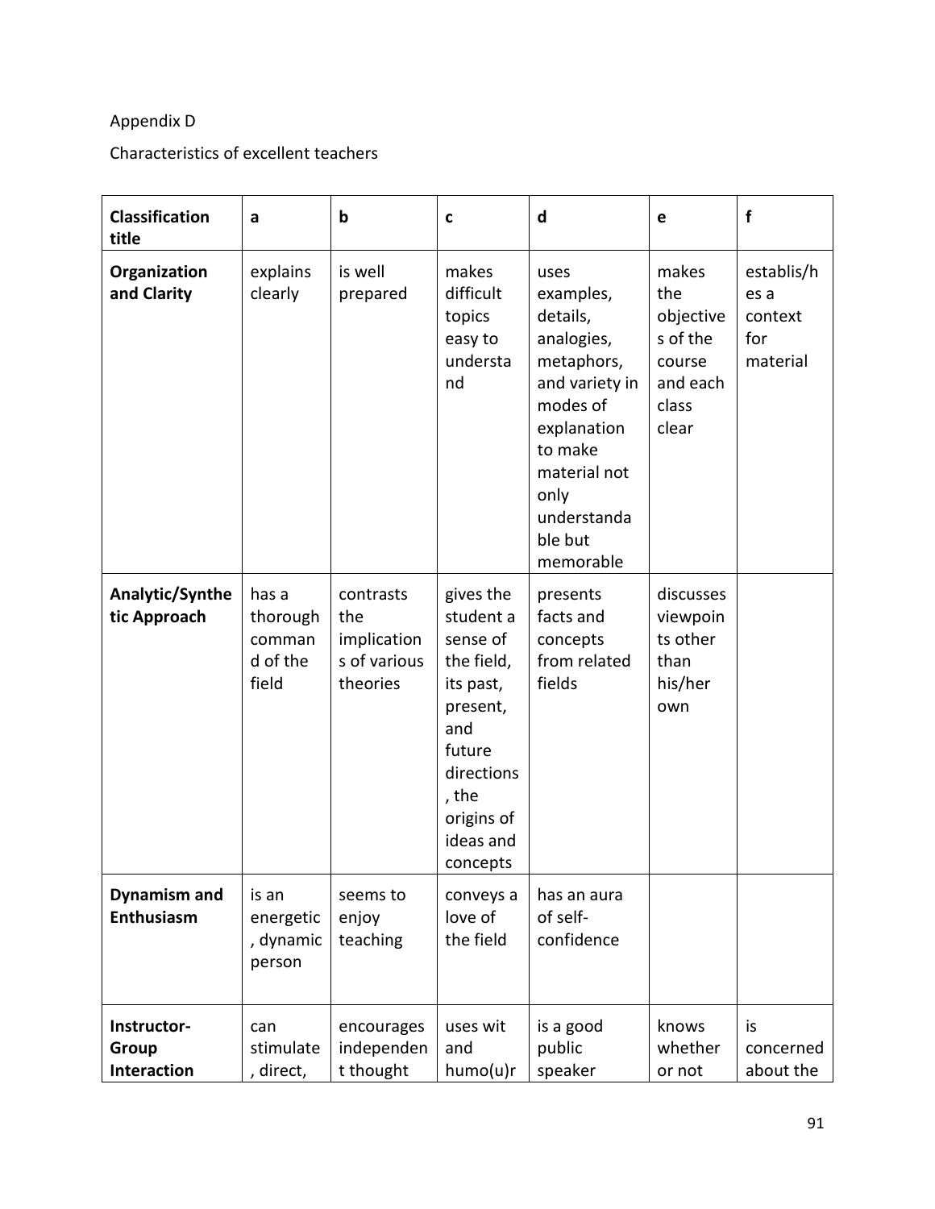Appendix D

Characteristics of excellent teachers

| Classification title | a | b | c | d | e | f |
|---|---|---|---|---|---|---|
| **Organization and Clarity** | explains clearly | is well prepared | makes difficult topics easy to understand | uses examples, details, analogies, metaphors, and variety in modes of explanation to make material not only understandable but memorable | makes the objectives of the course and each class clear | establis/hes a context for material |
| **Analytic/Synthetic Approach** | has a thorough command of the field | contrasts the implications of various theories | gives the student a sense of the field, its past, present, and future directions, the origins of ideas and concepts | presents facts and concepts from related fields | discusses viewpoints other than his/her own | |
| **Dynamism and Enthusiasm** | is an energetic, dynamic person | seems to enjoy teaching | conveys a love of the field | has an aura of self-confidence | | |
| **Instructor-Group Interaction** | can stimulate, direct, | encourages independent thought | uses wit and humo(u)r | is a good public speaker | knows whether or not | is concerned about the |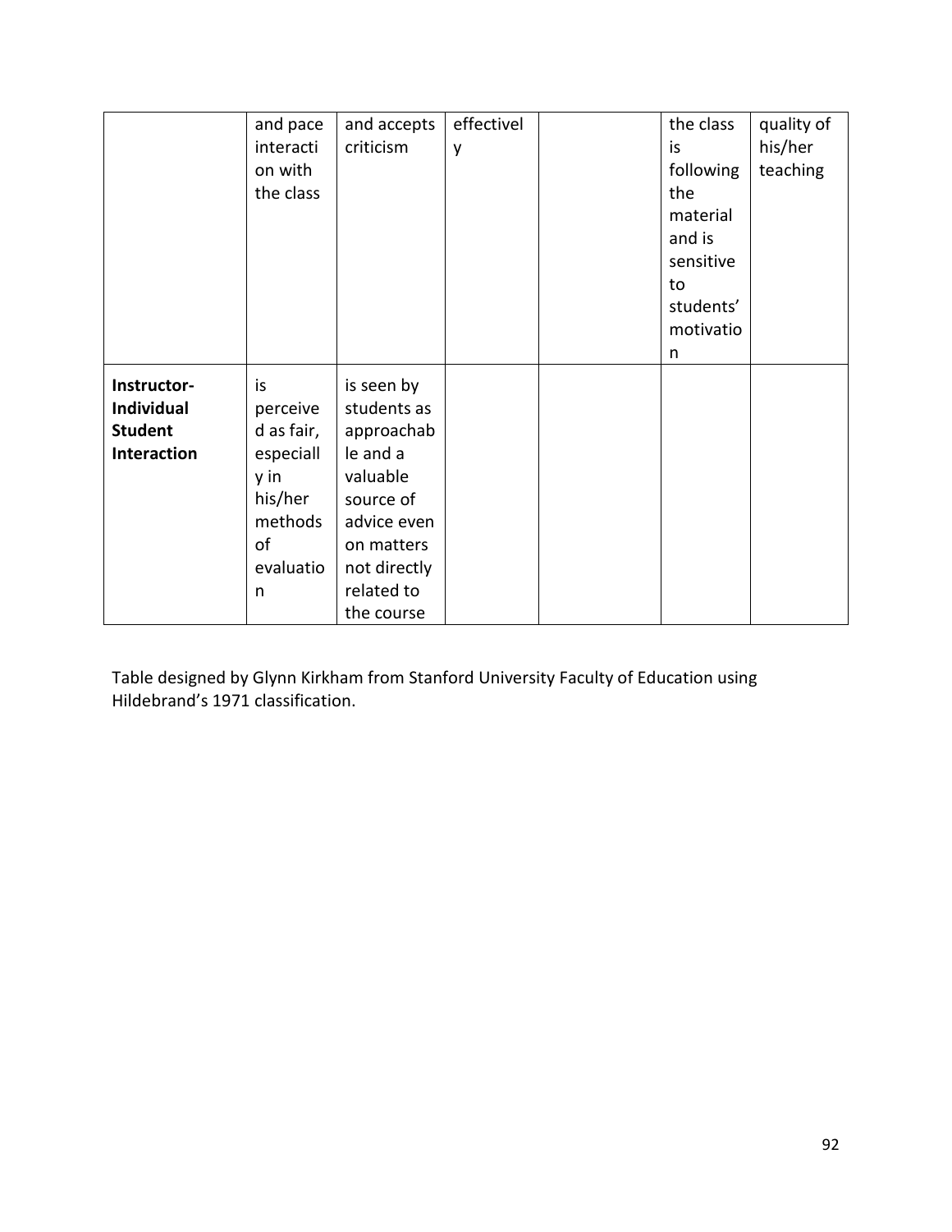| | | | | | | |
|---|---|---|---|---|---|---|
| | and pace interaction with the class | and accepts criticism | effectively | | the class is following the material and is sensitive to students' motivation | quality of his/her teaching |
| **Instructor-Individual Student Interaction** | is perceived as fair, especially in his/her methods of evaluation | is seen by students as approachable and a valuable source of advice even on matters not directly related to the course | | | | |

Table designed by Glynn Kirkham from Stanford University Faculty of Education using Hildebrand's 1971 classification.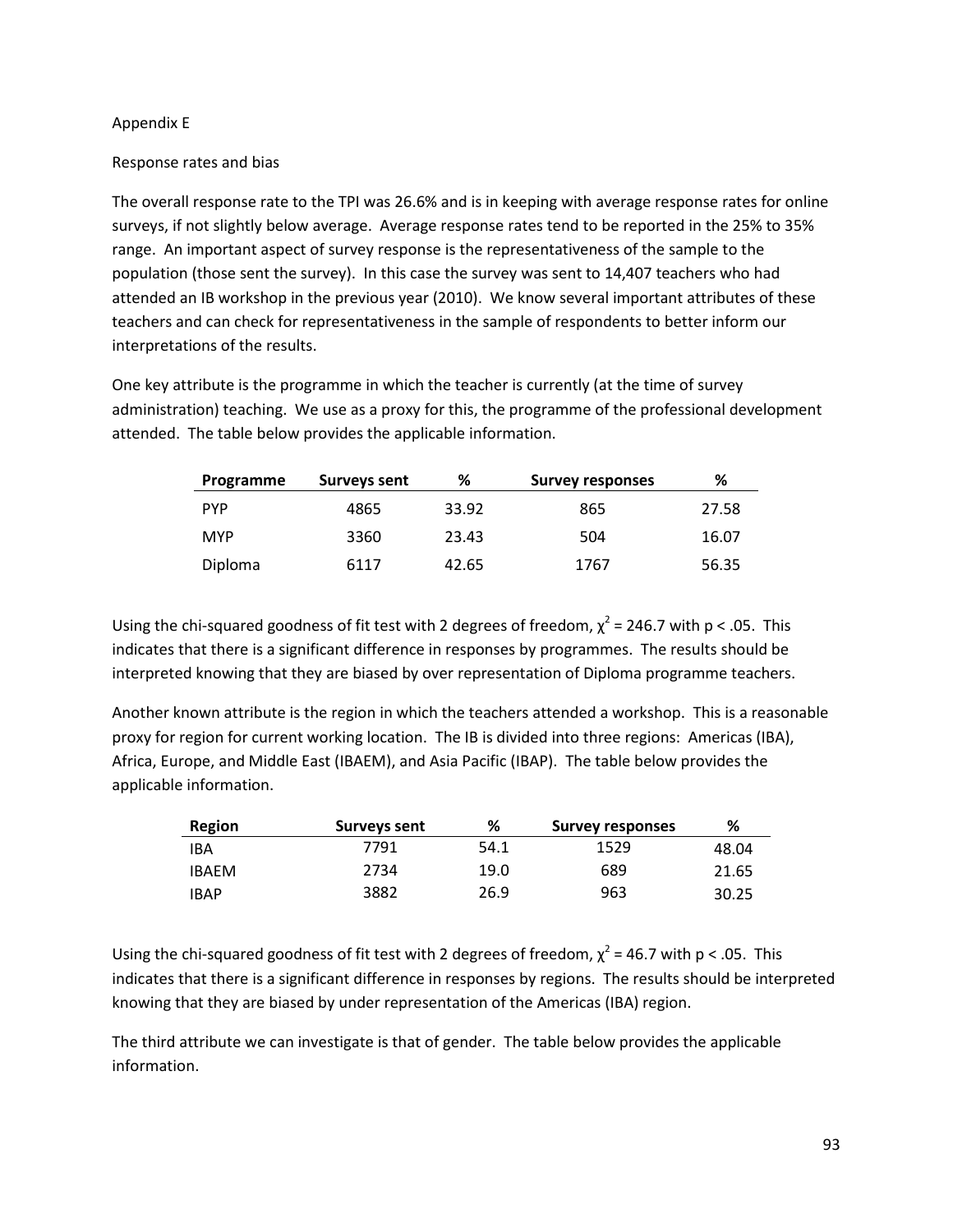Appendix E

Response rates and bias

The overall response rate to the TPI was 26.6% and is in keeping with average response rates for online surveys, if not slightly below average. Average response rates tend to be reported in the 25% to 35% range. An important aspect of survey response is the representativeness of the sample to the population (those sent the survey). In this case the survey was sent to 14,407 teachers who had attended an IB workshop in the previous year (2010). We know several important attributes of these teachers and can check for representativeness in the sample of respondents to better inform our interpretations of the results.

One key attribute is the programme in which the teacher is currently (at the time of survey administration) teaching. We use as a proxy for this, the programme of the professional development attended. The table below provides the applicable information.

| Programme | Surveys sent | % | Survey responses | % |
|---|---|---|---|---|
| PYP | 4865 | 33.92 | 865 | 27.58 |
| MYP | 3360 | 23.43 | 504 | 16.07 |
| Diploma | 6117 | 42.65 | 1767 | 56.35 |

Using the chi-squared goodness of fit test with 2 degrees of freedom, $\chi^2 = 246.7$ with $p < .05$. This indicates that there is a significant difference in responses by programmes. The results should be interpreted knowing that they are biased by over representation of Diploma programme teachers.

Another known attribute is the region in which the teachers attended a workshop. This is a reasonable proxy for region for current working location. The IB is divided into three regions: Americas (IBA), Africa, Europe, and Middle East (IBAEM), and Asia Pacific (IBAP). The table below provides the applicable information.

| Region | Surveys sent | % | Survey responses | % |
|---|---|---|---|---|
| IBA | 7791 | 54.1 | 1529 | 48.04 |
| IBAEM | 2734 | 19.0 | 689 | 21.65 |
| IBAP | 3882 | 26.9 | 963 | 30.25 |

Using the chi-squared goodness of fit test with 2 degrees of freedom, $\chi^2 = 46.7$ with $p < .05$. This indicates that there is a significant difference in responses by regions. The results should be interpreted knowing that they are biased by under representation of the Americas (IBA) region.

The third attribute we can investigate is that of gender. The table below provides the applicable information.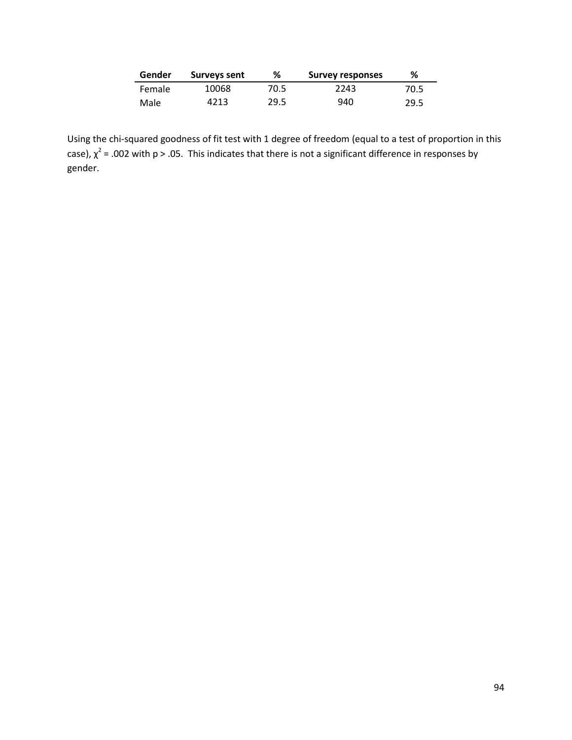| Gender | Surveys sent | % | Survey responses | % |
| --- | --- | --- | --- | --- |
| Female | 10068 | 70.5 | 2243 | 70.5 |
| Male | 4213 | 29.5 | 940 | 29.5 |

Using the chi-squared goodness of fit test with 1 degree of freedom (equal to a test of proportion in this case), $\chi^2 = .002$ with $p > .05$. This indicates that there is not a significant difference in responses by gender.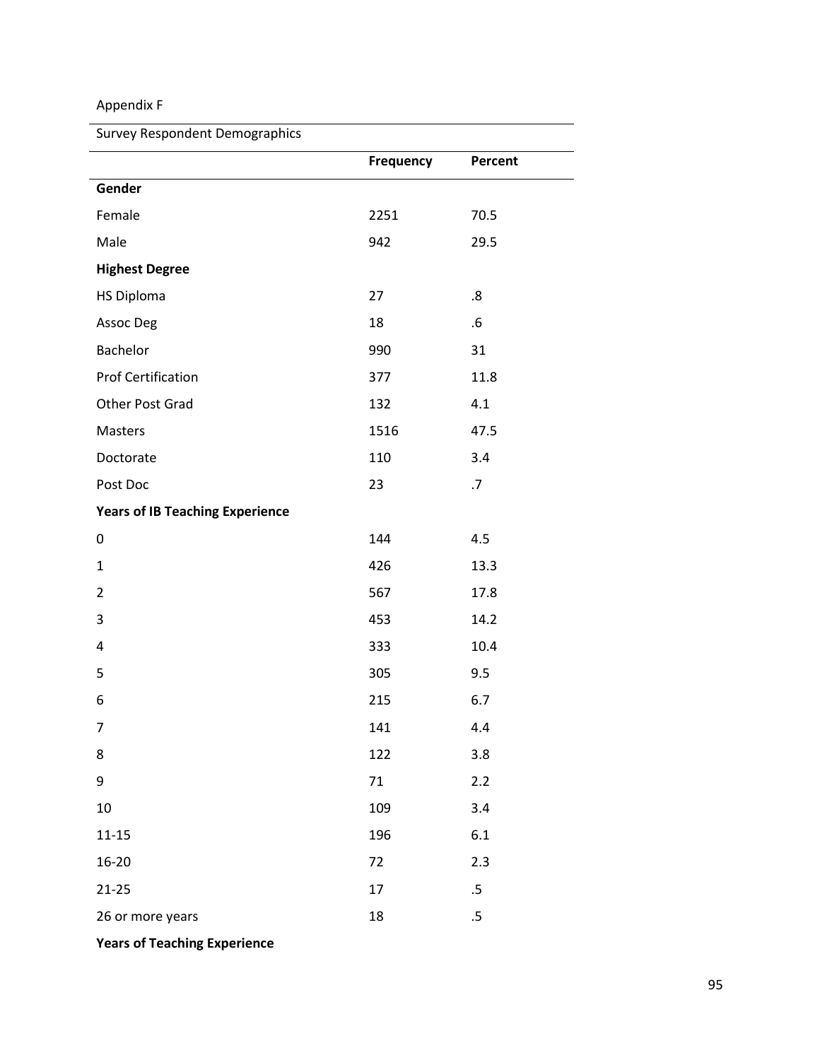Appendix F

Survey Respondent Demographics

| | Frequency | Percent |
|---|---|---|
| **Gender** | | |
| Female | 2251 | 70.5 |
| Male | 942 | 29.5 |
| **Highest Degree** | | |
| HS Diploma | 27 | .8 |
| Assoc Deg | 18 | .6 |
| Bachelor | 990 | 31 |
| Prof Certification | 377 | 11.8 |
| Other Post Grad | 132 | 4.1 |
| Masters | 1516 | 47.5 |
| Doctorate | 110 | 3.4 |
| Post Doc | 23 | .7 |
| **Years of IB Teaching Experience** | | |
| 0 | 144 | 4.5 |
| 1 | 426 | 13.3 |
| 2 | 567 | 17.8 |
| 3 | 453 | 14.2 |
| 4 | 333 | 10.4 |
| 5 | 305 | 9.5 |
| 6 | 215 | 6.7 |
| 7 | 141 | 4.4 |
| 8 | 122 | 3.8 |
| 9 | 71 | 2.2 |
| 10 | 109 | 3.4 |
| 11-15 | 196 | 6.1 |
| 16-20 | 72 | 2.3 |
| 21-25 | 17 | .5 |
| 26 or more years | 18 | .5 |
| **Years of Teaching Experience** | | |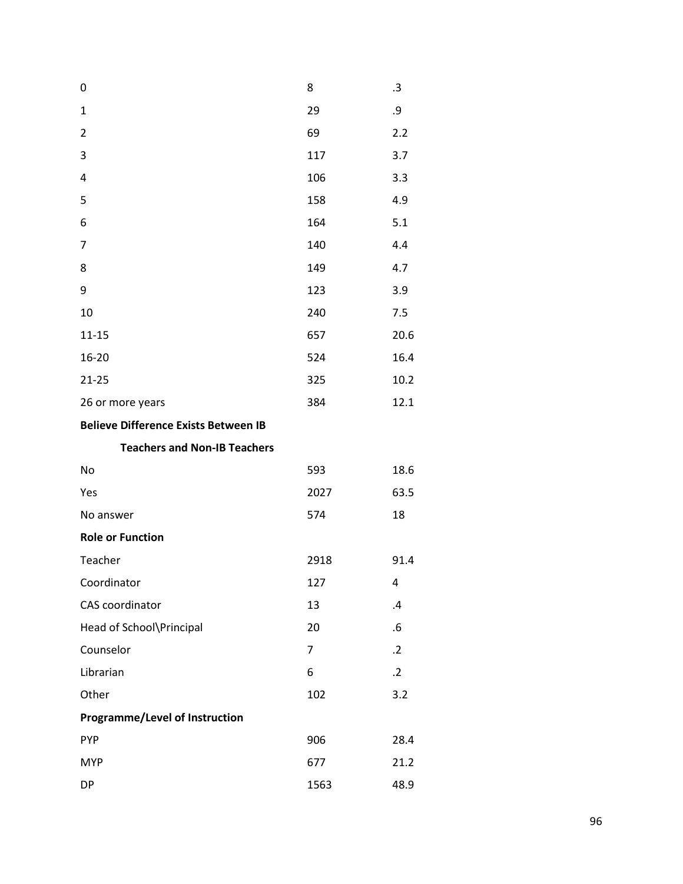| | | |
|---|---|---|
| 0 | 8 | .3 |
| 1 | 29 | .9 |
| 2 | 69 | 2.2 |
| 3 | 117 | 3.7 |
| 4 | 106 | 3.3 |
| 5 | 158 | 4.9 |
| 6 | 164 | 5.1 |
| 7 | 140 | 4.4 |
| 8 | 149 | 4.7 |
| 9 | 123 | 3.9 |
| 10 | 240 | 7.5 |
| 11-15 | 657 | 20.6 |
| 16-20 | 524 | 16.4 |
| 21-25 | 325 | 10.2 |
| 26 or more years | 384 | 12.1 |
| **Believe Difference Exists Between IB Teachers and Non-IB Teachers** | | |
| No | 593 | 18.6 |
| Yes | 2027 | 63.5 |
| No answer | 574 | 18 |
| **Role or Function** | | |
| Teacher | 2918 | 91.4 |
| Coordinator | 127 | 4 |
| CAS coordinator | 13 | .4 |
| Head of School\Principal | 20 | .6 |
| Counselor | 7 | .2 |
| Librarian | 6 | .2 |
| Other | 102 | 3.2 |
| **Programme/Level of Instruction** | | |
| PYP | 906 | 28.4 |
| MYP | 677 | 21.2 |
| DP | 1563 | 48.9 |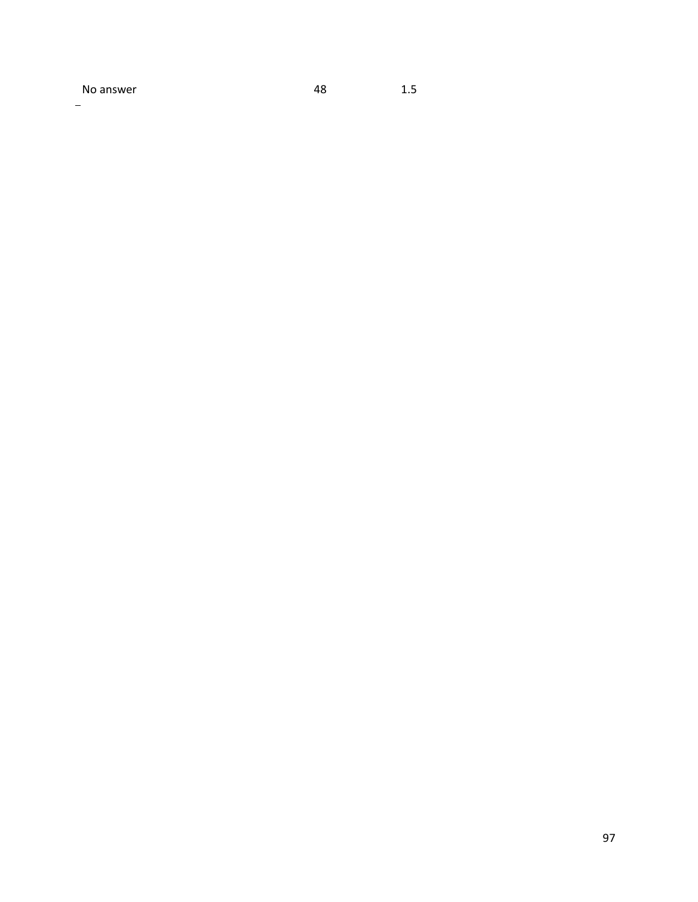| No answer | 48 | 1.5 |
|---|---|---|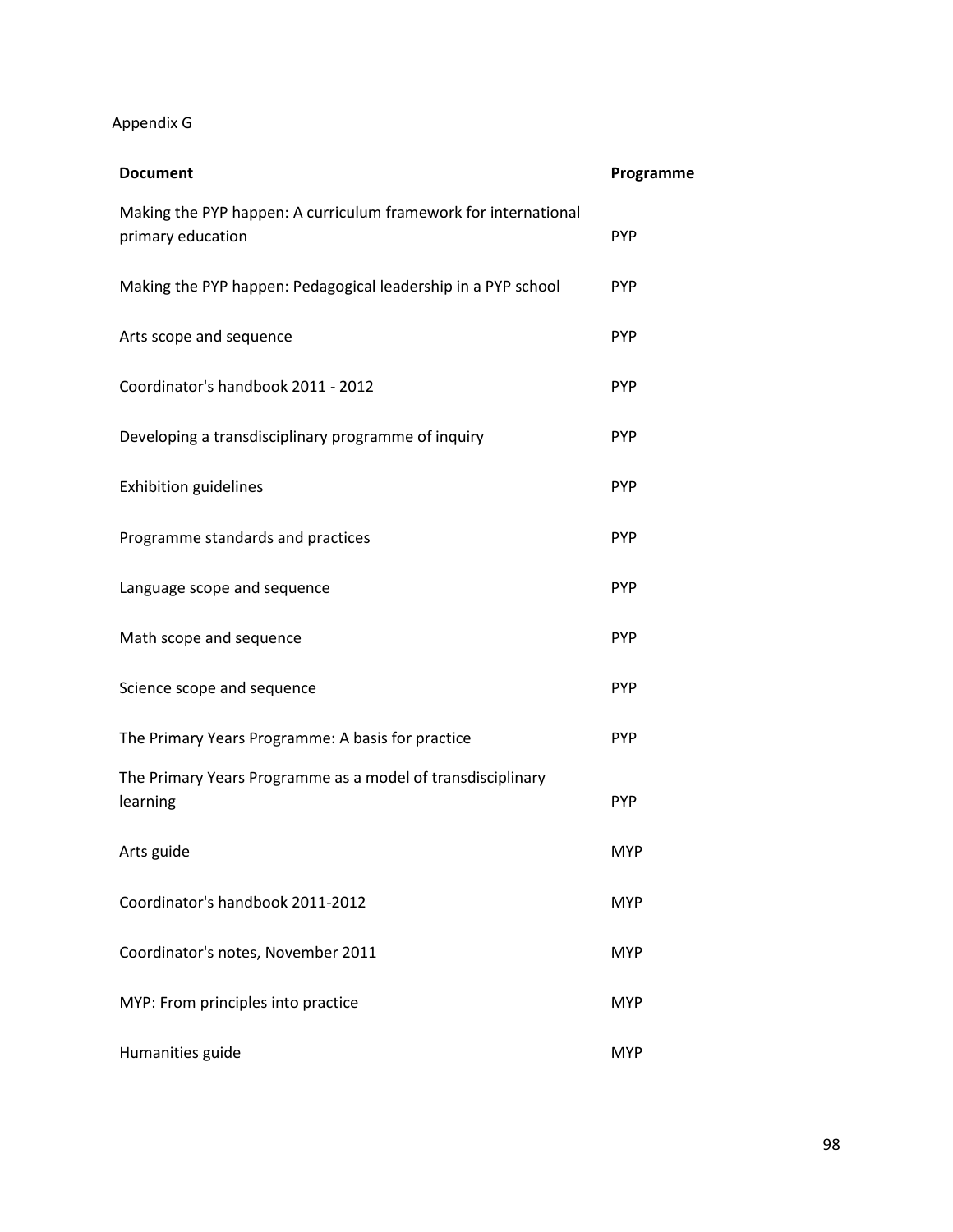Appendix G

| Document | Programme |
|---|---|
| Making the PYP happen: A curriculum framework for international primary education | PYP |
| Making the PYP happen: Pedagogical leadership in a PYP school | PYP |
| Arts scope and sequence | PYP |
| Coordinator's handbook 2011 - 2012 | PYP |
| Developing a transdisciplinary programme of inquiry | PYP |
| Exhibition guidelines | PYP |
| Programme standards and practices | PYP |
| Language scope and sequence | PYP |
| Math scope and sequence | PYP |
| Science scope and sequence | PYP |
| The Primary Years Programme: A basis for practice | PYP |
| The Primary Years Programme as a model of transdisciplinary learning | PYP |
| Arts guide | MYP |
| Coordinator's handbook 2011-2012 | MYP |
| Coordinator's notes, November 2011 | MYP |
| MYP: From principles into practice | MYP |
| Humanities guide | MYP |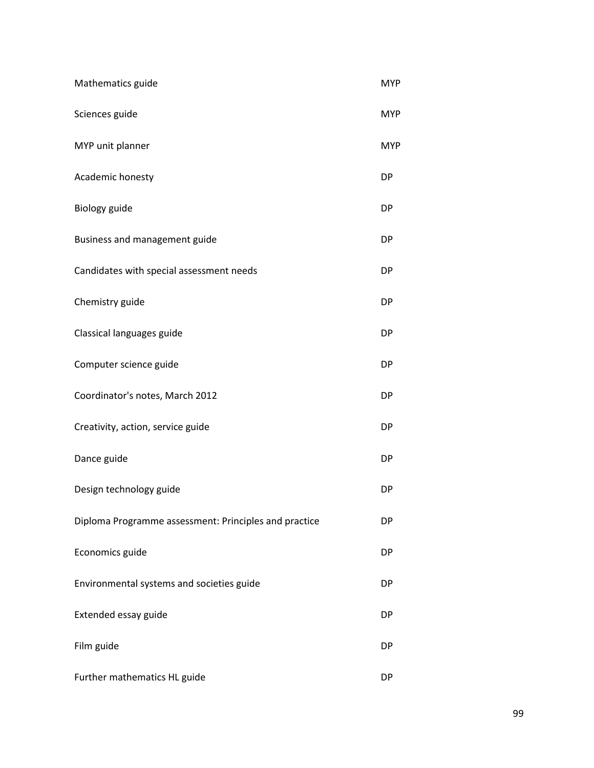| | |
|---|---|
| Mathematics guide | MYP |
| Sciences guide | MYP |
| MYP unit planner | MYP |
| Academic honesty | DP |
| Biology guide | DP |
| Business and management guide | DP |
| Candidates with special assessment needs | DP |
| Chemistry guide | DP |
| Classical languages guide | DP |
| Computer science guide | DP |
| Coordinator's notes, March 2012 | DP |
| Creativity, action, service guide | DP |
| Dance guide | DP |
| Design technology guide | DP |
| Diploma Programme assessment: Principles and practice | DP |
| Economics guide | DP |
| Environmental systems and societies guide | DP |
| Extended essay guide | DP |
| Film guide | DP |
| Further mathematics HL guide | DP |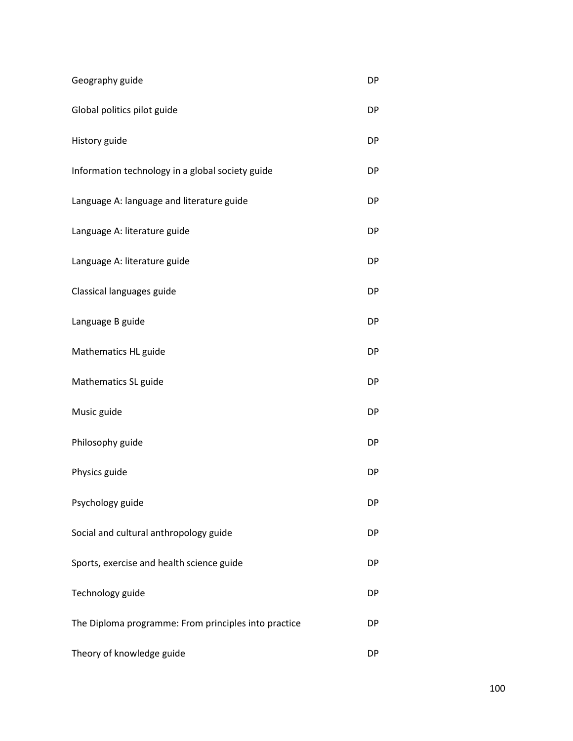| | |
|---|---|
| Geography guide | DP |
| Global politics pilot guide | DP |
| History guide | DP |
| Information technology in a global society guide | DP |
| Language A: language and literature guide | DP |
| Language A: literature guide | DP |
| Language A: literature guide | DP |
| Classical languages guide | DP |
| Language B guide | DP |
| Mathematics HL guide | DP |
| Mathematics SL guide | DP |
| Music guide | DP |
| Philosophy guide | DP |
| Physics guide | DP |
| Psychology guide | DP |
| Social and cultural anthropology guide | DP |
| Sports, exercise and health science guide | DP |
| Technology guide | DP |
| The Diploma programme: From principles into practice | DP |
| Theory of knowledge guide | DP |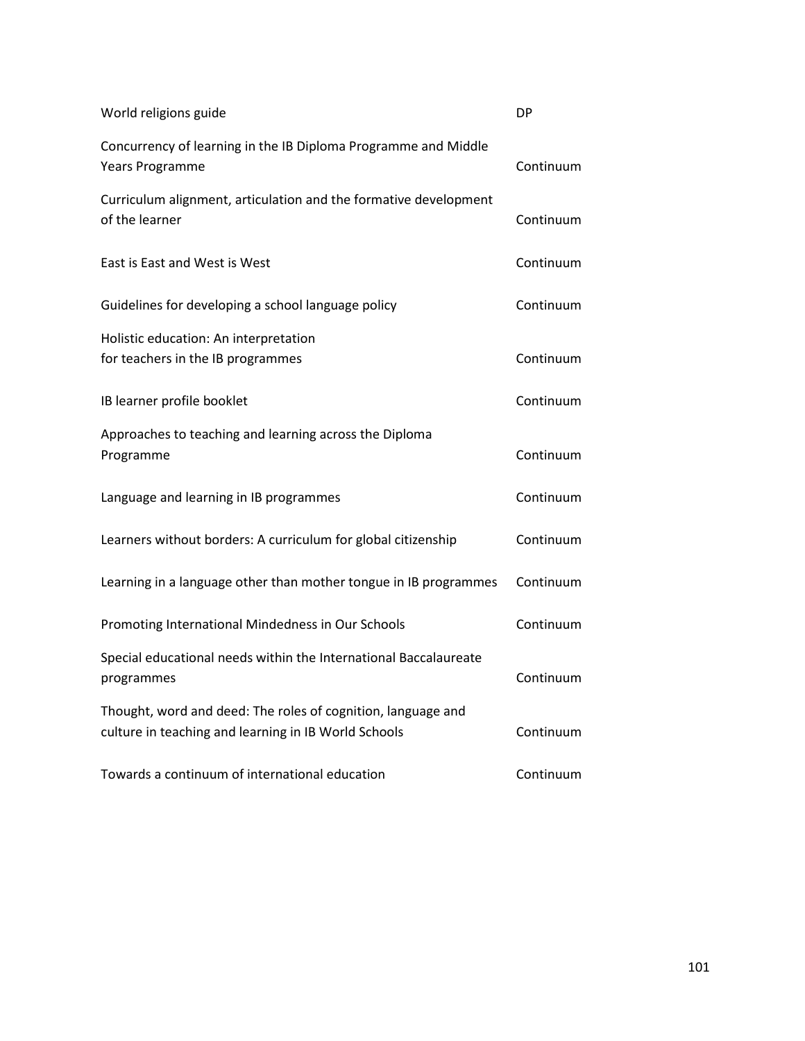| | |
|---|---|
| World religions guide | DP |
| Concurrency of learning in the IB Diploma Programme and Middle Years Programme | Continuum |
| Curriculum alignment, articulation and the formative development of the learner | Continuum |
| East is East and West is West | Continuum |
| Guidelines for developing a school language policy | Continuum |
| Holistic education: An interpretation for teachers in the IB programmes | Continuum |
| IB learner profile booklet | Continuum |
| Approaches to teaching and learning across the Diploma Programme | Continuum |
| Language and learning in IB programmes | Continuum |
| Learners without borders: A curriculum for global citizenship | Continuum |
| Learning in a language other than mother tongue in IB programmes | Continuum |
| Promoting International Mindedness in Our Schools | Continuum |
| Special educational needs within the International Baccalaureate programmes | Continuum |
| Thought, word and deed: The roles of cognition, language and culture in teaching and learning in IB World Schools | Continuum |
| Towards a continuum of international education | Continuum |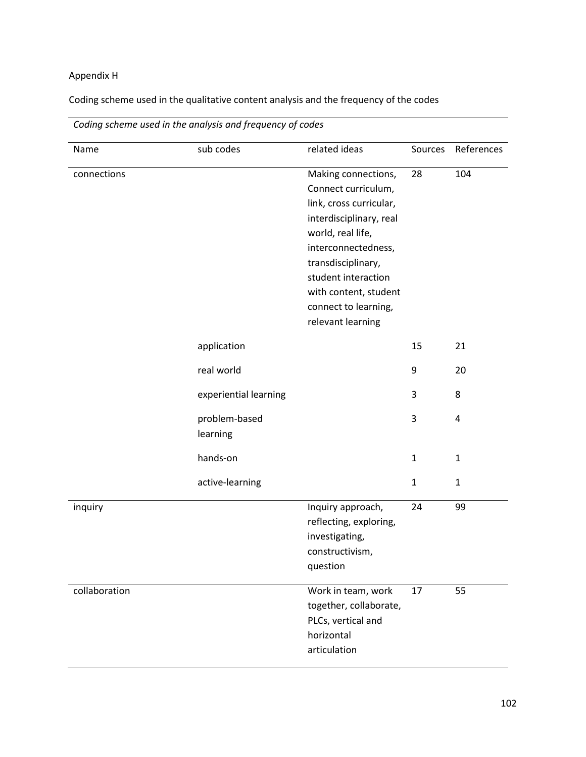Appendix H

Coding scheme used in the qualitative content analysis and the frequency of the codes

*Coding scheme used in the analysis and frequency of codes*

| Name | sub codes | related ideas | Sources | References |
|---|---|---|---|---|
| connections | | Making connections, Connect curriculum, link, cross curricular, interdisciplinary, real world, real life, interconnectedness, transdisciplinary, student interaction with content, student connect to learning, relevant learning | 28 | 104 |
| | application | | 15 | 21 |
| | real world | | 9 | 20 |
| | experiential learning | | 3 | 8 |
| | problem-based learning | | 3 | 4 |
| | hands-on | | 1 | 1 |
| | active-learning | | 1 | 1 |
| inquiry | | Inquiry approach, reflecting, exploring, investigating, constructivism, question | 24 | 99 |
| collaboration | | Work in team, work together, collaborate, PLCs, vertical and horizontal articulation | 17 | 55 |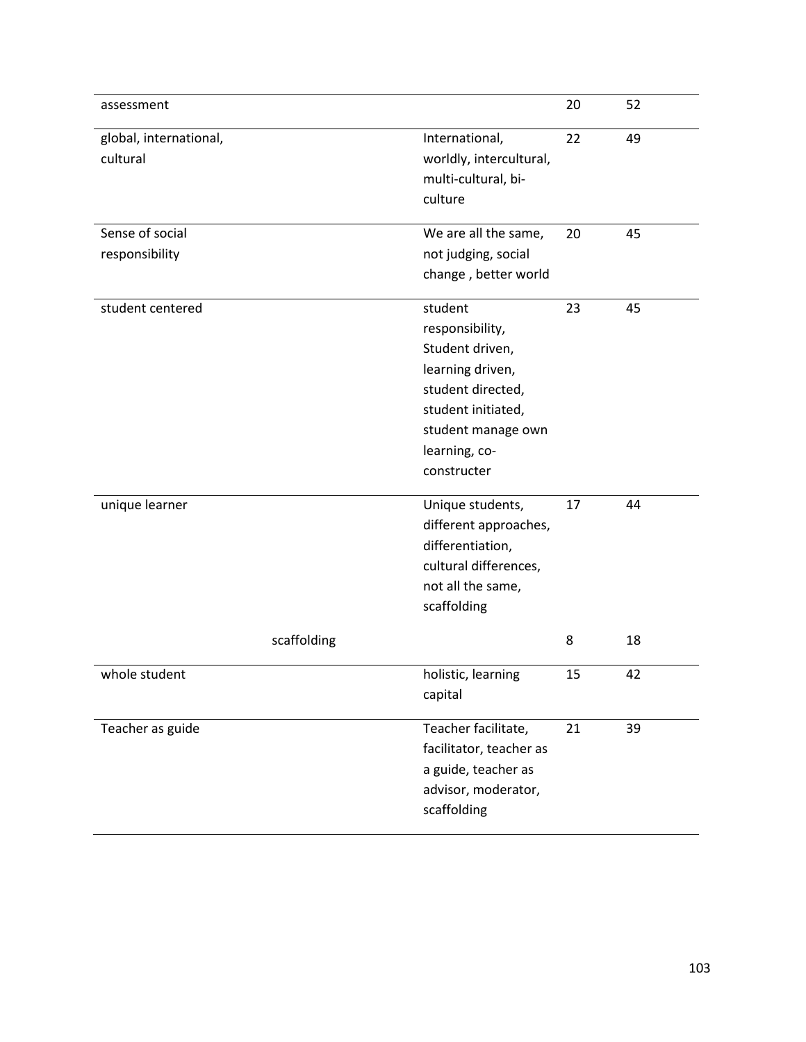| | | | |
|---|---|---|---|
| assessment | | 20 | 52 |
| global, international, cultural | International, worldly, intercultural, multi-cultural, bi-culture | 22 | 49 |
| Sense of social responsibility | We are all the same, not judging, social change , better world | 20 | 45 |
| student centered | student responsibility, Student driven, learning driven, student directed, student initiated, student manage own learning, co-constructer | 23 | 45 |
| unique learner | Unique students, different approaches, differentiation, cultural differences, not all the same, scaffolding | 17 | 44 |
| scaffolding | | 8 | 18 |
| whole student | holistic, learning capital | 15 | 42 |
| Teacher as guide | Teacher facilitate, facilitator, teacher as a guide, teacher as advisor, moderator, scaffolding | 21 | 39 |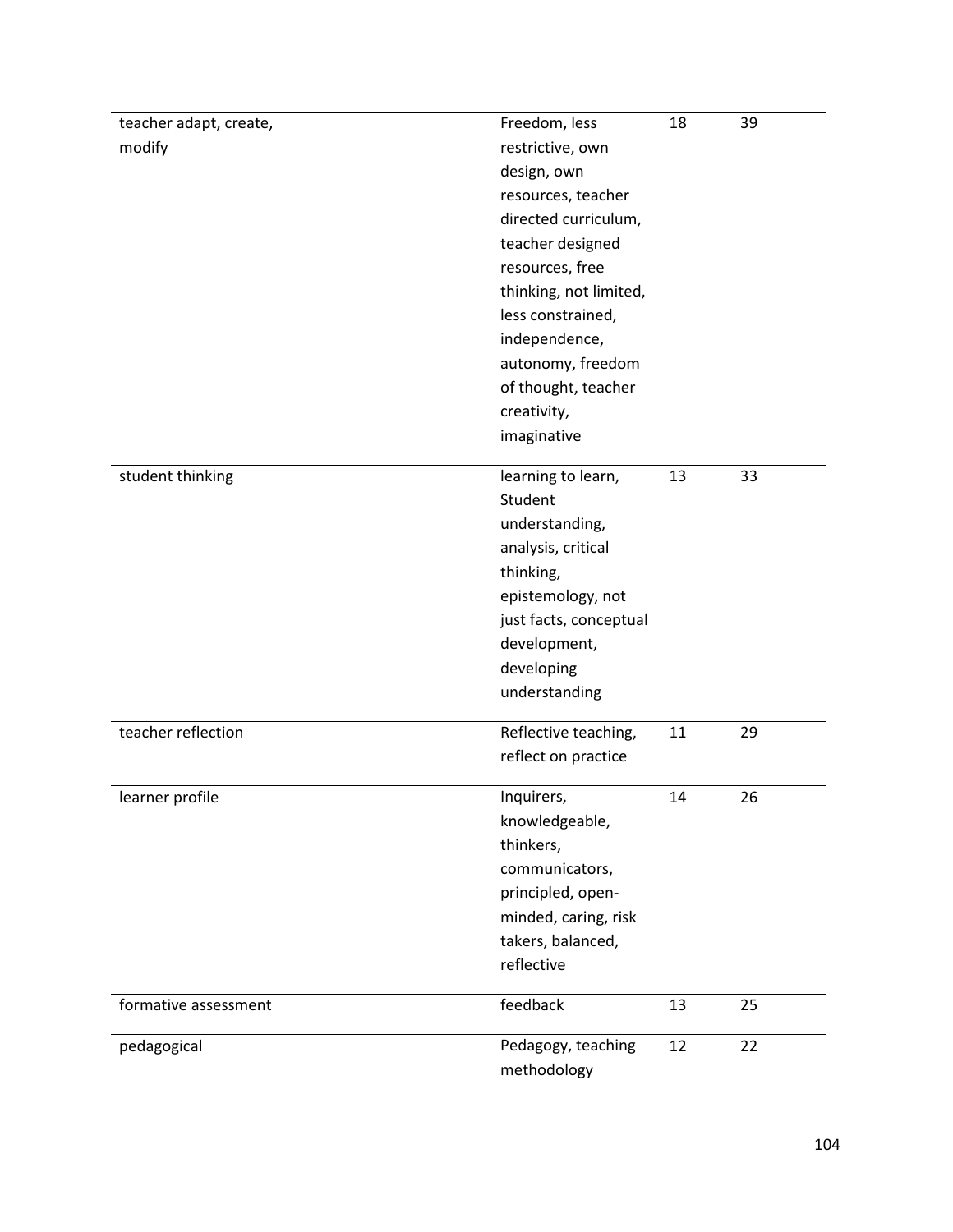| | | | |
|---|---|---|---|
| teacher adapt, create, modify | Freedom, less restrictive, own design, own resources, teacher directed curriculum, teacher designed resources, free thinking, not limited, less constrained, independence, autonomy, freedom of thought, teacher creativity, imaginative | 18 | 39 |
| student thinking | learning to learn, Student understanding, analysis, critical thinking, epistemology, not just facts, conceptual development, developing understanding | 13 | 33 |
| teacher reflection | Reflective teaching, reflect on practice | 11 | 29 |
| learner profile | Inquirers, knowledgeable, thinkers, communicators, principled, open-minded, caring, risk takers, balanced, reflective | 14 | 26 |
| formative assessment | feedback | 13 | 25 |
| pedagogical | Pedagogy, teaching methodology | 12 | 22 |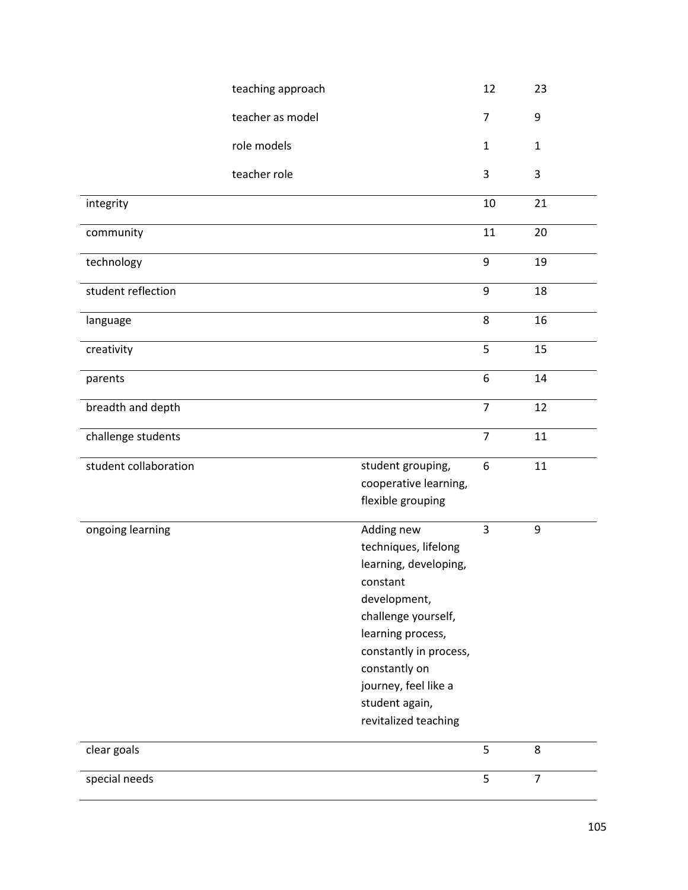| | | | | |
|---|---|---|---|---|
| | teaching approach | | 12 | 23 |
| | teacher as model | | 7 | 9 |
| | role models | | 1 | 1 |
| | teacher role | | 3 | 3 |
| integrity | | | 10 | 21 |
| community | | | 11 | 20 |
| technology | | | 9 | 19 |
| student reflection | | | 9 | 18 |
| language | | | 8 | 16 |
| creativity | | | 5 | 15 |
| parents | | | 6 | 14 |
| breadth and depth | | | 7 | 12 |
| challenge students | | | 7 | 11 |
| student collaboration | | student grouping, cooperative learning, flexible grouping | 6 | 11 |
| ongoing learning | | Adding new techniques, lifelong learning, developing, constant development, challenge yourself, learning process, constantly in process, constantly on journey, feel like a student again, revitalized teaching | 3 | 9 |
| clear goals | | | 5 | 8 |
| special needs | | | 5 | 7 |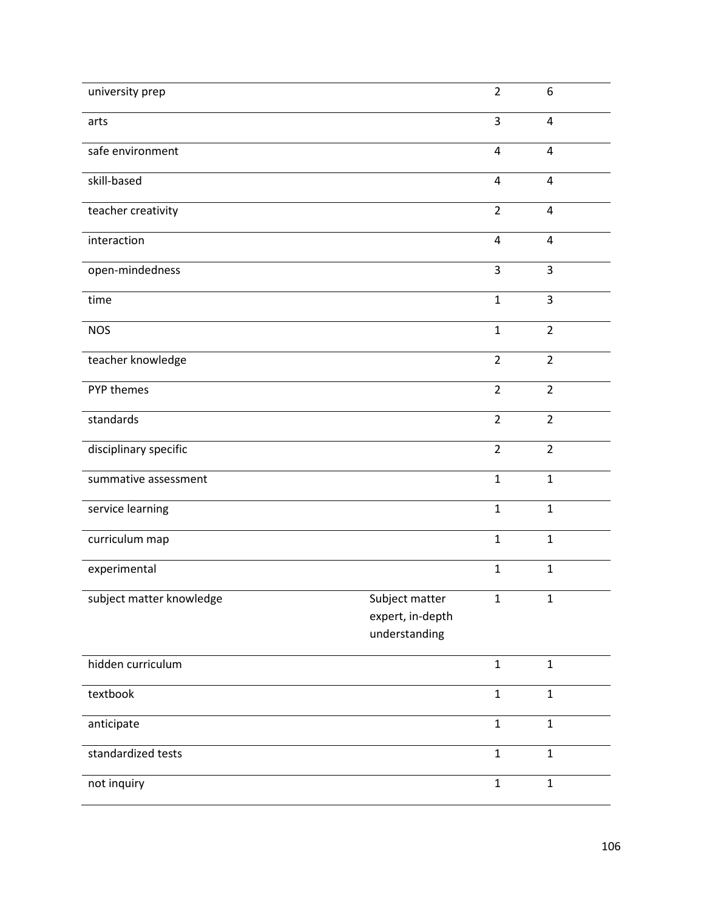| | | | |
|---|---|---|---|
| university prep | | 2 | 6 |
| arts | | 3 | 4 |
| safe environment | | 4 | 4 |
| skill-based | | 4 | 4 |
| teacher creativity | | 2 | 4 |
| interaction | | 4 | 4 |
| open-mindedness | | 3 | 3 |
| time | | 1 | 3 |
| NOS | | 1 | 2 |
| teacher knowledge | | 2 | 2 |
| PYP themes | | 2 | 2 |
| standards | | 2 | 2 |
| disciplinary specific | | 2 | 2 |
| summative assessment | | 1 | 1 |
| service learning | | 1 | 1 |
| curriculum map | | 1 | 1 |
| experimental | | 1 | 1 |
| subject matter knowledge | Subject matter expert, in-depth understanding | 1 | 1 |
| hidden curriculum | | 1 | 1 |
| textbook | | 1 | 1 |
| anticipate | | 1 | 1 |
| standardized tests | | 1 | 1 |
| not inquiry | | 1 | 1 |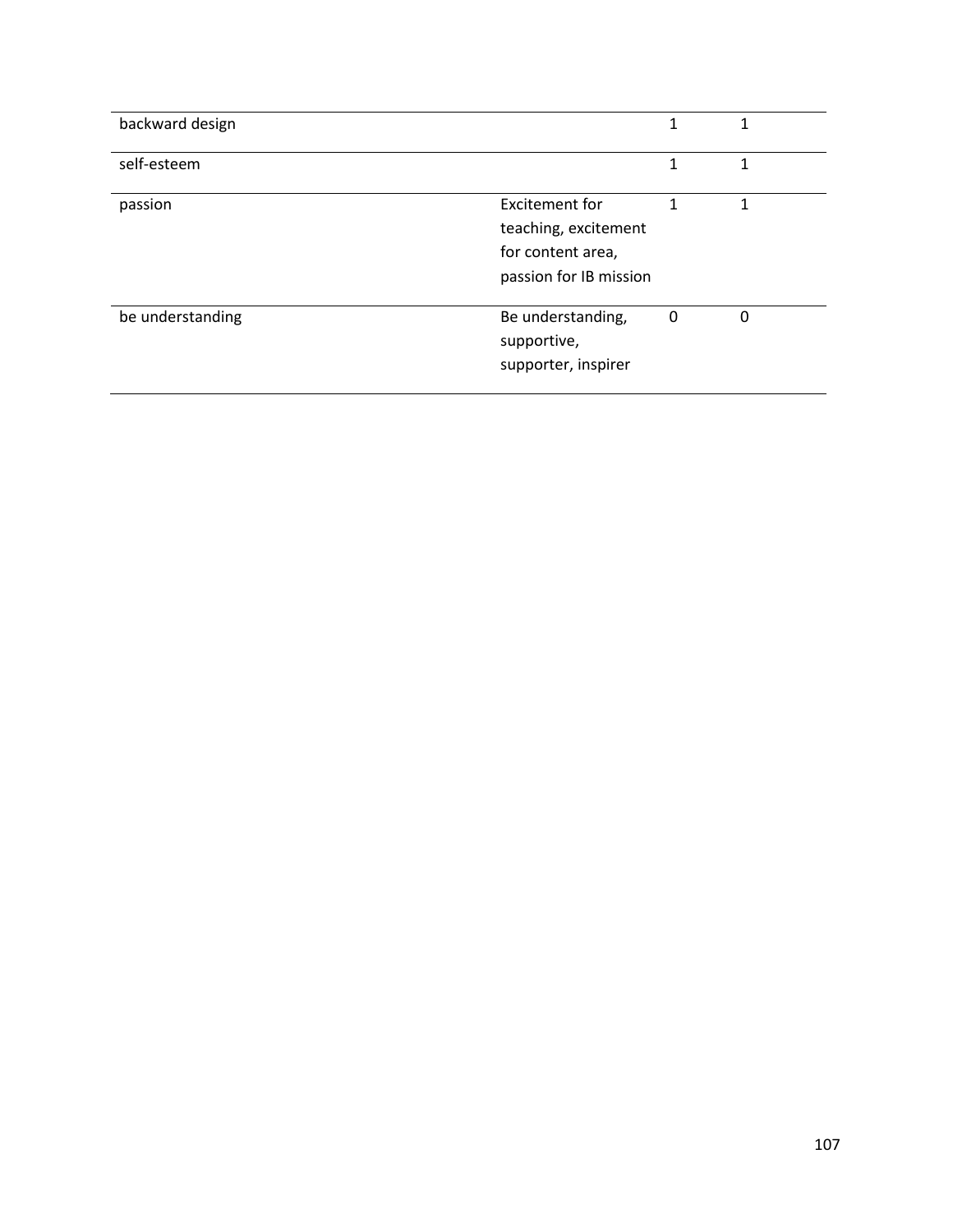| | | | |
|---|---|---|---|
| backward design | | 1 | 1 |
| self-esteem | | 1 | 1 |
| passion | Excitement for teaching, excitement for content area, passion for IB mission | 1 | 1 |
| be understanding | Be understanding, supportive, supporter, inspirer | 0 | 0 |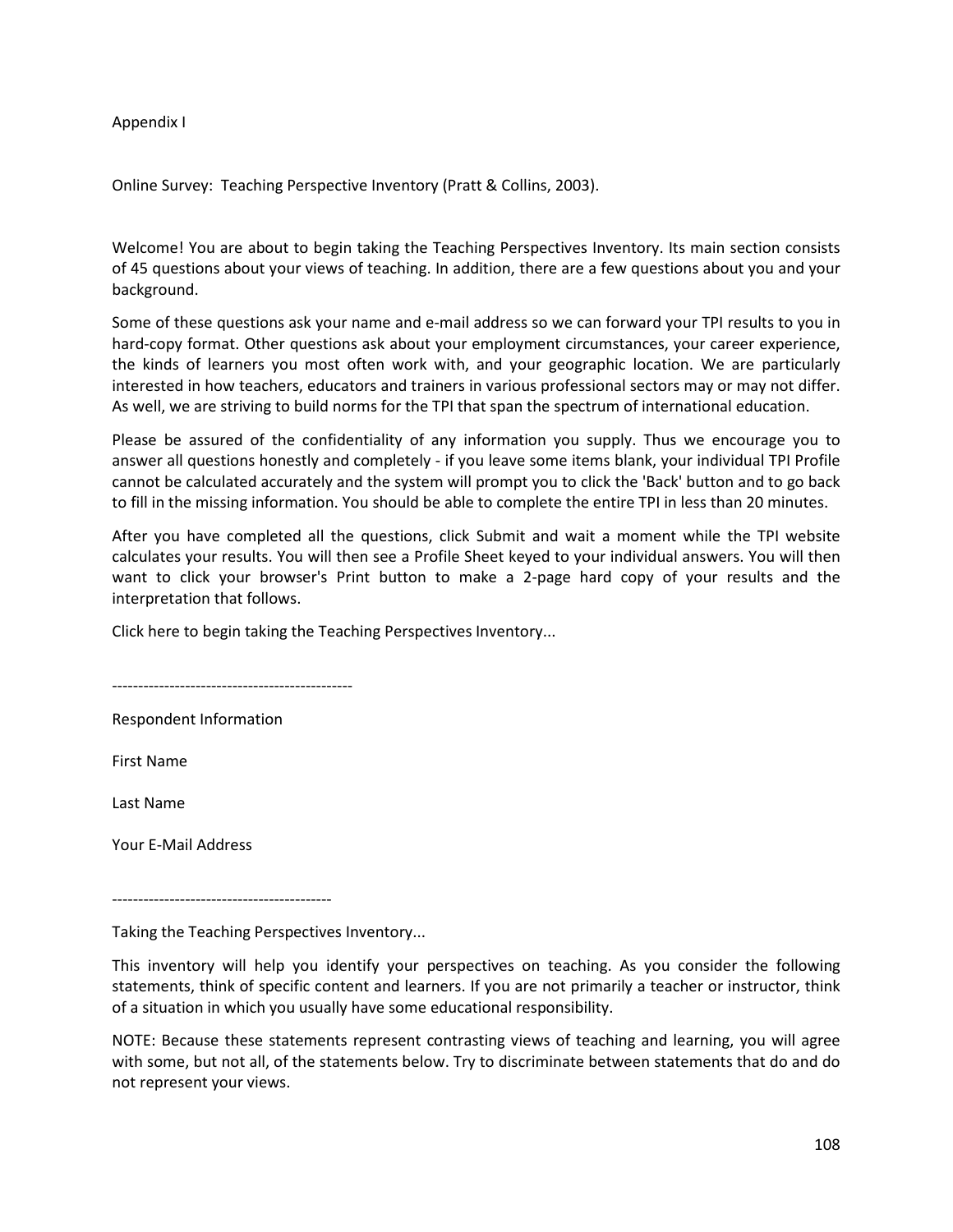Appendix I

Online Survey: Teaching Perspective Inventory (Pratt & Collins, 2003).

Welcome! You are about to begin taking the Teaching Perspectives Inventory. Its main section consists of 45 questions about your views of teaching. In addition, there are a few questions about you and your background.

Some of these questions ask your name and e-mail address so we can forward your TPI results to you in hard-copy format. Other questions ask about your employment circumstances, your career experience, the kinds of learners you most often work with, and your geographic location. We are particularly interested in how teachers, educators and trainers in various professional sectors may or may not differ. As well, we are striving to build norms for the TPI that span the spectrum of international education.

Please be assured of the confidentiality of any information you supply. Thus we encourage you to answer all questions honestly and completely - if you leave some items blank, your individual TPI Profile cannot be calculated accurately and the system will prompt you to click the 'Back' button and to go back to fill in the missing information. You should be able to complete the entire TPI in less than 20 minutes.

After you have completed all the questions, click Submit and wait a moment while the TPI website calculates your results. You will then see a Profile Sheet keyed to your individual answers. You will then want to click your browser's Print button to make a 2-page hard copy of your results and the interpretation that follows.

Click here to begin taking the Teaching Perspectives Inventory...

----------------------------------------------

Respondent Information

First Name

Last Name

Your E-Mail Address

------------------------------------------

Taking the Teaching Perspectives Inventory...

This inventory will help you identify your perspectives on teaching. As you consider the following statements, think of specific content and learners. If you are not primarily a teacher or instructor, think of a situation in which you usually have some educational responsibility.

NOTE: Because these statements represent contrasting views of teaching and learning, you will agree with some, but not all, of the statements below. Try to discriminate between statements that do and do not represent your views.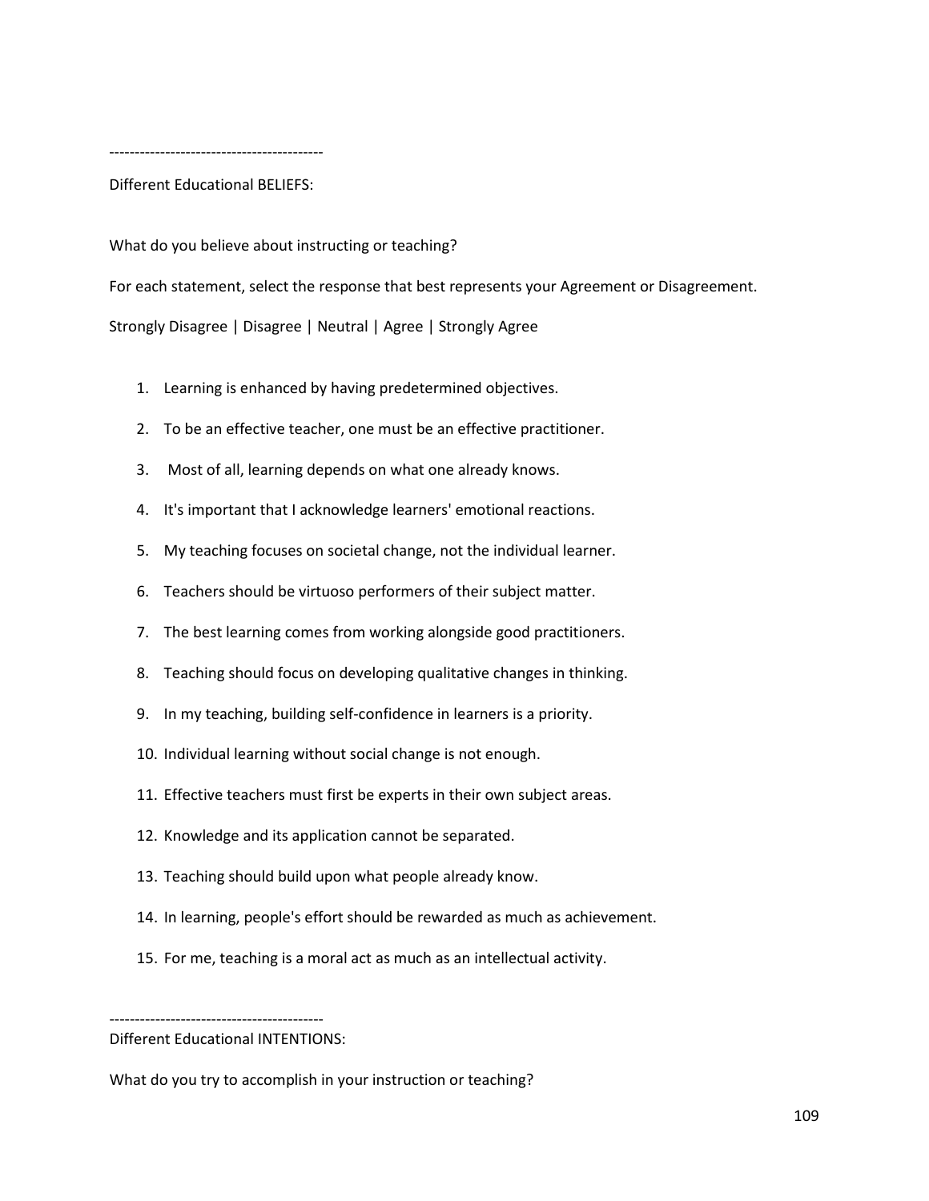------------------------------------------

Different Educational BELIEFS:

What do you believe about instructing or teaching?

For each statement, select the response that best represents your Agreement or Disagreement.

Strongly Disagree | Disagree | Neutral | Agree | Strongly Agree

1. Learning is enhanced by having predetermined objectives.
2. To be an effective teacher, one must be an effective practitioner.
3. Most of all, learning depends on what one already knows.
4. It's important that I acknowledge learners' emotional reactions.
5. My teaching focuses on societal change, not the individual learner.
6. Teachers should be virtuoso performers of their subject matter.
7. The best learning comes from working alongside good practitioners.
8. Teaching should focus on developing qualitative changes in thinking.
9. In my teaching, building self-confidence in learners is a priority.
10. Individual learning without social change is not enough.
11. Effective teachers must first be experts in their own subject areas.
12. Knowledge and its application cannot be separated.
13. Teaching should build upon what people already know.
14. In learning, people's effort should be rewarded as much as achievement.
15. For me, teaching is a moral act as much as an intellectual activity.

------------------------------------------

Different Educational INTENTIONS:

What do you try to accomplish in your instruction or teaching?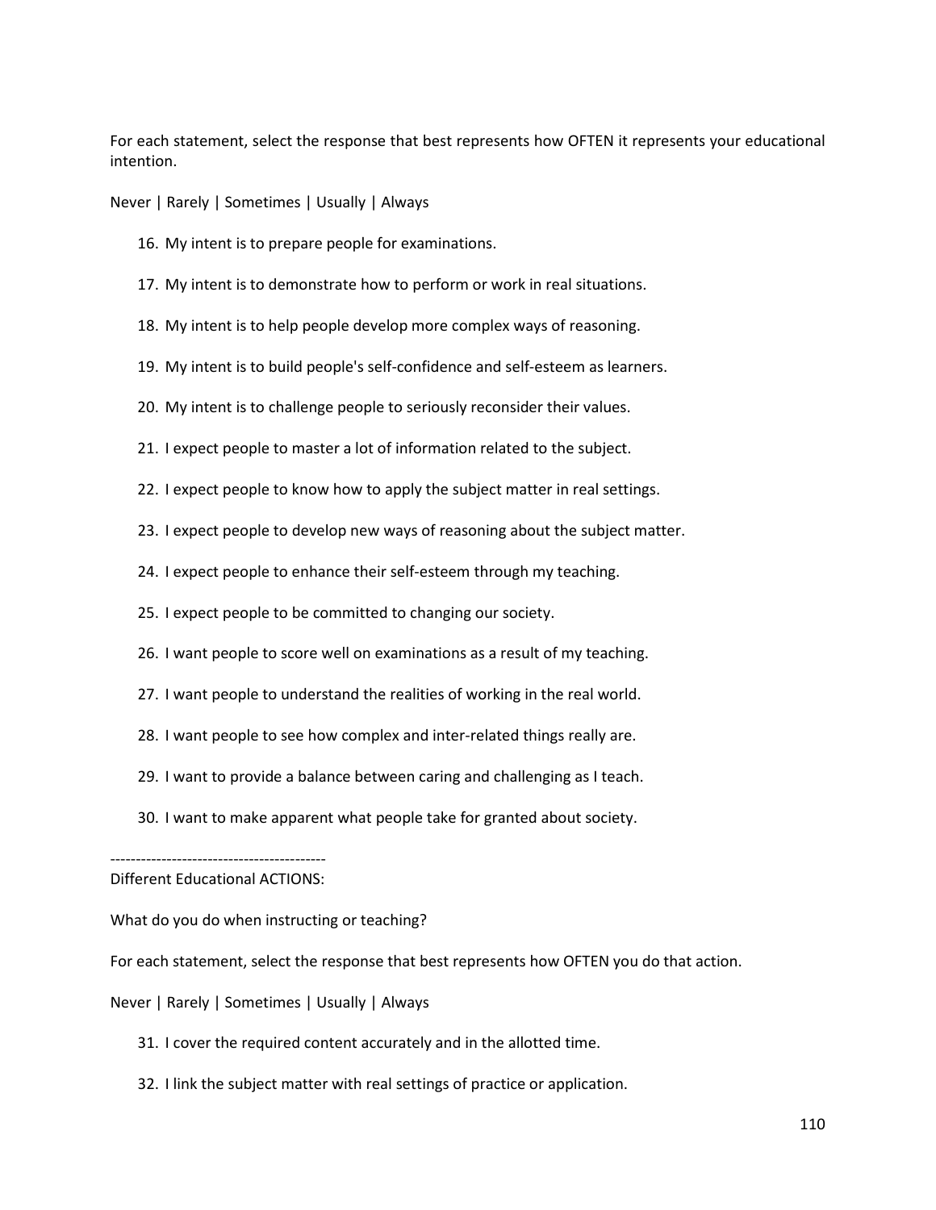For each statement, select the response that best represents how OFTEN it represents your educational intention.

Never | Rarely | Sometimes | Usually | Always

16. My intent is to prepare people for examinations.
17. My intent is to demonstrate how to perform or work in real situations.
18. My intent is to help people develop more complex ways of reasoning.
19. My intent is to build people's self-confidence and self-esteem as learners.
20. My intent is to challenge people to seriously reconsider their values.
21. I expect people to master a lot of information related to the subject.
22. I expect people to know how to apply the subject matter in real settings.
23. I expect people to develop new ways of reasoning about the subject matter.
24. I expect people to enhance their self-esteem through my teaching.
25. I expect people to be committed to changing our society.
26. I want people to score well on examinations as a result of my teaching.
27. I want people to understand the realities of working in the real world.
28. I want people to see how complex and inter-related things really are.
29. I want to provide a balance between caring and challenging as I teach.
30. I want to make apparent what people take for granted about society.

------------------------------------------

Different Educational ACTIONS:

What do you do when instructing or teaching?

For each statement, select the response that best represents how OFTEN you do that action.

Never | Rarely | Sometimes | Usually | Always

31. I cover the required content accurately and in the allotted time.
32. I link the subject matter with real settings of practice or application.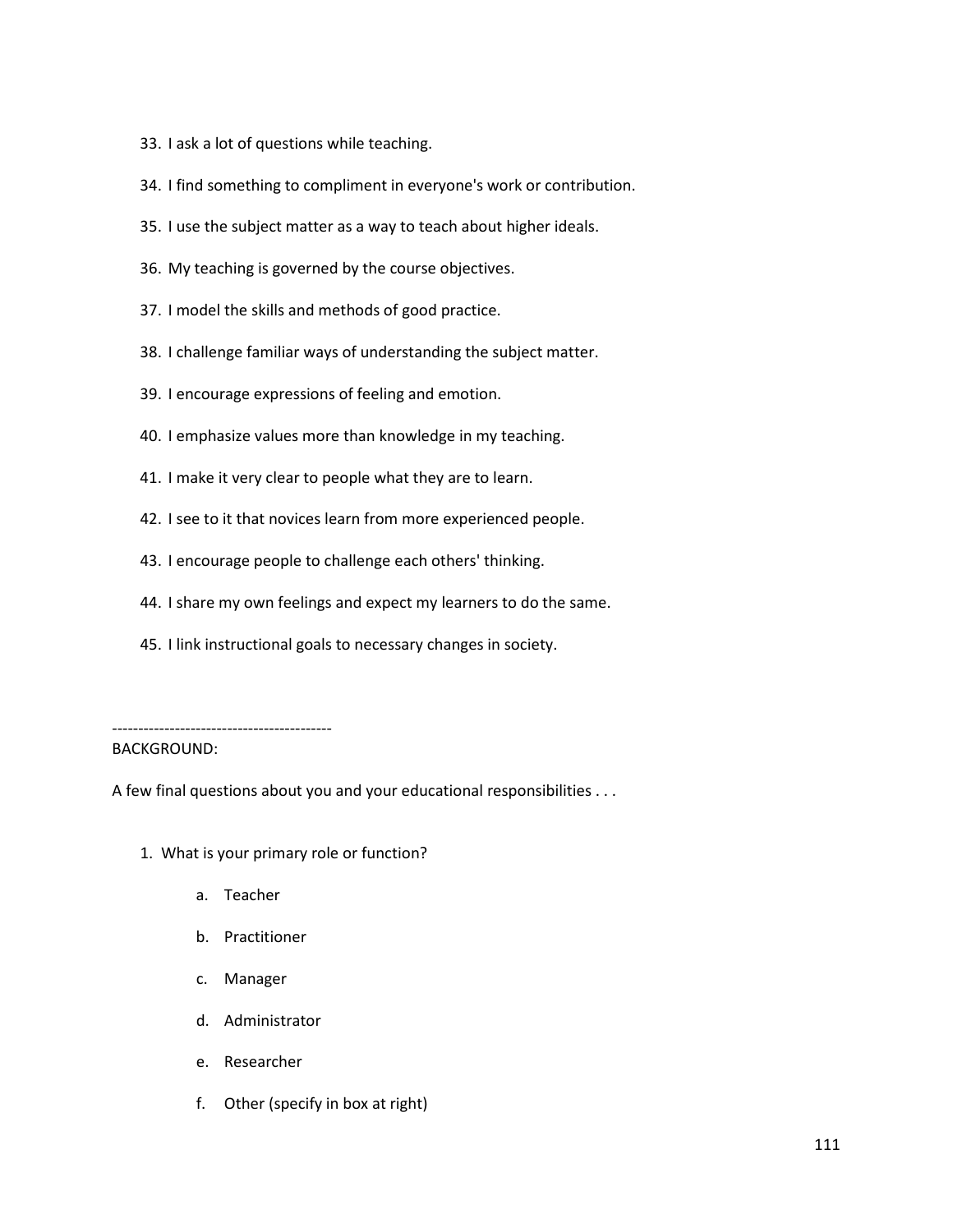33. I ask a lot of questions while teaching.
34. I find something to compliment in everyone's work or contribution.
35. I use the subject matter as a way to teach about higher ideals.
36. My teaching is governed by the course objectives.
37. I model the skills and methods of good practice.
38. I challenge familiar ways of understanding the subject matter.
39. I encourage expressions of feeling and emotion.
40. I emphasize values more than knowledge in my teaching.
41. I make it very clear to people what they are to learn.
42. I see to it that novices learn from more experienced people.
43. I encourage people to challenge each others' thinking.
44. I share my own feelings and expect my learners to do the same.
45. I link instructional goals to necessary changes in society.

------------------------------------------

BACKGROUND:

A few final questions about you and your educational responsibilities . . .

1. What is your primary role or function?
   a. Teacher
   b. Practitioner
   c. Manager
   d. Administrator
   e. Researcher
   f. Other (specify in box at right)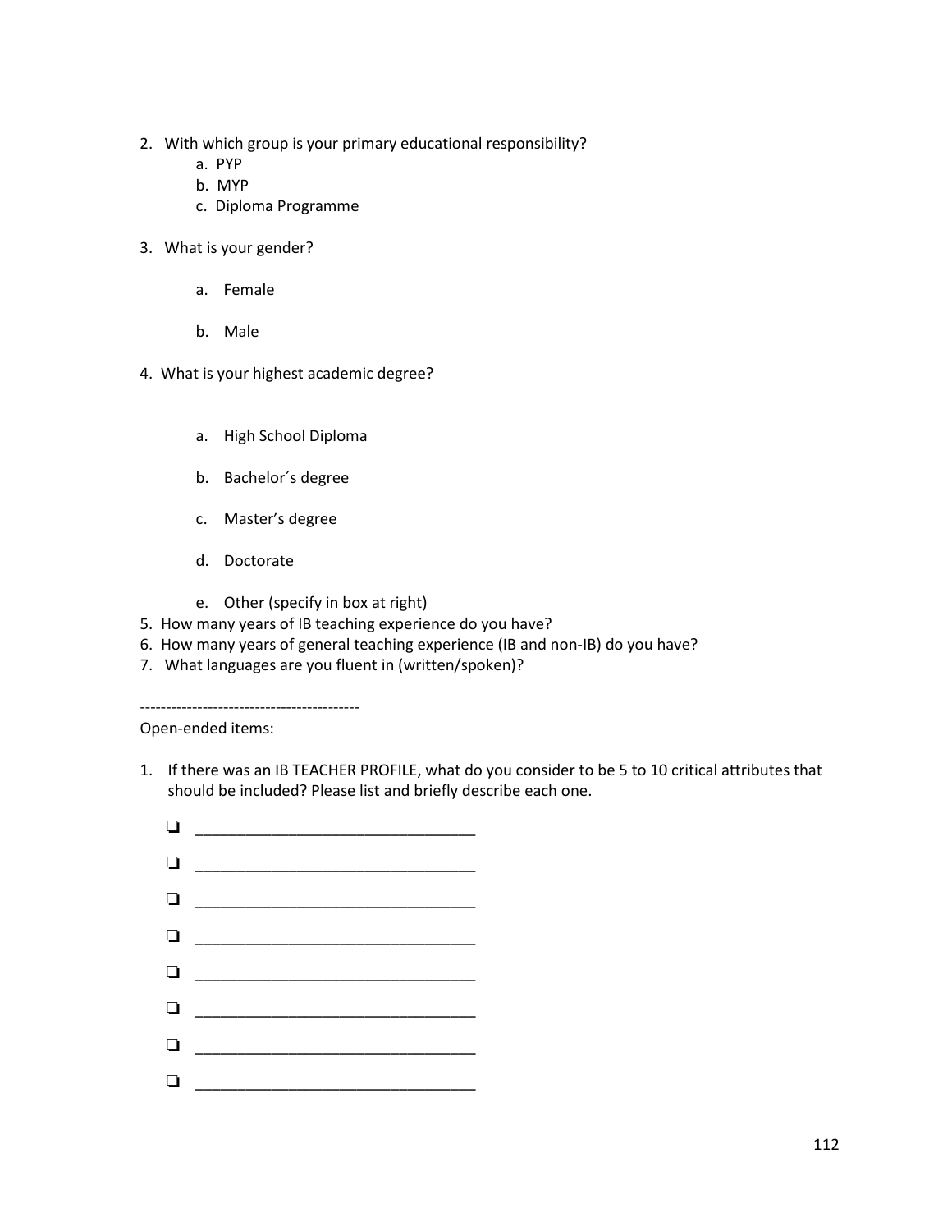2. With which group is your primary educational responsibility?
   a. PYP
   b. MYP
   c. Diploma Programme

3. What is your gender?
   a. Female
   b. Male

4. What is your highest academic degree?
   a. High School Diploma
   b. Bachelor´s degree
   c. Master's degree
   d. Doctorate
   e. Other (specify in box at right)

5. How many years of IB teaching experience do you have?
6. How many years of general teaching experience (IB and non-IB) do you have?
7. What languages are you fluent in (written/spoken)?

------------------------------------------

Open-ended items:

1. If there was an IB TEACHER PROFILE, what do you consider to be 5 to 10 critical attributes that should be included? Please list and briefly describe each one.

   - ❏ ________________________________
   - ❏ ________________________________
   - ❏ ________________________________
   - ❏ ________________________________
   - ❏ ________________________________
   - ❏ ________________________________
   - ❏ ________________________________
   - ❏ ________________________________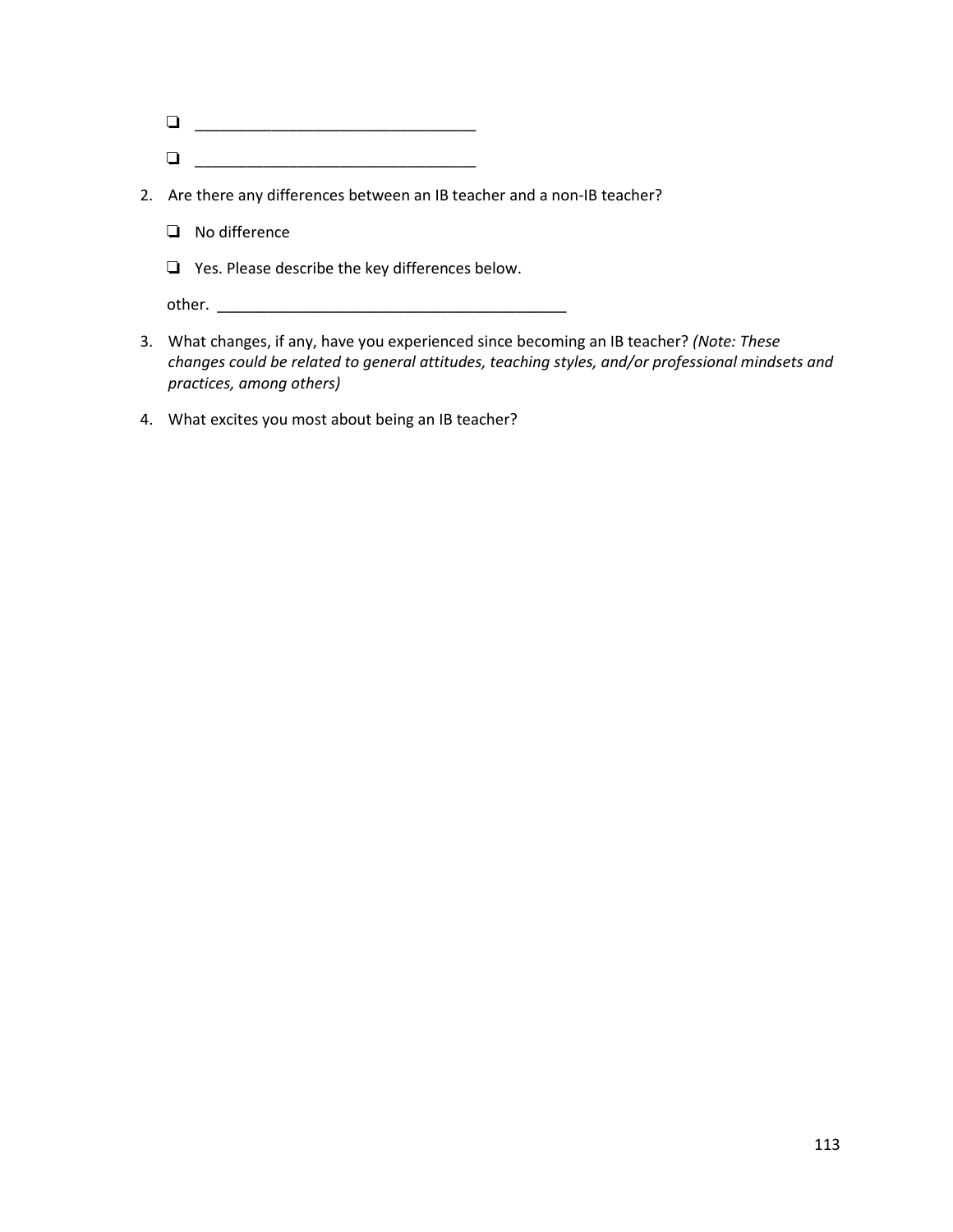- ❑ ________________________________
- ❑ ________________________________

2. Are there any differences between an IB teacher and a non-IB teacher?

   ❑ No difference

   ❑ Yes. Please describe the key differences below.

   other. ________________________________________

3. What changes, if any, have you experienced since becoming an IB teacher? *(Note: These changes could be related to general attitudes, teaching styles, and/or professional mindsets and practices, among others)*

4. What excites you most about being an IB teacher?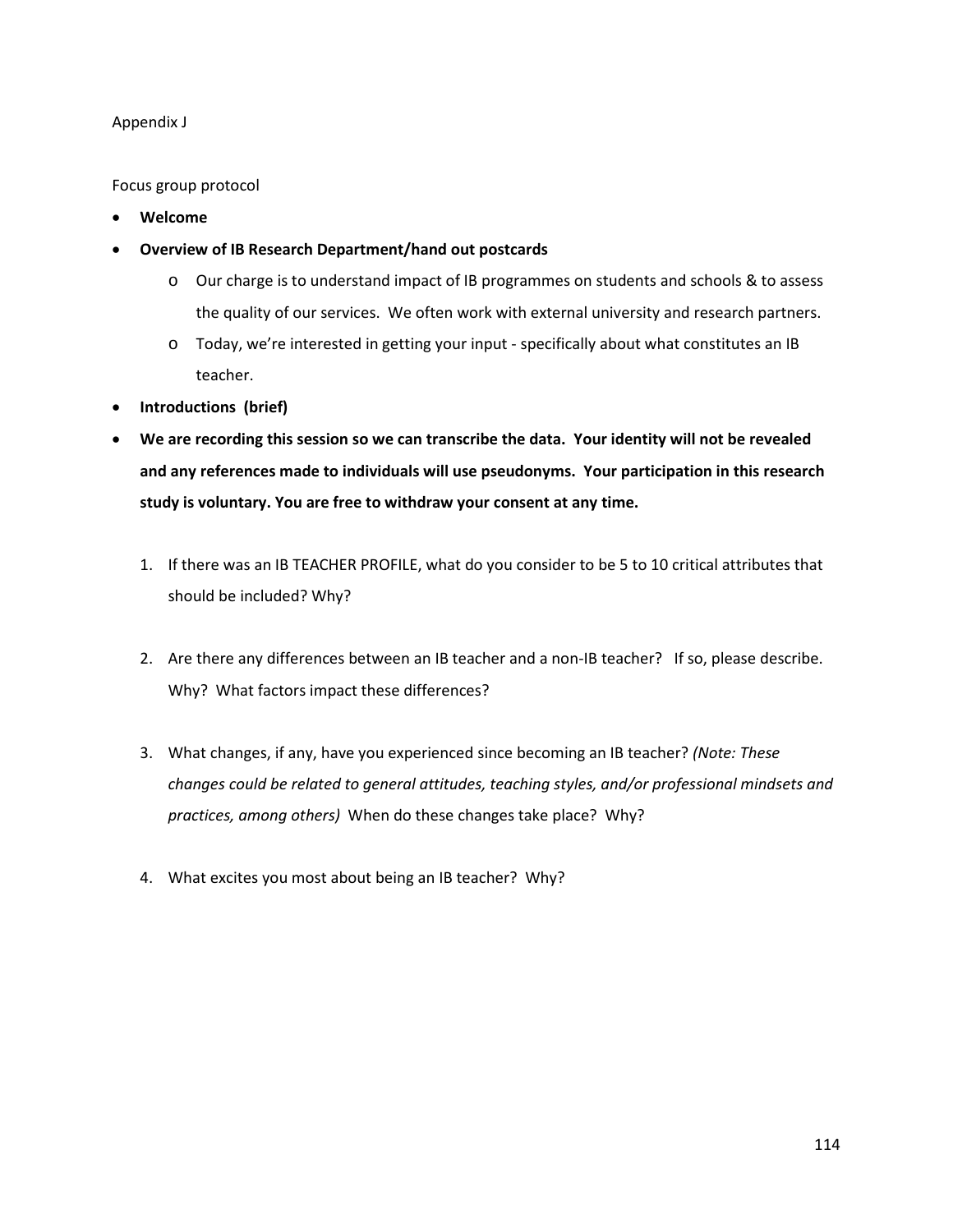Appendix J

Focus group protocol

- **Welcome**
- **Overview of IB Research Department/hand out postcards**
    - Our charge is to understand impact of IB programmes on students and schools & to assess the quality of our services. We often work with external university and research partners.
    - Today, we're interested in getting your input - specifically about what constitutes an IB teacher.
- **Introductions (brief)**
- **We are recording this session so we can transcribe the data. Your identity will not be revealed and any references made to individuals will use pseudonyms. Your participation in this research study is voluntary. You are free to withdraw your consent at any time.**

1. If there was an IB TEACHER PROFILE, what do you consider to be 5 to 10 critical attributes that should be included? Why?

2. Are there any differences between an IB teacher and a non-IB teacher? If so, please describe. Why? What factors impact these differences?

3. What changes, if any, have you experienced since becoming an IB teacher? *(Note: These changes could be related to general attitudes, teaching styles, and/or professional mindsets and practices, among others)* When do these changes take place? Why?

4. What excites you most about being an IB teacher? Why?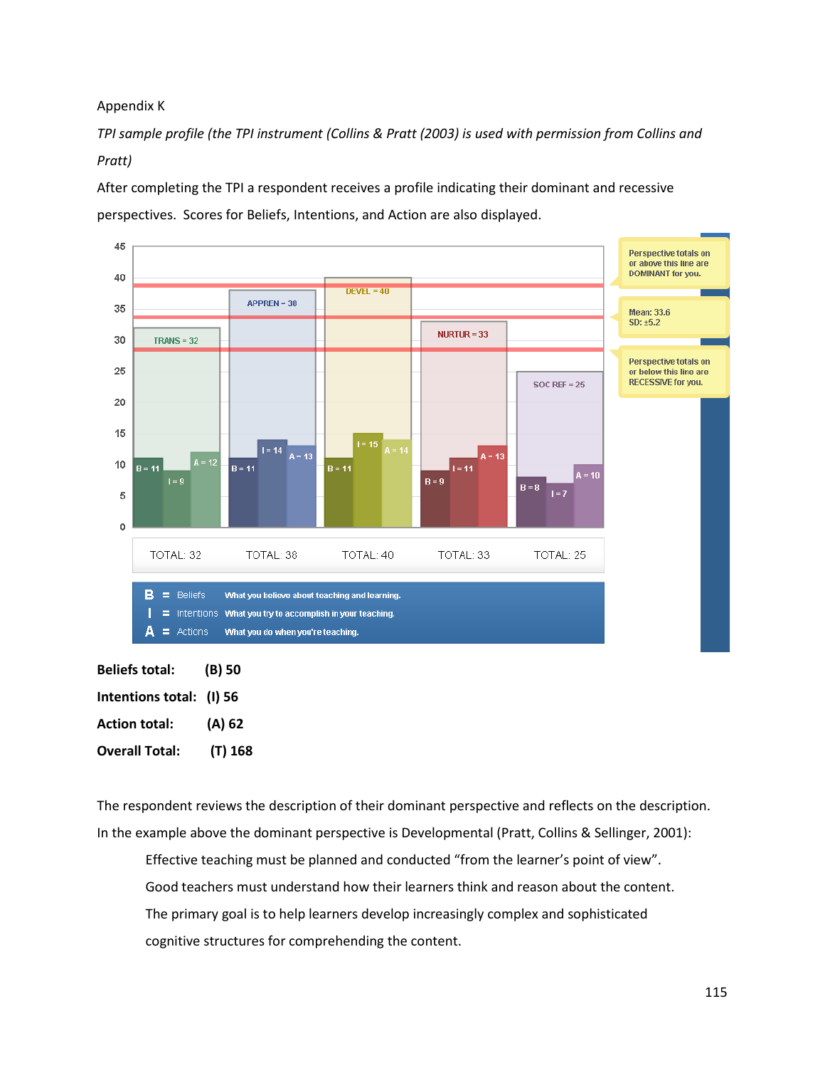Appendix K

*TPI sample profile (the TPI instrument (Collins & Pratt (2003) is used with permission from Collins and Pratt)*

After completing the TPI a respondent receives a profile indicating their dominant and recessive perspectives. Scores for Beliefs, Intentions, and Action are also displayed.

**Beliefs total:** (B) 50

**Intentions total:** (I) 56

**Action total:** (A) 62

**Overall Total:** (T) 168

The respondent reviews the description of their dominant perspective and reflects on the description. In the example above the dominant perspective is Developmental (Pratt, Collins & Sellinger, 2001):

> Effective teaching must be planned and conducted "from the learner's point of view".
> Good teachers must understand how their learners think and reason about the content.
> The primary goal is to help learners develop increasingly complex and sophisticated cognitive structures for comprehending the content.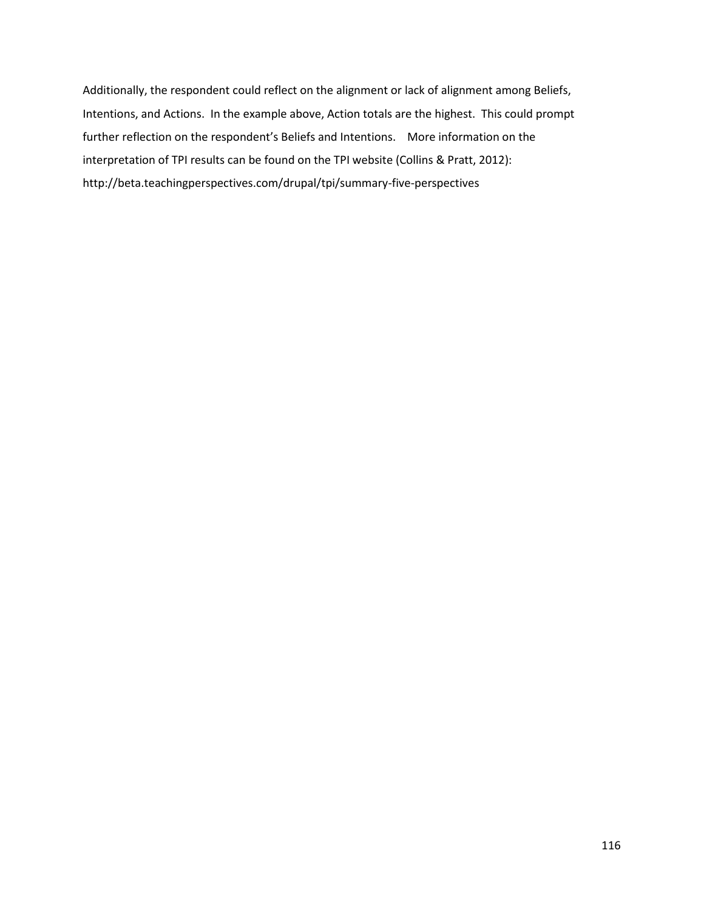Additionally, the respondent could reflect on the alignment or lack of alignment among Beliefs, Intentions, and Actions. In the example above, Action totals are the highest. This could prompt further reflection on the respondent's Beliefs and Intentions. More information on the interpretation of TPI results can be found on the TPI website (Collins & Pratt, 2012): http://beta.teachingperspectives.com/drupal/tpi/summary-five-perspectives